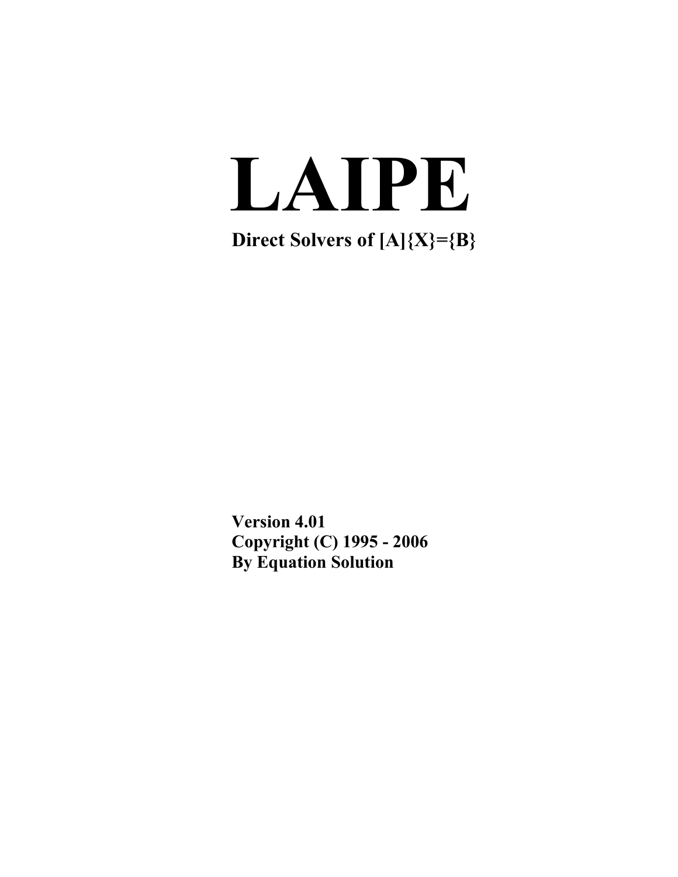# LAIPE

**Direct Solvers of [A]{X}={B}**

**Version 4.01**
**Copyright (C) 1995 - 2006**
**By Equation Solution**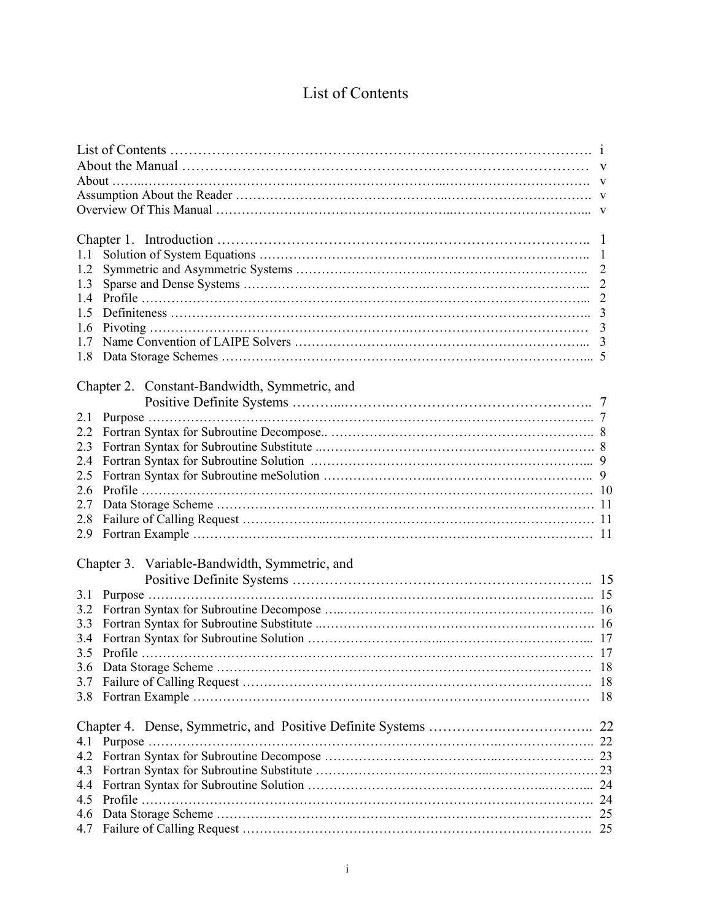# List of Contents

| | |
|---|---|
| List of Contents | i |
| About the Manual | v |
| About | v |
| Assumption About the Reader | v |
| Overview Of This Manual | v |
| | |
| **Chapter 1. Introduction** | 1 |
| 1.1 Solution of System Equations | 1 |
| 1.2 Symmetric and Asymmetric Systems | 2 |
| 1.3 Sparse and Dense Systems | 2 |
| 1.4 Profile | 2 |
| 1.5 Definiteness | 3 |
| 1.6 Pivoting | 3 |
| 1.7 Name Convention of LAIPE Solvers | 3 |
| 1.8 Data Storage Schemes | 5 |
| | |
| **Chapter 2. Constant-Bandwidth, Symmetric, and Positive Definite Systems** | 7 |
| 2.1 Purpose | 7 |
| 2.2 Fortran Syntax for Subroutine Decompose | 8 |
| 2.3 Fortran Syntax for Subroutine Substitute | 8 |
| 2.4 Fortran Syntax for Subroutine Solution | 9 |
| 2.5 Fortran Syntax for Subroutine meSolution | 9 |
| 2.6 Profile | 10 |
| 2.7 Data Storage Scheme | 11 |
| 2.8 Failure of Calling Request | 11 |
| 2.9 Fortran Example | 11 |
| | |
| **Chapter 3. Variable-Bandwidth, Symmetric, and Positive Definite Systems** | 15 |
| 3.1 Purpose | 15 |
| 3.2 Fortran Syntax for Subroutine Decompose | 16 |
| 3.3 Fortran Syntax for Subroutine Substitute | 16 |
| 3.4 Fortran Syntax for Subroutine Solution | 17 |
| 3.5 Profile | 17 |
| 3.6 Data Storage Scheme | 18 |
| 3.7 Failure of Calling Request | 18 |
| 3.8 Fortran Example | 18 |
| | |
| **Chapter 4. Dense, Symmetric, and Positive Definite Systems** | 22 |
| 4.1 Purpose | 22 |
| 4.2 Fortran Syntax for Subroutine Decompose | 23 |
| 4.3 Fortran Syntax for Subroutine Substitute | 23 |
| 4.4 Fortran Syntax for Subroutine Solution | 24 |
| 4.5 Profile | 24 |
| 4.6 Data Storage Scheme | 25 |
| 4.7 Failure of Calling Request | 25 |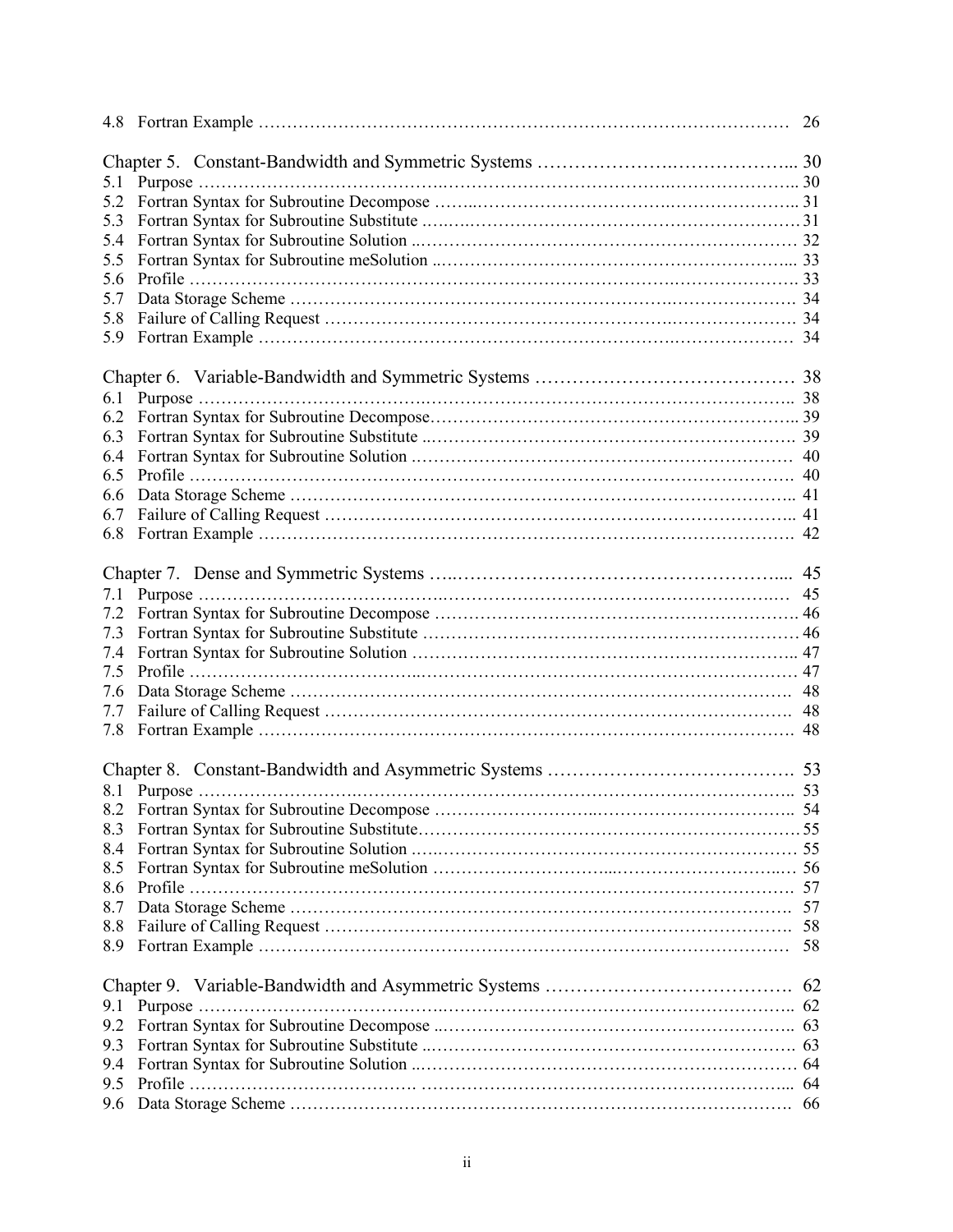4.8 Fortran Example ………………………………………………………………………………… 26

Chapter 5. Constant-Bandwidth and Symmetric Systems ………………….……………….... 30
5.1 Purpose ………………………………….…………………………………….………………….. 30
5.2 Fortran Syntax for Subroutine Decompose ……..…………………………….………………….. 31
5.3 Fortran Syntax for Subroutine Substitute …..……………………………………………………31
5.4 Fortran Syntax for Subroutine Solution ..…………………………………………………………… 32
5.5 Fortran Syntax for Subroutine meSolution ..……………………………………………………... 33
5.6 Profile …………………………………………….…………….…….……….…………………. 33
5.7 Data Storage Scheme …………………………………………………………………………….. 34
5.8 Failure of Calling Request ………………………………………………….…………………. 34
5.9 Fortran Example ………………………………………………………….………………… 34

Chapter 6. Variable-Bandwidth and Symmetric Systems …………………………………… 38
6.1 Purpose ………………………………….………………………………………………………….. 38
6.2 Fortran Syntax for Subroutine Decompose……………………………………………………….. 39
6.3 Fortran Syntax for Subroutine Substitute ..……………………………………………………. 39
6.4 Fortran Syntax for Subroutine Solution .…………………………………………………… 40
6.5 Profile …………………………………………………………………………………………. 40
6.6 Data Storage Scheme ………………………………………………………………………….. 41
6.7 Failure of Calling Request ……………………………………………………………………….. 41
6.8 Fortran Example ……………………………………………………………………………. 42

Chapter 7. Dense and Symmetric Systems …..………………………………………….... 45
7.1 Purpose ………………………………….……………………………………………………….… 45
7.2 Fortran Syntax for Subroutine Decompose ……………………………………………………. 46
7.3 Fortran Syntax for Subroutine Substitute …………………………………………………… 46
7.4 Fortran Syntax for Subroutine Solution ……………………………………………………….. 47
7.5 Profile ……………………………...………………………………………………………… 47
7.6 Data Storage Scheme ………………………………………………………………………. 48
7.7 Failure of Calling Request ………………………………………………………………………. 48
7.8 Fortran Example ………………………………………………………………………………. 48

Chapter 8. Constant-Bandwidth and Asymmetric Systems …………………………………. 53
8.1 Purpose …………………….………………………………………………………………….. 53
8.2 Fortran Syntax for Subroutine Decompose ………………………...…………………………….. 54
8.3 Fortran Syntax for Subroutine Substitute……………………………………………………………55
8.4 Fortran Syntax for Subroutine Solution .….…………………………………………………… 55
8.5 Fortran Syntax for Subroutine meSolution ……………………….....…………………………..… 56
8.6 Profile …………………………………………………………………………………………. 57
8.7 Data Storage Scheme ………………………………………………………………………. 57
8.8 Failure of Calling Request ………………………………………………………………………. 58
8.9 Fortran Example ……………………………………………………….………………… 58

Chapter 9. Variable-Bandwidth and Asymmetric Systems …………………………………. 62
9.1 Purpose …………………………………..……………………………………………………….. 62
9.2 Fortran Syntax for Subroutine Decompose ..…………………………………………………….. 63
9.3 Fortran Syntax for Subroutine Substitute ..………………………………………………………. 63
9.4 Fortran Syntax for Subroutine Solution ..………………………………………………………… 64
9.5 Profile ………………………………. ………………………………………………………... 64
9.6 Data Storage Scheme ……………………………………………………………………………. 66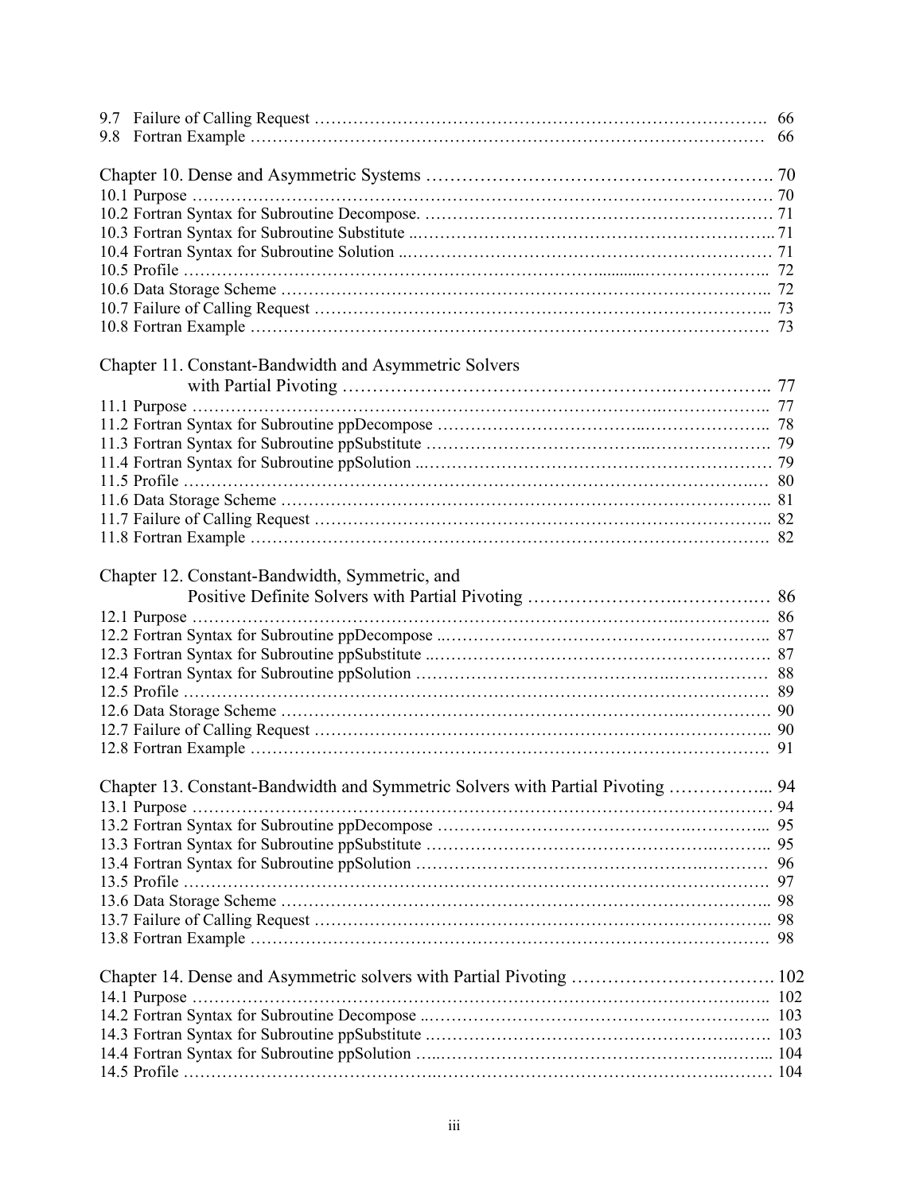9.7 Failure of Calling Request ………………………………………………………………………. 66
9.8 Fortran Example ………………………………………………………………………………… 66

Chapter 10. Dense and Asymmetric Systems …………………………………………………. 70
10.1 Purpose …………………………………………………………………………………………… 70
10.2 Fortran Syntax for Subroutine Decompose. …………………………………………………… 71
10.3 Fortran Syntax for Subroutine Substitute ..…………………………………………………….. 71
10.4 Fortran Syntax for Subroutine Solution ..……………………………………………………… 71
10.5 Profile ………………………………………………………………………………………….. 72
10.6 Data Storage Scheme ………………………………………………………………………….. 72
10.7 Failure of Calling Request …………………………………………………………………….. 73
10.8 Fortran Example ……………………………………………………………………………… 73

Chapter 11. Constant-Bandwidth and Asymmetric Solvers with Partial Pivoting ……………………………………………………….. 77
11.1 Purpose ………………………………………………………………………………………….. 77
11.2 Fortran Syntax for Subroutine ppDecompose ………………………………………………….. 78
11.3 Fortran Syntax for Subroutine ppSubstitute …………………………………………………….. 79
11.4 Fortran Syntax for Subroutine ppSolution ..……………………………………………………… 79
11.5 Profile …………………………………………………………………………………………… 80
11.6 Data Storage Scheme ……………………………………………………………………………... 81
11.7 Failure of Calling Request ……………………………………………………………………….. 82
11.8 Fortran Example …………………………………………………………………………………. 82

Chapter 12. Constant-Bandwidth, Symmetric, and Positive Definite Solvers with Partial Pivoting ……………………………… 86
12.1 Purpose …………………………………………………………………………………………….. 86
12.2 Fortran Syntax for Subroutine ppDecompose ..………………………………………………….. 87
12.3 Fortran Syntax for Subroutine ppSubstitute ..……………………………………………………. 87
12.4 Fortran Syntax for Subroutine ppSolution ………………………………………………………. 88
12.5 Profile ……………………………………………………………………………………………. 89
12.6 Data Storage Scheme ……………………………………………………………………………. 90
12.7 Failure of Calling Request ……………………………………………………………………….. 90
12.8 Fortran Example …………………………………………………………………………………. 91

Chapter 13. Constant-Bandwidth and Symmetric Solvers with Partial Pivoting ……………... 94
13.1 Purpose …………………………………………………………………………………………… 94
13.2 Fortran Syntax for Subroutine ppDecompose …………………………………………………... 95
13.3 Fortran Syntax for Subroutine ppSubstitute …………………………………………………….. 95
13.4 Fortran Syntax for Subroutine ppSolution ………………………………………………………. 96
13.5 Profile ……………………………………………………………………………………………. 97
13.6 Data Storage Scheme ……………………………………………………………………………... 98
13.7 Failure of Calling Request ……………………………………………………………………….. 98
13.8 Fortran Example …………………………………………………………………………………. 98

Chapter 14. Dense and Asymmetric solvers with Partial Pivoting …………………………… 102
14.1 Purpose …………………………………………………………………………………………... 102
14.2 Fortran Syntax for Subroutine Decompose ..…………………………………………………….. 103
14.3 Fortran Syntax for Subroutine ppSubstitute .……………………………………………………. 103
14.4 Fortran Syntax for Subroutine ppSolution …..…………………………………………………... 104
14.5 Profile …………………………………………………………………………………………… 104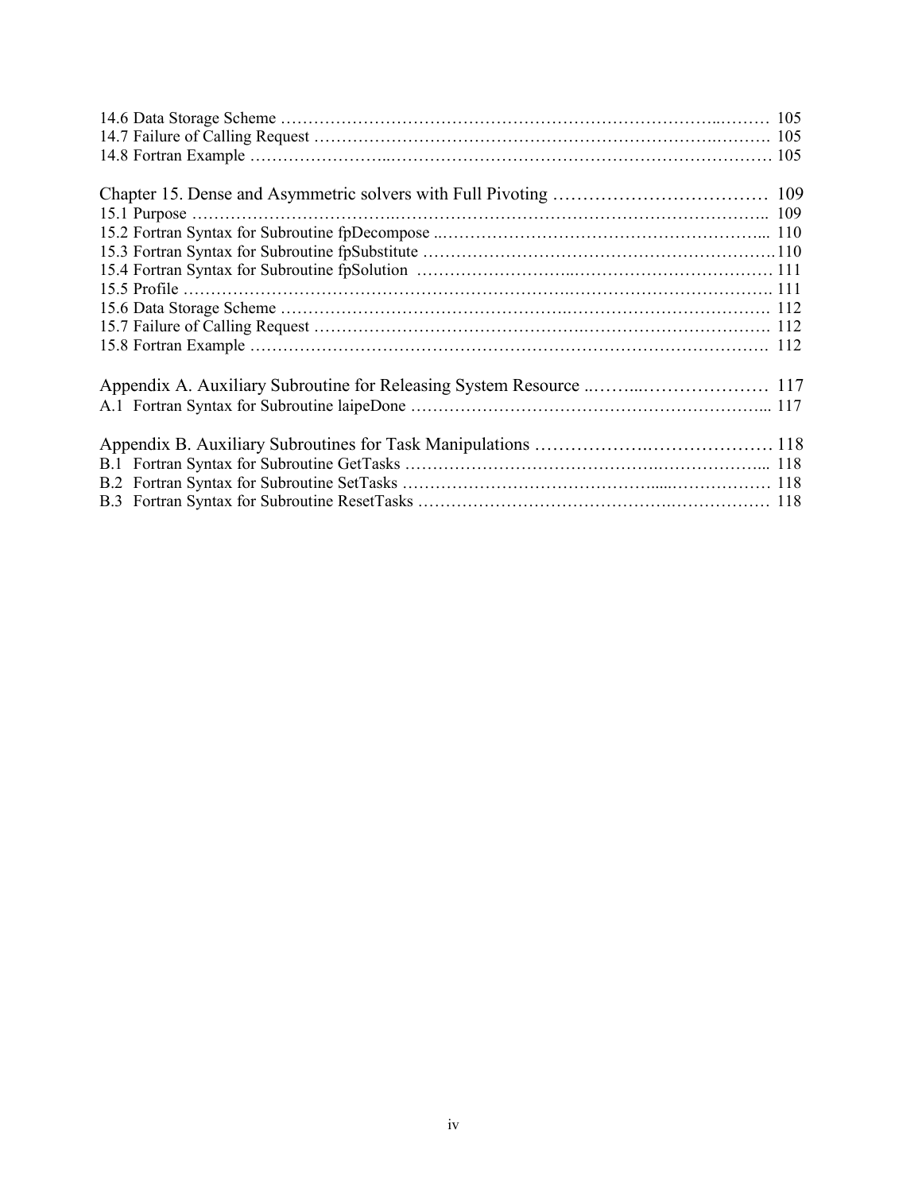14.6 Data Storage Scheme ………………………………………………………………………..……… 105
14.7 Failure of Calling Request ……………………………………………………………….………. 105
14.8 Fortran Example ……………………..……………………………………………………………… 105

Chapter 15. Dense and Asymmetric solvers with Full Pivoting ……………………………… 109
15.1 Purpose ……………………………….…………………………………………………………….. 109
15.2 Fortran Syntax for Subroutine fpDecompose ..…………………………………………………... 110
15.3 Fortran Syntax for Subroutine fpSubstitute ……………………………………………………….110
15.4 Fortran Syntax for Subroutine fpSolution ………………………...……………………………… 111
15.5 Profile …………………………………………………………….………………………………. 111
15.6 Data Storage Scheme …………………………………………….……………………………… 112
15.7 Failure of Calling Request ……………………………………….……………………………… 112
15.8 Fortran Example ……………………………………………………………………………… 112

Appendix A. Auxiliary Subroutine for Releasing System Resource ..……...………………… 117
A.1 Fortran Syntax for Subroutine laipeDone ……………………………………………………... 117

Appendix B. Auxiliary Subroutines for Task Manipulations ………………….………………… 118
B.1 Fortran Syntax for Subroutine GetTasks ……………………………………….……………... 118
B.2 Fortran Syntax for Subroutine SetTasks ……………………………………....……………… 118
B.3 Fortran Syntax for Subroutine ResetTasks ……………………………………….……………… 118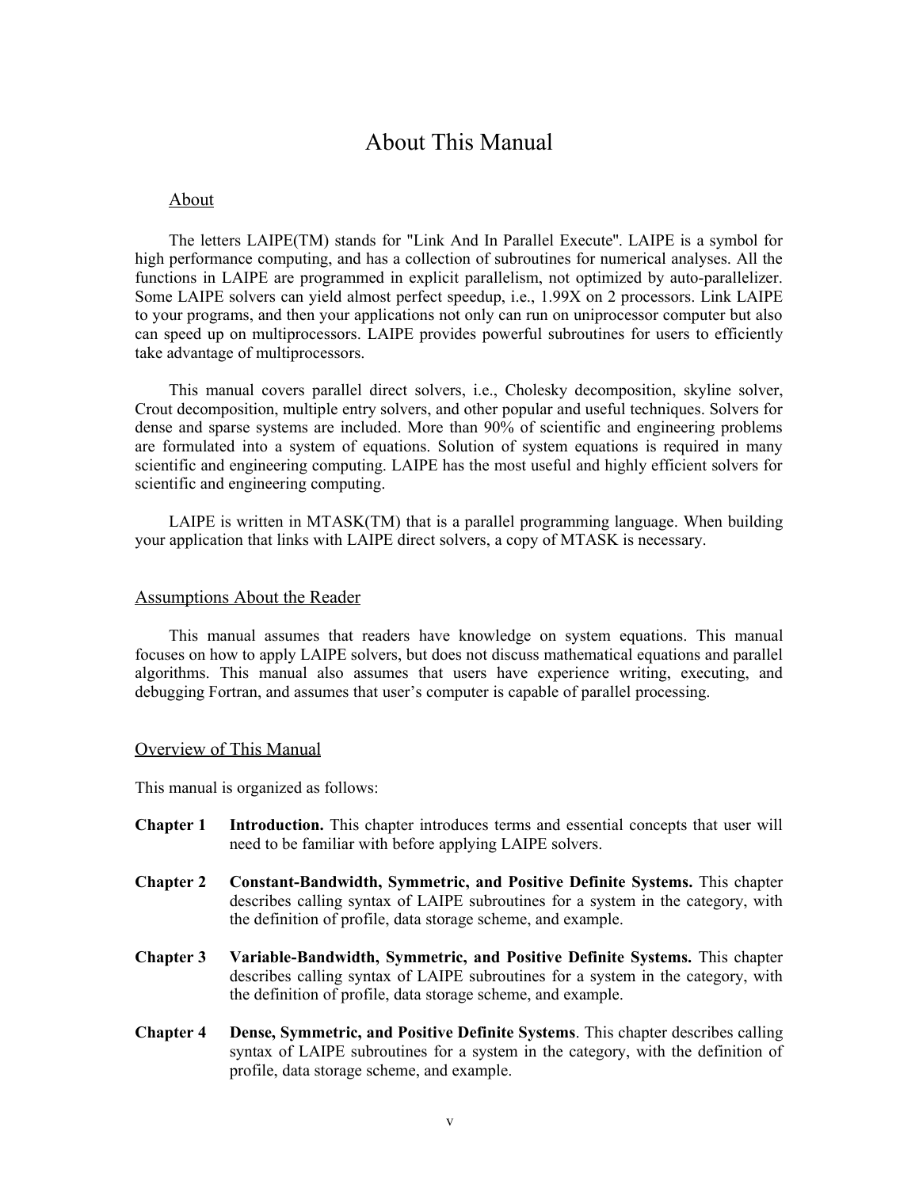# About This Manual

## About

The letters LAIPE(TM) stands for "Link And In Parallel Execute". LAIPE is a symbol for high performance computing, and has a collection of subroutines for numerical analyses. All the functions in LAIPE are programmed in explicit parallelism, not optimized by auto-parallelizer. Some LAIPE solvers can yield almost perfect speedup, i.e., 1.99X on 2 processors. Link LAIPE to your programs, and then your applications not only can run on uniprocessor computer but also can speed up on multiprocessors. LAIPE provides powerful subroutines for users to efficiently take advantage of multiprocessors.

This manual covers parallel direct solvers, i.e., Cholesky decomposition, skyline solver, Crout decomposition, multiple entry solvers, and other popular and useful techniques. Solvers for dense and sparse systems are included. More than 90% of scientific and engineering problems are formulated into a system of equations. Solution of system equations is required in many scientific and engineering computing. LAIPE has the most useful and highly efficient solvers for scientific and engineering computing.

LAIPE is written in MTASK(TM) that is a parallel programming language. When building your application that links with LAIPE direct solvers, a copy of MTASK is necessary.

## Assumptions About the Reader

This manual assumes that readers have knowledge on system equations. This manual focuses on how to apply LAIPE solvers, but does not discuss mathematical equations and parallel algorithms. This manual also assumes that users have experience writing, executing, and debugging Fortran, and assumes that user's computer is capable of parallel processing.

## Overview of This Manual

This manual is organized as follows:

**Chapter 1** **Introduction.** This chapter introduces terms and essential concepts that user will need to be familiar with before applying LAIPE solvers.

**Chapter 2** **Constant-Bandwidth, Symmetric, and Positive Definite Systems.** This chapter describes calling syntax of LAIPE subroutines for a system in the category, with the definition of profile, data storage scheme, and example.

**Chapter 3** **Variable-Bandwidth, Symmetric, and Positive Definite Systems.** This chapter describes calling syntax of LAIPE subroutines for a system in the category, with the definition of profile, data storage scheme, and example.

**Chapter 4** **Dense, Symmetric, and Positive Definite Systems**. This chapter describes calling syntax of LAIPE subroutines for a system in the category, with the definition of profile, data storage scheme, and example.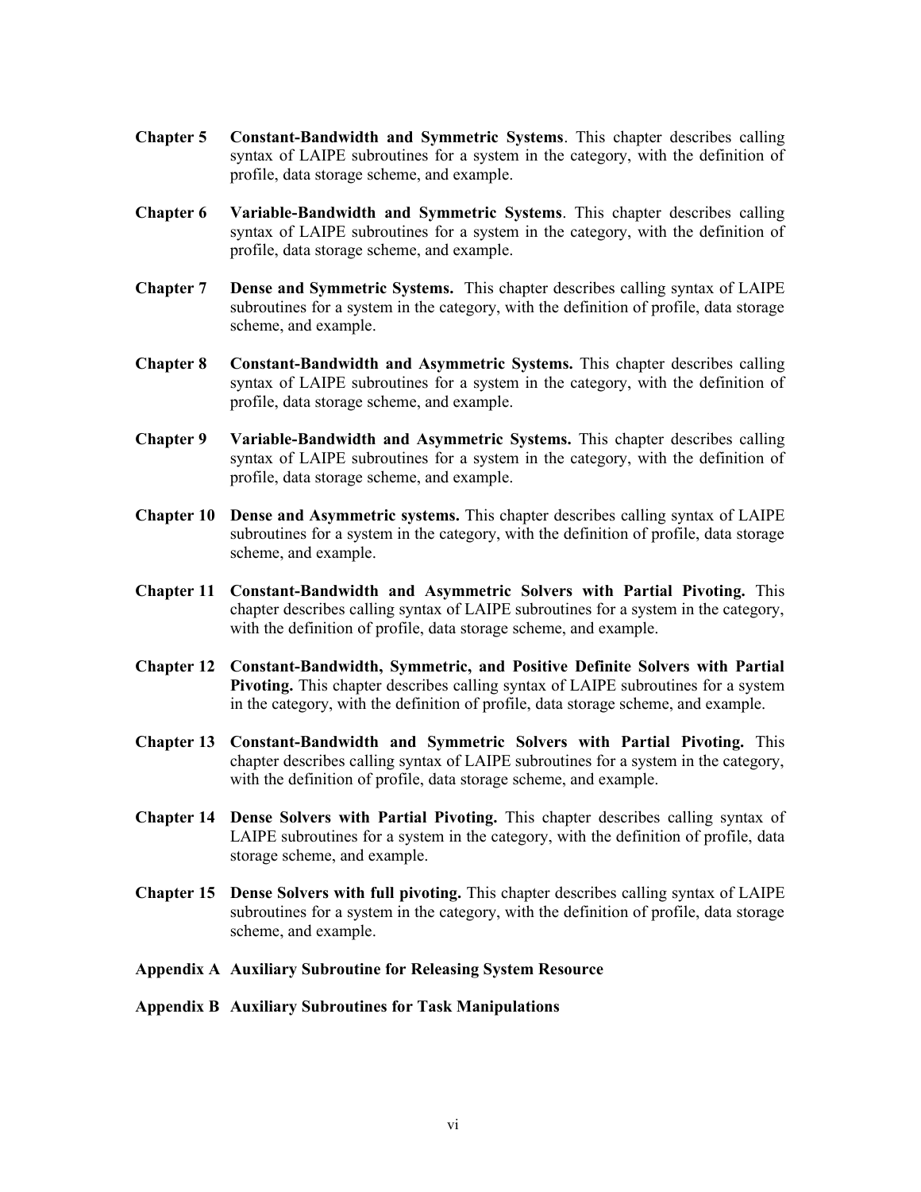**Chapter 5 Constant-Bandwidth and Symmetric Systems**. This chapter describes calling syntax of LAIPE subroutines for a system in the category, with the definition of profile, data storage scheme, and example.

**Chapter 6 Variable-Bandwidth and Symmetric Systems**. This chapter describes calling syntax of LAIPE subroutines for a system in the category, with the definition of profile, data storage scheme, and example.

**Chapter 7 Dense and Symmetric Systems.** This chapter describes calling syntax of LAIPE subroutines for a system in the category, with the definition of profile, data storage scheme, and example.

**Chapter 8 Constant-Bandwidth and Asymmetric Systems.** This chapter describes calling syntax of LAIPE subroutines for a system in the category, with the definition of profile, data storage scheme, and example.

**Chapter 9 Variable-Bandwidth and Asymmetric Systems.** This chapter describes calling syntax of LAIPE subroutines for a system in the category, with the definition of profile, data storage scheme, and example.

**Chapter 10 Dense and Asymmetric systems.** This chapter describes calling syntax of LAIPE subroutines for a system in the category, with the definition of profile, data storage scheme, and example.

**Chapter 11 Constant-Bandwidth and Asymmetric Solvers with Partial Pivoting.** This chapter describes calling syntax of LAIPE subroutines for a system in the category, with the definition of profile, data storage scheme, and example.

**Chapter 12 Constant-Bandwidth, Symmetric, and Positive Definite Solvers with Partial Pivoting.** This chapter describes calling syntax of LAIPE subroutines for a system in the category, with the definition of profile, data storage scheme, and example.

**Chapter 13 Constant-Bandwidth and Symmetric Solvers with Partial Pivoting.** This chapter describes calling syntax of LAIPE subroutines for a system in the category, with the definition of profile, data storage scheme, and example.

**Chapter 14 Dense Solvers with Partial Pivoting.** This chapter describes calling syntax of LAIPE subroutines for a system in the category, with the definition of profile, data storage scheme, and example.

**Chapter 15 Dense Solvers with full pivoting.** This chapter describes calling syntax of LAIPE subroutines for a system in the category, with the definition of profile, data storage scheme, and example.

**Appendix A Auxiliary Subroutine for Releasing System Resource**

**Appendix B Auxiliary Subroutines for Task Manipulations**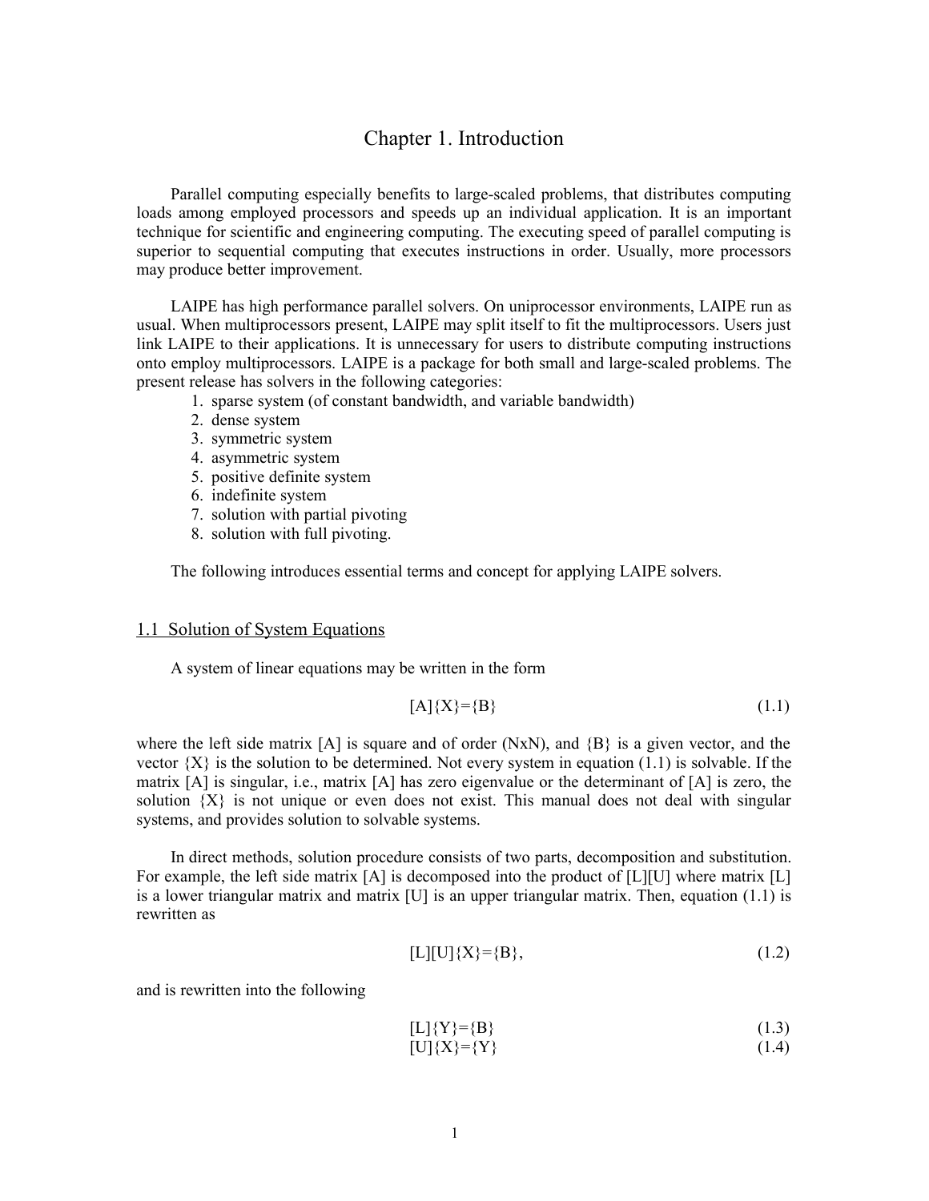# Chapter 1. Introduction

Parallel computing especially benefits to large-scaled problems, that distributes computing loads among employed processors and speeds up an individual application. It is an important technique for scientific and engineering computing. The executing speed of parallel computing is superior to sequential computing that executes instructions in order. Usually, more processors may produce better improvement.

LAIPE has high performance parallel solvers. On uniprocessor environments, LAIPE run as usual. When multiprocessors present, LAIPE may split itself to fit the multiprocessors. Users just link LAIPE to their applications. It is unnecessary for users to distribute computing instructions onto employ multiprocessors. LAIPE is a package for both small and large-scaled problems. The present release has solvers in the following categories:

1. sparse system (of constant bandwidth, and variable bandwidth)
2. dense system
3. symmetric system
4. asymmetric system
5. positive definite system
6. indefinite system
7. solution with partial pivoting
8. solution with full pivoting.

The following introduces essential terms and concept for applying LAIPE solvers.

## 1.1 Solution of System Equations

A system of linear equations may be written in the form

$$[A]\{X\}=\{B\} \tag{1.1}$$

where the left side matrix [A] is square and of order (NxN), and {B} is a given vector, and the vector {X} is the solution to be determined. Not every system in equation (1.1) is solvable. If the matrix [A] is singular, i.e., matrix [A] has zero eigenvalue or the determinant of [A] is zero, the solution {X} is not unique or even does not exist. This manual does not deal with singular systems, and provides solution to solvable systems.

In direct methods, solution procedure consists of two parts, decomposition and substitution. For example, the left side matrix [A] is decomposed into the product of [L][U] where matrix [L] is a lower triangular matrix and matrix [U] is an upper triangular matrix. Then, equation (1.1) is rewritten as

$$[L][U]\{X\}=\{B\}, \tag{1.2}$$

and is rewritten into the following

$$[L]\{Y\}=\{B\} \tag{1.3}$$

$$[U]\{X\}=\{Y\} \tag{1.4}$$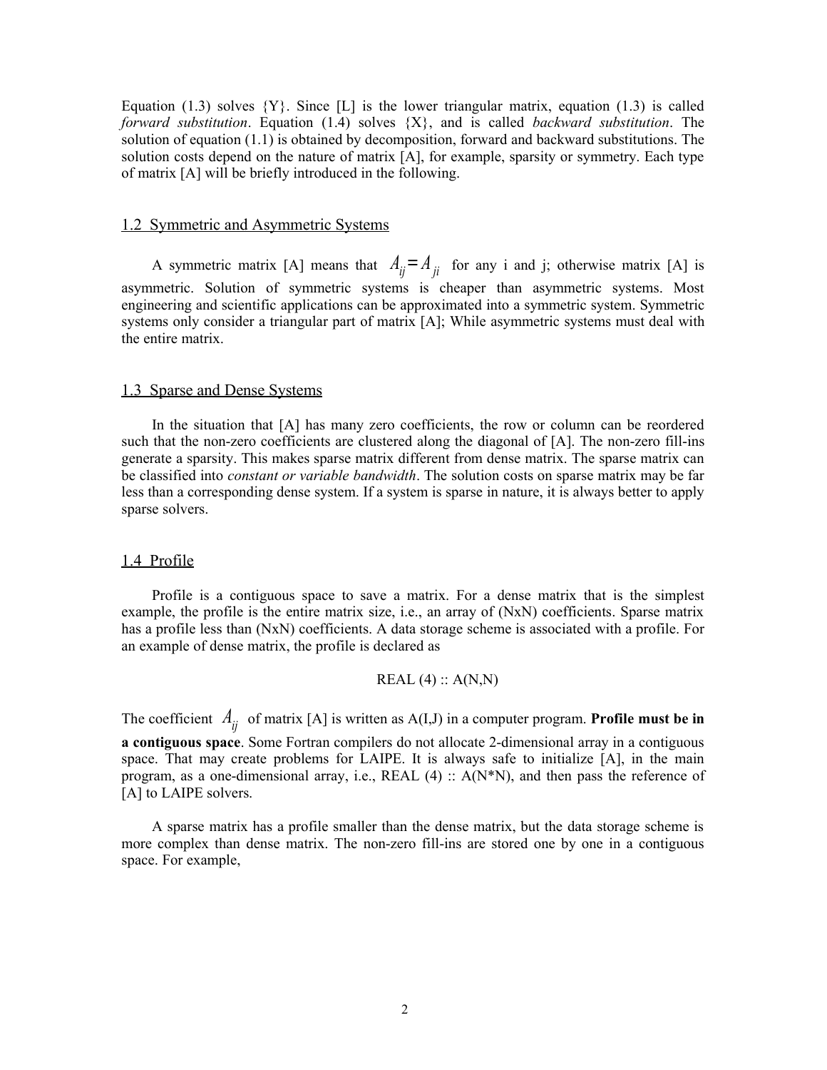Equation (1.3) solves {Y}. Since [L] is the lower triangular matrix, equation (1.3) is called *forward substitution*. Equation (1.4) solves {X}, and is called *backward substitution*. The solution of equation (1.1) is obtained by decomposition, forward and backward substitutions. The solution costs depend on the nature of matrix [A], for example, sparsity or symmetry. Each type of matrix [A] will be briefly introduced in the following.

## 1.2 Symmetric and Asymmetric Systems

A symmetric matrix [A] means that $A_{ij} = A_{ji}$ for any i and j; otherwise matrix [A] is asymmetric. Solution of symmetric systems is cheaper than asymmetric systems. Most engineering and scientific applications can be approximated into a symmetric system. Symmetric systems only consider a triangular part of matrix [A]; While asymmetric systems must deal with the entire matrix.

## 1.3 Sparse and Dense Systems

In the situation that [A] has many zero coefficients, the row or column can be reordered such that the non-zero coefficients are clustered along the diagonal of [A]. The non-zero fill-ins generate a sparsity. This makes sparse matrix different from dense matrix. The sparse matrix can be classified into *constant or variable bandwidth*. The solution costs on sparse matrix may be far less than a corresponding dense system. If a system is sparse in nature, it is always better to apply sparse solvers.

## 1.4 Profile

Profile is a contiguous space to save a matrix. For a dense matrix that is the simplest example, the profile is the entire matrix size, i.e., an array of (NxN) coefficients. Sparse matrix has a profile less than (NxN) coefficients. A data storage scheme is associated with a profile. For an example of dense matrix, the profile is declared as

```
REAL (4) :: A(N,N)
```

The coefficient $A_{ij}$ of matrix [A] is written as A(I,J) in a computer program. **Profile must be in a contiguous space**. Some Fortran compilers do not allocate 2-dimensional array in a contiguous space. That may create problems for LAIPE. It is always safe to initialize [A], in the main program, as a one-dimensional array, i.e., REAL (4) :: A(N*N), and then pass the reference of [A] to LAIPE solvers.

A sparse matrix has a profile smaller than the dense matrix, but the data storage scheme is more complex than dense matrix. The non-zero fill-ins are stored one by one in a contiguous space. For example,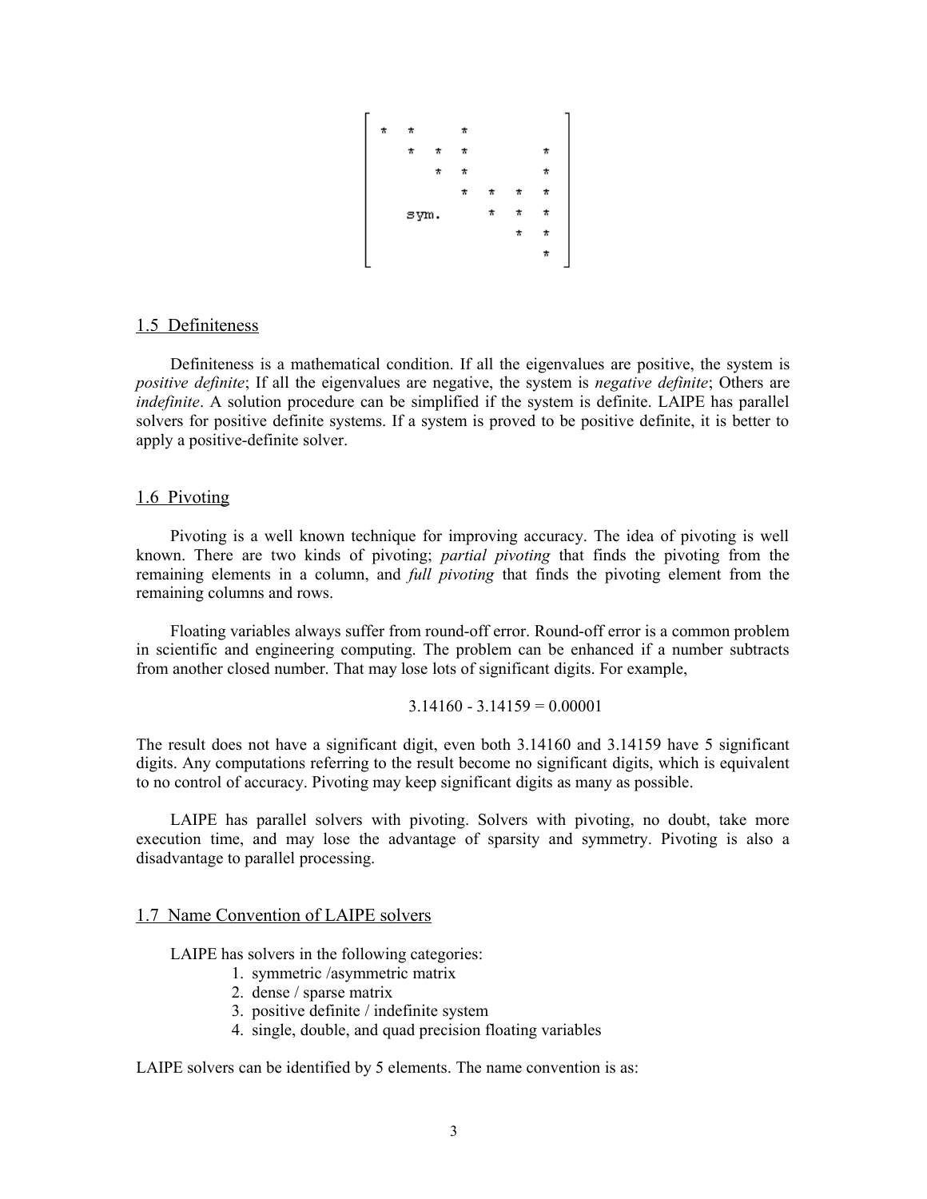```
[ *  *     *             ]
[    *  *  *           * ]
[       *  *           * ]
[          *  *  *     * ]
[    sym.     *  *     * ]
[                *     * ]
[                      * ]
```

## 1.5 Definiteness

Definiteness is a mathematical condition. If all the eigenvalues are positive, the system is *positive definite*; If all the eigenvalues are negative, the system is *negative definite*; Others are *indefinite*. A solution procedure can be simplified if the system is definite. LAIPE has parallel solvers for positive definite systems. If a system is proved to be positive definite, it is better to apply a positive-definite solver.

## 1.6 Pivoting

Pivoting is a well known technique for improving accuracy. The idea of pivoting is well known. There are two kinds of pivoting; *partial pivoting* that finds the pivoting from the remaining elements in a column, and *full pivoting* that finds the pivoting element from the remaining columns and rows.

Floating variables always suffer from round-off error. Round-off error is a common problem in scientific and engineering computing. The problem can be enhanced if a number subtracts from another closed number. That may lose lots of significant digits. For example,

$$3.14160 - 3.14159 = 0.00001$$

The result does not have a significant digit, even both 3.14160 and 3.14159 have 5 significant digits. Any computations referring to the result become no significant digits, which is equivalent to no control of accuracy. Pivoting may keep significant digits as many as possible.

LAIPE has parallel solvers with pivoting. Solvers with pivoting, no doubt, take more execution time, and may lose the advantage of sparsity and symmetry. Pivoting is also a disadvantage to parallel processing.

## 1.7 Name Convention of LAIPE solvers

LAIPE has solvers in the following categories:

1. symmetric /asymmetric matrix
2. dense / sparse matrix
3. positive definite / indefinite system
4. single, double, and quad precision floating variables

LAIPE solvers can be identified by 5 elements. The name convention is as: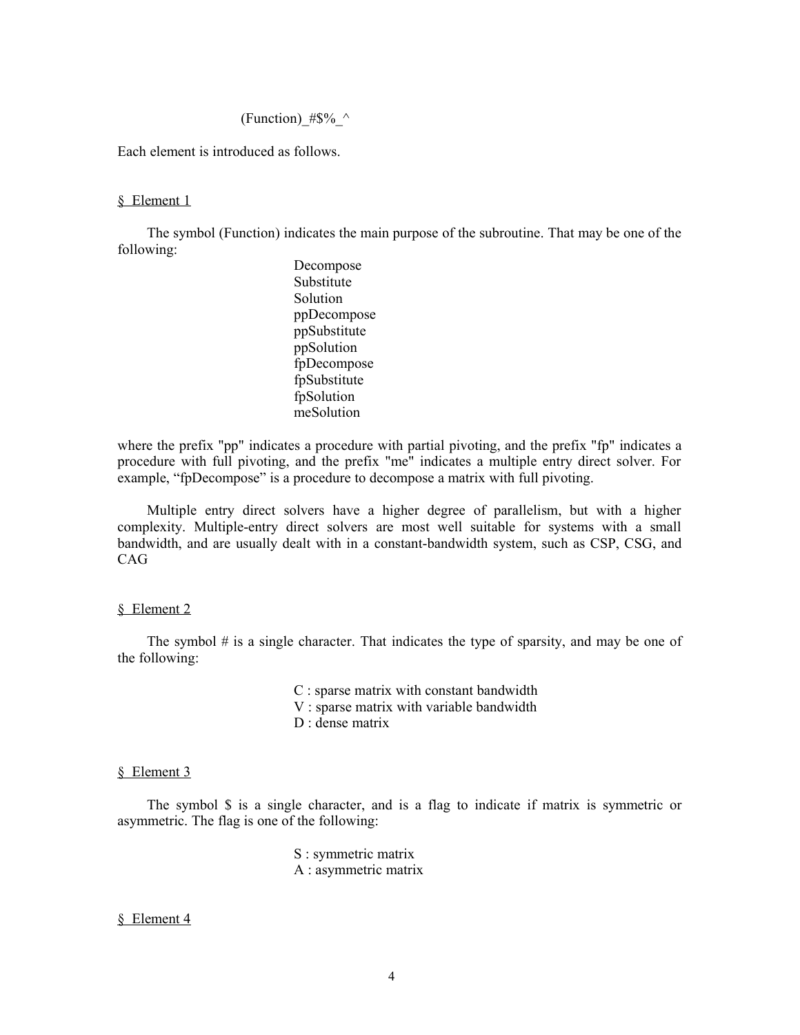(Function)_#$%_^

Each element is introduced as follows.

§ Element 1

The symbol (Function) indicates the main purpose of the subroutine. That may be one of the following:

Decompose
Substitute
Solution
ppDecompose
ppSubstitute
ppSolution
fpDecompose
fpSubstitute
fpSolution
meSolution

where the prefix "pp" indicates a procedure with partial pivoting, and the prefix "fp" indicates a procedure with full pivoting, and the prefix "me" indicates a multiple entry direct solver. For example, "fpDecompose" is a procedure to decompose a matrix with full pivoting.

Multiple entry direct solvers have a higher degree of parallelism, but with a higher complexity. Multiple-entry direct solvers are most well suitable for systems with a small bandwidth, and are usually dealt with in a constant-bandwidth system, such as CSP, CSG, and CAG

§ Element 2

The symbol # is a single character. That indicates the type of sparsity, and may be one of the following:

C : sparse matrix with constant bandwidth
V : sparse matrix with variable bandwidth
D : dense matrix

§ Element 3

The symbol $ is a single character, and is a flag to indicate if matrix is symmetric or asymmetric. The flag is one of the following:

S : symmetric matrix
A : asymmetric matrix

§ Element 4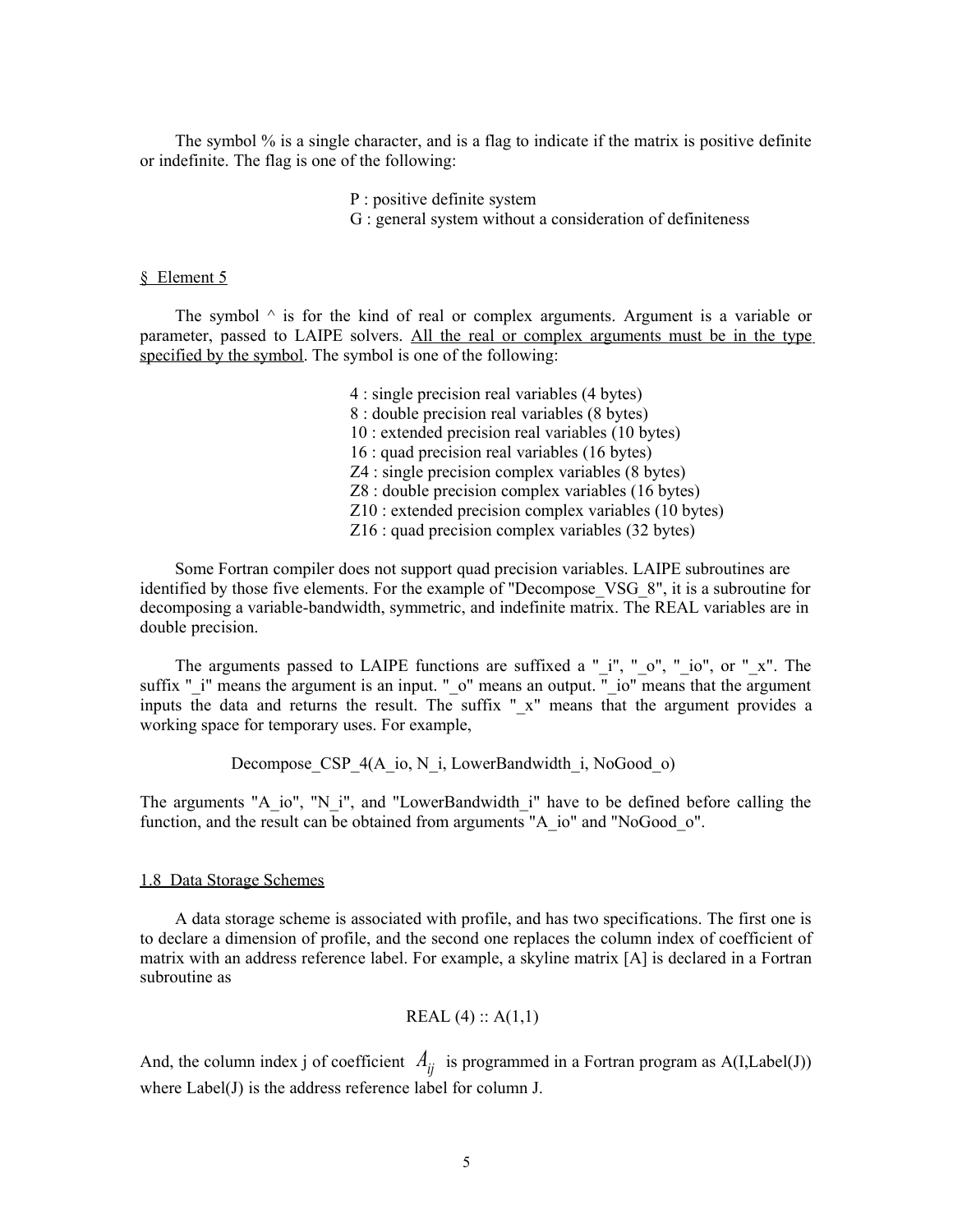The symbol % is a single character, and is a flag to indicate if the matrix is positive definite or indefinite. The flag is one of the following:

> P : positive definite system
> G : general system without a consideration of definiteness

§ Element 5

The symbol ^ is for the kind of real or complex arguments. Argument is a variable or parameter, passed to LAIPE solvers. All the real or complex arguments must be in the type specified by the symbol. The symbol is one of the following:

> 4 : single precision real variables (4 bytes)
> 8 : double precision real variables (8 bytes)
> 10 : extended precision real variables (10 bytes)
> 16 : quad precision real variables (16 bytes)
> Z4 : single precision complex variables (8 bytes)
> Z8 : double precision complex variables (16 bytes)
> Z10 : extended precision complex variables (10 bytes)
> Z16 : quad precision complex variables (32 bytes)

Some Fortran compiler does not support quad precision variables. LAIPE subroutines are identified by those five elements. For the example of "Decompose_VSG_8", it is a subroutine for decomposing a variable-bandwidth, symmetric, and indefinite matrix. The REAL variables are in double precision.

The arguments passed to LAIPE functions are suffixed a "_i", "_o", "_io", or "_x". The suffix "_i" means the argument is an input. "_o" means an output. "_io" means that the argument inputs the data and returns the result. The suffix "_x" means that the argument provides a working space for temporary uses. For example,

```
Decompose_CSP_4(A_io, N_i, LowerBandwidth_i, NoGood_o)
```

The arguments "A_io", "N_i", and "LowerBandwidth_i" have to be defined before calling the function, and the result can be obtained from arguments "A_io" and "NoGood_o".

## 1.8 Data Storage Schemes

A data storage scheme is associated with profile, and has two specifications. The first one is to declare a dimension of profile, and the second one replaces the column index of coefficient of matrix with an address reference label. For example, a skyline matrix [A] is declared in a Fortran subroutine as

```
REAL (4) :: A(1,1)
```

And, the column index j of coefficient $A_{ij}$ is programmed in a Fortran program as A(I,Label(J)) where Label(J) is the address reference label for column J.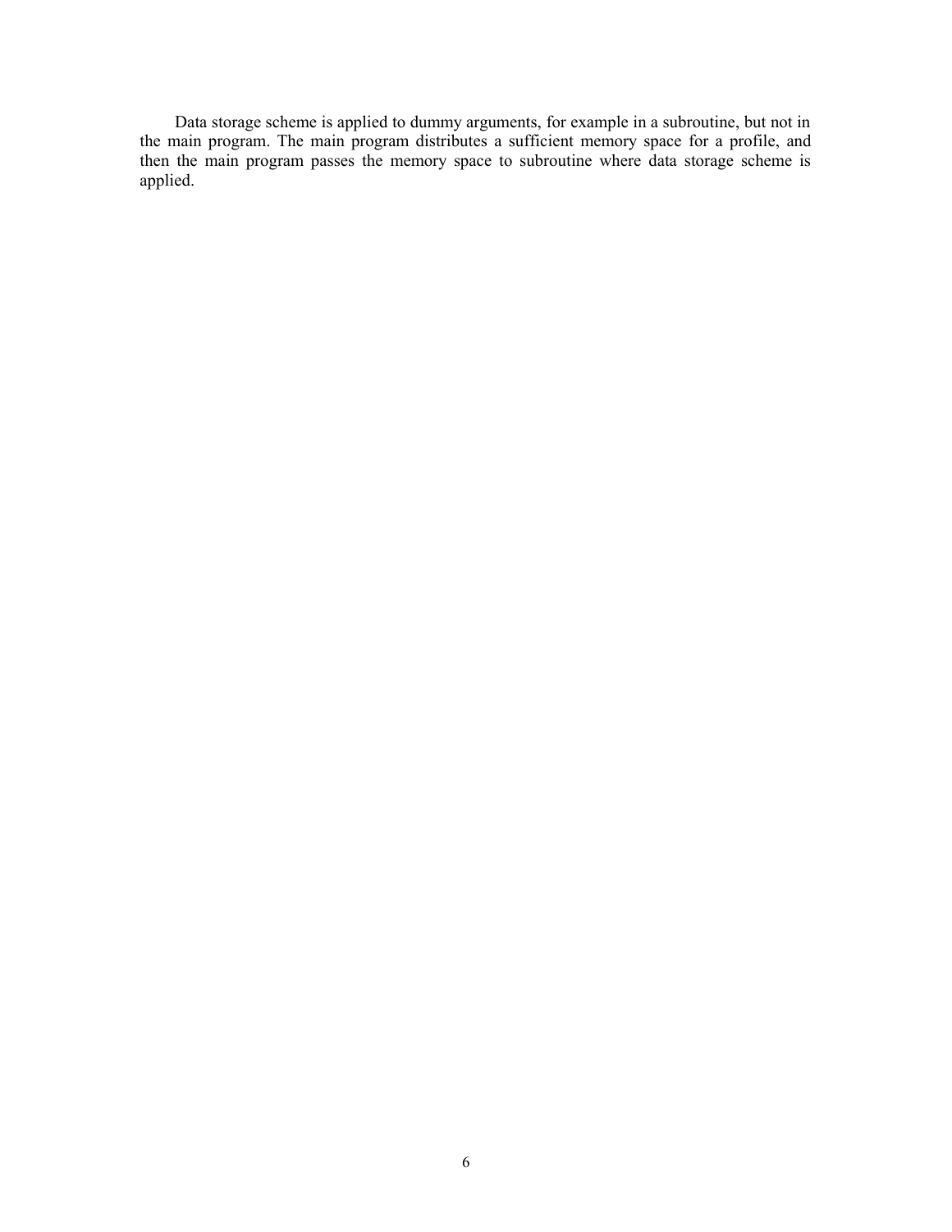Data storage scheme is applied to dummy arguments, for example in a subroutine, but not in the main program. The main program distributes a sufficient memory space for a profile, and then the main program passes the memory space to subroutine where data storage scheme is applied.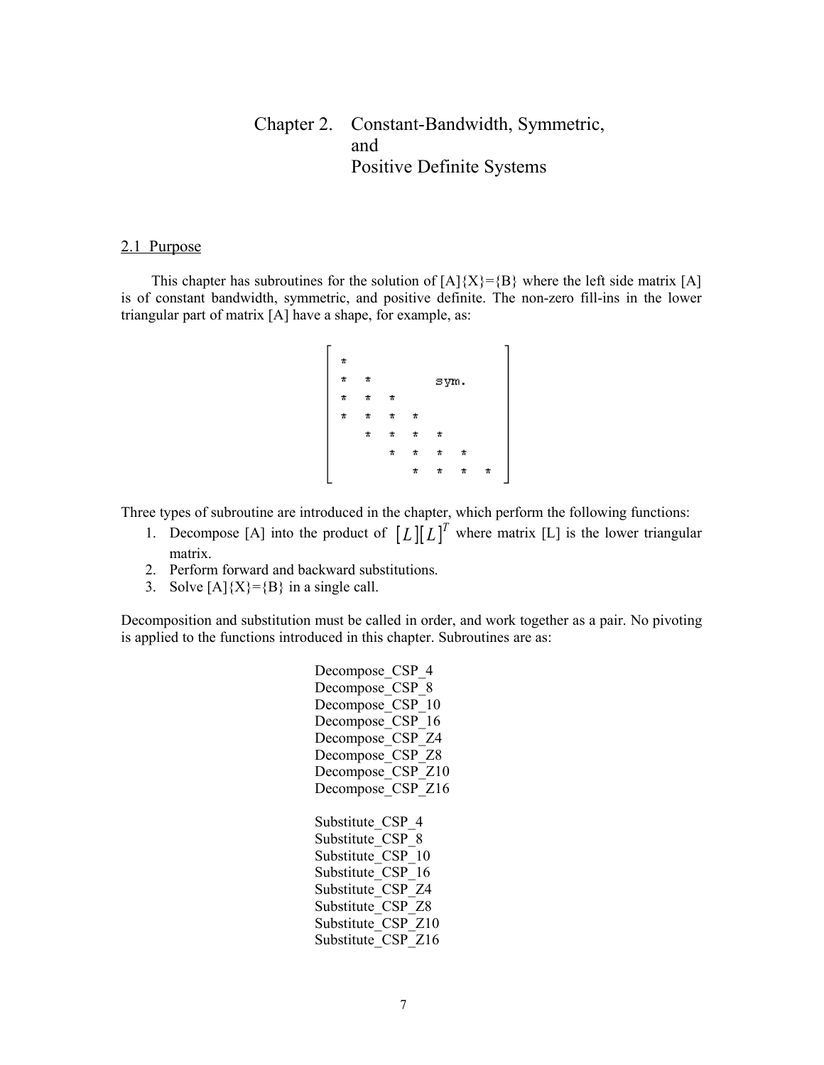# Chapter 2. Constant-Bandwidth, Symmetric, and Positive Definite Systems

## 2.1 Purpose

This chapter has subroutines for the solution of [A]{X}={B} where the left side matrix [A] is of constant bandwidth, symmetric, and positive definite. The non-zero fill-ins in the lower triangular part of matrix [A] have a shape, for example, as:

```
┌                             ┐
│ *                           │
│ *  *         sym.           │
│ *  *  *                     │
│ *  *  *  *                  │
│    *  *  *  *               │
│       *  *  *  *            │
│          *  *  *  *         │
└                             ┘
```

Three types of subroutine are introduced in the chapter, which perform the following functions:

1. Decompose [A] into the product of $[L][L]^T$ where matrix [L] is the lower triangular matrix.
2. Perform forward and backward substitutions.
3. Solve [A]{X}={B} in a single call.

Decomposition and substitution must be called in order, and work together as a pair. No pivoting is applied to the functions introduced in this chapter. Subroutines are as:

Decompose_CSP_4
Decompose_CSP_8
Decompose_CSP_10
Decompose_CSP_16
Decompose_CSP_Z4
Decompose_CSP_Z8
Decompose_CSP_Z10
Decompose_CSP_Z16

Substitute_CSP_4
Substitute_CSP_8
Substitute_CSP_10
Substitute_CSP_16
Substitute_CSP_Z4
Substitute_CSP_Z8
Substitute_CSP_Z10
Substitute_CSP_Z16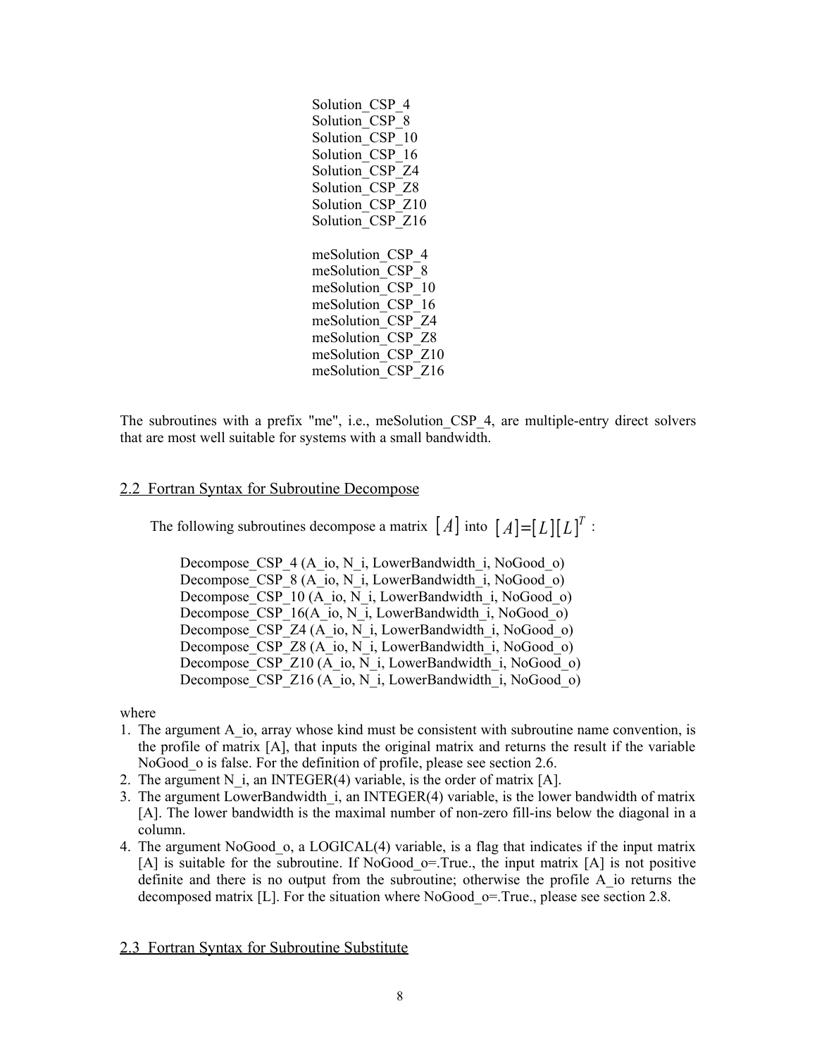Solution_CSP_4
Solution_CSP_8
Solution_CSP_10
Solution_CSP_16
Solution_CSP_Z4
Solution_CSP_Z8
Solution_CSP_Z10
Solution_CSP_Z16

meSolution_CSP_4
meSolution_CSP_8
meSolution_CSP_10
meSolution_CSP_16
meSolution_CSP_Z4
meSolution_CSP_Z8
meSolution_CSP_Z10
meSolution_CSP_Z16

The subroutines with a prefix "me", i.e., meSolution_CSP_4, are multiple-entry direct solvers that are most well suitable for systems with a small bandwidth.

## 2.2 Fortran Syntax for Subroutine Decompose

The following subroutines decompose a matrix $[A]$ into $[A]=[L][L]^T$ :

```
Decompose_CSP_4 (A_io, N_i, LowerBandwidth_i, NoGood_o)
Decompose_CSP_8 (A_io, N_i, LowerBandwidth_i, NoGood_o)
Decompose_CSP_10 (A_io, N_i, LowerBandwidth_i, NoGood_o)
Decompose_CSP_16(A_io, N_i, LowerBandwidth_i, NoGood_o)
Decompose_CSP_Z4 (A_io, N_i, LowerBandwidth_i, NoGood_o)
Decompose_CSP_Z8 (A_io, N_i, LowerBandwidth_i, NoGood_o)
Decompose_CSP_Z10 (A_io, N_i, LowerBandwidth_i, NoGood_o)
Decompose_CSP_Z16 (A_io, N_i, LowerBandwidth_i, NoGood_o)
```

where

1. The argument A_io, array whose kind must be consistent with subroutine name convention, is the profile of matrix [A], that inputs the original matrix and returns the result if the variable NoGood_o is false. For the definition of profile, please see section 2.6.
2. The argument N_i, an INTEGER(4) variable, is the order of matrix [A].
3. The argument LowerBandwidth_i, an INTEGER(4) variable, is the lower bandwidth of matrix [A]. The lower bandwidth is the maximal number of non-zero fill-ins below the diagonal in a column.
4. The argument NoGood_o, a LOGICAL(4) variable, is a flag that indicates if the input matrix [A] is suitable for the subroutine. If NoGood_o=.True., the input matrix [A] is not positive definite and there is no output from the subroutine; otherwise the profile A_io returns the decomposed matrix [L]. For the situation where NoGood_o=.True., please see section 2.8.

## 2.3 Fortran Syntax for Subroutine Substitute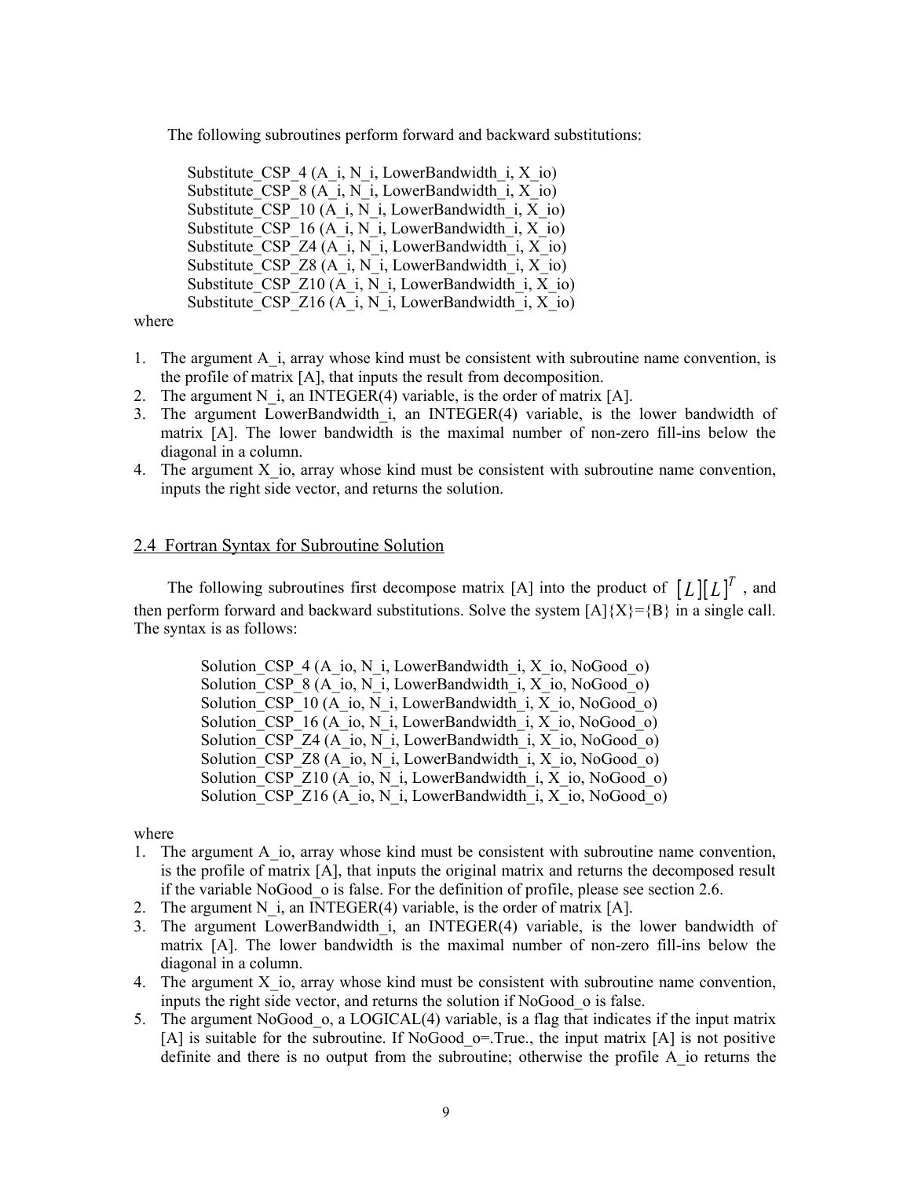The following subroutines perform forward and backward substitutions:

```
Substitute_CSP_4 (A_i, N_i, LowerBandwidth_i, X_io)
Substitute_CSP_8 (A_i, N_i, LowerBandwidth_i, X_io)
Substitute_CSP_10 (A_i, N_i, LowerBandwidth_i, X_io)
Substitute_CSP_16 (A_i, N_i, LowerBandwidth_i, X_io)
Substitute_CSP_Z4 (A_i, N_i, LowerBandwidth_i, X_io)
Substitute_CSP_Z8 (A_i, N_i, LowerBandwidth_i, X_io)
Substitute_CSP_Z10 (A_i, N_i, LowerBandwidth_i, X_io)
Substitute_CSP_Z16 (A_i, N_i, LowerBandwidth_i, X_io)
```

where

1. The argument A_i, array whose kind must be consistent with subroutine name convention, is the profile of matrix [A], that inputs the result from decomposition.
2. The argument N_i, an INTEGER(4) variable, is the order of matrix [A].
3. The argument LowerBandwidth_i, an INTEGER(4) variable, is the lower bandwidth of matrix [A]. The lower bandwidth is the maximal number of non-zero fill-ins below the diagonal in a column.
4. The argument X_io, array whose kind must be consistent with subroutine name convention, inputs the right side vector, and returns the solution.

## 2.4 Fortran Syntax for Subroutine Solution

The following subroutines first decompose matrix [A] into the product of $[L][L]^T$ , and then perform forward and backward substitutions. Solve the system [A]{X}={B} in a single call. The syntax is as follows:

```
Solution_CSP_4 (A_io, N_i, LowerBandwidth_i, X_io, NoGood_o)
Solution_CSP_8 (A_io, N_i, LowerBandwidth_i, X_io, NoGood_o)
Solution_CSP_10 (A_io, N_i, LowerBandwidth_i, X_io, NoGood_o)
Solution_CSP_16 (A_io, N_i, LowerBandwidth_i, X_io, NoGood_o)
Solution_CSP_Z4 (A_io, N_i, LowerBandwidth_i, X_io, NoGood_o)
Solution_CSP_Z8 (A_io, N_i, LowerBandwidth_i, X_io, NoGood_o)
Solution_CSP_Z10 (A_io, N_i, LowerBandwidth_i, X_io, NoGood_o)
Solution_CSP_Z16 (A_io, N_i, LowerBandwidth_i, X_io, NoGood_o)
```

where

1. The argument A_io, array whose kind must be consistent with subroutine name convention, is the profile of matrix [A], that inputs the original matrix and returns the decomposed result if the variable NoGood_o is false. For the definition of profile, please see section 2.6.
2. The argument N_i, an INTEGER(4) variable, is the order of matrix [A].
3. The argument LowerBandwidth_i, an INTEGER(4) variable, is the lower bandwidth of matrix [A]. The lower bandwidth is the maximal number of non-zero fill-ins below the diagonal in a column.
4. The argument X_io, array whose kind must be consistent with subroutine name convention, inputs the right side vector, and returns the solution if NoGood_o is false.
5. The argument NoGood_o, a LOGICAL(4) variable, is a flag that indicates if the input matrix [A] is suitable for the subroutine. If NoGood_o=.True., the input matrix [A] is not positive definite and there is no output from the subroutine; otherwise the profile A_io returns the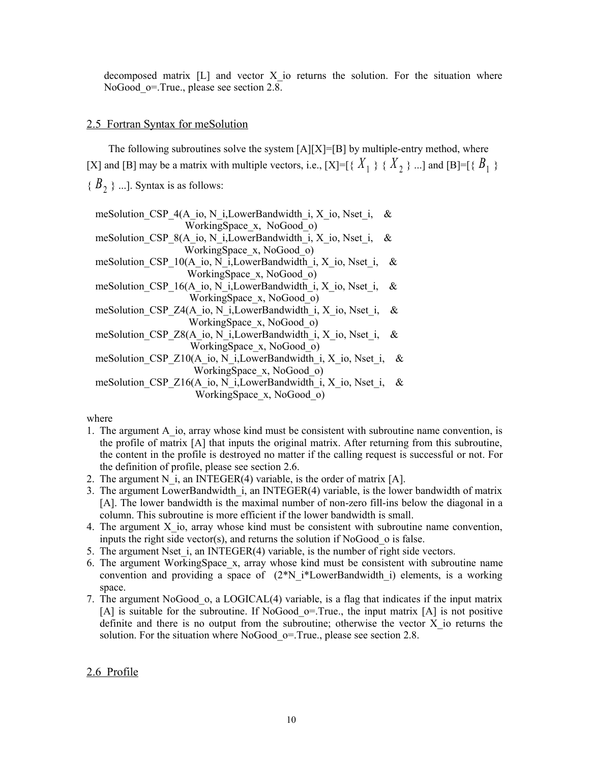decomposed matrix [L] and vector X_io returns the solution. For the situation where NoGood_o=.True., please see section 2.8.

## 2.5 Fortran Syntax for meSolution

The following subroutines solve the system [A][X]=[B] by multiple-entry method, where [X] and [B] may be a matrix with multiple vectors, i.e., [X]=[{ $X_1$ } { $X_2$ } ...] and [B]=[{ $B_1$ } { $B_2$ } ...]. Syntax is as follows:

```
meSolution_CSP_4(A_io, N_i,LowerBandwidth_i, X_io, Nset_i,    &
                     WorkingSpace_x,  NoGood_o)
meSolution_CSP_8(A_io, N_i,LowerBandwidth_i, X_io, Nset_i,    &
                     WorkingSpace_x, NoGood_o)
meSolution_CSP_10(A_io, N_i,LowerBandwidth_i, X_io, Nset_i,    &
                     WorkingSpace_x, NoGood_o)
meSolution_CSP_16(A_io, N_i,LowerBandwidth_i, X_io, Nset_i,    &
                     WorkingSpace_x, NoGood_o)
meSolution_CSP_Z4(A_io, N_i,LowerBandwidth_i, X_io, Nset_i,    &
                     WorkingSpace_x, NoGood_o)
meSolution_CSP_Z8(A_io, N_i,LowerBandwidth_i, X_io, Nset_i,    &
                     WorkingSpace_x, NoGood_o)
meSolution_CSP_Z10(A_io, N_i,LowerBandwidth_i, X_io, Nset_i,    &
                     WorkingSpace_x, NoGood_o)
meSolution_CSP_Z16(A_io, N_i,LowerBandwidth_i, X_io, Nset_i,    &
                     WorkingSpace_x, NoGood_o)
```

where

1. The argument A_io, array whose kind must be consistent with subroutine name convention, is the profile of matrix [A] that inputs the original matrix. After returning from this subroutine, the content in the profile is destroyed no matter if the calling request is successful or not. For the definition of profile, please see section 2.6.
2. The argument N_i, an INTEGER(4) variable, is the order of matrix [A].
3. The argument LowerBandwidth_i, an INTEGER(4) variable, is the lower bandwidth of matrix [A]. The lower bandwidth is the maximal number of non-zero fill-ins below the diagonal in a column. This subroutine is more efficient if the lower bandwidth is small.
4. The argument X_io, array whose kind must be consistent with subroutine name convention, inputs the right side vector(s), and returns the solution if NoGood_o is false.
5. The argument Nset_i, an INTEGER(4) variable, is the number of right side vectors.
6. The argument WorkingSpace_x, array whose kind must be consistent with subroutine name convention and providing a space of (2*N_i*LowerBandwidth_i) elements, is a working space.
7. The argument NoGood_o, a LOGICAL(4) variable, is a flag that indicates if the input matrix [A] is suitable for the subroutine. If NoGood_o=.True., the input matrix [A] is not positive definite and there is no output from the subroutine; otherwise the vector X_io returns the solution. For the situation where NoGood_o=.True., please see section 2.8.

## 2.6 Profile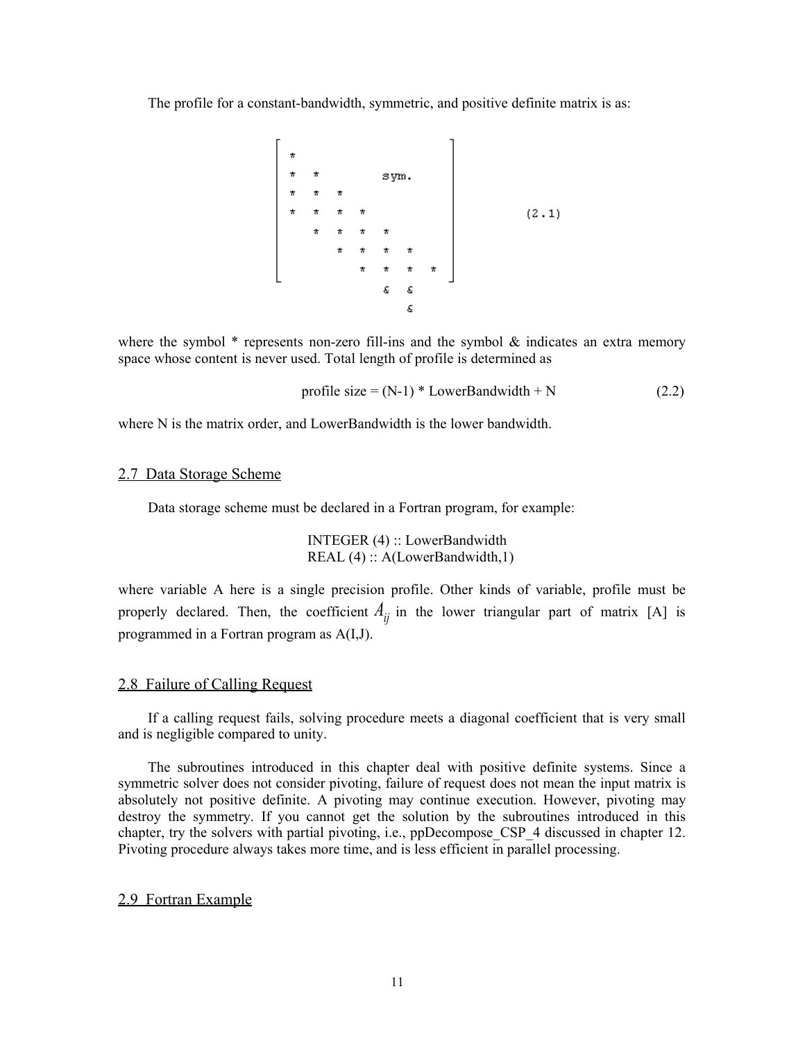The profile for a constant-bandwidth, symmetric, and positive definite matrix is as:

```
┌                              ┐
│ *                            │
│ *  *          sym.           │
│ *  *  *                      │
│ *  *  *  *                   │        (2.1)
│    *  *  *  *                │
│       *  *  *  *             │
│          *  *  *  *          │
└                              ┘
             &  &
                &
```

where the symbol * represents non-zero fill-ins and the symbol & indicates an extra memory space whose content is never used. Total length of profile is determined as

$$\text{profile size} = (N-1) * \text{LowerBandwidth} + N \qquad (2.2)$$

where N is the matrix order, and LowerBandwidth is the lower bandwidth.

## 2.7 Data Storage Scheme

Data storage scheme must be declared in a Fortran program, for example:

```
INTEGER (4) :: LowerBandwidth
REAL (4) :: A(LowerBandwidth,1)
```

where variable A here is a single precision profile. Other kinds of variable, profile must be properly declared. Then, the coefficient $A_{ij}$ in the lower triangular part of matrix [A] is programmed in a Fortran program as A(I,J).

## 2.8 Failure of Calling Request

If a calling request fails, solving procedure meets a diagonal coefficient that is very small and is negligible compared to unity.

The subroutines introduced in this chapter deal with positive definite systems. Since a symmetric solver does not consider pivoting, failure of request does not mean the input matrix is absolutely not positive definite. A pivoting may continue execution. However, pivoting may destroy the symmetry. If you cannot get the solution by the subroutines introduced in this chapter, try the solvers with partial pivoting, i.e., ppDecompose_CSP_4 discussed in chapter 12. Pivoting procedure always takes more time, and is less efficient in parallel processing.

## 2.9 Fortran Example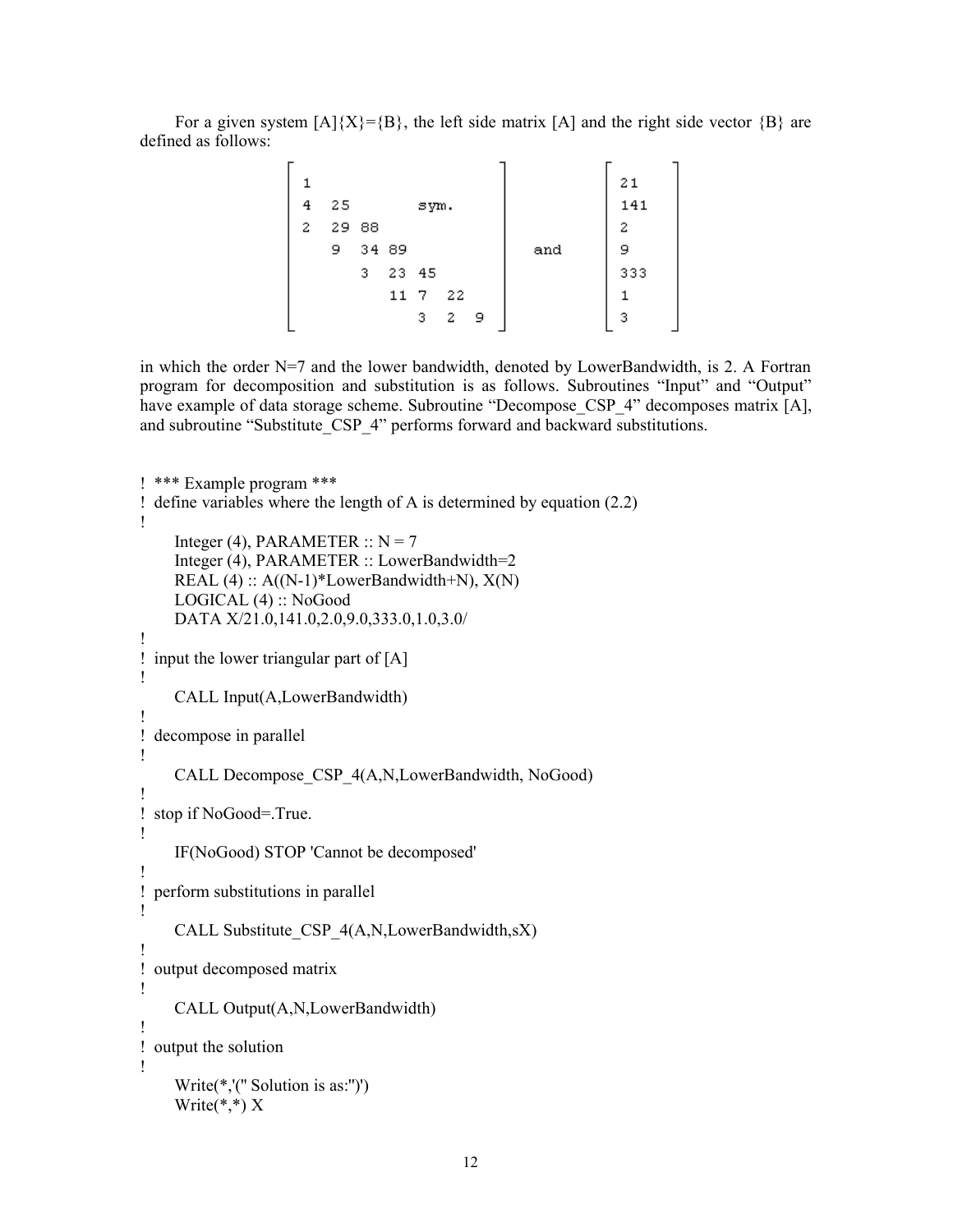For a given system [A]{X}={B}, the left side matrix [A] and the right side vector {B} are defined as follows:

$$
\begin{bmatrix}
1 & & & & & & \\
4 & 25 & & & \text{sym.} & & \\
2 & 29 & 88 & & & & \\
 & 9 & 34 & 89 & & & \\
 & & 3 & 23 & 45 & & \\
 & & & 11 & 7 & 22 & \\
 & & & & 3 & 2 & 9
\end{bmatrix}
\quad \text{and} \quad
\begin{bmatrix}
21 \\ 141 \\ 2 \\ 9 \\ 333 \\ 1 \\ 3
\end{bmatrix}
$$

in which the order N=7 and the lower bandwidth, denoted by LowerBandwidth, is 2. A Fortran program for decomposition and substitution is as follows. Subroutines "Input" and "Output" have example of data storage scheme. Subroutine "Decompose_CSP_4" decomposes matrix [A], and subroutine "Substitute_CSP_4" performs forward and backward substitutions.

```
! *** Example program ***
! define variables where the length of A is determined by equation (2.2)
!
      Integer (4), PARAMETER :: N = 7
      Integer (4), PARAMETER :: LowerBandwidth=2
      REAL (4) :: A((N-1)*LowerBandwidth+N), X(N)
      LOGICAL (4) :: NoGood
      DATA X/21.0,141.0,2.0,9.0,333.0,1.0,3.0/
!
! input the lower triangular part of [A]
!
      CALL Input(A,LowerBandwidth)
!
! decompose in parallel
!
      CALL Decompose_CSP_4(A,N,LowerBandwidth, NoGood)
!
! stop if NoGood=.True.
!
      IF(NoGood) STOP 'Cannot be decomposed'
!
! perform substitutions in parallel
!
      CALL Substitute_CSP_4(A,N,LowerBandwidth,sX)
!
! output decomposed matrix
!
      CALL Output(A,N,LowerBandwidth)
!
! output the solution
!
      Write(*,'(" Solution is as:")')
      Write(*,*) X
```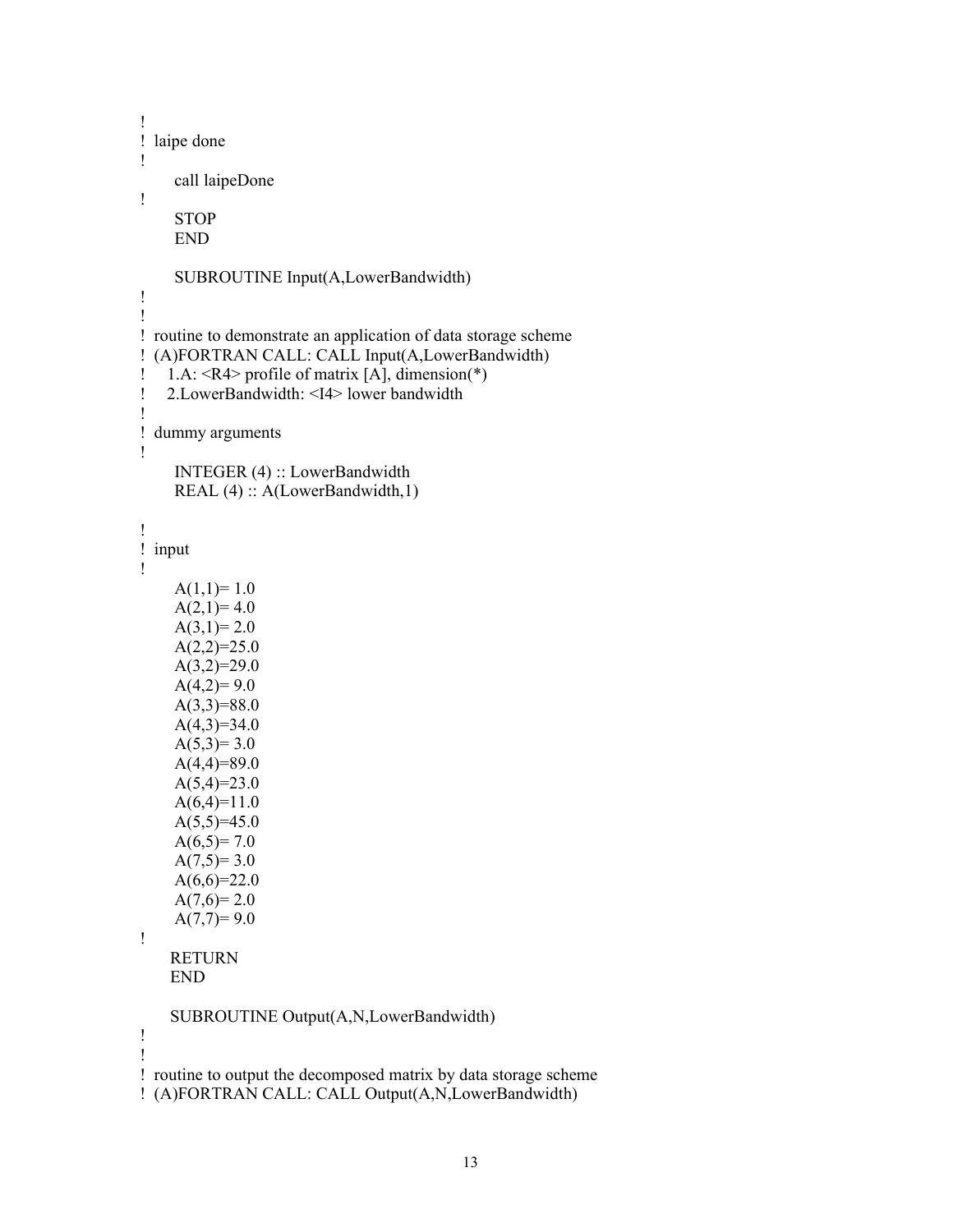```
!
! laipe done
!
      call laipeDone
!
      STOP
      END

      SUBROUTINE Input(A,LowerBandwidth)
!
!
! routine to demonstrate an application of data storage scheme
! (A)FORTRAN CALL: CALL Input(A,LowerBandwidth)
!   1.A: <R4> profile of matrix [A], dimension(*)
!   2.LowerBandwidth: <I4> lower bandwidth
!
! dummy arguments
!
      INTEGER (4) :: LowerBandwidth
      REAL (4) :: A(LowerBandwidth,1)

!
! input
!
      A(1,1)= 1.0
      A(2,1)= 4.0
      A(3,1)= 2.0
      A(2,2)=25.0
      A(3,2)=29.0
      A(4,2)= 9.0
      A(3,3)=88.0
      A(4,3)=34.0
      A(5,3)= 3.0
      A(4,4)=89.0
      A(5,4)=23.0
      A(6,4)=11.0
      A(5,5)=45.0
      A(6,5)= 7.0
      A(7,5)= 3.0
      A(6,6)=22.0
      A(7,6)= 2.0
      A(7,7)= 9.0
!
     RETURN
     END

     SUBROUTINE Output(A,N,LowerBandwidth)
!
!
! routine to output the decomposed matrix by data storage scheme
! (A)FORTRAN CALL: CALL Output(A,N,LowerBandwidth)
```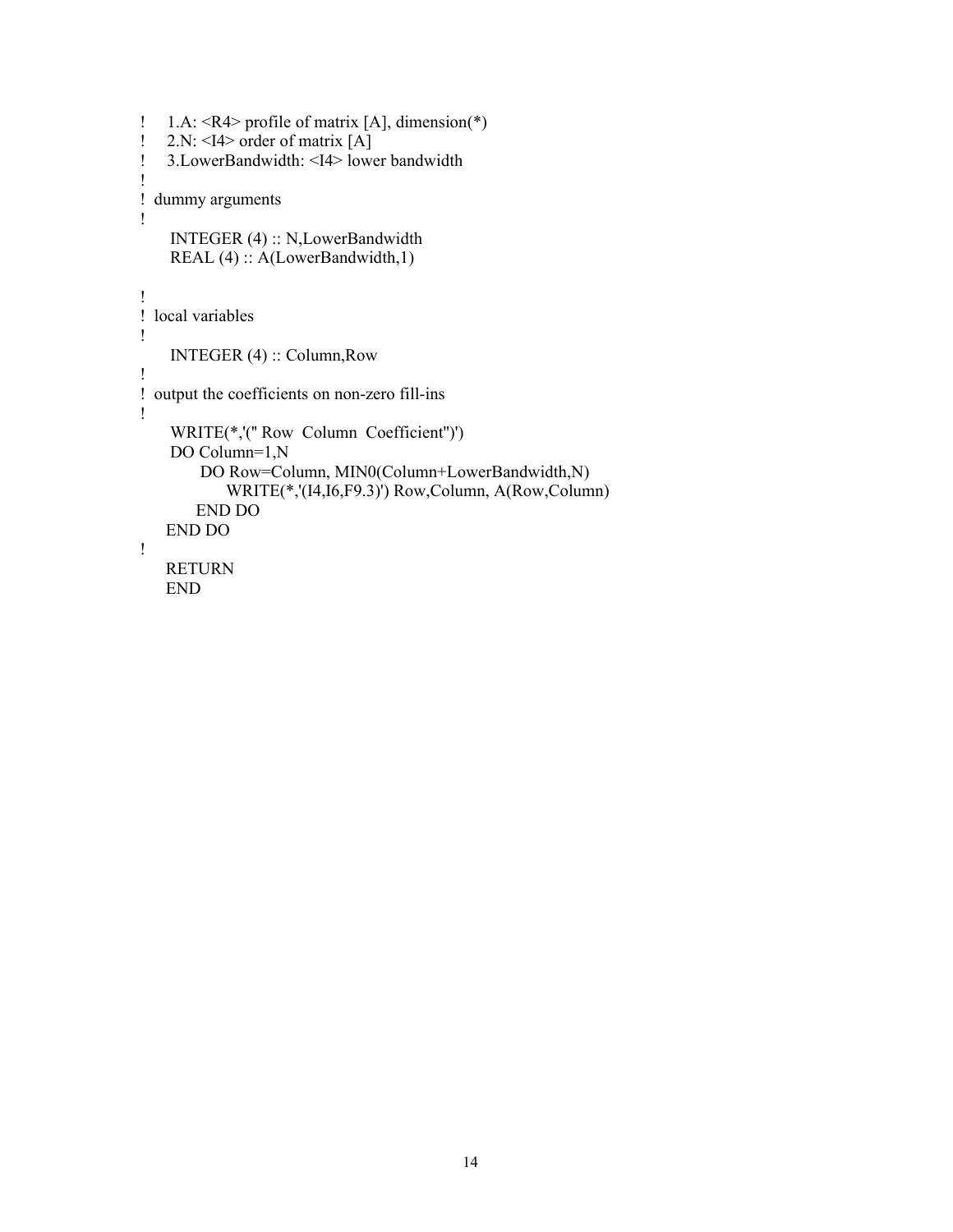```
!     1.A: <R4> profile of matrix [A], dimension(*)
!     2.N: <I4> order of matrix [A]
!     3.LowerBandwidth: <I4> lower bandwidth
!
!  dummy arguments
!
      INTEGER (4) :: N,LowerBandwidth
      REAL (4) :: A(LowerBandwidth,1)

!
!  local variables
!
      INTEGER (4) :: Column,Row
!
!  output the coefficients on non-zero fill-ins
!
      WRITE(*,'(" Row  Column  Coefficient")')
      DO Column=1,N
           DO Row=Column, MIN0(Column+LowerBandwidth,N)
                WRITE(*,'(I4,I6,F9.3)') Row,Column, A(Row,Column)
          END DO
     END DO
!
     RETURN
     END
```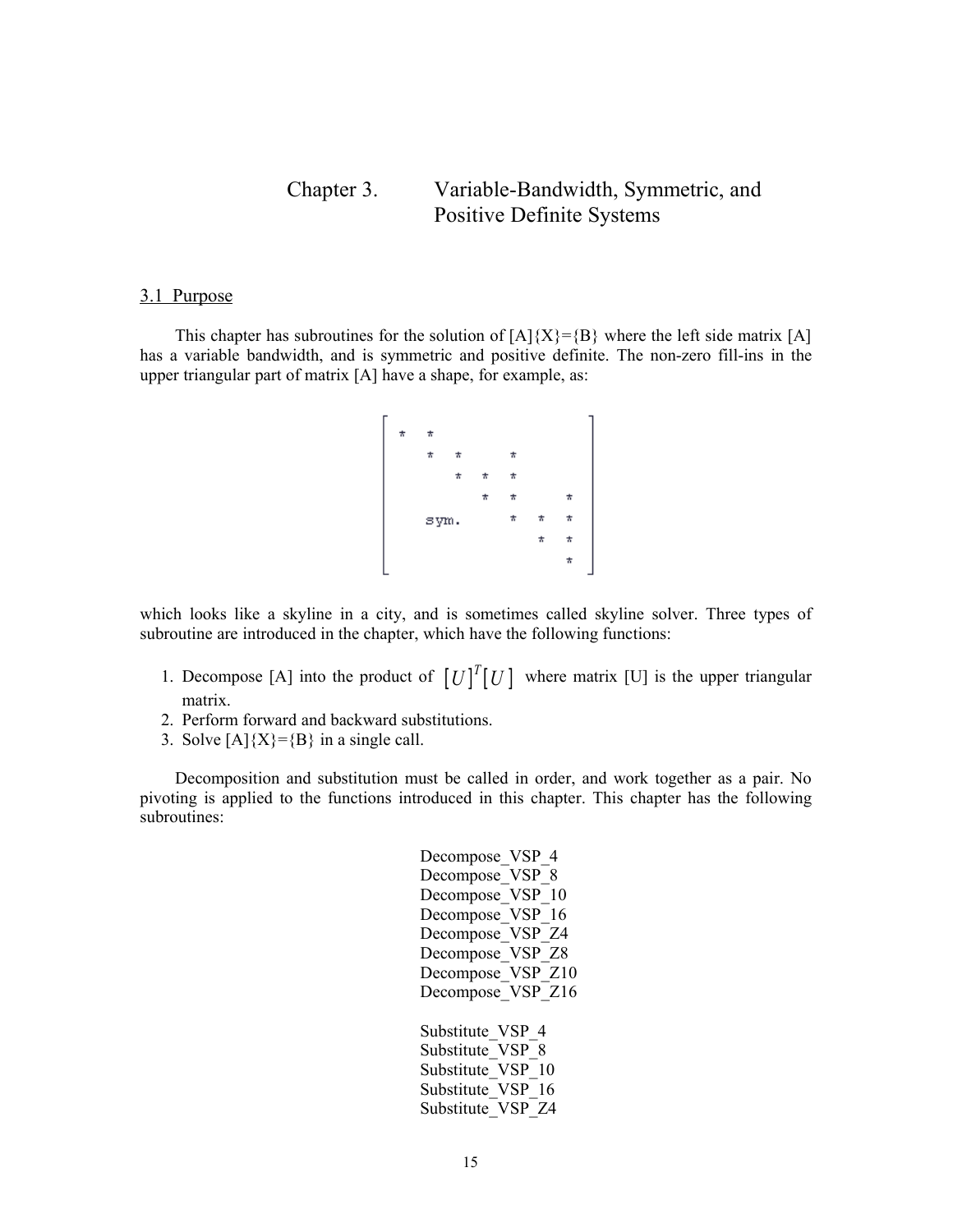# Chapter 3. Variable-Bandwidth, Symmetric, and Positive Definite Systems

## 3.1 Purpose

This chapter has subroutines for the solution of [A]{X}={B} where the left side matrix [A] has a variable bandwidth, and is symmetric and positive definite. The non-zero fill-ins in the upper triangular part of matrix [A] have a shape, for example, as:

```
[ *  *                    ]
[    *  *     *           ]
[       *  *  *           ]
[          *  *     *     ]
[    sym.     *  *  *     ]
[                *  *     ]
[                   *     ]
```

which looks like a skyline in a city, and is sometimes called skyline solver. Three types of subroutine are introduced in the chapter, which have the following functions:

1. Decompose [A] into the product of $[U]^T[U]$ where matrix [U] is the upper triangular matrix.
2. Perform forward and backward substitutions.
3. Solve [A]{X}={B} in a single call.

Decomposition and substitution must be called in order, and work together as a pair. No pivoting is applied to the functions introduced in this chapter. This chapter has the following subroutines:

Decompose_VSP_4
Decompose_VSP_8
Decompose_VSP_10
Decompose_VSP_16
Decompose_VSP_Z4
Decompose_VSP_Z8
Decompose_VSP_Z10
Decompose_VSP_Z16

Substitute_VSP_4
Substitute_VSP_8
Substitute_VSP_10
Substitute_VSP_16
Substitute_VSP_Z4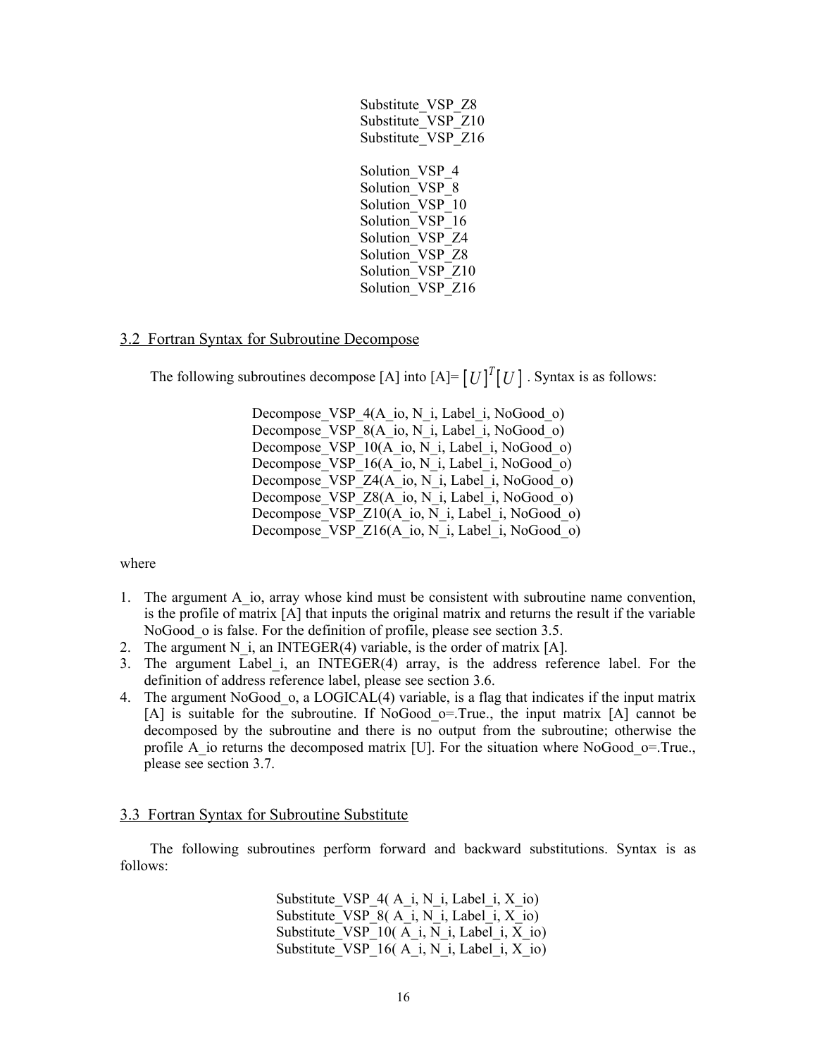Substitute_VSP_Z8
Substitute_VSP_Z10
Substitute_VSP_Z16

Solution_VSP_4
Solution_VSP_8
Solution_VSP_10
Solution_VSP_16
Solution_VSP_Z4
Solution_VSP_Z8
Solution_VSP_Z10
Solution_VSP_Z16

## 3.2 Fortran Syntax for Subroutine Decompose

The following subroutines decompose [A] into [A]= $[U]^T[U]$ . Syntax is as follows:

```
Decompose_VSP_4(A_io, N_i, Label_i, NoGood_o)
Decompose_VSP_8(A_io, N_i, Label_i, NoGood_o)
Decompose_VSP_10(A_io, N_i, Label_i, NoGood_o)
Decompose_VSP_16(A_io, N_i, Label_i, NoGood_o)
Decompose_VSP_Z4(A_io, N_i, Label_i, NoGood_o)
Decompose_VSP_Z8(A_io, N_i, Label_i, NoGood_o)
Decompose_VSP_Z10(A_io, N_i, Label_i, NoGood_o)
Decompose_VSP_Z16(A_io, N_i, Label_i, NoGood_o)
```

where

1. The argument A_io, array whose kind must be consistent with subroutine name convention, is the profile of matrix [A] that inputs the original matrix and returns the result if the variable NoGood_o is false. For the definition of profile, please see section 3.5.
2. The argument N_i, an INTEGER(4) variable, is the order of matrix [A].
3. The argument Label_i, an INTEGER(4) array, is the address reference label. For the definition of address reference label, please see section 3.6.
4. The argument NoGood_o, a LOGICAL(4) variable, is a flag that indicates if the input matrix [A] is suitable for the subroutine. If NoGood_o=.True., the input matrix [A] cannot be decomposed by the subroutine and there is no output from the subroutine; otherwise the profile A_io returns the decomposed matrix [U]. For the situation where NoGood_o=.True., please see section 3.7.

## 3.3 Fortran Syntax for Subroutine Substitute

The following subroutines perform forward and backward substitutions. Syntax is as follows:

```
Substitute_VSP_4( A_i, N_i, Label_i, X_io)
Substitute_VSP_8( A_i, N_i, Label_i, X_io)
Substitute_VSP_10( A_i, N_i, Label_i, X_io)
Substitute_VSP_16( A_i, N_i, Label_i, X_io)
```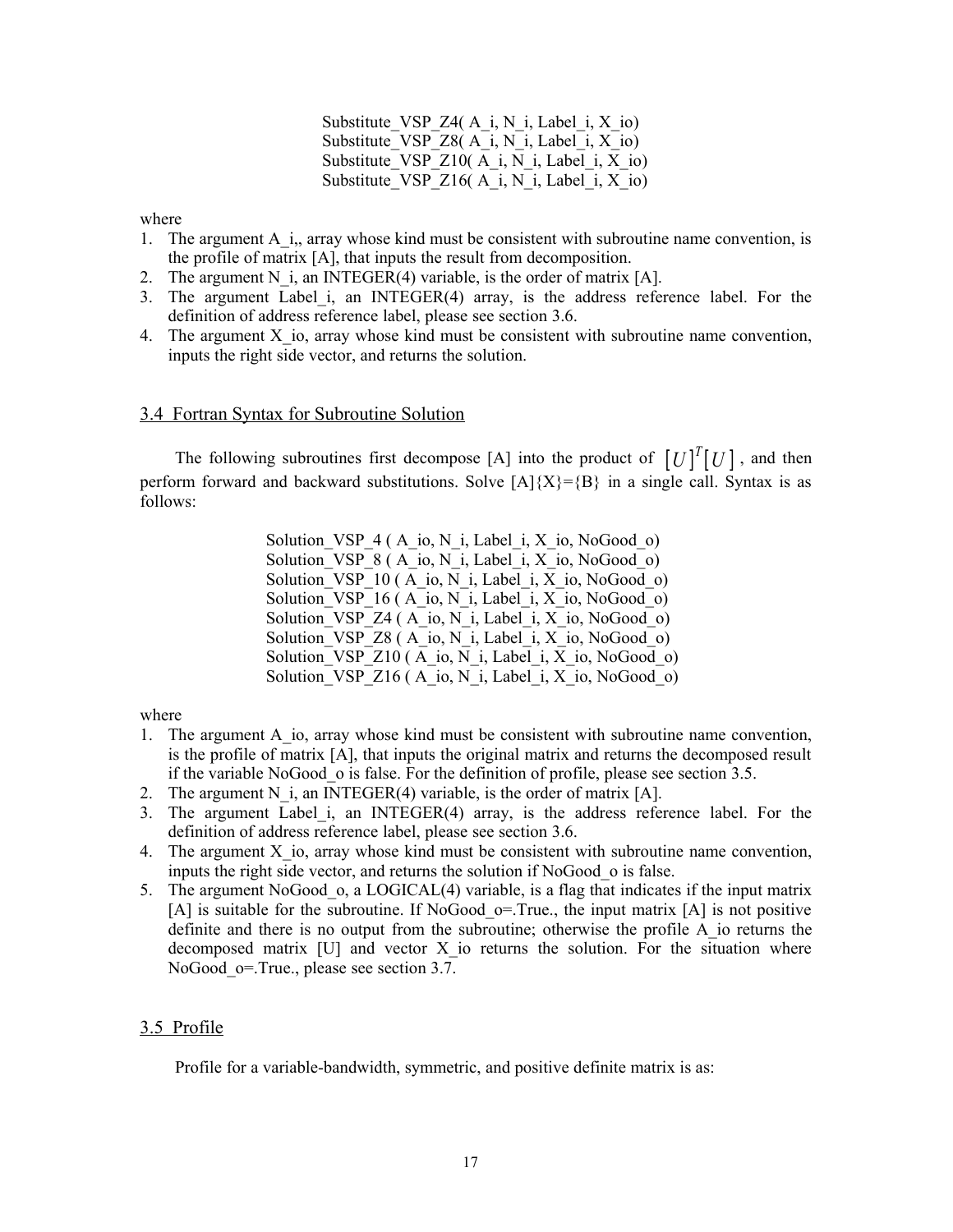```
Substitute_VSP_Z4( A_i, N_i, Label_i, X_io)
Substitute_VSP_Z8( A_i, N_i, Label_i, X_io)
Substitute_VSP_Z10( A_i, N_i, Label_i, X_io)
Substitute_VSP_Z16( A_i, N_i, Label_i, X_io)
```

where

1. The argument A_i,, array whose kind must be consistent with subroutine name convention, is the profile of matrix [A], that inputs the result from decomposition.
2. The argument N_i, an INTEGER(4) variable, is the order of matrix [A].
3. The argument Label_i, an INTEGER(4) array, is the address reference label. For the definition of address reference label, please see section 3.6.
4. The argument X_io, array whose kind must be consistent with subroutine name convention, inputs the right side vector, and returns the solution.

## 3.4 Fortran Syntax for Subroutine Solution

The following subroutines first decompose [A] into the product of $[U]^T[U]$, and then perform forward and backward substitutions. Solve [A]{X}={B} in a single call. Syntax is as follows:

```
Solution_VSP_4 ( A_io, N_i, Label_i, X_io, NoGood_o)
Solution_VSP_8 ( A_io, N_i, Label_i, X_io, NoGood_o)
Solution_VSP_10 ( A_io, N_i, Label_i, X_io, NoGood_o)
Solution_VSP_16 ( A_io, N_i, Label_i, X_io, NoGood_o)
Solution_VSP_Z4 ( A_io, N_i, Label_i, X_io, NoGood_o)
Solution_VSP_Z8 ( A_io, N_i, Label_i, X_io, NoGood_o)
Solution_VSP_Z10 ( A_io, N_i, Label_i, X_io, NoGood_o)
Solution_VSP_Z16 ( A_io, N_i, Label_i, X_io, NoGood_o)
```

where

1. The argument A_io, array whose kind must be consistent with subroutine name convention, is the profile of matrix [A], that inputs the original matrix and returns the decomposed result if the variable NoGood_o is false. For the definition of profile, please see section 3.5.
2. The argument N_i, an INTEGER(4) variable, is the order of matrix [A].
3. The argument Label_i, an INTEGER(4) array, is the address reference label. For the definition of address reference label, please see section 3.6.
4. The argument X_io, array whose kind must be consistent with subroutine name convention, inputs the right side vector, and returns the solution if NoGood_o is false.
5. The argument NoGood_o, a LOGICAL(4) variable, is a flag that indicates if the input matrix [A] is suitable for the subroutine. If NoGood_o=.True., the input matrix [A] is not positive definite and there is no output from the subroutine; otherwise the profile A_io returns the decomposed matrix [U] and vector X_io returns the solution. For the situation where NoGood_o=.True., please see section 3.7.

## 3.5 Profile

Profile for a variable-bandwidth, symmetric, and positive definite matrix is as: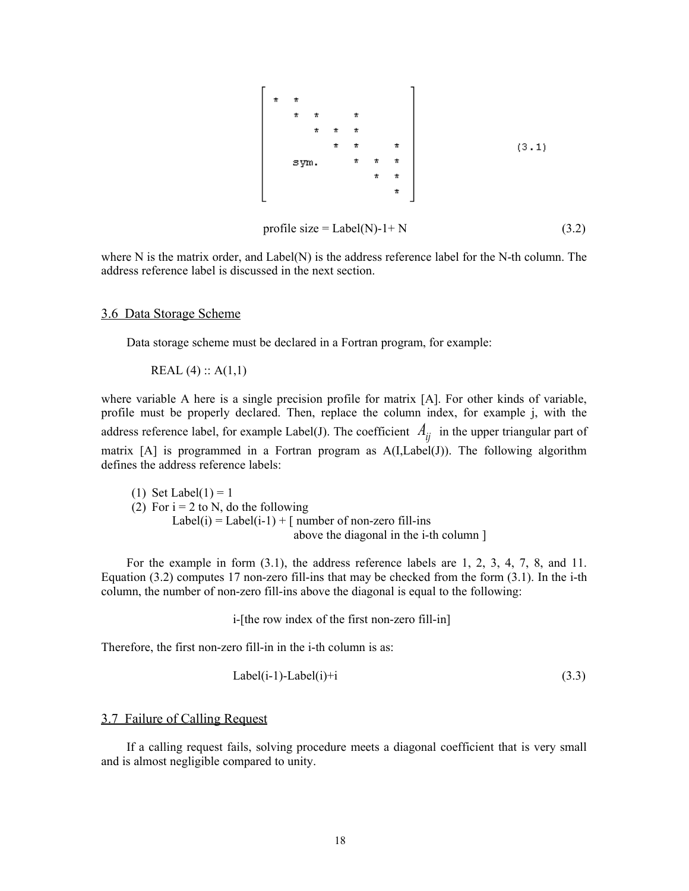$$
\begin{bmatrix}
* & * & & & & & \\
 & * & * & & * & & \\
 & & * & * & * & & \\
 & & & * & * & & * \\
 & \text{sym.} & & & * & * & * \\
 & & & & & * & * \\
 & & & & & & *
\end{bmatrix}
\qquad (3.1)
$$

$$
\text{profile size} = \text{Label(N)}-1+\text{N} \qquad (3.2)
$$

where N is the matrix order, and Label(N) is the address reference label for the N-th column. The address reference label is discussed in the next section.

## 3.6 Data Storage Scheme

Data storage scheme must be declared in a Fortran program, for example:

```
REAL (4) :: A(1,1)
```

where variable A here is a single precision profile for matrix [A]. For other kinds of variable, profile must be properly declared. Then, replace the column index, for example j, with the address reference label, for example Label(J). The coefficient $A_{ij}$ in the upper triangular part of matrix [A] is programmed in a Fortran program as A(I,Label(J)). The following algorithm defines the address reference labels:

(1) Set Label(1) = 1
(2) For i = 2 to N, do the following
    Label(i) = Label(i-1) + [ number of non-zero fill-ins above the diagonal in the i-th column ]

For the example in form (3.1), the address reference labels are 1, 2, 3, 4, 7, 8, and 11. Equation (3.2) computes 17 non-zero fill-ins that may be checked from the form (3.1). In the i-th column, the number of non-zero fill-ins above the diagonal is equal to the following:

$$
\text{i-[the row index of the first non-zero fill-in]}
$$

Therefore, the first non-zero fill-in in the i-th column is as:

$$
\text{Label(i-1)-Label(i)+i} \qquad (3.3)
$$

## 3.7 Failure of Calling Request

If a calling request fails, solving procedure meets a diagonal coefficient that is very small and is almost negligible compared to unity.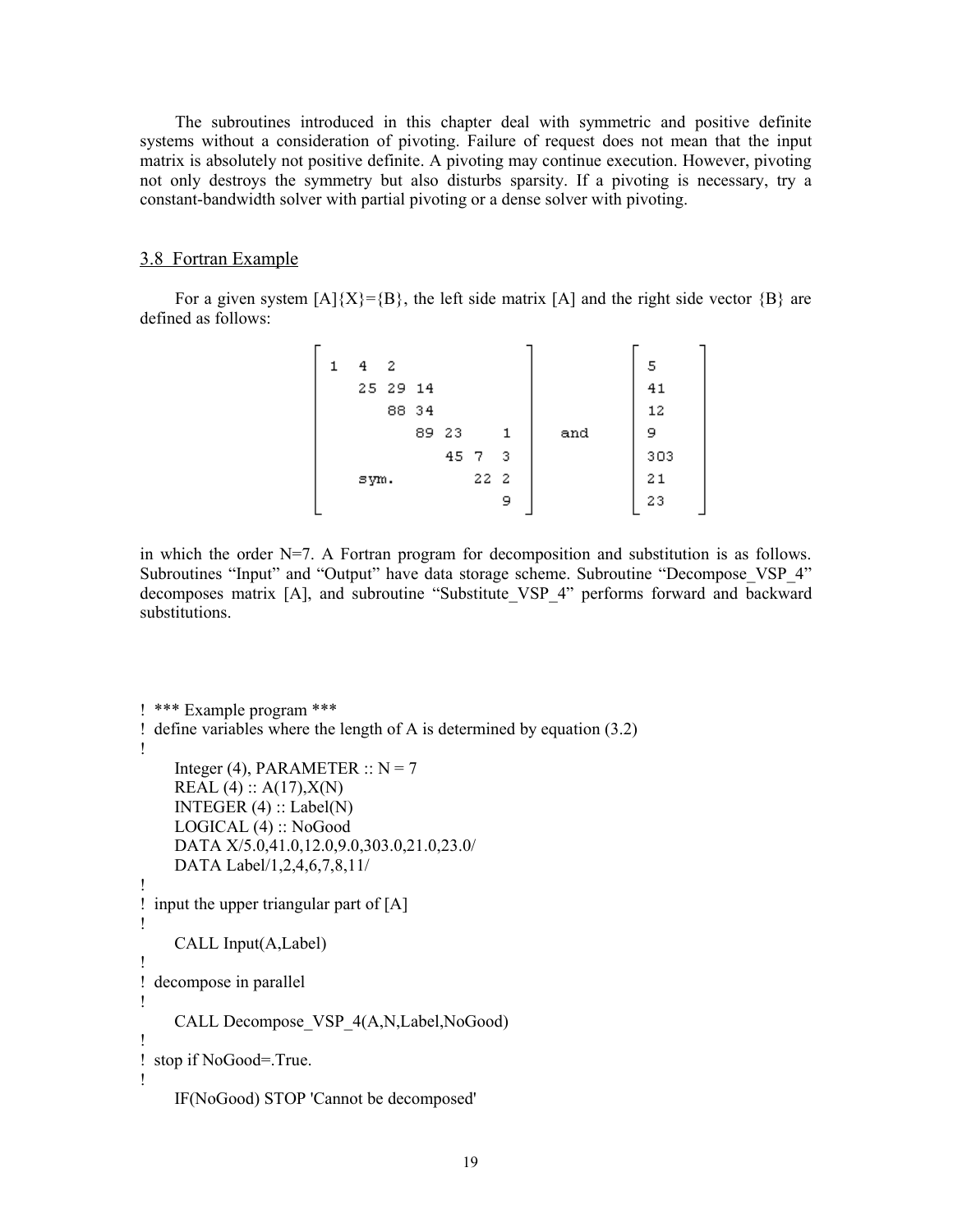The subroutines introduced in this chapter deal with symmetric and positive definite systems without a consideration of pivoting. Failure of request does not mean that the input matrix is absolutely not positive definite. A pivoting may continue execution. However, pivoting not only destroys the symmetry but also disturbs sparsity. If a pivoting is necessary, try a constant-bandwidth solver with partial pivoting or a dense solver with pivoting.

## 3.8 Fortran Example

For a given system [A]{X}={B}, the left side matrix [A] and the right side vector {B} are defined as follows:

$$
\begin{bmatrix}
1 & 4 & 2 & & & & \\
 & 25 & 29 & 14 & & & \\
 & & 88 & 34 & & & \\
 & & & 89 & 23 & & 1 \\
 & & & & 45 & 7 & 3 \\
 & \text{sym.} & & & & 22 & 2 \\
 & & & & & & 9
\end{bmatrix}
\quad \text{and} \quad
\begin{bmatrix}
5 \\ 41 \\ 12 \\ 9 \\ 303 \\ 21 \\ 23
\end{bmatrix}
$$

in which the order N=7. A Fortran program for decomposition and substitution is as follows. Subroutines "Input" and "Output" have data storage scheme. Subroutine "Decompose_VSP_4" decomposes matrix [A], and subroutine "Substitute_VSP_4" performs forward and backward substitutions.

```
! *** Example program ***
! define variables where the length of A is determined by equation (3.2)
!
      Integer (4), PARAMETER :: N = 7
      REAL (4) :: A(17),X(N)
      INTEGER (4) :: Label(N)
      LOGICAL (4) :: NoGood
      DATA X/5.0,41.0,12.0,9.0,303.0,21.0,23.0/
      DATA Label/1,2,4,6,7,8,11/
!
! input the upper triangular part of [A]
!
      CALL Input(A,Label)
!
! decompose in parallel
!
      CALL Decompose_VSP_4(A,N,Label,NoGood)
!
! stop if NoGood=.True.
!
      IF(NoGood) STOP 'Cannot be decomposed'
```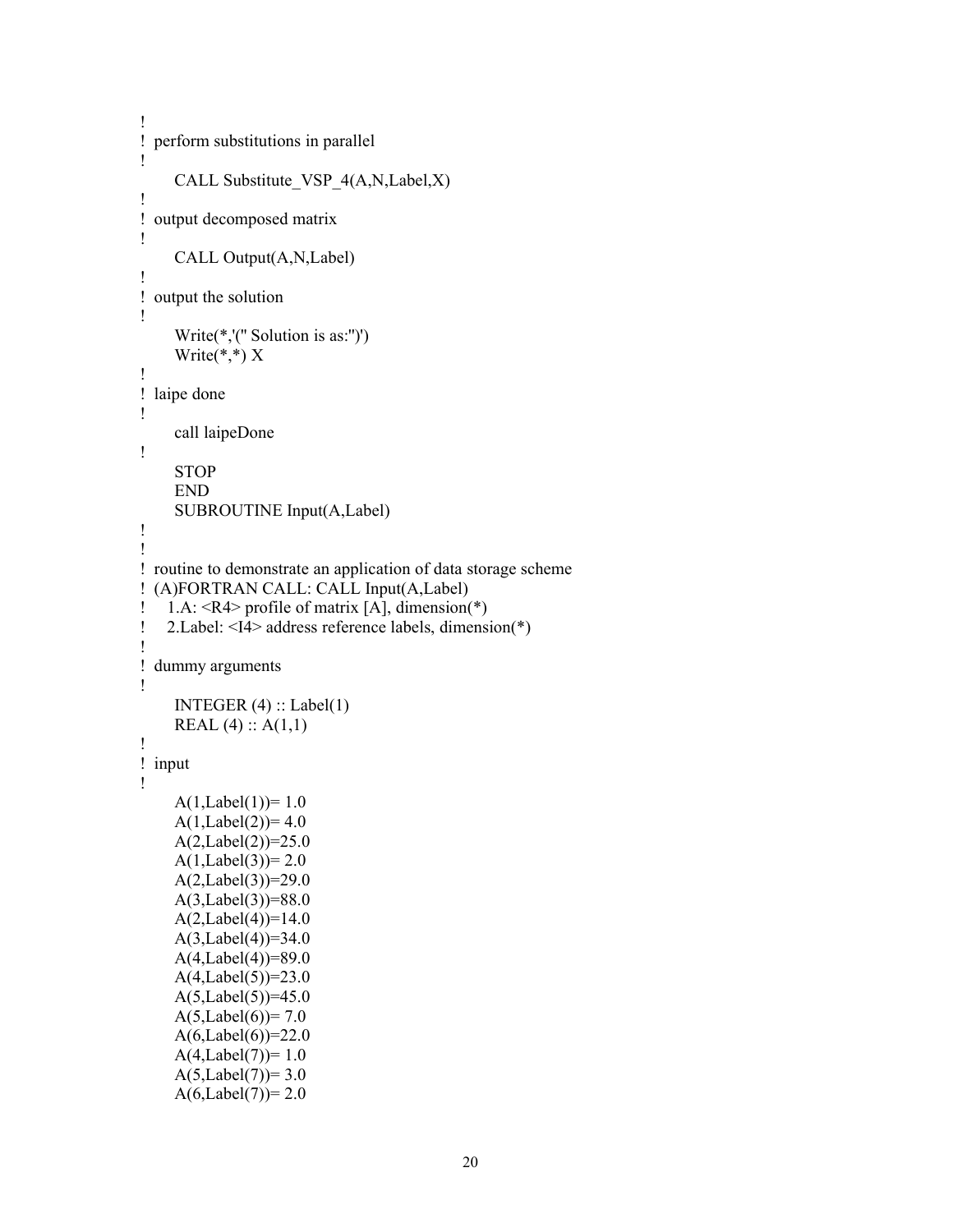```
!
! perform substitutions in parallel
!
      CALL Substitute_VSP_4(A,N,Label,X)
!
! output decomposed matrix
!
      CALL Output(A,N,Label)
!
! output the solution
!
      Write(*,'(" Solution is as:")')
      Write(*,*) X
!
! laipe done
!
      call laipeDone
!
      STOP
      END
      SUBROUTINE Input(A,Label)
!
!
! routine to demonstrate an application of data storage scheme
! (A)FORTRAN CALL: CALL Input(A,Label)
!   1.A: <R4> profile of matrix [A], dimension(*)
!   2.Label: <I4> address reference labels, dimension(*)
!
! dummy arguments
!
      INTEGER (4) :: Label(1)
      REAL (4) :: A(1,1)
!
! input
!
      A(1,Label(1))= 1.0
      A(1,Label(2))= 4.0
      A(2,Label(2))=25.0
      A(1,Label(3))= 2.0
      A(2,Label(3))=29.0
      A(3,Label(3))=88.0
      A(2,Label(4))=14.0
      A(3,Label(4))=34.0
      A(4,Label(4))=89.0
      A(4,Label(5))=23.0
      A(5,Label(5))=45.0
      A(5,Label(6))= 7.0
      A(6,Label(6))=22.0
      A(4,Label(7))= 1.0
      A(5,Label(7))= 3.0
      A(6,Label(7))= 2.0
```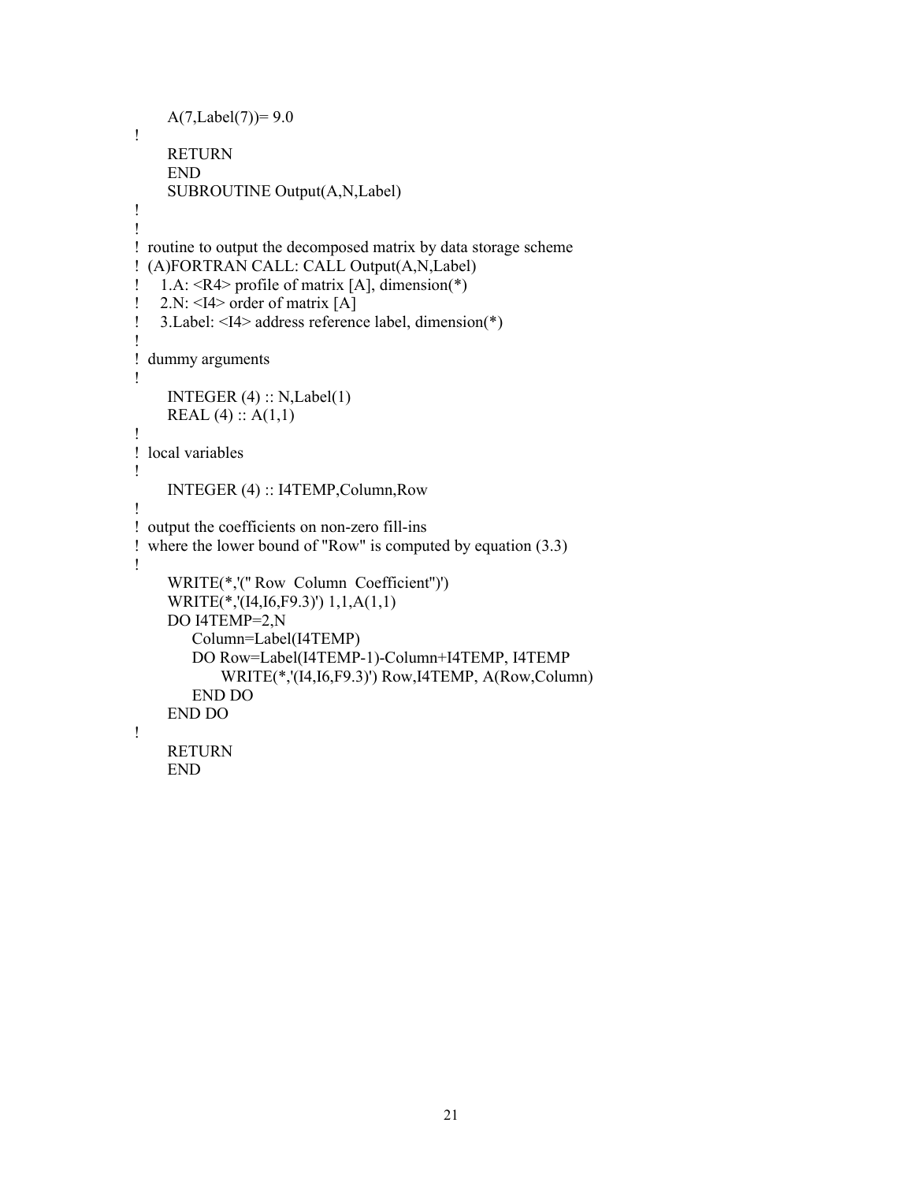```
      A(7,Label(7))= 9.0
!
      RETURN
      END
      SUBROUTINE Output(A,N,Label)
!
!
!  routine to output the decomposed matrix by data storage scheme
!  (A)FORTRAN CALL: CALL Output(A,N,Label)
!     1.A: <R4> profile of matrix [A], dimension(*)
!     2.N: <I4> order of matrix [A]
!     3.Label: <I4> address reference label, dimension(*)
!
!  dummy arguments
!
      INTEGER (4) :: N,Label(1)
      REAL (4) :: A(1,1)
!
!  local variables
!
      INTEGER (4) :: I4TEMP,Column,Row
!
!  output the coefficients on non-zero fill-ins
!  where the lower bound of "Row" is computed by equation (3.3)
!
      WRITE(*,'(" Row  Column  Coefficient")')
      WRITE(*,'(I4,I6,F9.3)') 1,1,A(1,1)
      DO I4TEMP=2,N
         Column=Label(I4TEMP)
         DO Row=Label(I4TEMP-1)-Column+I4TEMP, I4TEMP
            WRITE(*,'(I4,I6,F9.3)') Row,I4TEMP, A(Row,Column)
         END DO
      END DO
!
      RETURN
      END
```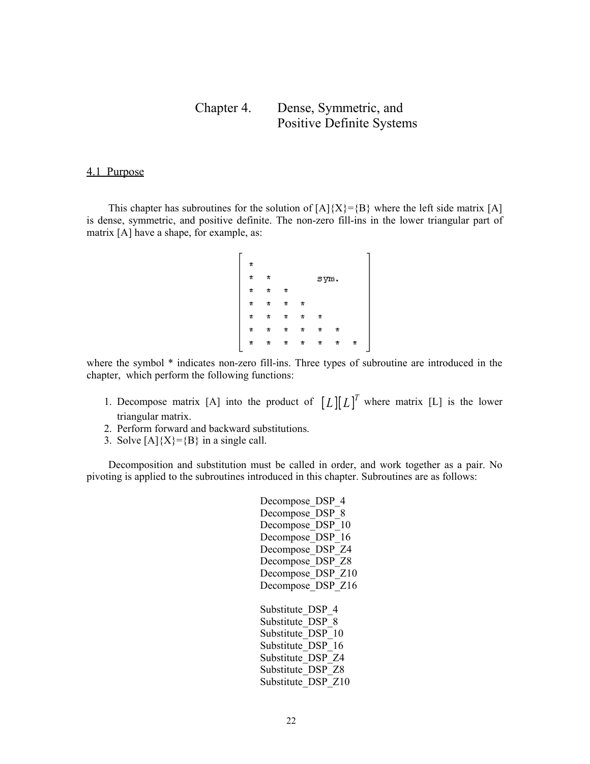# Chapter 4. Dense, Symmetric, and Positive Definite Systems

## 4.1 Purpose

This chapter has subroutines for the solution of [A]{X}={B} where the left side matrix [A] is dense, symmetric, and positive definite. The non-zero fill-ins in the lower triangular part of matrix [A] have a shape, for example, as:

$$\begin{bmatrix} * & & & & & & \\ * & * & & & \text{sym.} & & \\ * & * & * & & & & \\ * & * & * & * & & & \\ * & * & * & * & * & & \\ * & * & * & * & * & * & \\ * & * & * & * & * & * & * \end{bmatrix}$$

where the symbol * indicates non-zero fill-ins. Three types of subroutine are introduced in the chapter, which perform the following functions:

1. Decompose matrix [A] into the product of $[L][L]^T$ where matrix [L] is the lower triangular matrix.
2. Perform forward and backward substitutions.
3. Solve [A]{X}={B} in a single call.

Decomposition and substitution must be called in order, and work together as a pair. No pivoting is applied to the subroutines introduced in this chapter. Subroutines are as follows:

Decompose_DSP_4
Decompose_DSP_8
Decompose_DSP_10
Decompose_DSP_16
Decompose_DSP_Z4
Decompose_DSP_Z8
Decompose_DSP_Z10
Decompose_DSP_Z16

Substitute_DSP_4
Substitute_DSP_8
Substitute_DSP_10
Substitute_DSP_16
Substitute_DSP_Z4
Substitute_DSP_Z8
Substitute_DSP_Z10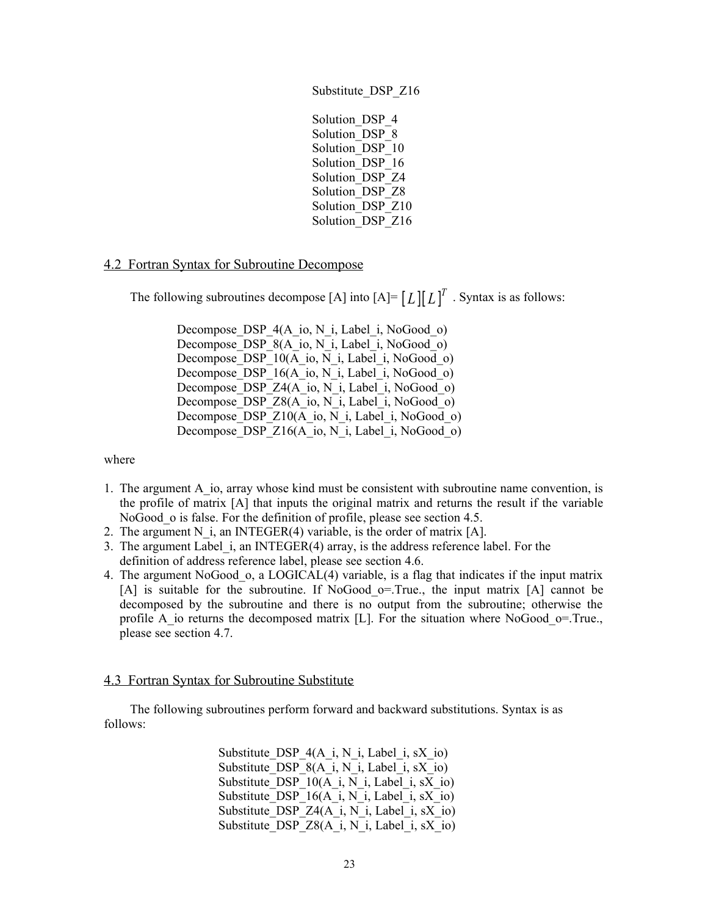Substitute_DSP_Z16

Solution_DSP_4
Solution_DSP_8
Solution_DSP_10
Solution_DSP_16
Solution_DSP_Z4
Solution_DSP_Z8
Solution_DSP_Z10
Solution_DSP_Z16

## 4.2 Fortran Syntax for Subroutine Decompose

The following subroutines decompose [A] into [A]= $[L][L]^T$ . Syntax is as follows:

```
Decompose_DSP_4(A_io, N_i, Label_i, NoGood_o)
Decompose_DSP_8(A_io, N_i, Label_i, NoGood_o)
Decompose_DSP_10(A_io, N_i, Label_i, NoGood_o)
Decompose_DSP_16(A_io, N_i, Label_i, NoGood_o)
Decompose_DSP_Z4(A_io, N_i, Label_i, NoGood_o)
Decompose_DSP_Z8(A_io, N_i, Label_i, NoGood_o)
Decompose_DSP_Z10(A_io, N_i, Label_i, NoGood_o)
Decompose_DSP_Z16(A_io, N_i, Label_i, NoGood_o)
```

where

1. The argument A_io, array whose kind must be consistent with subroutine name convention, is the profile of matrix [A] that inputs the original matrix and returns the result if the variable NoGood_o is false. For the definition of profile, please see section 4.5.
2. The argument N_i, an INTEGER(4) variable, is the order of matrix [A].
3. The argument Label_i, an INTEGER(4) array, is the address reference label. For the definition of address reference label, please see section 4.6.
4. The argument NoGood_o, a LOGICAL(4) variable, is a flag that indicates if the input matrix [A] is suitable for the subroutine. If NoGood_o=.True., the input matrix [A] cannot be decomposed by the subroutine and there is no output from the subroutine; otherwise the profile A_io returns the decomposed matrix [L]. For the situation where NoGood_o=.True., please see section 4.7.

## 4.3 Fortran Syntax for Subroutine Substitute

The following subroutines perform forward and backward substitutions. Syntax is as follows:

```
Substitute_DSP_4(A_i, N_i, Label_i, sX_io)
Substitute_DSP_8(A_i, N_i, Label_i, sX_io)
Substitute_DSP_10(A_i, N_i, Label_i, sX_io)
Substitute_DSP_16(A_i, N_i, Label_i, sX_io)
Substitute_DSP_Z4(A_i, N_i, Label_i, sX_io)
Substitute_DSP_Z8(A_i, N_i, Label_i, sX_io)
```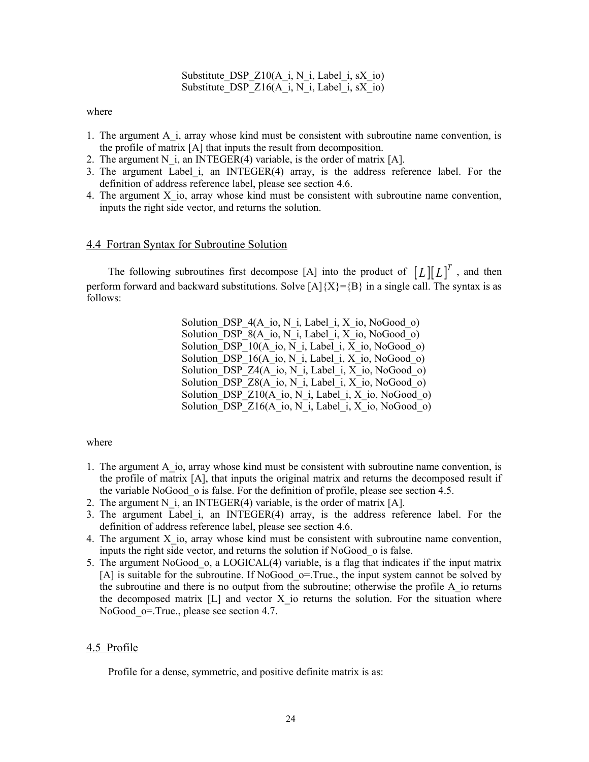Substitute_DSP_Z10(A_i, N_i, Label_i, sX_io)
Substitute_DSP_Z16(A_i, N_i, Label_i, sX_io)

where

1. The argument A_i, array whose kind must be consistent with subroutine name convention, is the profile of matrix [A] that inputs the result from decomposition.
2. The argument N_i, an INTEGER(4) variable, is the order of matrix [A].
3. The argument Label_i, an INTEGER(4) array, is the address reference label. For the definition of address reference label, please see section 4.6.
4. The argument X_io, array whose kind must be consistent with subroutine name convention, inputs the right side vector, and returns the solution.

## 4.4 Fortran Syntax for Subroutine Solution

The following subroutines first decompose [A] into the product of $[L][L]^T$ , and then perform forward and backward substitutions. Solve [A]{X}={B} in a single call. The syntax is as follows:

Solution_DSP_4(A_io, N_i, Label_i, X_io, NoGood_o)
Solution_DSP_8(A_io, N_i, Label_i, X_io, NoGood_o)
Solution_DSP_10(A_io, N_i, Label_i, X_io, NoGood_o)
Solution_DSP_16(A_io, N_i, Label_i, X_io, NoGood_o)
Solution_DSP_Z4(A_io, N_i, Label_i, X_io, NoGood_o)
Solution_DSP_Z8(A_io, N_i, Label_i, X_io, NoGood_o)
Solution_DSP_Z10(A_io, N_i, Label_i, X_io, NoGood_o)
Solution_DSP_Z16(A_io, N_i, Label_i, X_io, NoGood_o)

where

1. The argument A_io, array whose kind must be consistent with subroutine name convention, is the profile of matrix [A], that inputs the original matrix and returns the decomposed result if the variable NoGood_o is false. For the definition of profile, please see section 4.5.
2. The argument N_i, an INTEGER(4) variable, is the order of matrix [A].
3. The argument Label_i, an INTEGER(4) array, is the address reference label. For the definition of address reference label, please see section 4.6.
4. The argument X_io, array whose kind must be consistent with subroutine name convention, inputs the right side vector, and returns the solution if NoGood_o is false.
5. The argument NoGood_o, a LOGICAL(4) variable, is a flag that indicates if the input matrix [A] is suitable for the subroutine. If NoGood_o=.True., the input system cannot be solved by the subroutine and there is no output from the subroutine; otherwise the profile A_io returns the decomposed matrix [L] and vector X_io returns the solution. For the situation where NoGood_o=.True., please see section 4.7.

## 4.5 Profile

Profile for a dense, symmetric, and positive definite matrix is as: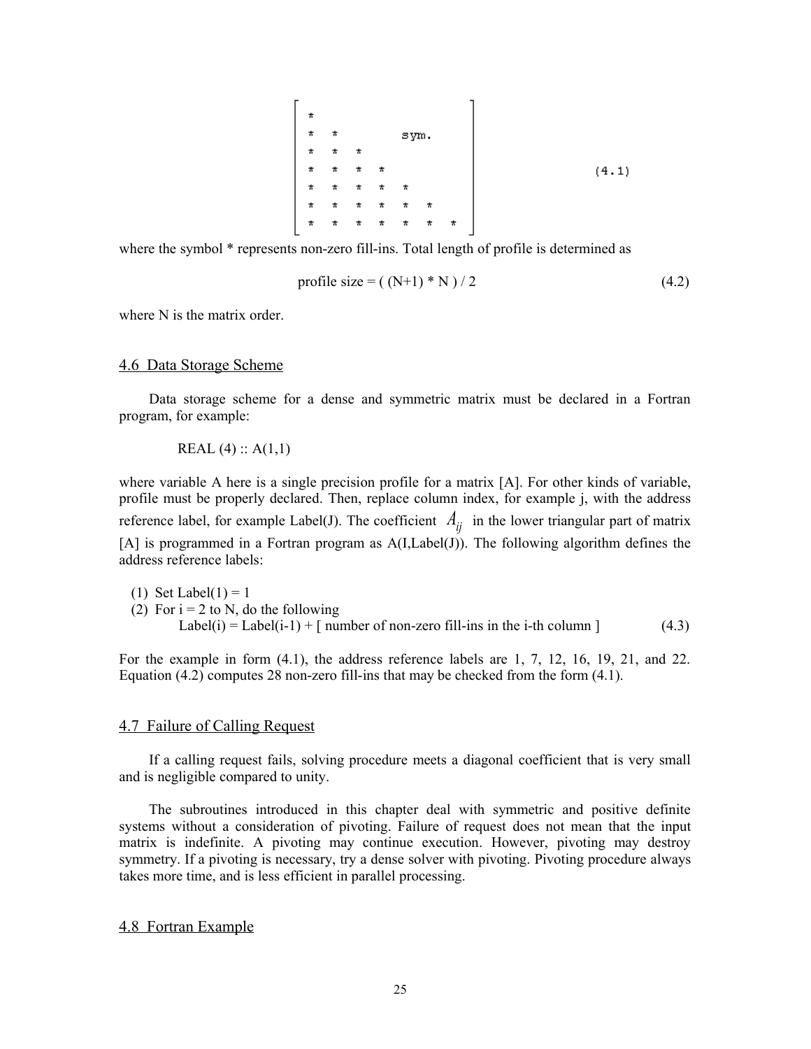$$
\begin{bmatrix}
* & & & & & & \\
* & * & & & \text{sym.} & & \\
* & * & * & & & & \\
* & * & * & * & & & \\
* & * & * & * & * & & \\
* & * & * & * & * & * & \\
* & * & * & * & * & * & *
\end{bmatrix} \tag{4.1}
$$

where the symbol * represents non-zero fill-ins. Total length of profile is determined as

$$
\text{profile size} = ( (N+1) * N ) / 2 \tag{4.2}
$$

where N is the matrix order.

## 4.6 Data Storage Scheme

Data storage scheme for a dense and symmetric matrix must be declared in a Fortran program, for example:

```
REAL (4) :: A(1,1)
```

where variable A here is a single precision profile for a matrix [A]. For other kinds of variable, profile must be properly declared. Then, replace column index, for example j, with the address reference label, for example Label(J). The coefficient $A_{ij}$ in the lower triangular part of matrix [A] is programmed in a Fortran program as A(I,Label(J)). The following algorithm defines the address reference labels:

(1) Set Label(1) = 1
(2) For i = 2 to N, do the following
    Label(i) = Label(i-1) + [ number of non-zero fill-ins in the i-th column ] (4.3)

For the example in form (4.1), the address reference labels are 1, 7, 12, 16, 19, 21, and 22. Equation (4.2) computes 28 non-zero fill-ins that may be checked from the form (4.1).

## 4.7 Failure of Calling Request

If a calling request fails, solving procedure meets a diagonal coefficient that is very small and is negligible compared to unity.

The subroutines introduced in this chapter deal with symmetric and positive definite systems without a consideration of pivoting. Failure of request does not mean that the input matrix is indefinite. A pivoting may continue execution. However, pivoting may destroy symmetry. If a pivoting is necessary, try a dense solver with pivoting. Pivoting procedure always takes more time, and is less efficient in parallel processing.

## 4.8 Fortran Example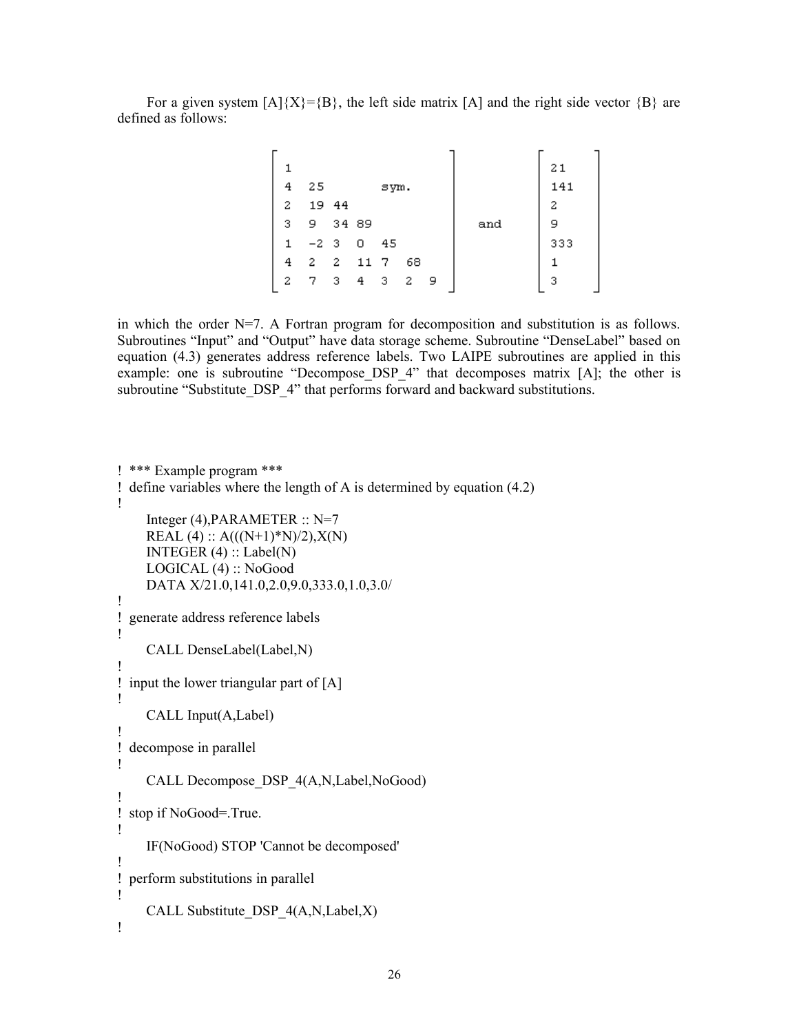For a given system [A]{X}={B}, the left side matrix [A] and the right side vector {B} are defined as follows:

$$
\begin{bmatrix}
1 & & & & & & \\
4 & 25 & & & \text{sym.} & & \\
2 & 19 & 44 & & & & \\
3 & 9 & 34 & 89 & & & \\
1 & -2 & 3 & 0 & 45 & & \\
4 & 2 & 2 & 11 & 7 & 68 & \\
2 & 7 & 3 & 4 & 3 & 2 & 9
\end{bmatrix}
\quad \text{and} \quad
\begin{bmatrix}
21 \\ 141 \\ 2 \\ 9 \\ 333 \\ 1 \\ 3
\end{bmatrix}
$$

in which the order N=7. A Fortran program for decomposition and substitution is as follows. Subroutines “Input” and “Output” have data storage scheme. Subroutine “DenseLabel” based on equation (4.3) generates address reference labels. Two LAIPE subroutines are applied in this example: one is subroutine “Decompose_DSP_4” that decomposes matrix [A]; the other is subroutine “Substitute_DSP_4” that performs forward and backward substitutions.

```
! *** Example program ***
! define variables where the length of A is determined by equation (4.2)
!
      Integer (4),PARAMETER :: N=7
      REAL (4) :: A(((N+1)*N)/2),X(N)
      INTEGER (4) :: Label(N)
      LOGICAL (4) :: NoGood
      DATA X/21.0,141.0,2.0,9.0,333.0,1.0,3.0/
!
! generate address reference labels
!
      CALL DenseLabel(Label,N)
!
! input the lower triangular part of [A]
!
      CALL Input(A,Label)
!
! decompose in parallel
!
      CALL Decompose_DSP_4(A,N,Label,NoGood)
!
! stop if NoGood=.True.
!
      IF(NoGood) STOP 'Cannot be decomposed'
!
! perform substitutions in parallel
!
      CALL Substitute_DSP_4(A,N,Label,X)
!
```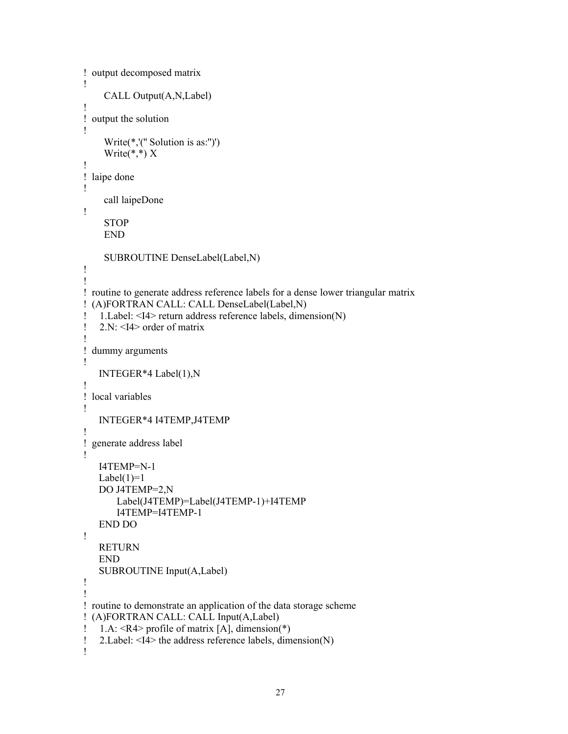```
!  output decomposed matrix
!
      CALL Output(A,N,Label)
!
!  output the solution
!
      Write(*,'(" Solution is as:")')
      Write(*,*) X
!
!  laipe done
!
      call laipeDone
!
      STOP
      END

      SUBROUTINE DenseLabel(Label,N)
!
!
!  routine to generate address reference labels for a dense lower triangular matrix
!  (A)FORTRAN CALL: CALL DenseLabel(Label,N)
!    1.Label: <I4> return address reference labels, dimension(N)
!    2.N: <I4> order of matrix
!
!  dummy arguments
!
     INTEGER*4 Label(1),N
!
!  local variables
!
     INTEGER*4 I4TEMP,J4TEMP
!
!  generate address label
!
     I4TEMP=N-1
     Label(1)=1
     DO J4TEMP=2,N
          Label(J4TEMP)=Label(J4TEMP-1)+I4TEMP
          I4TEMP=I4TEMP-1
     END DO
!
     RETURN
     END
     SUBROUTINE Input(A,Label)
!
!
!  routine to demonstrate an application of the data storage scheme
!  (A)FORTRAN CALL: CALL Input(A,Label)
!    1.A: <R4> profile of matrix [A], dimension(*)
!    2.Label: <I4> the address reference labels, dimension(N)
!
```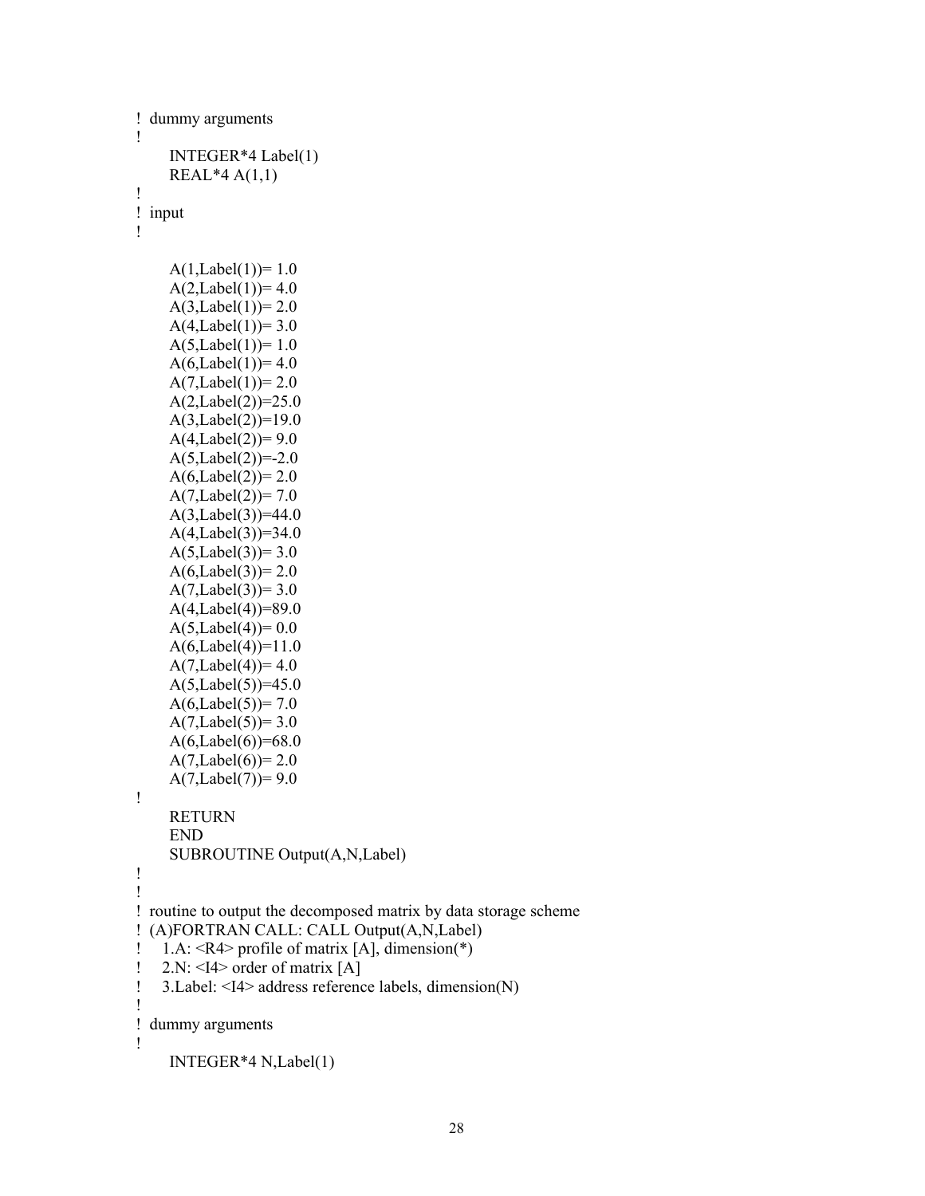```
!  dummy arguments
!
      INTEGER*4 Label(1)
      REAL*4 A(1,1)
!
!  input
!

      A(1,Label(1))= 1.0
      A(2,Label(1))= 4.0
      A(3,Label(1))= 2.0
      A(4,Label(1))= 3.0
      A(5,Label(1))= 1.0
      A(6,Label(1))= 4.0
      A(7,Label(1))= 2.0
      A(2,Label(2))=25.0
      A(3,Label(2))=19.0
      A(4,Label(2))= 9.0
      A(5,Label(2))=-2.0
      A(6,Label(2))= 2.0
      A(7,Label(2))= 7.0
      A(3,Label(3))=44.0
      A(4,Label(3))=34.0
      A(5,Label(3))= 3.0
      A(6,Label(3))= 2.0
      A(7,Label(3))= 3.0
      A(4,Label(4))=89.0
      A(5,Label(4))= 0.0
      A(6,Label(4))=11.0
      A(7,Label(4))= 4.0
      A(5,Label(5))=45.0
      A(6,Label(5))= 7.0
      A(7,Label(5))= 3.0
      A(6,Label(6))=68.0
      A(7,Label(6))= 2.0
      A(7,Label(7))= 9.0
!
      RETURN
      END
      SUBROUTINE Output(A,N,Label)
!
!
!  routine to output the decomposed matrix by data storage scheme
!  (A)FORTRAN CALL: CALL Output(A,N,Label)
!    1.A: <R4> profile of matrix [A], dimension(*)
!    2.N: <I4> order of matrix [A]
!    3.Label: <I4> address reference labels, dimension(N)
!
!  dummy arguments
!
      INTEGER*4 N,Label(1)
```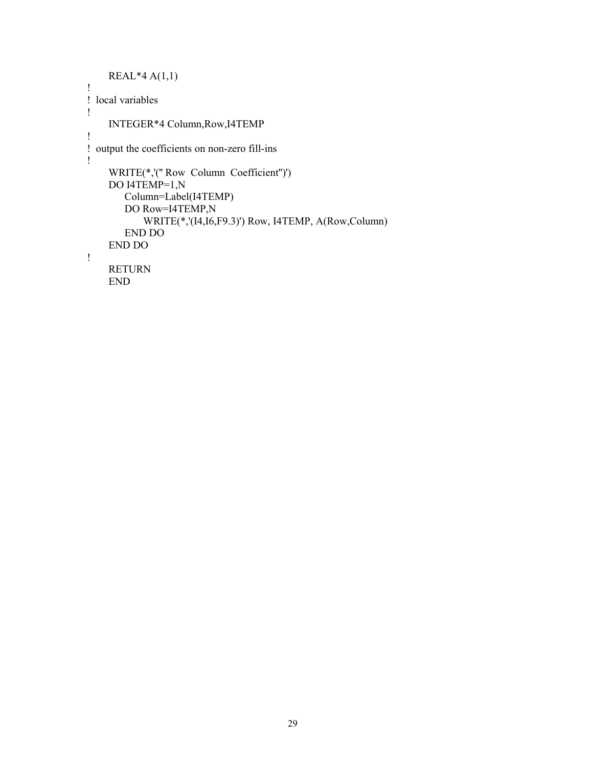```
      REAL*4 A(1,1)
!
!  local variables
!
      INTEGER*4 Column,Row,I4TEMP
!
!  output the coefficients on non-zero fill-ins
!
      WRITE(*,'(" Row  Column  Coefficient")')
      DO I4TEMP=1,N
          Column=Label(I4TEMP)
          DO Row=I4TEMP,N
               WRITE(*,'(I4,I6,F9.3)') Row, I4TEMP, A(Row,Column)
          END DO
      END DO
!
      RETURN
      END
```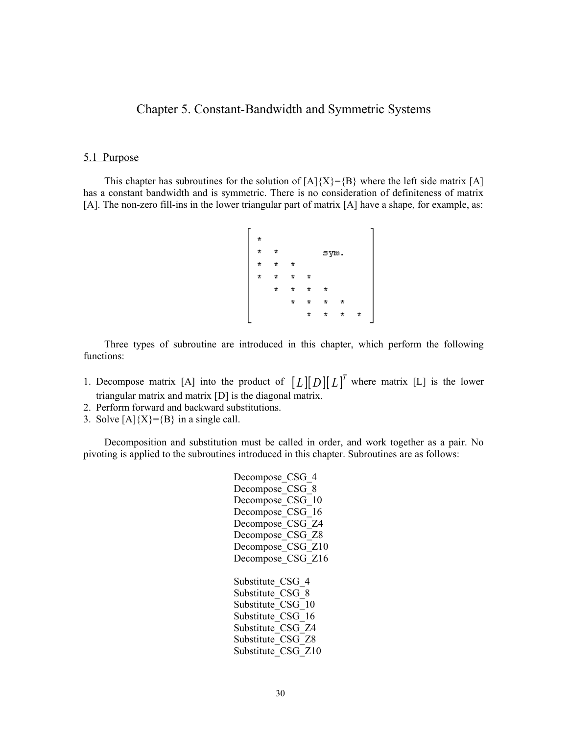# Chapter 5. Constant-Bandwidth and Symmetric Systems

## 5.1 Purpose

This chapter has subroutines for the solution of [A]{X}={B} where the left side matrix [A] has a constant bandwidth and is symmetric. There is no consideration of definiteness of matrix [A]. The non-zero fill-ins in the lower triangular part of matrix [A] have a shape, for example, as:

```
*
*  *        sym.
*  *  *
*  *  *  *
   *  *  *  *
      *  *  *  *
         *  *  *  *
```

Three types of subroutine are introduced in this chapter, which perform the following functions:

1. Decompose matrix [A] into the product of $[L][D][L]^T$ where matrix [L] is the lower triangular matrix and matrix [D] is the diagonal matrix.
2. Perform forward and backward substitutions.
3. Solve [A]{X}={B} in a single call.

Decomposition and substitution must be called in order, and work together as a pair. No pivoting is applied to the subroutines introduced in this chapter. Subroutines are as follows:

Decompose_CSG_4
Decompose_CSG_8
Decompose_CSG_10
Decompose_CSG_16
Decompose_CSG_Z4
Decompose_CSG_Z8
Decompose_CSG_Z10
Decompose_CSG_Z16

Substitute_CSG_4
Substitute_CSG_8
Substitute_CSG_10
Substitute_CSG_16
Substitute_CSG_Z4
Substitute_CSG_Z8
Substitute_CSG_Z10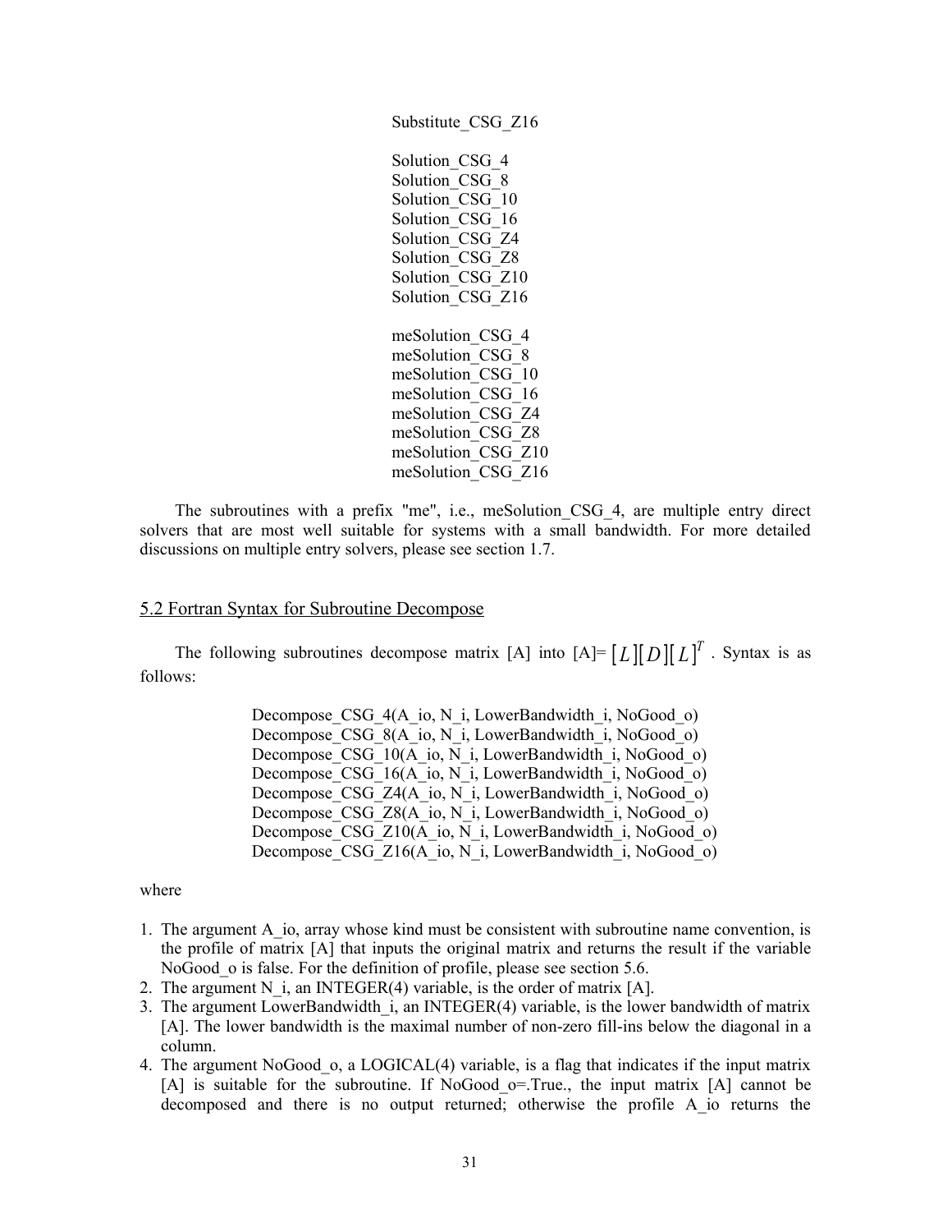Substitute_CSG_Z16

Solution_CSG_4
Solution_CSG_8
Solution_CSG_10
Solution_CSG_16
Solution_CSG_Z4
Solution_CSG_Z8
Solution_CSG_Z10
Solution_CSG_Z16

meSolution_CSG_4
meSolution_CSG_8
meSolution_CSG_10
meSolution_CSG_16
meSolution_CSG_Z4
meSolution_CSG_Z8
meSolution_CSG_Z10
meSolution_CSG_Z16

The subroutines with a prefix "me", i.e., meSolution_CSG_4, are multiple entry direct solvers that are most well suitable for systems with a small bandwidth. For more detailed discussions on multiple entry solvers, please see section 1.7.

## 5.2 Fortran Syntax for Subroutine Decompose

The following subroutines decompose matrix [A] into [A]= $[L][D][L]^T$ . Syntax is as follows:

```
Decompose_CSG_4(A_io, N_i, LowerBandwidth_i, NoGood_o)
Decompose_CSG_8(A_io, N_i, LowerBandwidth_i, NoGood_o)
Decompose_CSG_10(A_io, N_i, LowerBandwidth_i, NoGood_o)
Decompose_CSG_16(A_io, N_i, LowerBandwidth_i, NoGood_o)
Decompose_CSG_Z4(A_io, N_i, LowerBandwidth_i, NoGood_o)
Decompose_CSG_Z8(A_io, N_i, LowerBandwidth_i, NoGood_o)
Decompose_CSG_Z10(A_io, N_i, LowerBandwidth_i, NoGood_o)
Decompose_CSG_Z16(A_io, N_i, LowerBandwidth_i, NoGood_o)
```

where

1. The argument A_io, array whose kind must be consistent with subroutine name convention, is the profile of matrix [A] that inputs the original matrix and returns the result if the variable NoGood_o is false. For the definition of profile, please see section 5.6.
2. The argument N_i, an INTEGER(4) variable, is the order of matrix [A].
3. The argument LowerBandwidth_i, an INTEGER(4) variable, is the lower bandwidth of matrix [A]. The lower bandwidth is the maximal number of non-zero fill-ins below the diagonal in a column.
4. The argument NoGood_o, a LOGICAL(4) variable, is a flag that indicates if the input matrix [A] is suitable for the subroutine. If NoGood_o=.True., the input matrix [A] cannot be decomposed and there is no output returned; otherwise the profile A_io returns the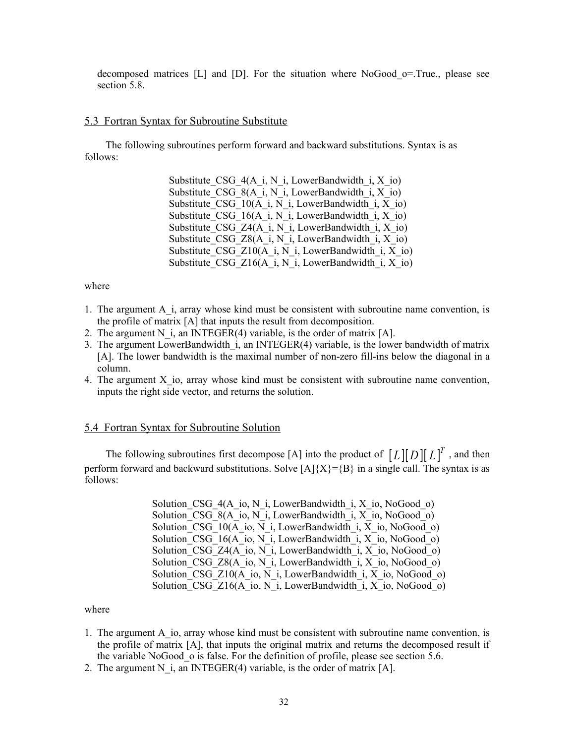decomposed matrices [L] and [D]. For the situation where NoGood_o=.True., please see section 5.8.

## 5.3 Fortran Syntax for Subroutine Substitute

The following subroutines perform forward and backward substitutions. Syntax is as follows:

```
Substitute_CSG_4(A_i, N_i, LowerBandwidth_i, X_io)
Substitute_CSG_8(A_i, N_i, LowerBandwidth_i, X_io)
Substitute_CSG_10(A_i, N_i, LowerBandwidth_i, X_io)
Substitute_CSG_16(A_i, N_i, LowerBandwidth_i, X_io)
Substitute_CSG_Z4(A_i, N_i, LowerBandwidth_i, X_io)
Substitute_CSG_Z8(A_i, N_i, LowerBandwidth_i, X_io)
Substitute_CSG_Z10(A_i, N_i, LowerBandwidth_i, X_io)
Substitute_CSG_Z16(A_i, N_i, LowerBandwidth_i, X_io)
```

where

1. The argument A_i, array whose kind must be consistent with subroutine name convention, is the profile of matrix [A] that inputs the result from decomposition.
2. The argument N_i, an INTEGER(4) variable, is the order of matrix [A].
3. The argument LowerBandwidth_i, an INTEGER(4) variable, is the lower bandwidth of matrix [A]. The lower bandwidth is the maximal number of non-zero fill-ins below the diagonal in a column.
4. The argument X_io, array whose kind must be consistent with subroutine name convention, inputs the right side vector, and returns the solution.

## 5.4 Fortran Syntax for Subroutine Solution

The following subroutines first decompose [A] into the product of $[L][D][L]^T$, and then perform forward and backward substitutions. Solve [A]{X}={B} in a single call. The syntax is as follows:

```
Solution_CSG_4(A_io, N_i, LowerBandwidth_i, X_io, NoGood_o)
Solution_CSG_8(A_io, N_i, LowerBandwidth_i, X_io, NoGood_o)
Solution_CSG_10(A_io, N_i, LowerBandwidth_i, X_io, NoGood_o)
Solution_CSG_16(A_io, N_i, LowerBandwidth_i, X_io, NoGood_o)
Solution_CSG_Z4(A_io, N_i, LowerBandwidth_i, X_io, NoGood_o)
Solution_CSG_Z8(A_io, N_i, LowerBandwidth_i, X_io, NoGood_o)
Solution_CSG_Z10(A_io, N_i, LowerBandwidth_i, X_io, NoGood_o)
Solution_CSG_Z16(A_io, N_i, LowerBandwidth_i, X_io, NoGood_o)
```

where

1. The argument A_io, array whose kind must be consistent with subroutine name convention, is the profile of matrix [A], that inputs the original matrix and returns the decomposed result if the variable NoGood_o is false. For the definition of profile, please see section 5.6.
2. The argument N_i, an INTEGER(4) variable, is the order of matrix [A].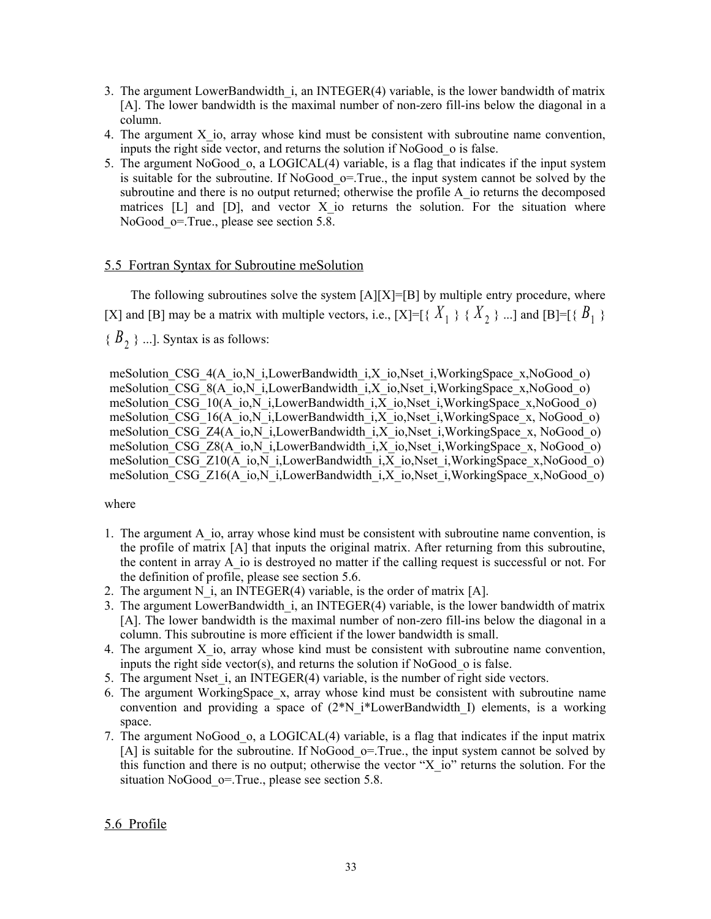3. The argument LowerBandwidth_i, an INTEGER(4) variable, is the lower bandwidth of matrix [A]. The lower bandwidth is the maximal number of non-zero fill-ins below the diagonal in a column.
4. The argument X_io, array whose kind must be consistent with subroutine name convention, inputs the right side vector, and returns the solution if NoGood_o is false.
5. The argument NoGood_o, a LOGICAL(4) variable, is a flag that indicates if the input system is suitable for the subroutine. If NoGood_o=.True., the input system cannot be solved by the subroutine and there is no output returned; otherwise the profile A_io returns the decomposed matrices [L] and [D], and vector X_io returns the solution. For the situation where NoGood_o=.True., please see section 5.8.

## 5.5 Fortran Syntax for Subroutine meSolution

The following subroutines solve the system [A][X]=[B] by multiple entry procedure, where [X] and [B] may be a matrix with multiple vectors, i.e., [X]=[{ $X_1$ } { $X_2$ } ...] and [B]=[{ $B_1$ } { $B_2$ } ...]. Syntax is as follows:

```
meSolution_CSG_4(A_io,N_i,LowerBandwidth_i,X_io,Nset_i,WorkingSpace_x,NoGood_o)
meSolution_CSG_8(A_io,N_i,LowerBandwidth_i,X_io,Nset_i,WorkingSpace_x,NoGood_o)
meSolution_CSG_10(A_io,N_i,LowerBandwidth_i,X_io,Nset_i,WorkingSpace_x,NoGood_o)
meSolution_CSG_16(A_io,N_i,LowerBandwidth_i,X_io,Nset_i,WorkingSpace_x, NoGood_o)
meSolution_CSG_Z4(A_io,N_i,LowerBandwidth_i,X_io,Nset_i,WorkingSpace_x, NoGood_o)
meSolution_CSG_Z8(A_io,N_i,LowerBandwidth_i,X_io,Nset_i,WorkingSpace_x, NoGood_o)
meSolution_CSG_Z10(A_io,N_i,LowerBandwidth_i,X_io,Nset_i,WorkingSpace_x,NoGood_o)
meSolution_CSG_Z16(A_io,N_i,LowerBandwidth_i,X_io,Nset_i,WorkingSpace_x,NoGood_o)
```

where

1. The argument A_io, array whose kind must be consistent with subroutine name convention, is the profile of matrix [A] that inputs the original matrix. After returning from this subroutine, the content in array A_io is destroyed no matter if the calling request is successful or not. For the definition of profile, please see section 5.6.
2. The argument N_i, an INTEGER(4) variable, is the order of matrix [A].
3. The argument LowerBandwidth_i, an INTEGER(4) variable, is the lower bandwidth of matrix [A]. The lower bandwidth is the maximal number of non-zero fill-ins below the diagonal in a column. This subroutine is more efficient if the lower bandwidth is small.
4. The argument X_io, array whose kind must be consistent with subroutine name convention, inputs the right side vector(s), and returns the solution if NoGood_o is false.
5. The argument Nset_i, an INTEGER(4) variable, is the number of right side vectors.
6. The argument WorkingSpace_x, array whose kind must be consistent with subroutine name convention and providing a space of (2*N_i*LowerBandwidth_I) elements, is a working space.
7. The argument NoGood_o, a LOGICAL(4) variable, is a flag that indicates if the input matrix [A] is suitable for the subroutine. If NoGood_o=.True., the input system cannot be solved by this function and there is no output; otherwise the vector "X_io" returns the solution. For the situation NoGood_o=.True., please see section 5.8.

## 5.6 Profile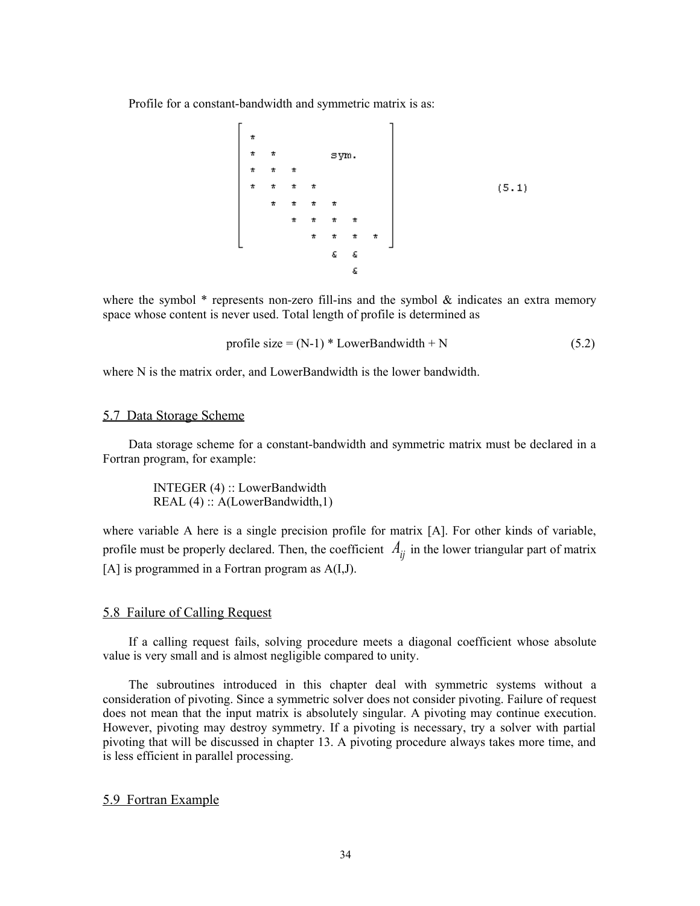Profile for a constant-bandwidth and symmetric matrix is as:

```
    ┌                           ┐
    │ *                         │
    │ *  *        sym.          │
    │ *  *  *                   │
    │ *  *  *  *                │        (5.1)
    │    *  *  *  *             │
    │       *  *  *  *          │
    │          *  *  *  *       │
    └                           ┘
                &  &
                   &
```

where the symbol * represents non-zero fill-ins and the symbol & indicates an extra memory space whose content is never used. Total length of profile is determined as

$$\text{profile size} = (N-1) * \text{LowerBandwidth} + N \tag{5.2}$$

where N is the matrix order, and LowerBandwidth is the lower bandwidth.

## 5.7 Data Storage Scheme

Data storage scheme for a constant-bandwidth and symmetric matrix must be declared in a Fortran program, for example:

```
INTEGER (4) :: LowerBandwidth
REAL (4) :: A(LowerBandwidth,1)
```

where variable A here is a single precision profile for matrix [A]. For other kinds of variable, profile must be properly declared. Then, the coefficient $A_{ij}$ in the lower triangular part of matrix [A] is programmed in a Fortran program as A(I,J).

## 5.8 Failure of Calling Request

If a calling request fails, solving procedure meets a diagonal coefficient whose absolute value is very small and is almost negligible compared to unity.

The subroutines introduced in this chapter deal with symmetric systems without a consideration of pivoting. Since a symmetric solver does not consider pivoting. Failure of request does not mean that the input matrix is absolutely singular. A pivoting may continue execution. However, pivoting may destroy symmetry. If a pivoting is necessary, try a solver with partial pivoting that will be discussed in chapter 13. A pivoting procedure always takes more time, and is less efficient in parallel processing.

## 5.9 Fortran Example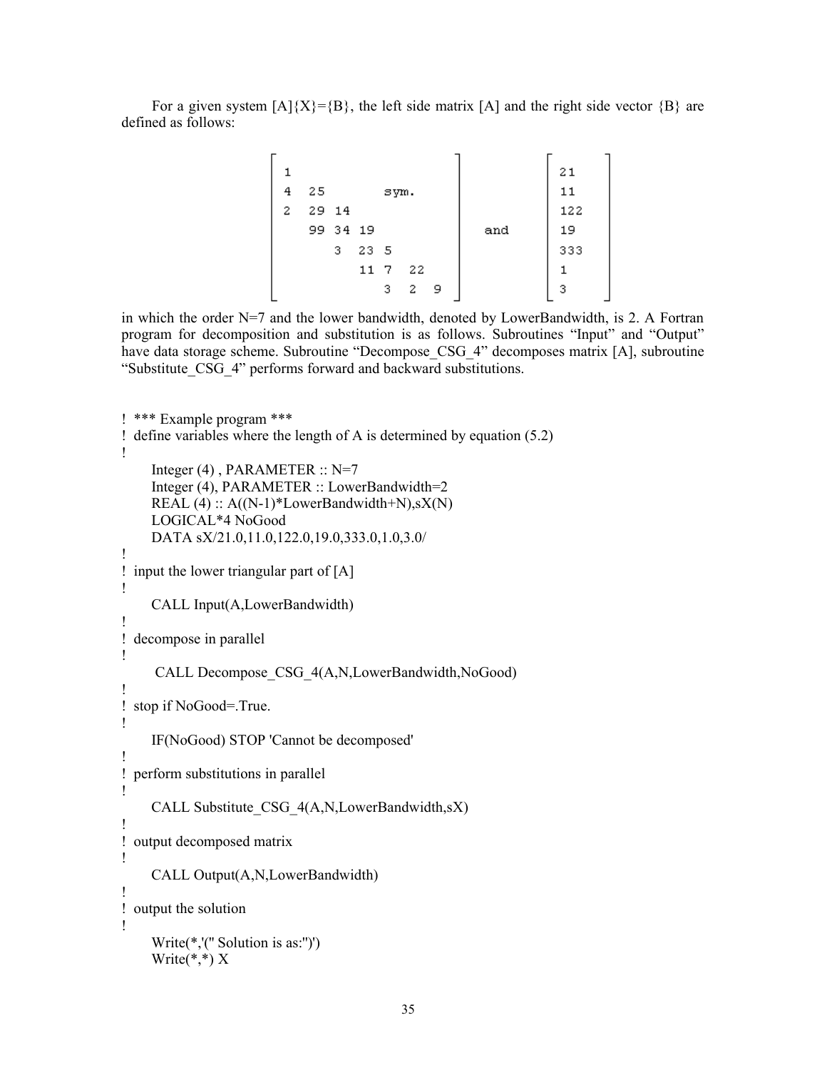For a given system [A]{X}={B}, the left side matrix [A] and the right side vector {B} are defined as follows:

$$
\begin{bmatrix}
1 & & & & & & \\
4 & 25 & & & \text{sym.} & & \\
2 & 29 & 14 & & & & \\
 & 99 & 34 & 19 & & & \\
 & & 3 & 23 & 5 & & \\
 & & & 11 & 7 & 22 & \\
 & & & & 3 & 2 & 9
\end{bmatrix}
\quad \text{and} \quad
\begin{bmatrix}
21 \\ 11 \\ 122 \\ 19 \\ 333 \\ 1 \\ 3
\end{bmatrix}
$$

in which the order N=7 and the lower bandwidth, denoted by LowerBandwidth, is 2. A Fortran program for decomposition and substitution is as follows. Subroutines "Input" and "Output" have data storage scheme. Subroutine "Decompose_CSG_4" decomposes matrix [A], subroutine "Substitute_CSG_4" performs forward and backward substitutions.

```
!  *** Example program ***
!  define variables where the length of A is determined by equation (5.2)
!
      Integer (4) , PARAMETER :: N=7
      Integer (4), PARAMETER :: LowerBandwidth=2
      REAL (4) :: A((N-1)*LowerBandwidth+N),sX(N)
      LOGICAL*4 NoGood
      DATA sX/21.0,11.0,122.0,19.0,333.0,1.0,3.0/
!
!  input the lower triangular part of [A]
!
      CALL Input(A,LowerBandwidth)
!
!  decompose in parallel
!
       CALL Decompose_CSG_4(A,N,LowerBandwidth,NoGood)
!
!  stop if NoGood=.True.
!
      IF(NoGood) STOP 'Cannot be decomposed'
!
!  perform substitutions in parallel
!
      CALL Substitute_CSG_4(A,N,LowerBandwidth,sX)
!
!  output decomposed matrix
!
      CALL Output(A,N,LowerBandwidth)
!
!  output the solution
!
      Write(*,'(" Solution is as:")')
      Write(*,*) X
```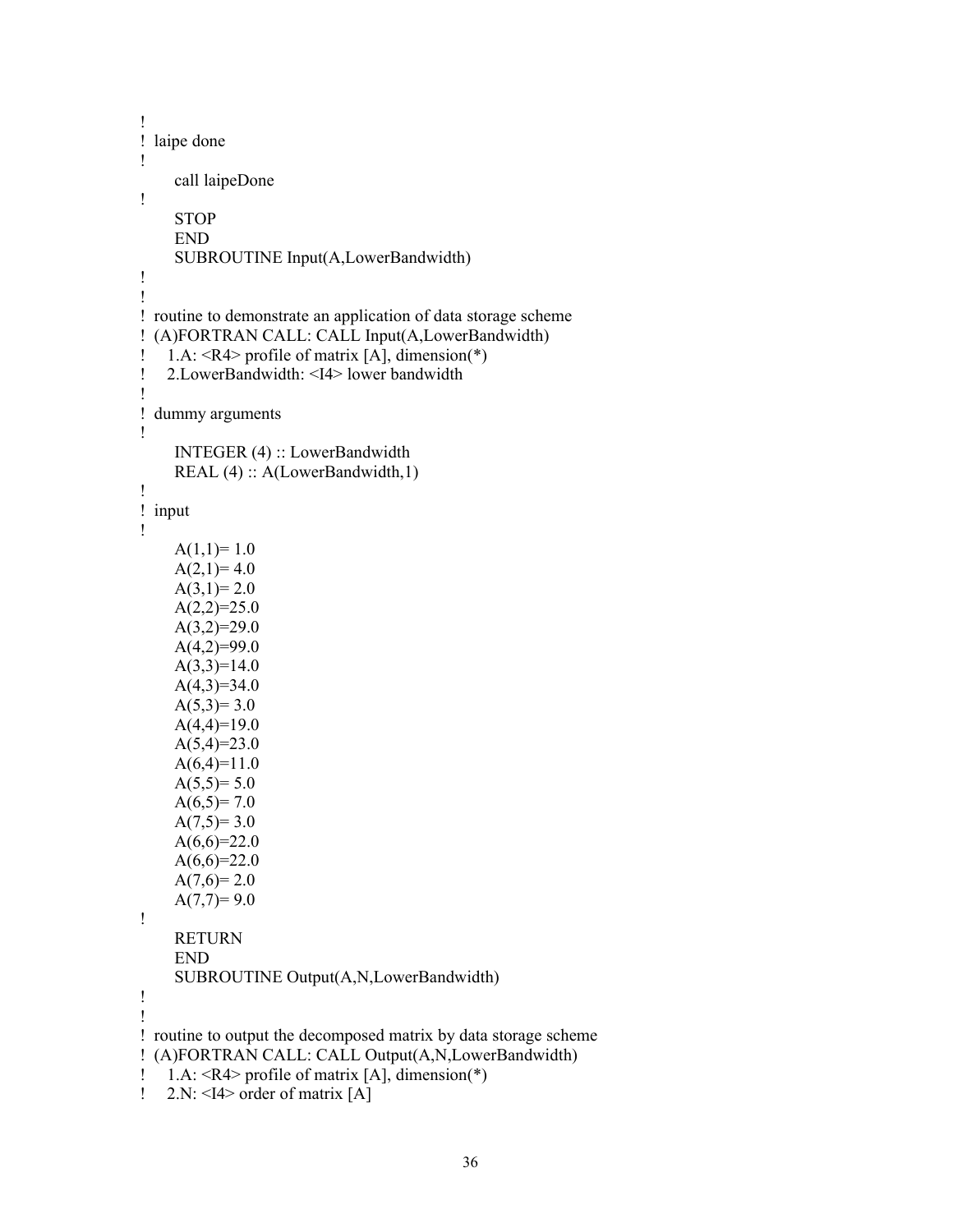```
!
! laipe done
!
      call laipeDone
!
      STOP
      END
      SUBROUTINE Input(A,LowerBandwidth)
!
!
! routine to demonstrate an application of data storage scheme
! (A)FORTRAN CALL: CALL Input(A,LowerBandwidth)
!    1.A: <R4> profile of matrix [A], dimension(*)
!    2.LowerBandwidth: <I4> lower bandwidth
!
! dummy arguments
!
      INTEGER (4) :: LowerBandwidth
      REAL (4) :: A(LowerBandwidth,1)
!
! input
!
      A(1,1)= 1.0
      A(2,1)= 4.0
      A(3,1)= 2.0
      A(2,2)=25.0
      A(3,2)=29.0
      A(4,2)=99.0
      A(3,3)=14.0
      A(4,3)=34.0
      A(5,3)= 3.0
      A(4,4)=19.0
      A(5,4)=23.0
      A(6,4)=11.0
      A(5,5)= 5.0
      A(6,5)= 7.0
      A(7,5)= 3.0
      A(6,6)=22.0
      A(6,6)=22.0
      A(7,6)= 2.0
      A(7,7)= 9.0
!
      RETURN
      END
      SUBROUTINE Output(A,N,LowerBandwidth)
!
!
! routine to output the decomposed matrix by data storage scheme
! (A)FORTRAN CALL: CALL Output(A,N,LowerBandwidth)
!    1.A: <R4> profile of matrix [A], dimension(*)
!    2.N: <I4> order of matrix [A]
```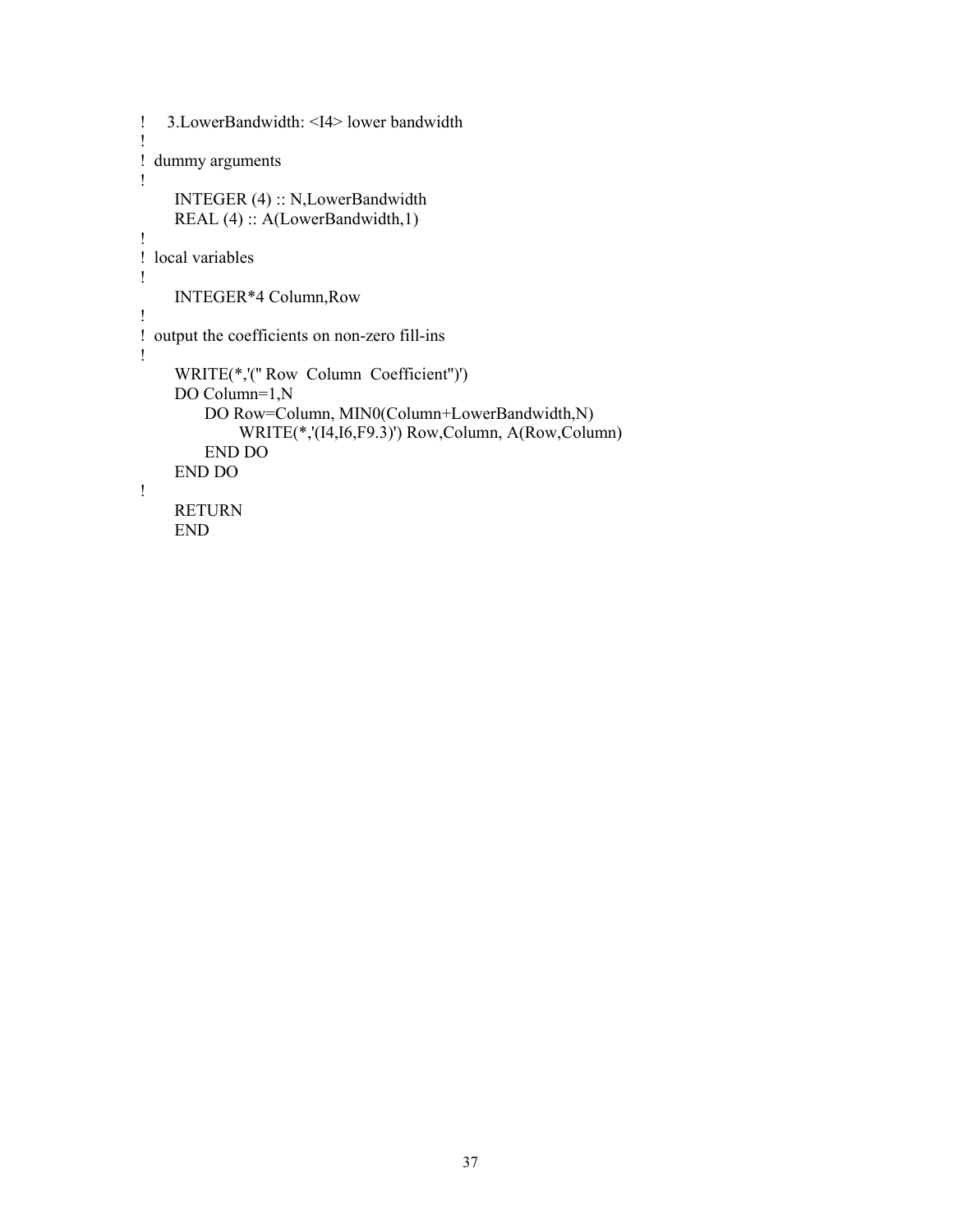```
!    3.LowerBandwidth: <I4> lower bandwidth
!
!  dummy arguments
!
      INTEGER (4) :: N,LowerBandwidth
      REAL (4) :: A(LowerBandwidth,1)
!
!  local variables
!
      INTEGER*4 Column,Row
!
!  output the coefficients on non-zero fill-ins
!
      WRITE(*,'(" Row  Column  Coefficient")')
      DO Column=1,N
           DO Row=Column, MIN0(Column+LowerBandwidth,N)
                 WRITE(*,'(I4,I6,F9.3)') Row,Column, A(Row,Column)
           END DO
      END DO
!
      RETURN
      END
```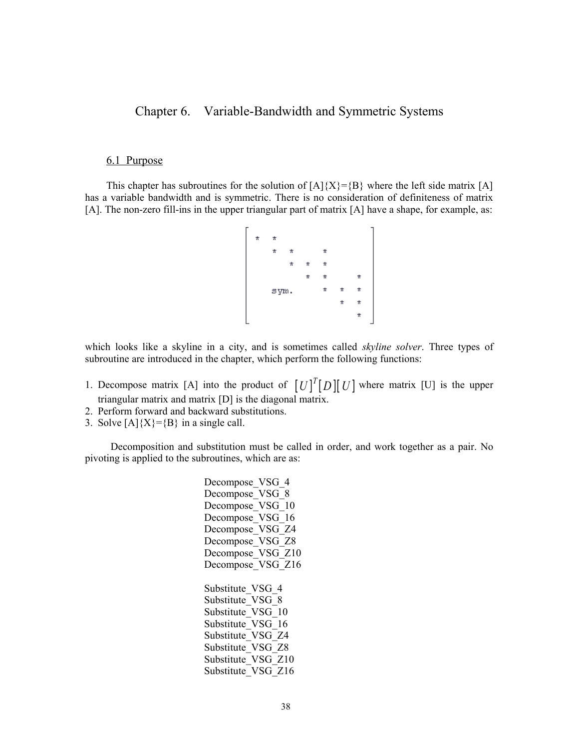# Chapter 6. Variable-Bandwidth and Symmetric Systems

## 6.1 Purpose

This chapter has subroutines for the solution of [A]{X}={B} where the left side matrix [A] has a variable bandwidth and is symmetric. There is no consideration of definiteness of matrix [A]. The non-zero fill-ins in the upper triangular part of matrix [A] have a shape, for example, as:

```
┌                       ┐
│ *  *                  │
│    *  *     *         │
│       *  *  *         │
│          *  *     *   │
│    sym.     *  *  *   │
│                *  *   │
│                   *   │
└                       ┘
```

which looks like a skyline in a city, and is sometimes called *skyline solver*. Three types of subroutine are introduced in the chapter, which perform the following functions:

1. Decompose matrix [A] into the product of $[U]^T[D][U]$ where matrix [U] is the upper triangular matrix and matrix [D] is the diagonal matrix.
2. Perform forward and backward substitutions.
3. Solve [A]{X}={B} in a single call.

Decomposition and substitution must be called in order, and work together as a pair. No pivoting is applied to the subroutines, which are as:

Decompose_VSG_4
Decompose_VSG_8
Decompose_VSG_10
Decompose_VSG_16
Decompose_VSG_Z4
Decompose_VSG_Z8
Decompose_VSG_Z10
Decompose_VSG_Z16

Substitute_VSG_4
Substitute_VSG_8
Substitute_VSG_10
Substitute_VSG_16
Substitute_VSG_Z4
Substitute_VSG_Z8
Substitute_VSG_Z10
Substitute_VSG_Z16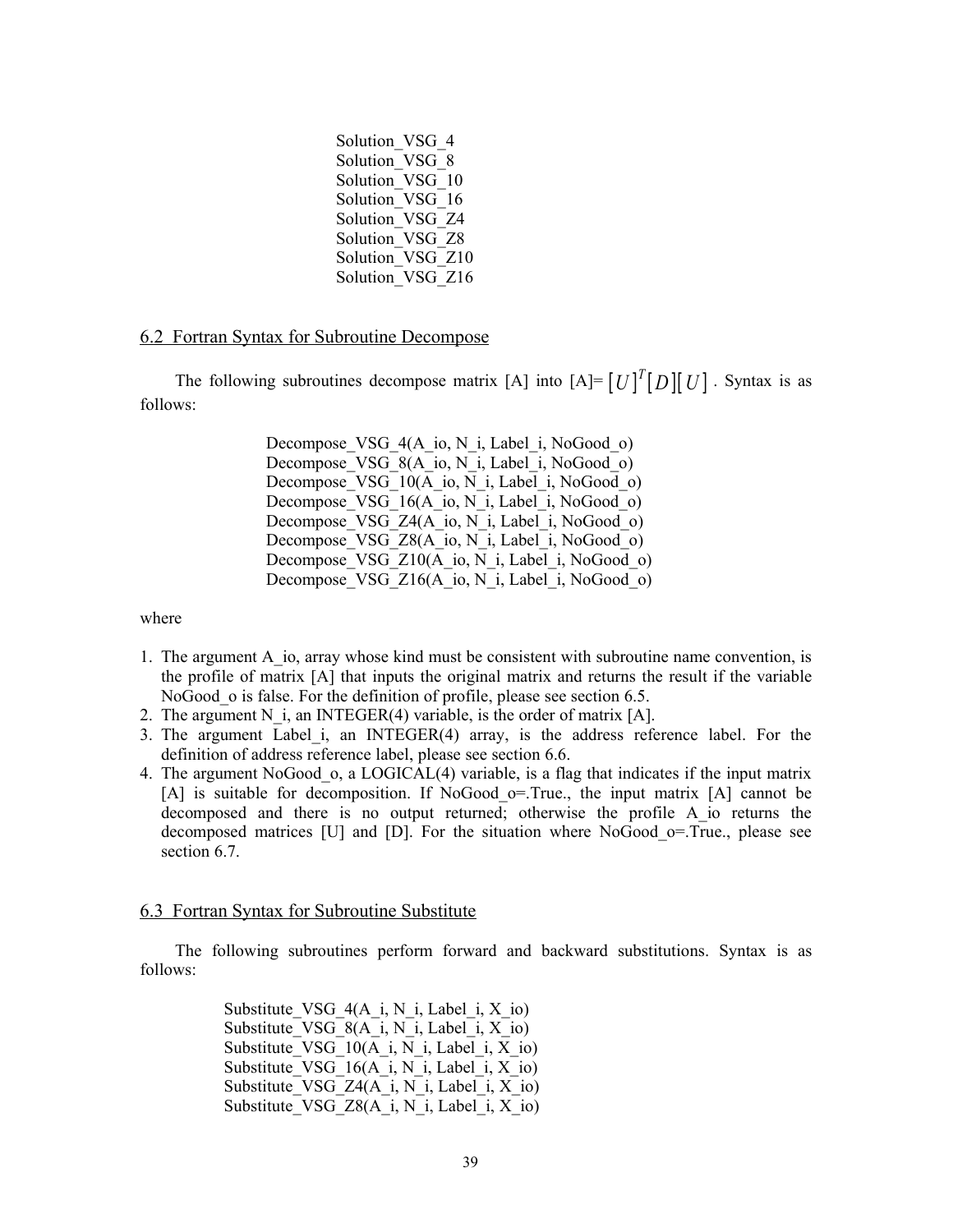```
Solution_VSG_4
Solution_VSG_8
Solution_VSG_10
Solution_VSG_16
Solution_VSG_Z4
Solution_VSG_Z8
Solution_VSG_Z10
Solution_VSG_Z16
```

## 6.2 Fortran Syntax for Subroutine Decompose

The following subroutines decompose matrix [A] into [A]= $[U]^T[D][U]$ . Syntax is as follows:

```
Decompose_VSG_4(A_io, N_i, Label_i, NoGood_o)
Decompose_VSG_8(A_io, N_i, Label_i, NoGood_o)
Decompose_VSG_10(A_io, N_i, Label_i, NoGood_o)
Decompose_VSG_16(A_io, N_i, Label_i, NoGood_o)
Decompose_VSG_Z4(A_io, N_i, Label_i, NoGood_o)
Decompose_VSG_Z8(A_io, N_i, Label_i, NoGood_o)
Decompose_VSG_Z10(A_io, N_i, Label_i, NoGood_o)
Decompose_VSG_Z16(A_io, N_i, Label_i, NoGood_o)
```

where

1. The argument A_io, array whose kind must be consistent with subroutine name convention, is the profile of matrix [A] that inputs the original matrix and returns the result if the variable NoGood_o is false. For the definition of profile, please see section 6.5.
2. The argument N_i, an INTEGER(4) variable, is the order of matrix [A].
3. The argument Label_i, an INTEGER(4) array, is the address reference label. For the definition of address reference label, please see section 6.6.
4. The argument NoGood_o, a LOGICAL(4) variable, is a flag that indicates if the input matrix [A] is suitable for decomposition. If NoGood_o=.True., the input matrix [A] cannot be decomposed and there is no output returned; otherwise the profile A_io returns the decomposed matrices [U] and [D]. For the situation where NoGood_o=.True., please see section 6.7.

## 6.3 Fortran Syntax for Subroutine Substitute

The following subroutines perform forward and backward substitutions. Syntax is as follows:

```
Substitute_VSG_4(A_i, N_i, Label_i, X_io)
Substitute_VSG_8(A_i, N_i, Label_i, X_io)
Substitute_VSG_10(A_i, N_i, Label_i, X_io)
Substitute_VSG_16(A_i, N_i, Label_i, X_io)
Substitute_VSG_Z4(A_i, N_i, Label_i, X_io)
Substitute_VSG_Z8(A_i, N_i, Label_i, X_io)
```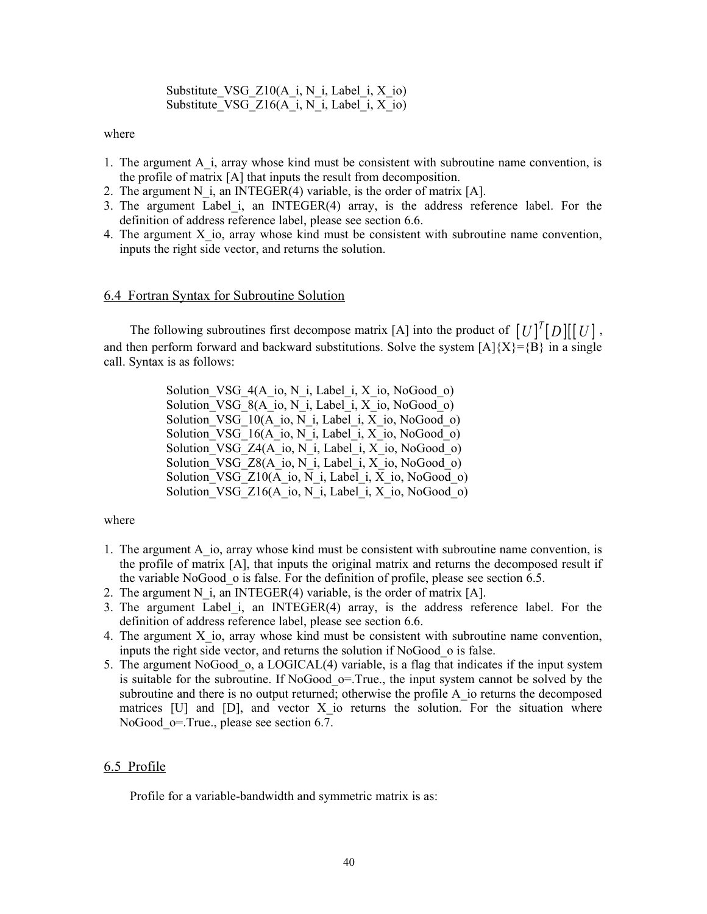```
Substitute_VSG_Z10(A_i, N_i, Label_i, X_io)
Substitute_VSG_Z16(A_i, N_i, Label_i, X_io)
```

where

1. The argument A_i, array whose kind must be consistent with subroutine name convention, is the profile of matrix [A] that inputs the result from decomposition.
2. The argument N_i, an INTEGER(4) variable, is the order of matrix [A].
3. The argument Label_i, an INTEGER(4) array, is the address reference label. For the definition of address reference label, please see section 6.6.
4. The argument X_io, array whose kind must be consistent with subroutine name convention, inputs the right side vector, and returns the solution.

## 6.4 Fortran Syntax for Subroutine Solution

The following subroutines first decompose matrix [A] into the product of $[U]^T[D][[U]$, and then perform forward and backward substitutions. Solve the system [A]{X}={B} in a single call. Syntax is as follows:

```
Solution_VSG_4(A_io, N_i, Label_i, X_io, NoGood_o)
Solution_VSG_8(A_io, N_i, Label_i, X_io, NoGood_o)
Solution_VSG_10(A_io, N_i, Label_i, X_io, NoGood_o)
Solution_VSG_16(A_io, N_i, Label_i, X_io, NoGood_o)
Solution_VSG_Z4(A_io, N_i, Label_i, X_io, NoGood_o)
Solution_VSG_Z8(A_io, N_i, Label_i, X_io, NoGood_o)
Solution_VSG_Z10(A_io, N_i, Label_i, X_io, NoGood_o)
Solution_VSG_Z16(A_io, N_i, Label_i, X_io, NoGood_o)
```

where

1. The argument A_io, array whose kind must be consistent with subroutine name convention, is the profile of matrix [A], that inputs the original matrix and returns the decomposed result if the variable NoGood_o is false. For the definition of profile, please see section 6.5.
2. The argument N_i, an INTEGER(4) variable, is the order of matrix [A].
3. The argument Label_i, an INTEGER(4) array, is the address reference label. For the definition of address reference label, please see section 6.6.
4. The argument X_io, array whose kind must be consistent with subroutine name convention, inputs the right side vector, and returns the solution if NoGood_o is false.
5. The argument NoGood_o, a LOGICAL(4) variable, is a flag that indicates if the input system is suitable for the subroutine. If NoGood_o=.True., the input system cannot be solved by the subroutine and there is no output returned; otherwise the profile A_io returns the decomposed matrices [U] and [D], and vector X_io returns the solution. For the situation where NoGood_o=.True., please see section 6.7.

## 6.5 Profile

Profile for a variable-bandwidth and symmetric matrix is as: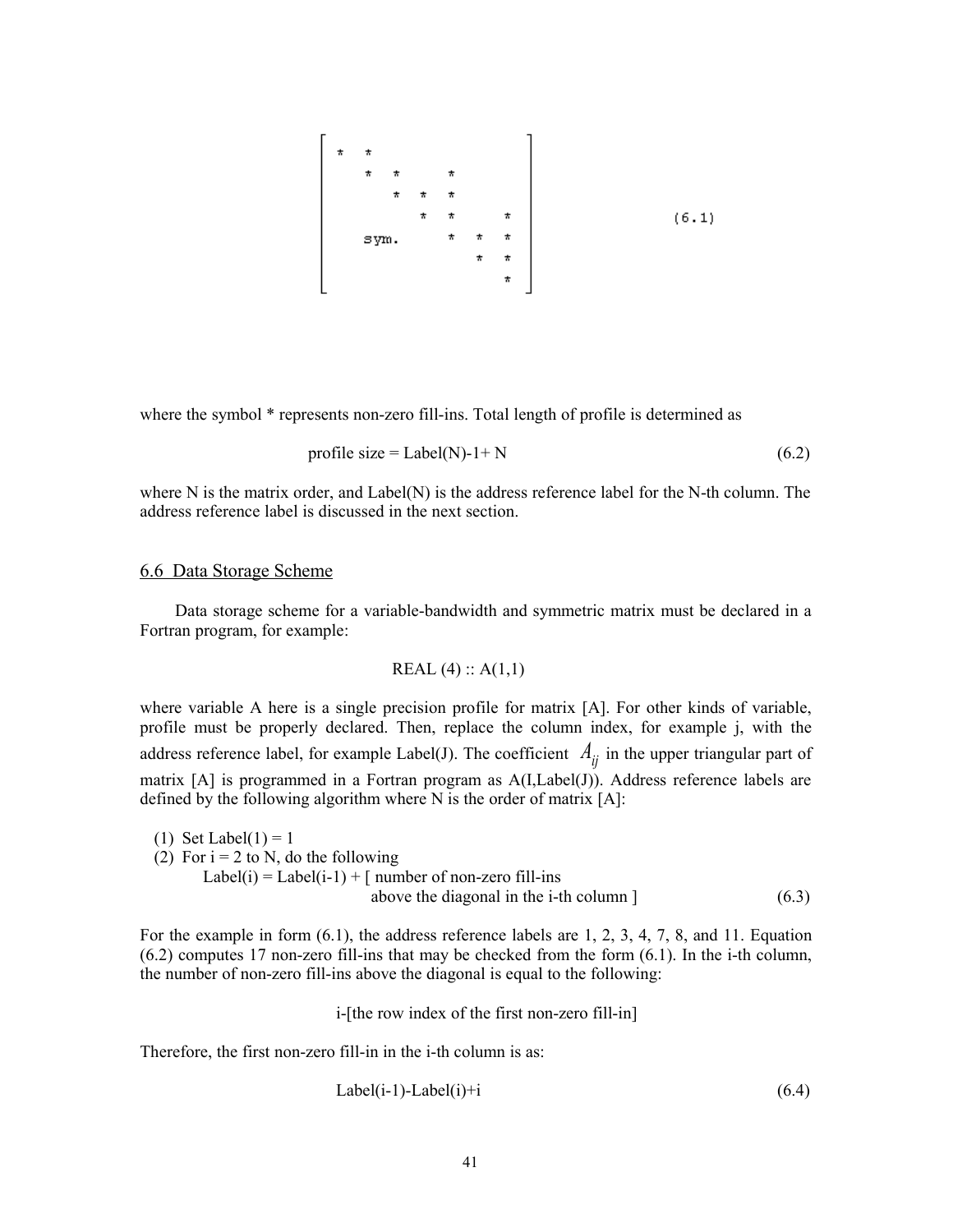$$
\begin{bmatrix}
* & * & & & & & \\
 & * & * & & * & & \\
 & & * & * & * & & \\
 & & & * & * & & * \\
 & \text{sym.} & & & * & * & * \\
 & & & & & * & * \\
 & & & & & & *
\end{bmatrix}
\qquad (6.1)
$$

where the symbol * represents non-zero fill-ins. Total length of profile is determined as

$$
\text{profile size} = \text{Label(N)-1+ N} \tag{6.2}
$$

where N is the matrix order, and Label(N) is the address reference label for the N-th column. The address reference label is discussed in the next section.

## 6.6 Data Storage Scheme

Data storage scheme for a variable-bandwidth and symmetric matrix must be declared in a Fortran program, for example:

```
REAL (4) :: A(1,1)
```

where variable A here is a single precision profile for matrix [A]. For other kinds of variable, profile must be properly declared. Then, replace the column index, for example j, with the address reference label, for example Label(J). The coefficient $A_{ij}$ in the upper triangular part of matrix [A] is programmed in a Fortran program as A(I,Label(J)). Address reference labels are defined by the following algorithm where N is the order of matrix [A]:

(1) Set Label(1) = 1
(2) For i = 2 to N, do the following
 Label(i) = Label(i-1) + [ number of non-zero fill-ins above the diagonal in the i-th column ] (6.3)

For the example in form (6.1), the address reference labels are 1, 2, 3, 4, 7, 8, and 11. Equation (6.2) computes 17 non-zero fill-ins that may be checked from the form (6.1). In the i-th column, the number of non-zero fill-ins above the diagonal is equal to the following:

i-[the row index of the first non-zero fill-in]

Therefore, the first non-zero fill-in in the i-th column is as:

$$
\text{Label(i-1)-Label(i)+i} \tag{6.4}
$$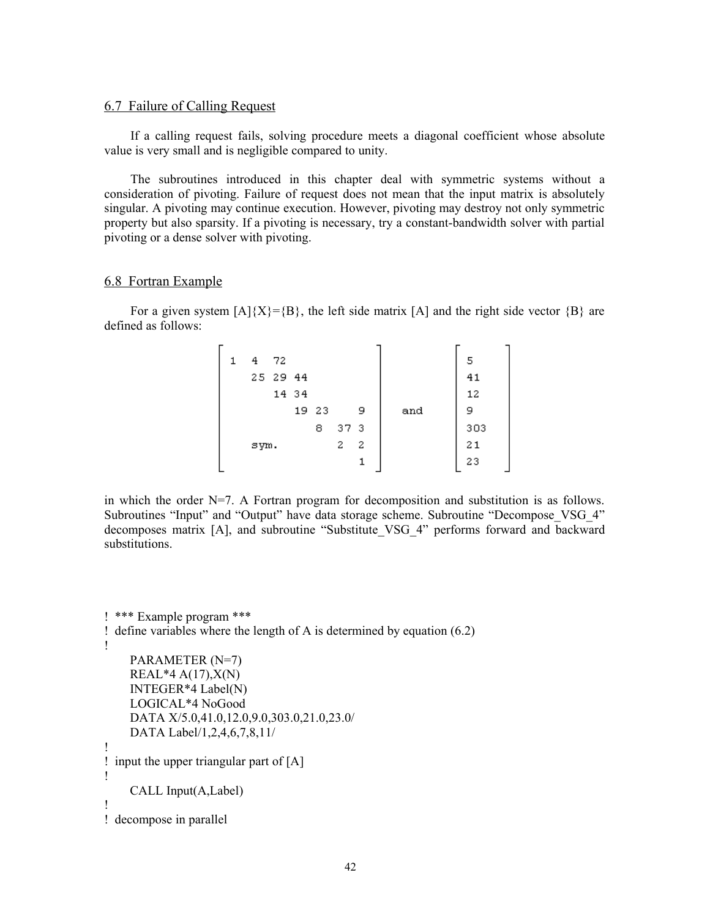## 6.7 Failure of Calling Request

If a calling request fails, solving procedure meets a diagonal coefficient whose absolute value is very small and is negligible compared to unity.

The subroutines introduced in this chapter deal with symmetric systems without a consideration of pivoting. Failure of request does not mean that the input matrix is absolutely singular. A pivoting may continue execution. However, pivoting may destroy not only symmetric property but also sparsity. If a pivoting is necessary, try a constant-bandwidth solver with partial pivoting or a dense solver with pivoting.

## 6.8 Fortran Example

For a given system [A]{X}={B}, the left side matrix [A] and the right side vector {B} are defined as follows:

$$
\begin{bmatrix}
1 & 4 & 72 & & & & \\
 & 25 & 29 & 44 & & & \\
 & & 14 & 34 & & & \\
 & & & 19 & 23 & & 9 \\
 & & & & 8 & 37 & 3 \\
 & \text{sym.} & & & & 2 & 2 \\
 & & & & & & 1
\end{bmatrix}
\quad \text{and} \quad
\begin{bmatrix}
5 \\ 41 \\ 12 \\ 9 \\ 303 \\ 21 \\ 23
\end{bmatrix}
$$

in which the order N=7. A Fortran program for decomposition and substitution is as follows. Subroutines "Input" and "Output" have data storage scheme. Subroutine "Decompose_VSG_4" decomposes matrix [A], and subroutine "Substitute_VSG_4" performs forward and backward substitutions.

```
! *** Example program ***
! define variables where the length of A is determined by equation (6.2)
!
      PARAMETER (N=7)
      REAL*4 A(17),X(N)
      INTEGER*4 Label(N)
      LOGICAL*4 NoGood
      DATA X/5.0,41.0,12.0,9.0,303.0,21.0,23.0/
      DATA Label/1,2,4,6,7,8,11/
!
! input the upper triangular part of [A]
!
      CALL Input(A,Label)
!
! decompose in parallel
```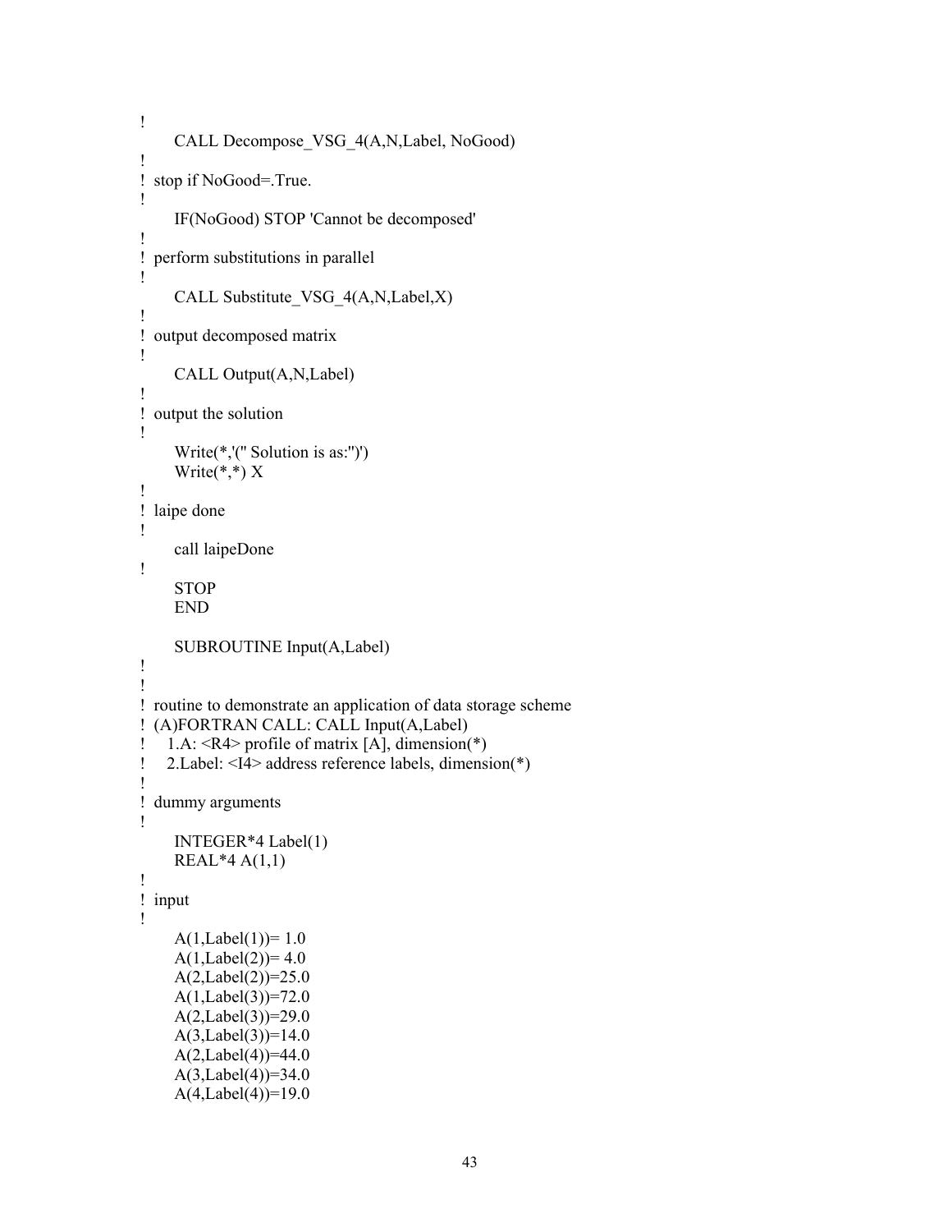```
!
      CALL Decompose_VSG_4(A,N,Label, NoGood)
!
!  stop if NoGood=.True.
!
      IF(NoGood) STOP 'Cannot be decomposed'
!
!  perform substitutions in parallel
!
      CALL Substitute_VSG_4(A,N,Label,X)
!
!  output decomposed matrix
!
      CALL Output(A,N,Label)
!
!  output the solution
!
      Write(*,'(" Solution is as:")')
      Write(*,*) X
!
!  laipe done
!
      call laipeDone
!
      STOP
      END

      SUBROUTINE Input(A,Label)
!
!
!  routine to demonstrate an application of data storage scheme
!  (A)FORTRAN CALL: CALL Input(A,Label)
!    1.A: <R4> profile of matrix [A], dimension(*)
!    2.Label: <I4> address reference labels, dimension(*)
!
!  dummy arguments
!
      INTEGER*4 Label(1)
      REAL*4 A(1,1)
!
!  input
!
      A(1,Label(1))= 1.0
      A(1,Label(2))= 4.0
      A(2,Label(2))=25.0
      A(1,Label(3))=72.0
      A(2,Label(3))=29.0
      A(3,Label(3))=14.0
      A(2,Label(4))=44.0
      A(3,Label(4))=34.0
      A(4,Label(4))=19.0
```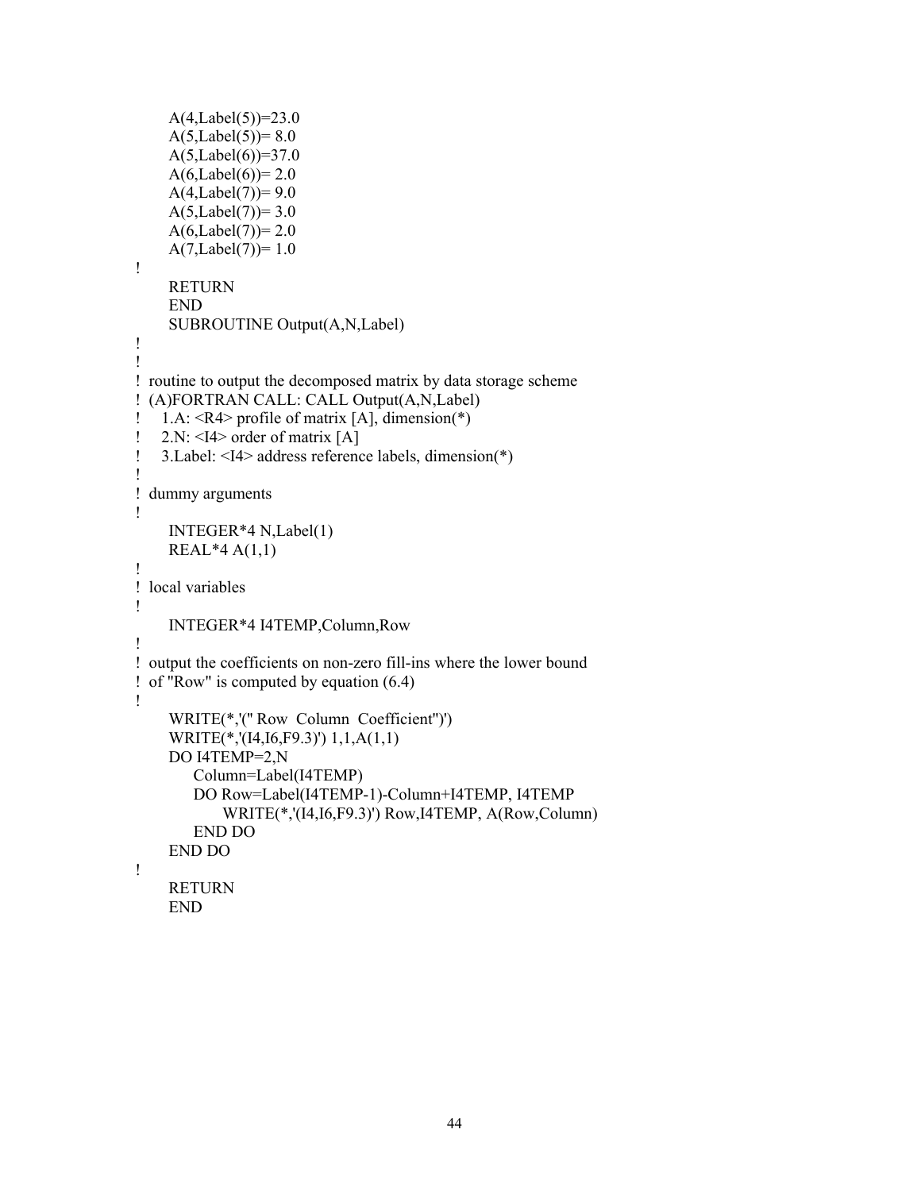```fortran
      A(4,Label(5))=23.0
      A(5,Label(5))= 8.0
      A(5,Label(6))=37.0
      A(6,Label(6))= 2.0
      A(4,Label(7))= 9.0
      A(5,Label(7))= 3.0
      A(6,Label(7))= 2.0
      A(7,Label(7))= 1.0
!
      RETURN
      END
      SUBROUTINE Output(A,N,Label)
!
!
!  routine to output the decomposed matrix by data storage scheme
!  (A)FORTRAN CALL: CALL Output(A,N,Label)
!     1.A: <R4> profile of matrix [A], dimension(*)
!     2.N: <I4> order of matrix [A]
!     3.Label: <I4> address reference labels, dimension(*)
!
!  dummy arguments
!
      INTEGER*4 N,Label(1)
      REAL*4 A(1,1)
!
!  local variables
!
      INTEGER*4 I4TEMP,Column,Row
!
!  output the coefficients on non-zero fill-ins where the lower bound
!  of "Row" is computed by equation (6.4)
!
      WRITE(*,'(" Row  Column  Coefficient")')
      WRITE(*,'(I4,I6,F9.3)') 1,1,A(1,1)
      DO I4TEMP=2,N
          Column=Label(I4TEMP)
          DO Row=Label(I4TEMP-1)-Column+I4TEMP, I4TEMP
               WRITE(*,'(I4,I6,F9.3)') Row,I4TEMP, A(Row,Column)
          END DO
      END DO
!
      RETURN
      END
```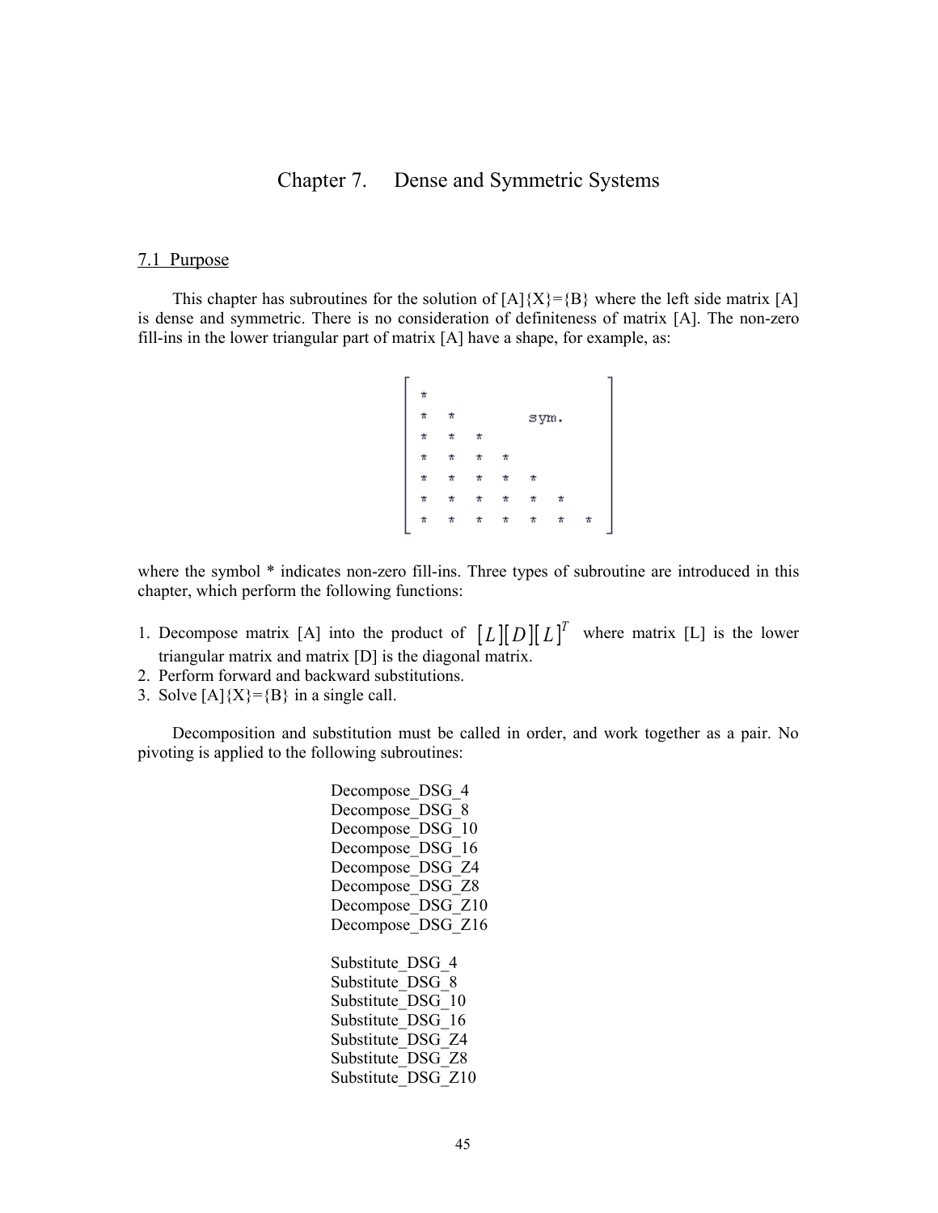# Chapter 7. Dense and Symmetric Systems

## 7.1 Purpose

This chapter has subroutines for the solution of [A]{X}={B} where the left side matrix [A] is dense and symmetric. There is no consideration of definiteness of matrix [A]. The non-zero fill-ins in the lower triangular part of matrix [A] have a shape, for example, as:

$$
\begin{bmatrix}
* & & & & & & \\
* & * & & & \text{sym.} & & \\
* & * & * & & & & \\
* & * & * & * & & & \\
* & * & * & * & * & & \\
* & * & * & * & * & * & \\
* & * & * & * & * & * & *
\end{bmatrix}
$$

where the symbol * indicates non-zero fill-ins. Three types of subroutine are introduced in this chapter, which perform the following functions:

1. Decompose matrix [A] into the product of $[L][D][L]^T$ where matrix [L] is the lower triangular matrix and matrix [D] is the diagonal matrix.
2. Perform forward and backward substitutions.
3. Solve [A]{X}={B} in a single call.

Decomposition and substitution must be called in order, and work together as a pair. No pivoting is applied to the following subroutines:

Decompose_DSG_4
Decompose_DSG_8
Decompose_DSG_10
Decompose_DSG_16
Decompose_DSG_Z4
Decompose_DSG_Z8
Decompose_DSG_Z10
Decompose_DSG_Z16

Substitute_DSG_4
Substitute_DSG_8
Substitute_DSG_10
Substitute_DSG_16
Substitute_DSG_Z4
Substitute_DSG_Z8
Substitute_DSG_Z10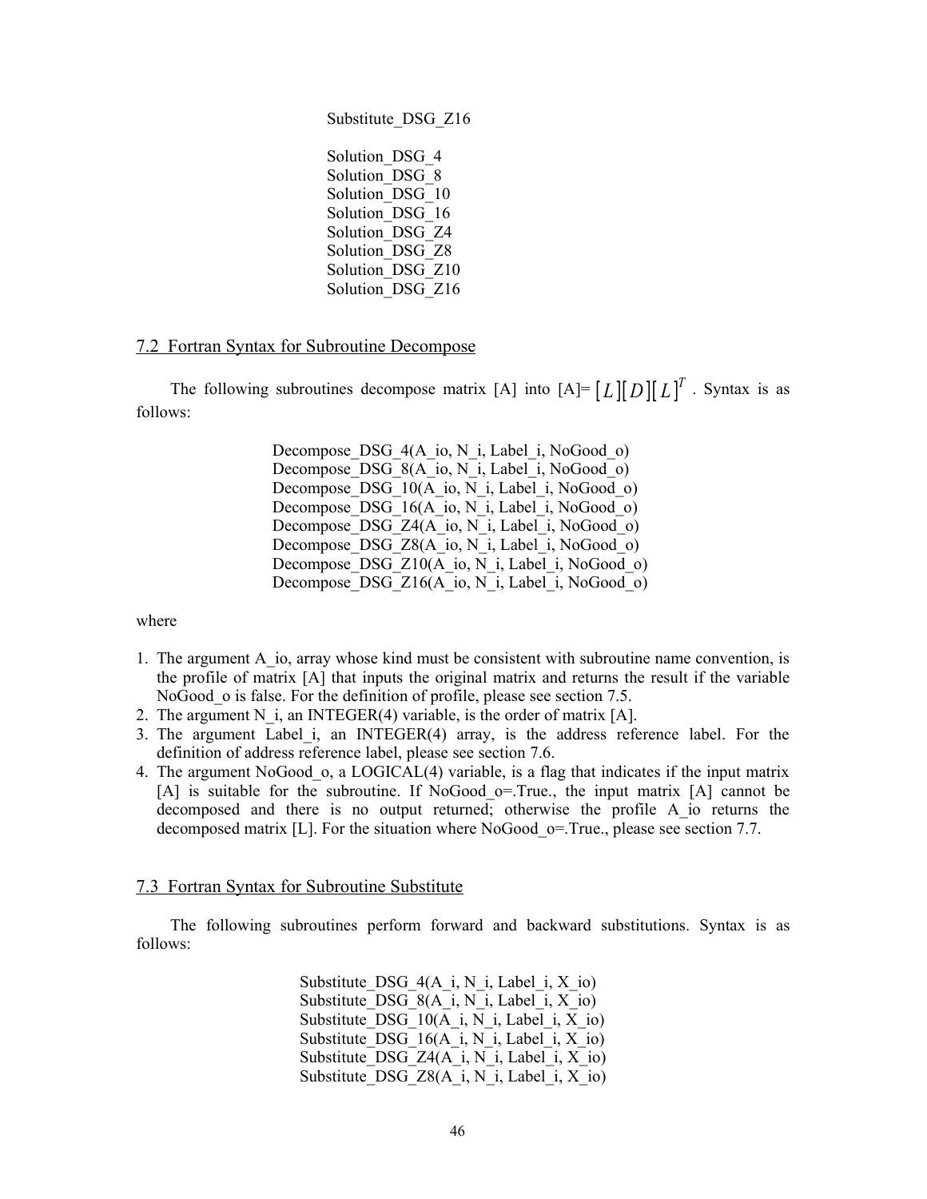Substitute_DSG_Z16

Solution_DSG_4
Solution_DSG_8
Solution_DSG_10
Solution_DSG_16
Solution_DSG_Z4
Solution_DSG_Z8
Solution_DSG_Z10
Solution_DSG_Z16

## 7.2 Fortran Syntax for Subroutine Decompose

The following subroutines decompose matrix [A] into [A]= $[L][D][L]^T$ . Syntax is as follows:

```
Decompose_DSG_4(A_io, N_i, Label_i, NoGood_o)
Decompose_DSG_8(A_io, N_i, Label_i, NoGood_o)
Decompose_DSG_10(A_io, N_i, Label_i, NoGood_o)
Decompose_DSG_16(A_io, N_i, Label_i, NoGood_o)
Decompose_DSG_Z4(A_io, N_i, Label_i, NoGood_o)
Decompose_DSG_Z8(A_io, N_i, Label_i, NoGood_o)
Decompose_DSG_Z10(A_io, N_i, Label_i, NoGood_o)
Decompose_DSG_Z16(A_io, N_i, Label_i, NoGood_o)
```

where

1. The argument A_io, array whose kind must be consistent with subroutine name convention, is the profile of matrix [A] that inputs the original matrix and returns the result if the variable NoGood_o is false. For the definition of profile, please see section 7.5.
2. The argument N_i, an INTEGER(4) variable, is the order of matrix [A].
3. The argument Label_i, an INTEGER(4) array, is the address reference label. For the definition of address reference label, please see section 7.6.
4. The argument NoGood_o, a LOGICAL(4) variable, is a flag that indicates if the input matrix [A] is suitable for the subroutine. If NoGood_o=.True., the input matrix [A] cannot be decomposed and there is no output returned; otherwise the profile A_io returns the decomposed matrix [L]. For the situation where NoGood_o=.True., please see section 7.7.

## 7.3 Fortran Syntax for Subroutine Substitute

The following subroutines perform forward and backward substitutions. Syntax is as follows:

```
Substitute_DSG_4(A_i, N_i, Label_i, X_io)
Substitute_DSG_8(A_i, N_i, Label_i, X_io)
Substitute_DSG_10(A_i, N_i, Label_i, X_io)
Substitute_DSG_16(A_i, N_i, Label_i, X_io)
Substitute_DSG_Z4(A_i, N_i, Label_i, X_io)
Substitute_DSG_Z8(A_i, N_i, Label_i, X_io)
```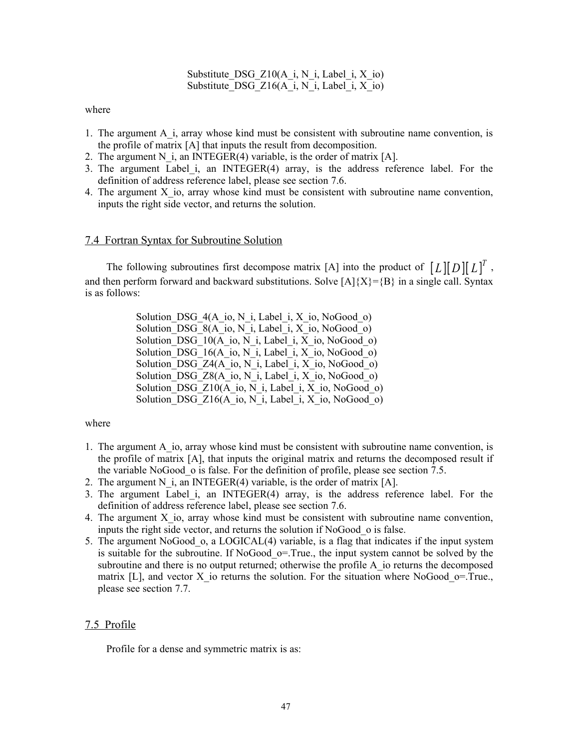Substitute_DSG_Z10(A_i, N_i, Label_i, X_io)
Substitute_DSG_Z16(A_i, N_i, Label_i, X_io)

where

1. The argument A_i, array whose kind must be consistent with subroutine name convention, is the profile of matrix [A] that inputs the result from decomposition.
2. The argument N_i, an INTEGER(4) variable, is the order of matrix [A].
3. The argument Label_i, an INTEGER(4) array, is the address reference label. For the definition of address reference label, please see section 7.6.
4. The argument X_io, array whose kind must be consistent with subroutine name convention, inputs the right side vector, and returns the solution.

## 7.4 Fortran Syntax for Subroutine Solution

The following subroutines first decompose matrix [A] into the product of $[L][D][L]^T$, and then perform forward and backward substitutions. Solve [A]{X}={B} in a single call. Syntax is as follows:

```
Solution_DSG_4(A_io, N_i, Label_i, X_io, NoGood_o)
Solution_DSG_8(A_io, N_i, Label_i, X_io, NoGood_o)
Solution_DSG_10(A_io, N_i, Label_i, X_io, NoGood_o)
Solution_DSG_16(A_io, N_i, Label_i, X_io, NoGood_o)
Solution_DSG_Z4(A_io, N_i, Label_i, X_io, NoGood_o)
Solution_DSG_Z8(A_io, N_i, Label_i, X_io, NoGood_o)
Solution_DSG_Z10(A_io, N_i, Label_i, X_io, NoGood_o)
Solution_DSG_Z16(A_io, N_i, Label_i, X_io, NoGood_o)
```

where

1. The argument A_io, array whose kind must be consistent with subroutine name convention, is the profile of matrix [A], that inputs the original matrix and returns the decomposed result if the variable NoGood_o is false. For the definition of profile, please see section 7.5.
2. The argument N_i, an INTEGER(4) variable, is the order of matrix [A].
3. The argument Label_i, an INTEGER(4) array, is the address reference label. For the definition of address reference label, please see section 7.6.
4. The argument X_io, array whose kind must be consistent with subroutine name convention, inputs the right side vector, and returns the solution if NoGood_o is false.
5. The argument NoGood_o, a LOGICAL(4) variable, is a flag that indicates if the input system is suitable for the subroutine. If NoGood_o=.True., the input system cannot be solved by the subroutine and there is no output returned; otherwise the profile A_io returns the decomposed matrix [L], and vector X_io returns the solution. For the situation where NoGood_o=.True., please see section 7.7.

## 7.5 Profile

Profile for a dense and symmetric matrix is as: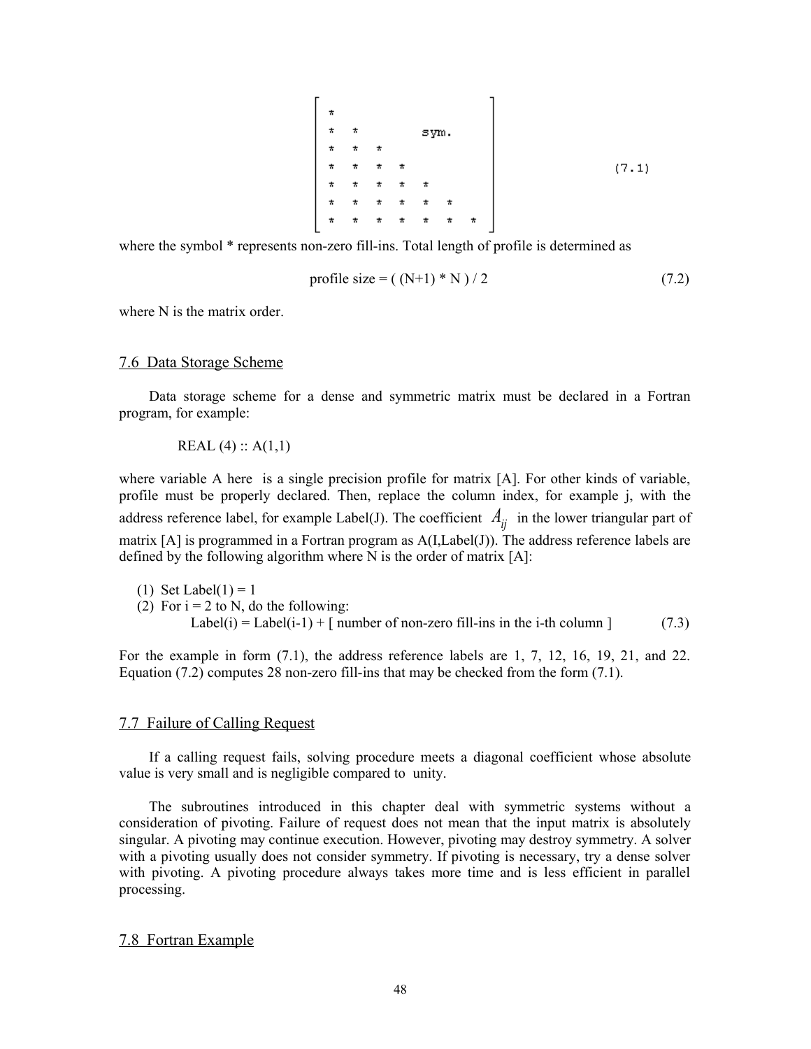$$
\begin{bmatrix}
* & & & & & & \\
* & * & & & \text{sym.} & & \\
* & * & * & & & & \\
* & * & * & * & & & \\
* & * & * & * & * & & \\
* & * & * & * & * & * & \\
* & * & * & * & * & * & *
\end{bmatrix}
\qquad (7.1)
$$

where the symbol * represents non-zero fill-ins. Total length of profile is determined as

$$
\text{profile size} = (\ (N+1) * N\ )\ /\ 2 \qquad (7.2)
$$

where N is the matrix order.

## 7.6 Data Storage Scheme

Data storage scheme for a dense and symmetric matrix must be declared in a Fortran program, for example:

```
REAL (4) :: A(1,1)
```

where variable A here is a single precision profile for matrix [A]. For other kinds of variable, profile must be properly declared. Then, replace the column index, for example j, with the address reference label, for example Label(J). The coefficient $A_{ij}$ in the lower triangular part of matrix [A] is programmed in a Fortran program as A(I,Label(J)). The address reference labels are defined by the following algorithm where N is the order of matrix [A]:

(1) Set Label(1) = 1
(2) For i = 2 to N, do the following:
 Label(i) = Label(i-1) + [ number of non-zero fill-ins in the i-th column ] (7.3)

For the example in form (7.1), the address reference labels are 1, 7, 12, 16, 19, 21, and 22. Equation (7.2) computes 28 non-zero fill-ins that may be checked from the form (7.1).

## 7.7 Failure of Calling Request

If a calling request fails, solving procedure meets a diagonal coefficient whose absolute value is very small and is negligible compared to unity.

The subroutines introduced in this chapter deal with symmetric systems without a consideration of pivoting. Failure of request does not mean that the input matrix is absolutely singular. A pivoting may continue execution. However, pivoting may destroy symmetry. A solver with a pivoting usually does not consider symmetry. If pivoting is necessary, try a dense solver with pivoting. A pivoting procedure always takes more time and is less efficient in parallel processing.

## 7.8 Fortran Example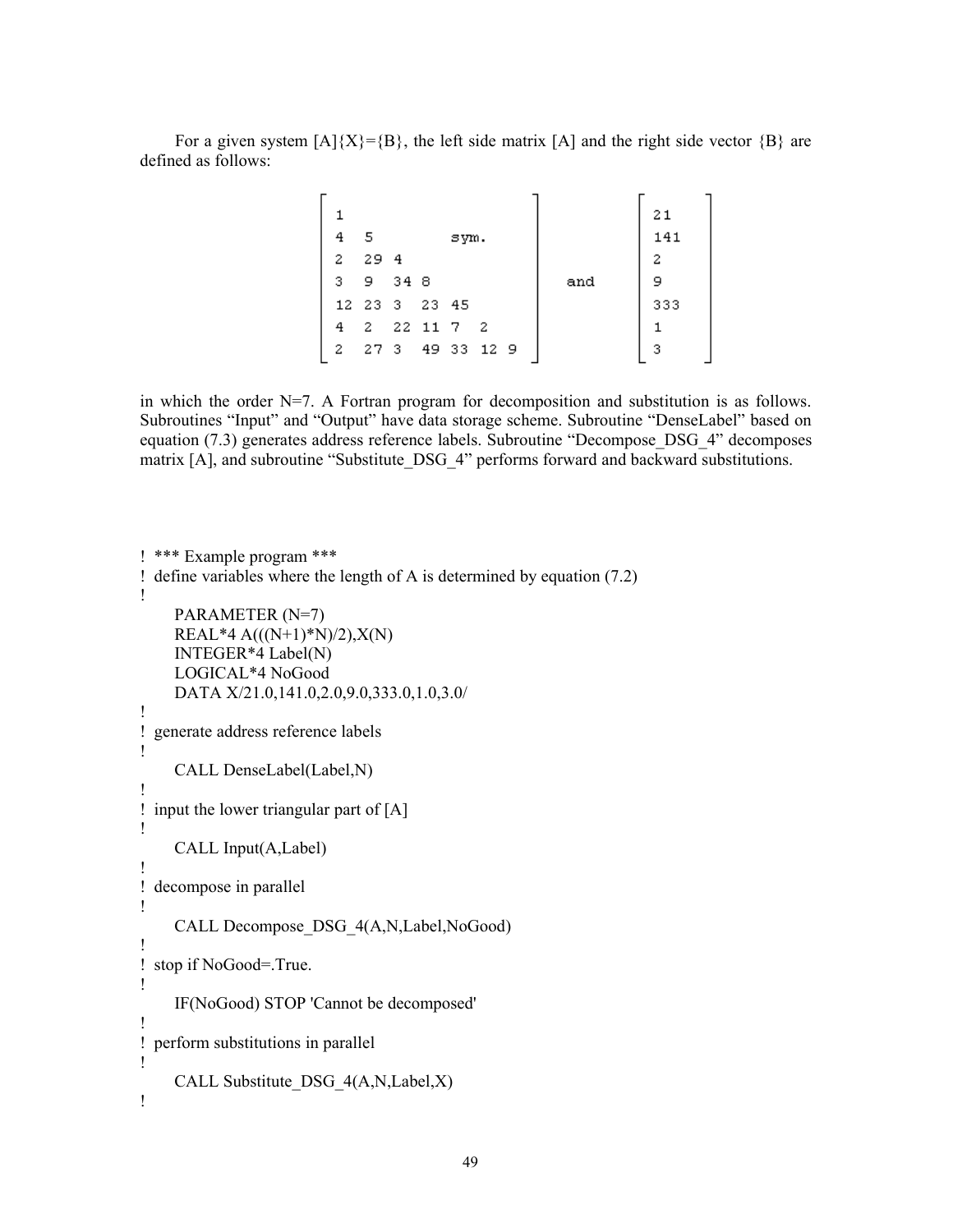For a given system [A]{X}={B}, the left side matrix [A] and the right side vector {B} are defined as follows:

$$
\begin{bmatrix}
1 & & & & & & \\
4 & 5 & & & \text{sym.} & & \\
2 & 29 & 4 & & & & \\
3 & 9 & 34 & 8 & & & \\
12 & 23 & 3 & 23 & 45 & & \\
4 & 2 & 22 & 11 & 7 & 2 & \\
2 & 27 & 3 & 49 & 33 & 12 & 9
\end{bmatrix}
\quad \text{and} \quad
\begin{bmatrix}
21 \\ 141 \\ 2 \\ 9 \\ 333 \\ 1 \\ 3
\end{bmatrix}
$$

in which the order N=7. A Fortran program for decomposition and substitution is as follows. Subroutines "Input" and "Output" have data storage scheme. Subroutine "DenseLabel" based on equation (7.3) generates address reference labels. Subroutine "Decompose_DSG_4" decomposes matrix [A], and subroutine "Substitute_DSG_4" performs forward and backward substitutions.

```
! *** Example program ***
! define variables where the length of A is determined by equation (7.2)
!
      PARAMETER (N=7)
      REAL*4 A(((N+1)*N)/2),X(N)
      INTEGER*4 Label(N)
      LOGICAL*4 NoGood
      DATA X/21.0,141.0,2.0,9.0,333.0,1.0,3.0/
!
! generate address reference labels
!
      CALL DenseLabel(Label,N)
!
! input the lower triangular part of [A]
!
      CALL Input(A,Label)
!
! decompose in parallel
!
      CALL Decompose_DSG_4(A,N,Label,NoGood)
!
! stop if NoGood=.True.
!
      IF(NoGood) STOP 'Cannot be decomposed'
!
! perform substitutions in parallel
!
      CALL Substitute_DSG_4(A,N,Label,X)
!
```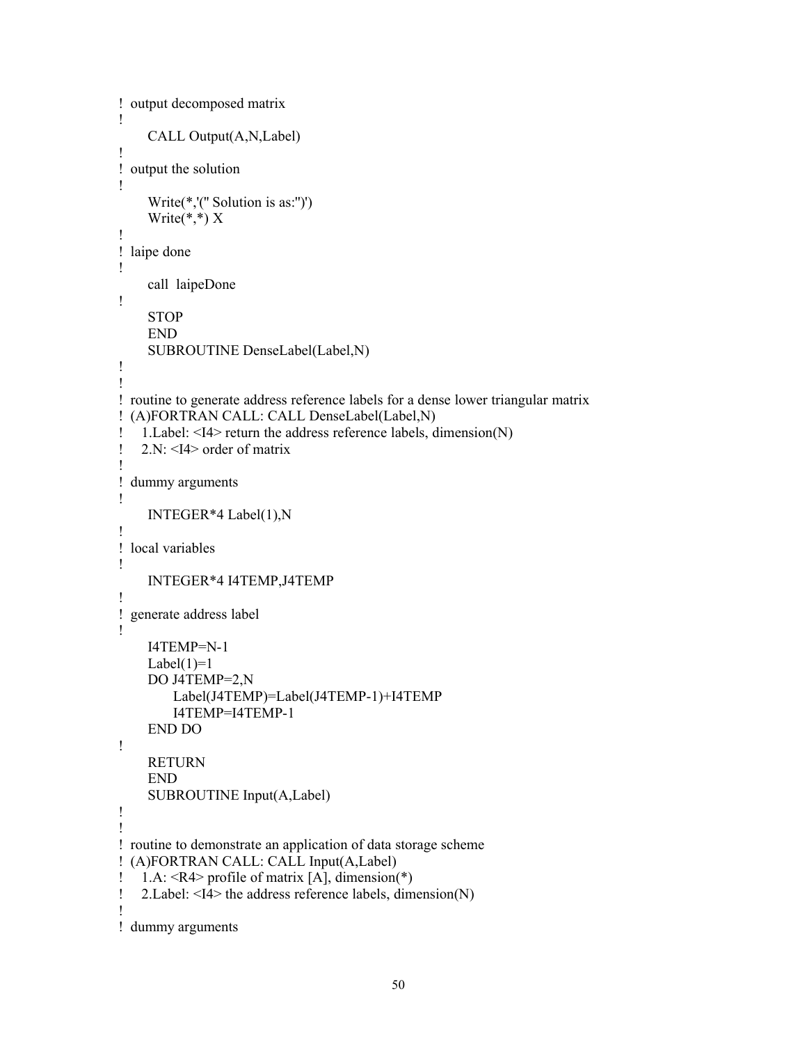```
!  output decomposed matrix
!
      CALL Output(A,N,Label)
!
!  output the solution
!
      Write(*,'(" Solution is as:")')
      Write(*,*) X
!
!  laipe done
!
      call  laipeDone
!
      STOP
      END
      SUBROUTINE DenseLabel(Label,N)
!
!
!  routine to generate address reference labels for a dense lower triangular matrix
!  (A)FORTRAN CALL: CALL DenseLabel(Label,N)
!     1.Label: <I4> return the address reference labels, dimension(N)
!     2.N: <I4> order of matrix
!
!  dummy arguments
!
      INTEGER*4 Label(1),N
!
!  local variables
!
      INTEGER*4 I4TEMP,J4TEMP
!
!  generate address label
!
      I4TEMP=N-1
      Label(1)=1
      DO J4TEMP=2,N
           Label(J4TEMP)=Label(J4TEMP-1)+I4TEMP
           I4TEMP=I4TEMP-1
      END DO
!
      RETURN
      END
      SUBROUTINE Input(A,Label)
!
!
!  routine to demonstrate an application of data storage scheme
!  (A)FORTRAN CALL: CALL Input(A,Label)
!     1.A: <R4> profile of matrix [A], dimension(*)
!     2.Label: <I4> the address reference labels, dimension(N)
!
!  dummy arguments
```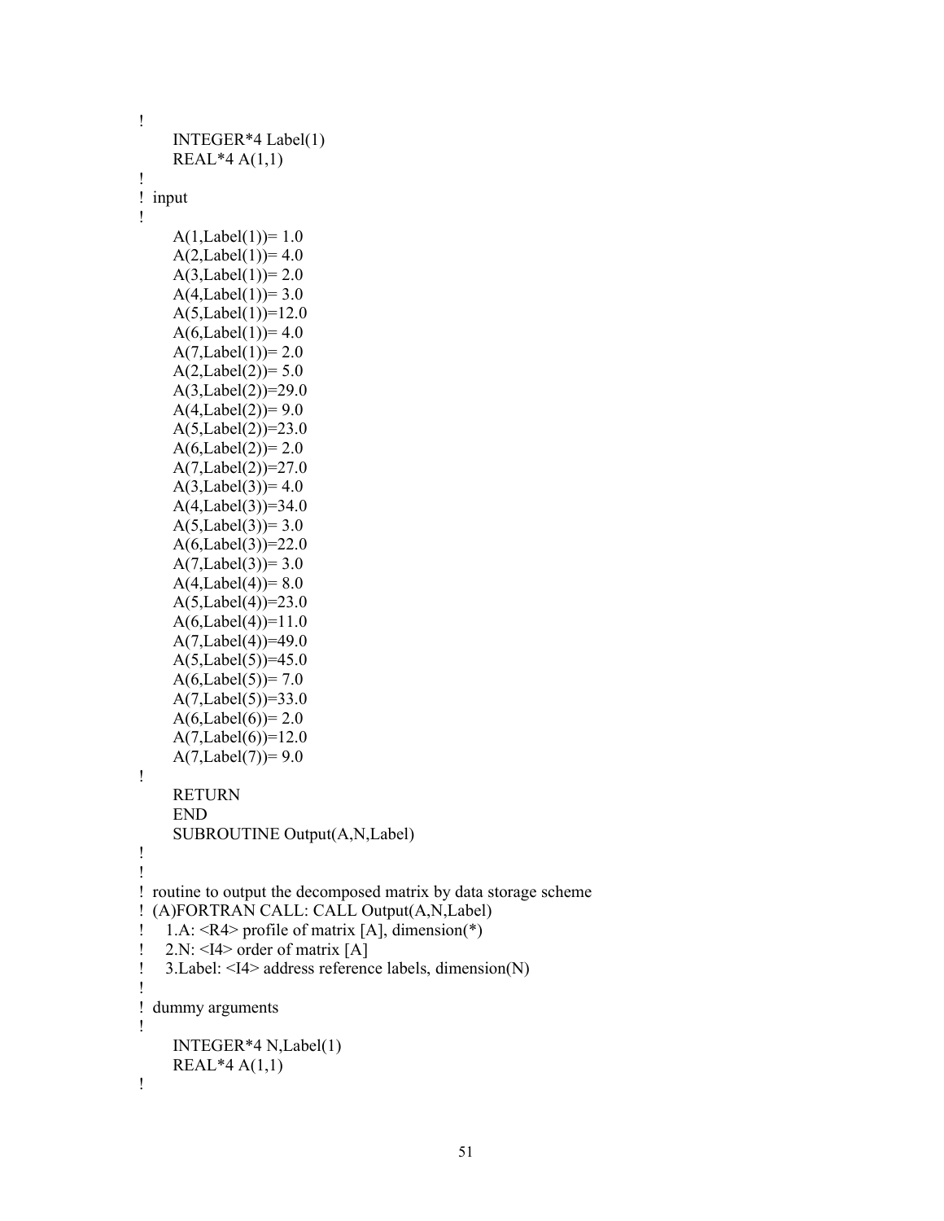```
!
      INTEGER*4 Label(1)
      REAL*4 A(1,1)
!
! input
!
      A(1,Label(1))= 1.0
      A(2,Label(1))= 4.0
      A(3,Label(1))= 2.0
      A(4,Label(1))= 3.0
      A(5,Label(1))=12.0
      A(6,Label(1))= 4.0
      A(7,Label(1))= 2.0
      A(2,Label(2))= 5.0
      A(3,Label(2))=29.0
      A(4,Label(2))= 9.0
      A(5,Label(2))=23.0
      A(6,Label(2))= 2.0
      A(7,Label(2))=27.0
      A(3,Label(3))= 4.0
      A(4,Label(3))=34.0
      A(5,Label(3))= 3.0
      A(6,Label(3))=22.0
      A(7,Label(3))= 3.0
      A(4,Label(4))= 8.0
      A(5,Label(4))=23.0
      A(6,Label(4))=11.0
      A(7,Label(4))=49.0
      A(5,Label(5))=45.0
      A(6,Label(5))= 7.0
      A(7,Label(5))=33.0
      A(6,Label(6))= 2.0
      A(7,Label(6))=12.0
      A(7,Label(7))= 9.0
!
      RETURN
      END
      SUBROUTINE Output(A,N,Label)
!
!
! routine to output the decomposed matrix by data storage scheme
! (A)FORTRAN CALL: CALL Output(A,N,Label)
!   1.A: <R4> profile of matrix [A], dimension(*)
!   2.N: <I4> order of matrix [A]
!   3.Label: <I4> address reference labels, dimension(N)
!
! dummy arguments
!
      INTEGER*4 N,Label(1)
      REAL*4 A(1,1)
!
```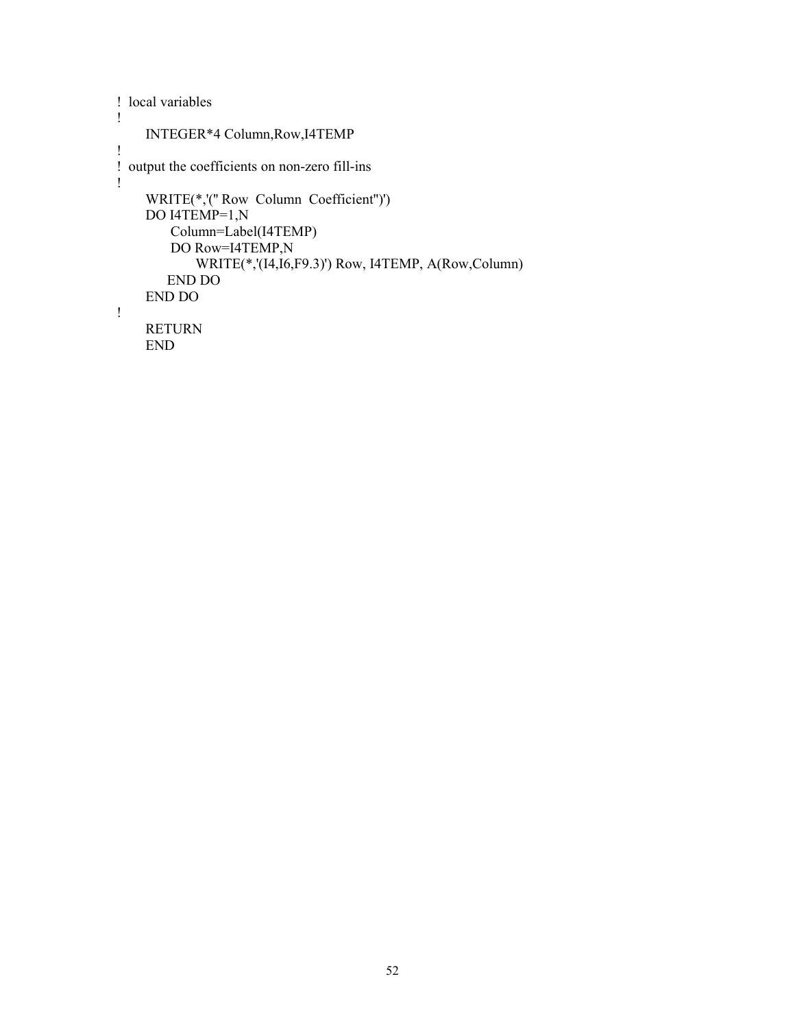```
!  local variables
!
      INTEGER*4 Column,Row,I4TEMP
!
!  output the coefficients on non-zero fill-ins
!
      WRITE(*,'(" Row  Column  Coefficient")')
      DO I4TEMP=1,N
           Column=Label(I4TEMP)
           DO Row=I4TEMP,N
                WRITE(*,'(I4,I6,F9.3)') Row, I4TEMP, A(Row,Column)
          END DO
      END DO
!
      RETURN
      END
```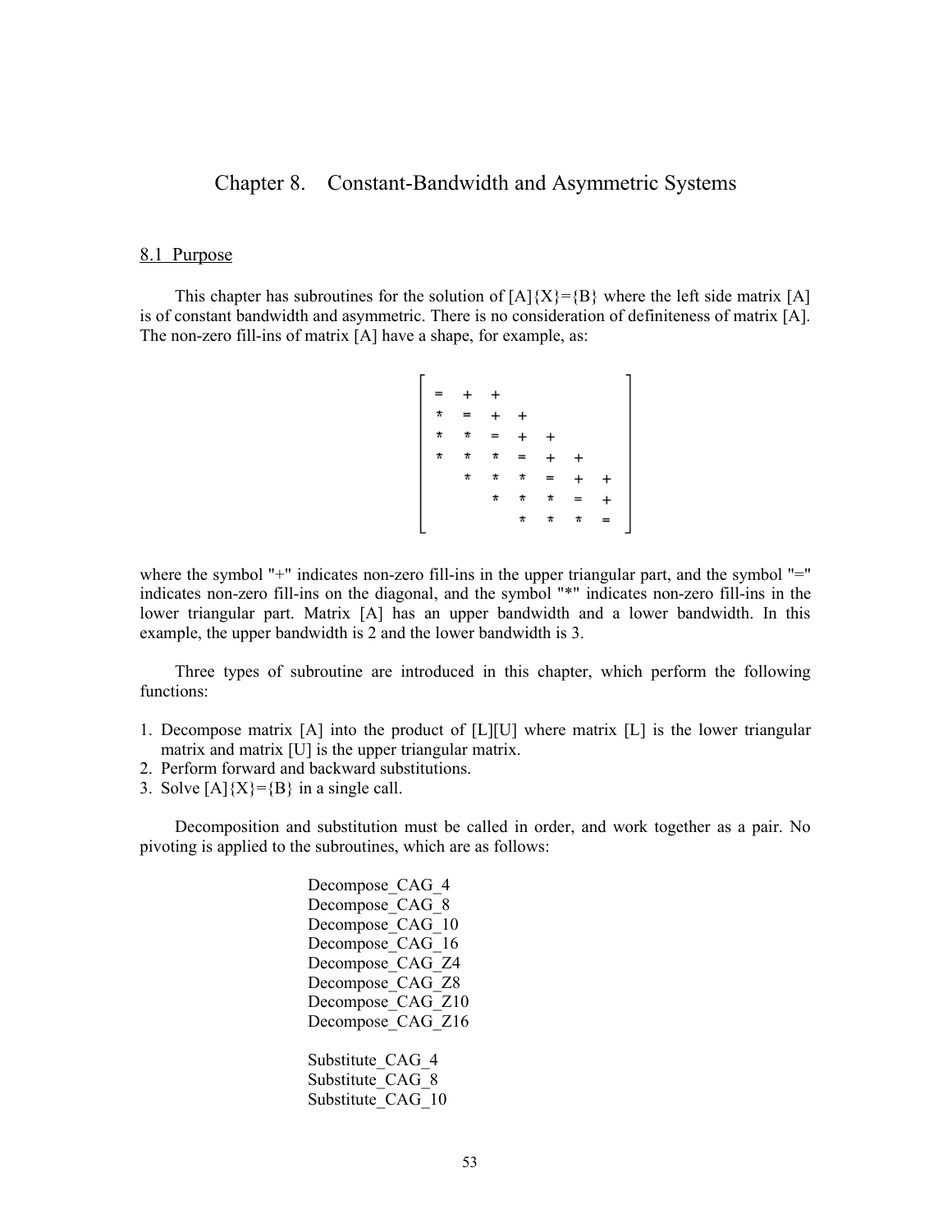# Chapter 8. Constant-Bandwidth and Asymmetric Systems

## 8.1 Purpose

This chapter has subroutines for the solution of [A]{X}={B} where the left side matrix [A] is of constant bandwidth and asymmetric. There is no consideration of definiteness of matrix [A]. The non-zero fill-ins of matrix [A] have a shape, for example, as:

```
┌                           ┐
│ =  +  +                   │
│ *  =  +  +                │
│ *  *  =  +  +             │
│ *  *  *  =  +  +          │
│    *  *  *  =  +  +       │
│       *  *  *  =  +       │
│          *  *  *  =       │
└                           ┘
```

where the symbol "+" indicates non-zero fill-ins in the upper triangular part, and the symbol "=" indicates non-zero fill-ins on the diagonal, and the symbol "*" indicates non-zero fill-ins in the lower triangular part. Matrix [A] has an upper bandwidth and a lower bandwidth. In this example, the upper bandwidth is 2 and the lower bandwidth is 3.

Three types of subroutine are introduced in this chapter, which perform the following functions:

1. Decompose matrix [A] into the product of [L][U] where matrix [L] is the lower triangular matrix and matrix [U] is the upper triangular matrix.
2. Perform forward and backward substitutions.
3. Solve [A]{X}={B} in a single call.

Decomposition and substitution must be called in order, and work together as a pair. No pivoting is applied to the subroutines, which are as follows:

Decompose_CAG_4  
Decompose_CAG_8  
Decompose_CAG_10  
Decompose_CAG_16  
Decompose_CAG_Z4  
Decompose_CAG_Z8  
Decompose_CAG_Z10  
Decompose_CAG_Z16  

Substitute_CAG_4  
Substitute_CAG_8  
Substitute_CAG_10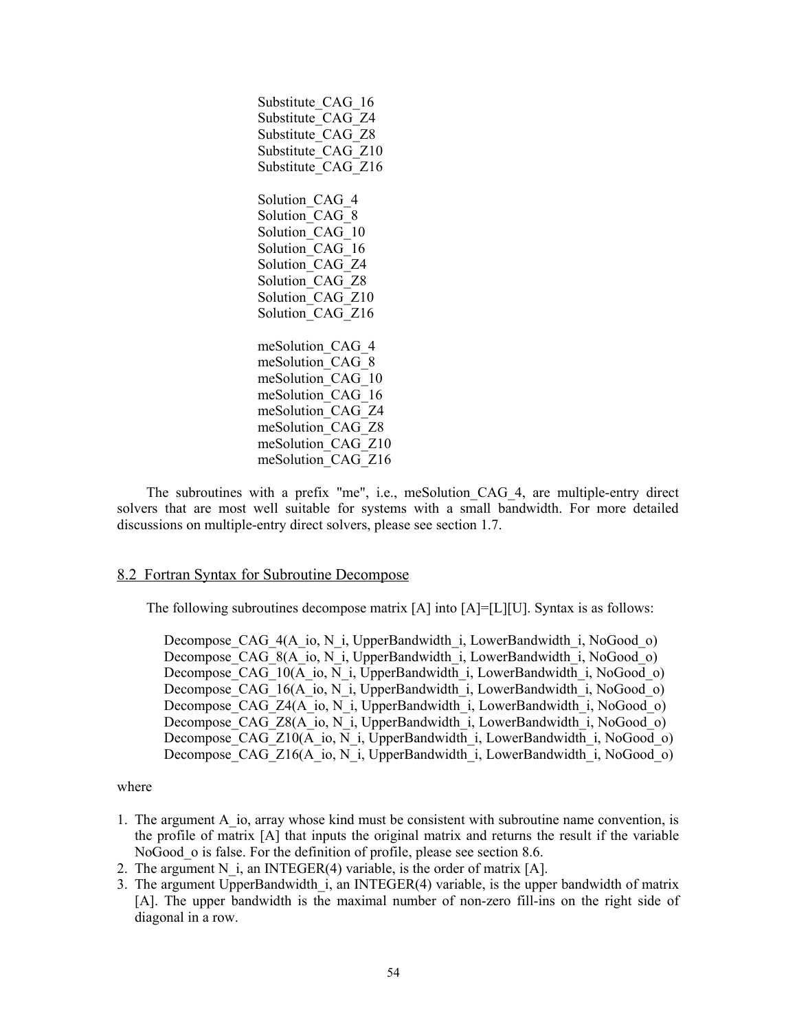Substitute_CAG_16
Substitute_CAG_Z4
Substitute_CAG_Z8
Substitute_CAG_Z10
Substitute_CAG_Z16

Solution_CAG_4
Solution_CAG_8
Solution_CAG_10
Solution_CAG_16
Solution_CAG_Z4
Solution_CAG_Z8
Solution_CAG_Z10
Solution_CAG_Z16

meSolution_CAG_4
meSolution_CAG_8
meSolution_CAG_10
meSolution_CAG_16
meSolution_CAG_Z4
meSolution_CAG_Z8
meSolution_CAG_Z10
meSolution_CAG_Z16

The subroutines with a prefix "me", i.e., meSolution_CAG_4, are multiple-entry direct solvers that are most well suitable for systems with a small bandwidth. For more detailed discussions on multiple-entry direct solvers, please see section 1.7.

## 8.2 Fortran Syntax for Subroutine Decompose

The following subroutines decompose matrix [A] into [A]=[L][U]. Syntax is as follows:

```
Decompose_CAG_4(A_io, N_i, UpperBandwidth_i, LowerBandwidth_i, NoGood_o)
Decompose_CAG_8(A_io, N_i, UpperBandwidth_i, LowerBandwidth_i, NoGood_o)
Decompose_CAG_10(A_io, N_i, UpperBandwidth_i, LowerBandwidth_i, NoGood_o)
Decompose_CAG_16(A_io, N_i, UpperBandwidth_i, LowerBandwidth_i, NoGood_o)
Decompose_CAG_Z4(A_io, N_i, UpperBandwidth_i, LowerBandwidth_i, NoGood_o)
Decompose_CAG_Z8(A_io, N_i, UpperBandwidth_i, LowerBandwidth_i, NoGood_o)
Decompose_CAG_Z10(A_io, N_i, UpperBandwidth_i, LowerBandwidth_i, NoGood_o)
Decompose_CAG_Z16(A_io, N_i, UpperBandwidth_i, LowerBandwidth_i, NoGood_o)
```

where

1. The argument A_io, array whose kind must be consistent with subroutine name convention, is the profile of matrix [A] that inputs the original matrix and returns the result if the variable NoGood_o is false. For the definition of profile, please see section 8.6.
2. The argument N_i, an INTEGER(4) variable, is the order of matrix [A].
3. The argument UpperBandwidth_i, an INTEGER(4) variable, is the upper bandwidth of matrix [A]. The upper bandwidth is the maximal number of non-zero fill-ins on the right side of diagonal in a row.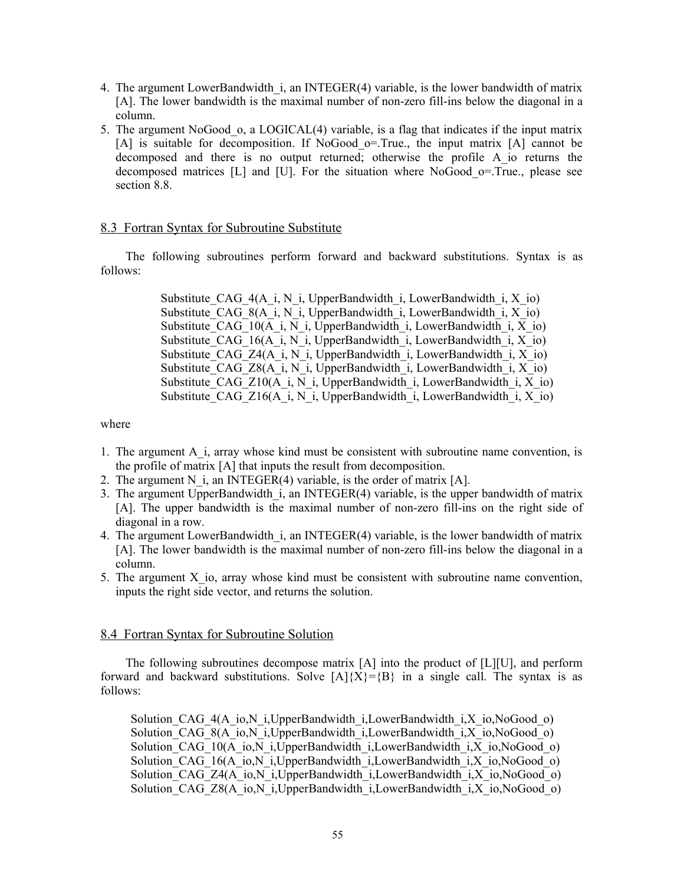4. The argument LowerBandwidth_i, an INTEGER(4) variable, is the lower bandwidth of matrix [A]. The lower bandwidth is the maximal number of non-zero fill-ins below the diagonal in a column.
5. The argument NoGood_o, a LOGICAL(4) variable, is a flag that indicates if the input matrix [A] is suitable for decomposition. If NoGood_o=.True., the input matrix [A] cannot be decomposed and there is no output returned; otherwise the profile A_io returns the decomposed matrices [L] and [U]. For the situation where NoGood_o=.True., please see section 8.8.

## 8.3 Fortran Syntax for Subroutine Substitute

The following subroutines perform forward and backward substitutions. Syntax is as follows:

```
Substitute_CAG_4(A_i, N_i, UpperBandwidth_i, LowerBandwidth_i, X_io)
Substitute_CAG_8(A_i, N_i, UpperBandwidth_i, LowerBandwidth_i, X_io)
Substitute_CAG_10(A_i, N_i, UpperBandwidth_i, LowerBandwidth_i, X_io)
Substitute_CAG_16(A_i, N_i, UpperBandwidth_i, LowerBandwidth_i, X_io)
Substitute_CAG_Z4(A_i, N_i, UpperBandwidth_i, LowerBandwidth_i, X_io)
Substitute_CAG_Z8(A_i, N_i, UpperBandwidth_i, LowerBandwidth_i, X_io)
Substitute_CAG_Z10(A_i, N_i, UpperBandwidth_i, LowerBandwidth_i, X_io)
Substitute_CAG_Z16(A_i, N_i, UpperBandwidth_i, LowerBandwidth_i, X_io)
```

where

1. The argument A_i, array whose kind must be consistent with subroutine name convention, is the profile of matrix [A] that inputs the result from decomposition.
2. The argument N_i, an INTEGER(4) variable, is the order of matrix [A].
3. The argument UpperBandwidth_i, an INTEGER(4) variable, is the upper bandwidth of matrix [A]. The upper bandwidth is the maximal number of non-zero fill-ins on the right side of diagonal in a row.
4. The argument LowerBandwidth_i, an INTEGER(4) variable, is the lower bandwidth of matrix [A]. The lower bandwidth is the maximal number of non-zero fill-ins below the diagonal in a column.
5. The argument X_io, array whose kind must be consistent with subroutine name convention, inputs the right side vector, and returns the solution.

## 8.4 Fortran Syntax for Subroutine Solution

The following subroutines decompose matrix [A] into the product of [L][U], and perform forward and backward substitutions. Solve [A]{X}={B} in a single call. The syntax is as follows:

```
Solution_CAG_4(A_io,N_i,UpperBandwidth_i,LowerBandwidth_i,X_io,NoGood_o)
Solution_CAG_8(A_io,N_i,UpperBandwidth_i,LowerBandwidth_i,X_io,NoGood_o)
Solution_CAG_10(A_io,N_i,UpperBandwidth_i,LowerBandwidth_i,X_io,NoGood_o)
Solution_CAG_16(A_io,N_i,UpperBandwidth_i,LowerBandwidth_i,X_io,NoGood_o)
Solution_CAG_Z4(A_io,N_i,UpperBandwidth_i,LowerBandwidth_i,X_io,NoGood_o)
Solution_CAG_Z8(A_io,N_i,UpperBandwidth_i,LowerBandwidth_i,X_io,NoGood_o)
```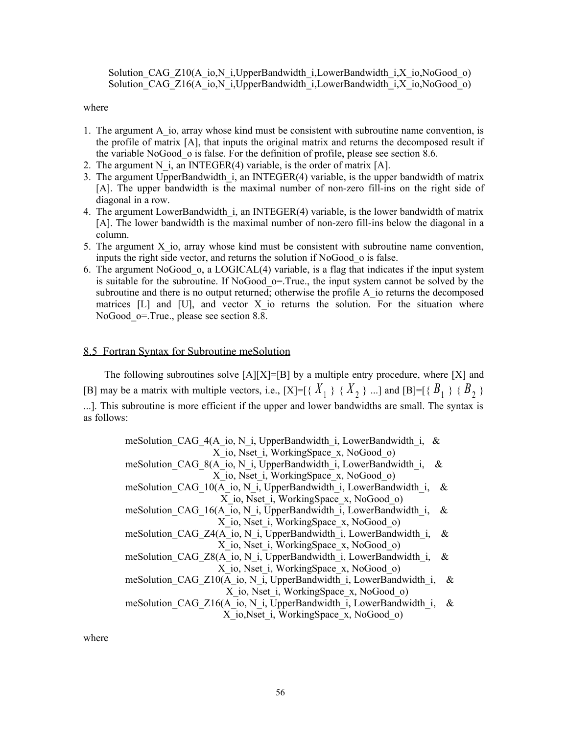```
Solution_CAG_Z10(A_io,N_i,UpperBandwidth_i,LowerBandwidth_i,X_io,NoGood_o)
Solution_CAG_Z16(A_io,N_i,UpperBandwidth_i,LowerBandwidth_i,X_io,NoGood_o)
```

where

1. The argument A_io, array whose kind must be consistent with subroutine name convention, is the profile of matrix [A], that inputs the original matrix and returns the decomposed result if the variable NoGood_o is false. For the definition of profile, please see section 8.6.
2. The argument N_i, an INTEGER(4) variable, is the order of matrix [A].
3. The argument UpperBandwidth_i, an INTEGER(4) variable, is the upper bandwidth of matrix [A]. The upper bandwidth is the maximal number of non-zero fill-ins on the right side of diagonal in a row.
4. The argument LowerBandwidth_i, an INTEGER(4) variable, is the lower bandwidth of matrix [A]. The lower bandwidth is the maximal number of non-zero fill-ins below the diagonal in a column.
5. The argument X_io, array whose kind must be consistent with subroutine name convention, inputs the right side vector, and returns the solution if NoGood_o is false.
6. The argument NoGood_o, a LOGICAL(4) variable, is a flag that indicates if the input system is suitable for the subroutine. If NoGood_o=.True., the input system cannot be solved by the subroutine and there is no output returned; otherwise the profile A_io returns the decomposed matrices [L] and [U], and vector X_io returns the solution. For the situation where NoGood_o=.True., please see section 8.8.

## 8.5 Fortran Syntax for Subroutine meSolution

The following subroutines solve [A][X]=[B] by a multiple entry procedure, where [X] and [B] may be a matrix with multiple vectors, i.e., [X]=[{ $X_1$ } { $X_2$ } ...] and [B]=[{ $B_1$ } { $B_2$ } ...]. This subroutine is more efficient if the upper and lower bandwidths are small. The syntax is as follows:

```
meSolution_CAG_4(A_io, N_i, UpperBandwidth_i, LowerBandwidth_i,   &
                 X_io, Nset_i, WorkingSpace_x, NoGood_o)
meSolution_CAG_8(A_io, N_i, UpperBandwidth_i, LowerBandwidth_i,   &
                 X_io, Nset_i, WorkingSpace_x, NoGood_o)
meSolution_CAG_10(A_io, N_i, UpperBandwidth_i, LowerBandwidth_i,   &
                  X_io, Nset_i, WorkingSpace_x, NoGood_o)
meSolution_CAG_16(A_io, N_i, UpperBandwidth_i, LowerBandwidth_i,   &
                  X_io, Nset_i, WorkingSpace_x, NoGood_o)
meSolution_CAG_Z4(A_io, N_i, UpperBandwidth_i, LowerBandwidth_i,   &
                  X_io, Nset_i, WorkingSpace_x, NoGood_o)
meSolution_CAG_Z8(A_io, N_i, UpperBandwidth_i, LowerBandwidth_i,   &
                  X_io, Nset_i, WorkingSpace_x, NoGood_o)
meSolution_CAG_Z10(A_io, N_i, UpperBandwidth_i, LowerBandwidth_i,   &
                   X_io, Nset_i, WorkingSpace_x, NoGood_o)
meSolution_CAG_Z16(A_io, N_i, UpperBandwidth_i, LowerBandwidth_i,   &
                   X_io,Nset_i, WorkingSpace_x, NoGood_o)
```

where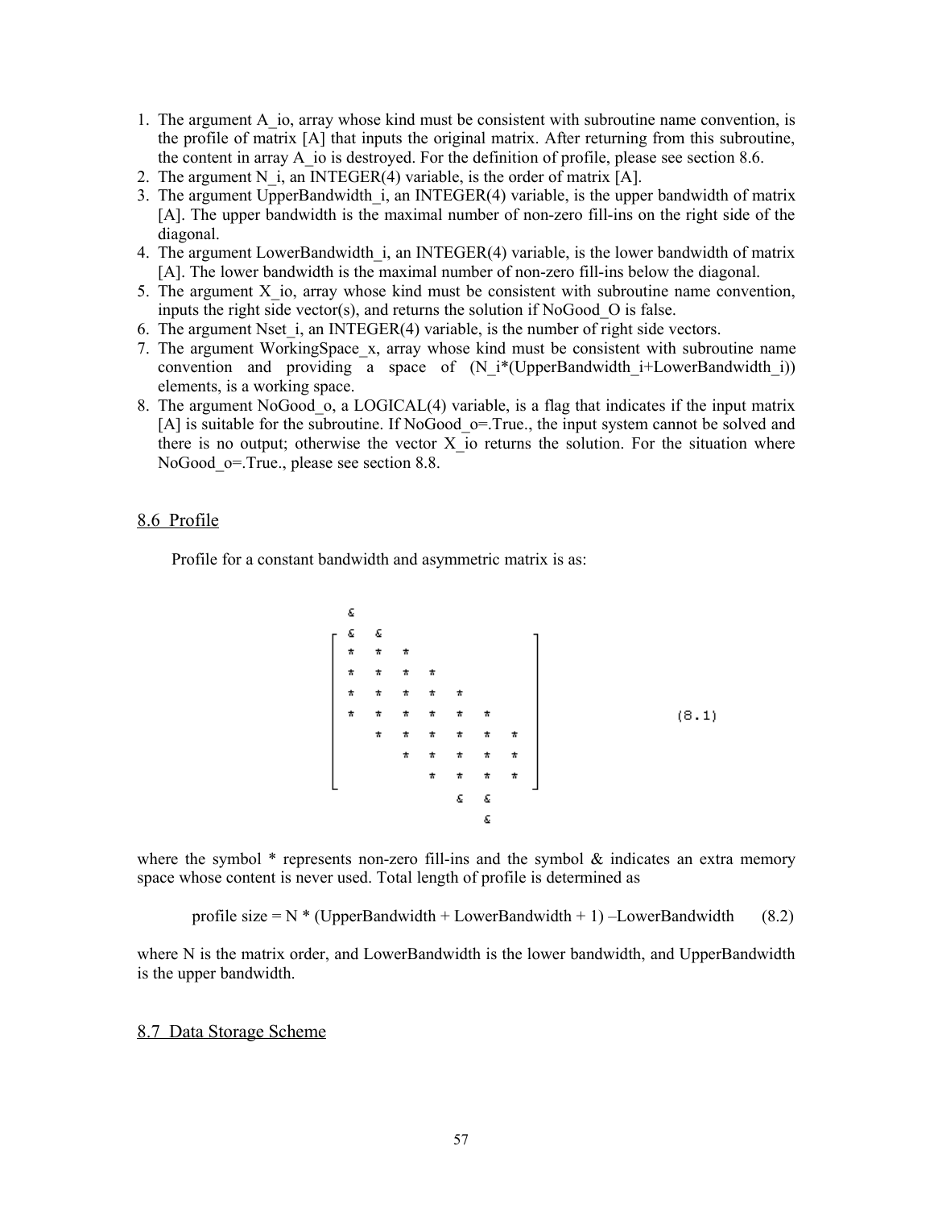1. The argument A_io, array whose kind must be consistent with subroutine name convention, is the profile of matrix [A] that inputs the original matrix. After returning from this subroutine, the content in array A_io is destroyed. For the definition of profile, please see section 8.6.
2. The argument N_i, an INTEGER(4) variable, is the order of matrix [A].
3. The argument UpperBandwidth_i, an INTEGER(4) variable, is the upper bandwidth of matrix [A]. The upper bandwidth is the maximal number of non-zero fill-ins on the right side of the diagonal.
4. The argument LowerBandwidth_i, an INTEGER(4) variable, is the lower bandwidth of matrix [A]. The lower bandwidth is the maximal number of non-zero fill-ins below the diagonal.
5. The argument X_io, array whose kind must be consistent with subroutine name convention, inputs the right side vector(s), and returns the solution if NoGood_O is false.
6. The argument Nset_i, an INTEGER(4) variable, is the number of right side vectors.
7. The argument WorkingSpace_x, array whose kind must be consistent with subroutine name convention and providing a space of (N_i*(UpperBandwidth_i+LowerBandwidth_i)) elements, is a working space.
8. The argument NoGood_o, a LOGICAL(4) variable, is a flag that indicates if the input matrix [A] is suitable for the subroutine. If NoGood_o=.True., the input system cannot be solved and there is no output; otherwise the vector X_io returns the solution. For the situation where NoGood_o=.True., please see section 8.8.

## 8.6 Profile

Profile for a constant bandwidth and asymmetric matrix is as:

```
     &
   [ &  &                   ]
   [ *  *  *                ]
   [ *  *  *  *             ]
   [ *  *  *  *  *          ]
   [ *  *  *  *  *  *       ]          (8.1)
   [    *  *  *  *  *  *    ]
   [       *  *  *  *  *    ]
   [          *  *  *  *    ]
                 &  &
                    &
```

where the symbol * represents non-zero fill-ins and the symbol & indicates an extra memory space whose content is never used. Total length of profile is determined as

$$\text{profile size} = N * (\text{UpperBandwidth} + \text{LowerBandwidth} + 1) - \text{LowerBandwidth} \qquad (8.2)$$

where N is the matrix order, and LowerBandwidth is the lower bandwidth, and UpperBandwidth is the upper bandwidth.

## 8.7 Data Storage Scheme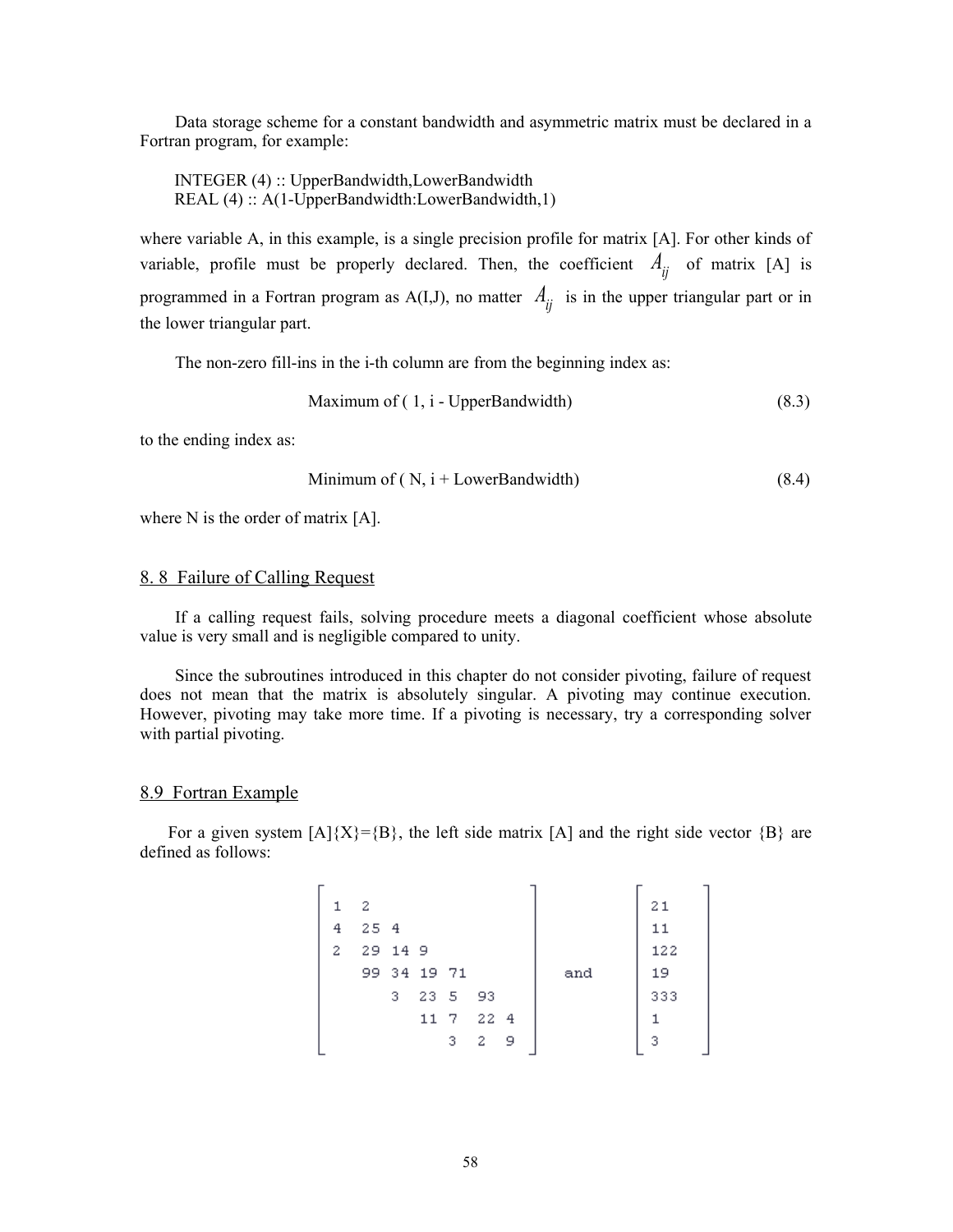Data storage scheme for a constant bandwidth and asymmetric matrix must be declared in a Fortran program, for example:

```
INTEGER (4) :: UpperBandwidth,LowerBandwidth
REAL (4) :: A(1-UpperBandwidth:LowerBandwidth,1)
```

where variable A, in this example, is a single precision profile for matrix [A]. For other kinds of variable, profile must be properly declared. Then, the coefficient $A_{ij}$ of matrix [A] is programmed in a Fortran program as A(I,J), no matter $A_{ij}$ is in the upper triangular part or in the lower triangular part.

The non-zero fill-ins in the i-th column are from the beginning index as:

$$\text{Maximum of ( 1, i - UpperBandwidth)} \tag{8.3}$$

to the ending index as:

$$\text{Minimum of ( N, i + LowerBandwidth)} \tag{8.4}$$

where N is the order of matrix [A].

## 8. 8 Failure of Calling Request

If a calling request fails, solving procedure meets a diagonal coefficient whose absolute value is very small and is negligible compared to unity.

Since the subroutines introduced in this chapter do not consider pivoting, failure of request does not mean that the matrix is absolutely singular. A pivoting may continue execution. However, pivoting may take more time. If a pivoting is necessary, try a corresponding solver with partial pivoting.

## 8.9 Fortran Example

For a given system [A]{X}={B}, the left side matrix [A] and the right side vector {B} are defined as follows:

$$\begin{bmatrix} 1 & 2 & & & & & \\ 4 & 25 & 4 & & & & \\ 2 & 29 & 14 & 9 & & & \\ & 99 & 34 & 19 & 71 & & \\ & & 3 & 23 & 5 & 93 & \\ & & & 11 & 7 & 22 & 4 \\ & & & & 3 & 2 & 9 \end{bmatrix} \quad \text{and} \quad \begin{bmatrix} 21 \\ 11 \\ 122 \\ 19 \\ 333 \\ 1 \\ 3 \end{bmatrix}$$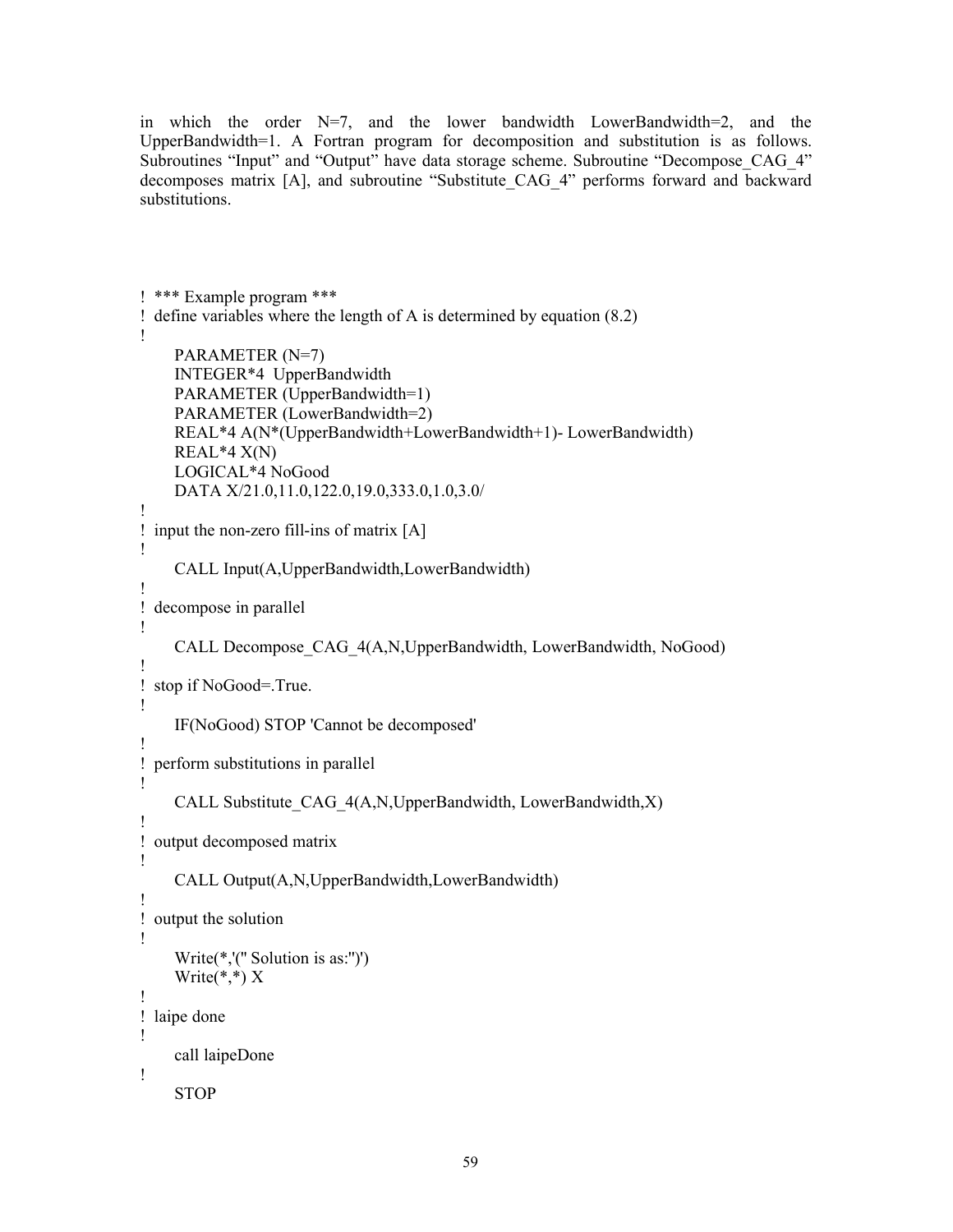in which the order N=7, and the lower bandwidth LowerBandwidth=2, and the UpperBandwidth=1. A Fortran program for decomposition and substitution is as follows. Subroutines "Input" and "Output" have data storage scheme. Subroutine "Decompose_CAG_4" decomposes matrix [A], and subroutine "Substitute_CAG_4" performs forward and backward substitutions.

```
!  *** Example program ***
!  define variables where the length of A is determined by equation (8.2)
!
      PARAMETER (N=7)
      INTEGER*4  UpperBandwidth
      PARAMETER (UpperBandwidth=1)
      PARAMETER (LowerBandwidth=2)
      REAL*4 A(N*(UpperBandwidth+LowerBandwidth+1)- LowerBandwidth)
      REAL*4 X(N)
      LOGICAL*4 NoGood
      DATA X/21.0,11.0,122.0,19.0,333.0,1.0,3.0/
!
!  input the non-zero fill-ins of matrix [A]
!
      CALL Input(A,UpperBandwidth,LowerBandwidth)
!
!  decompose in parallel
!
      CALL Decompose_CAG_4(A,N,UpperBandwidth, LowerBandwidth, NoGood)
!
!  stop if NoGood=.True.
!
      IF(NoGood) STOP 'Cannot be decomposed'
!
!  perform substitutions in parallel
!
      CALL Substitute_CAG_4(A,N,UpperBandwidth, LowerBandwidth,X)
!
!  output decomposed matrix
!
      CALL Output(A,N,UpperBandwidth,LowerBandwidth)
!
!  output the solution
!
      Write(*,'(" Solution is as:")')
      Write(*,*) X
!
!  laipe done
!
      call laipeDone
!
      STOP
```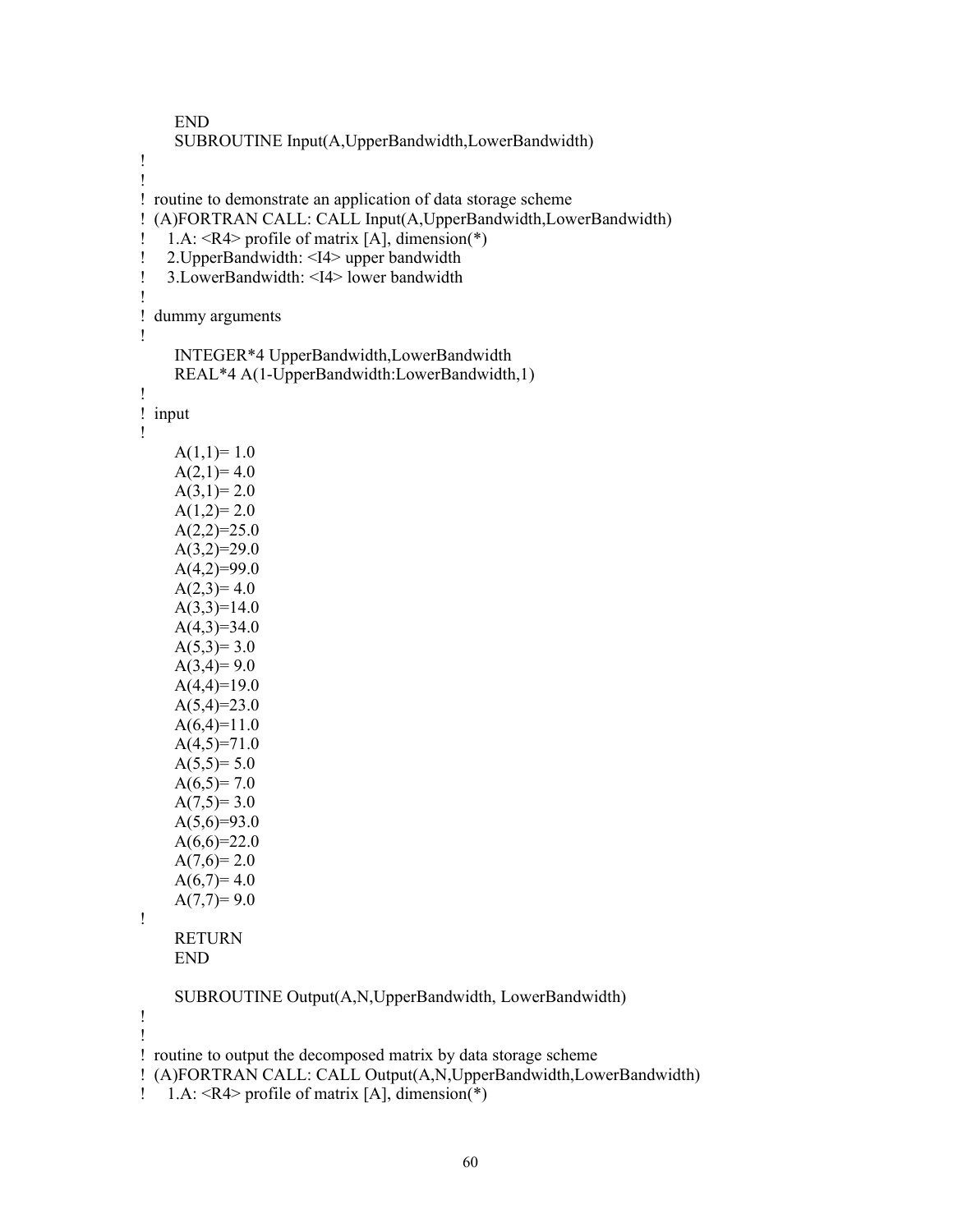```
      END
      SUBROUTINE Input(A,UpperBandwidth,LowerBandwidth)
!
!
! routine to demonstrate an application of data storage scheme
! (A)FORTRAN CALL: CALL Input(A,UpperBandwidth,LowerBandwidth)
!    1.A: <R4> profile of matrix [A], dimension(*)
!    2.UpperBandwidth: <I4> upper bandwidth
!    3.LowerBandwidth: <I4> lower bandwidth
!
! dummy arguments
!
      INTEGER*4 UpperBandwidth,LowerBandwidth
      REAL*4 A(1-UpperBandwidth:LowerBandwidth,1)
!
! input
!
      A(1,1)= 1.0
      A(2,1)= 4.0
      A(3,1)= 2.0
      A(1,2)= 2.0
      A(2,2)=25.0
      A(3,2)=29.0
      A(4,2)=99.0
      A(2,3)= 4.0
      A(3,3)=14.0
      A(4,3)=34.0
      A(5,3)= 3.0
      A(3,4)= 9.0
      A(4,4)=19.0
      A(5,4)=23.0
      A(6,4)=11.0
      A(4,5)=71.0
      A(5,5)= 5.0
      A(6,5)= 7.0
      A(7,5)= 3.0
      A(5,6)=93.0
      A(6,6)=22.0
      A(7,6)= 2.0
      A(6,7)= 4.0
      A(7,7)= 9.0
!
      RETURN
      END

      SUBROUTINE Output(A,N,UpperBandwidth, LowerBandwidth)
!
!
! routine to output the decomposed matrix by data storage scheme
! (A)FORTRAN CALL: CALL Output(A,N,UpperBandwidth,LowerBandwidth)
!    1.A: <R4> profile of matrix [A], dimension(*)
```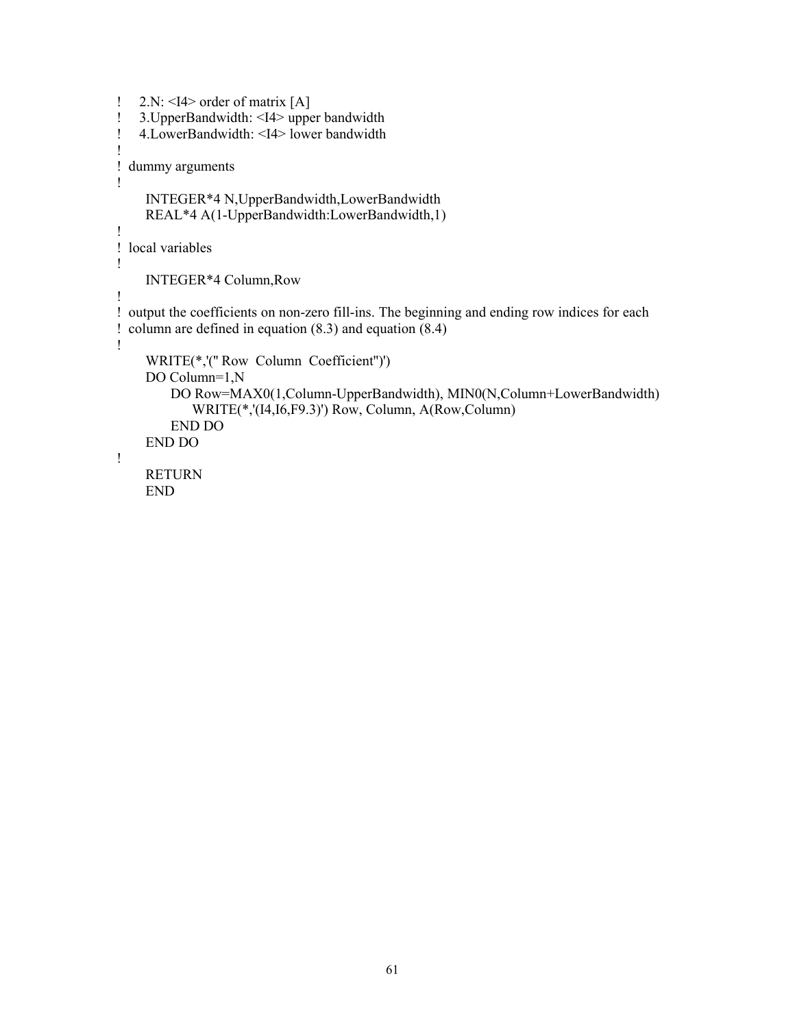```
!     2.N: <I4> order of matrix [A]
!     3.UpperBandwidth: <I4> upper bandwidth
!     4.LowerBandwidth: <I4> lower bandwidth
!
!  dummy arguments
!
      INTEGER*4 N,UpperBandwidth,LowerBandwidth
      REAL*4 A(1-UpperBandwidth:LowerBandwidth,1)
!
!  local variables
!
      INTEGER*4 Column,Row
!
!  output the coefficients on non-zero fill-ins. The beginning and ending row indices for each
!  column are defined in equation (8.3) and equation (8.4)
!
      WRITE(*,'(" Row  Column  Coefficient")')
      DO Column=1,N
           DO Row=MAX0(1,Column-UpperBandwidth), MIN0(N,Column+LowerBandwidth)
                WRITE(*,'(I4,I6,F9.3)') Row, Column, A(Row,Column)
           END DO
      END DO
!
      RETURN
      END
```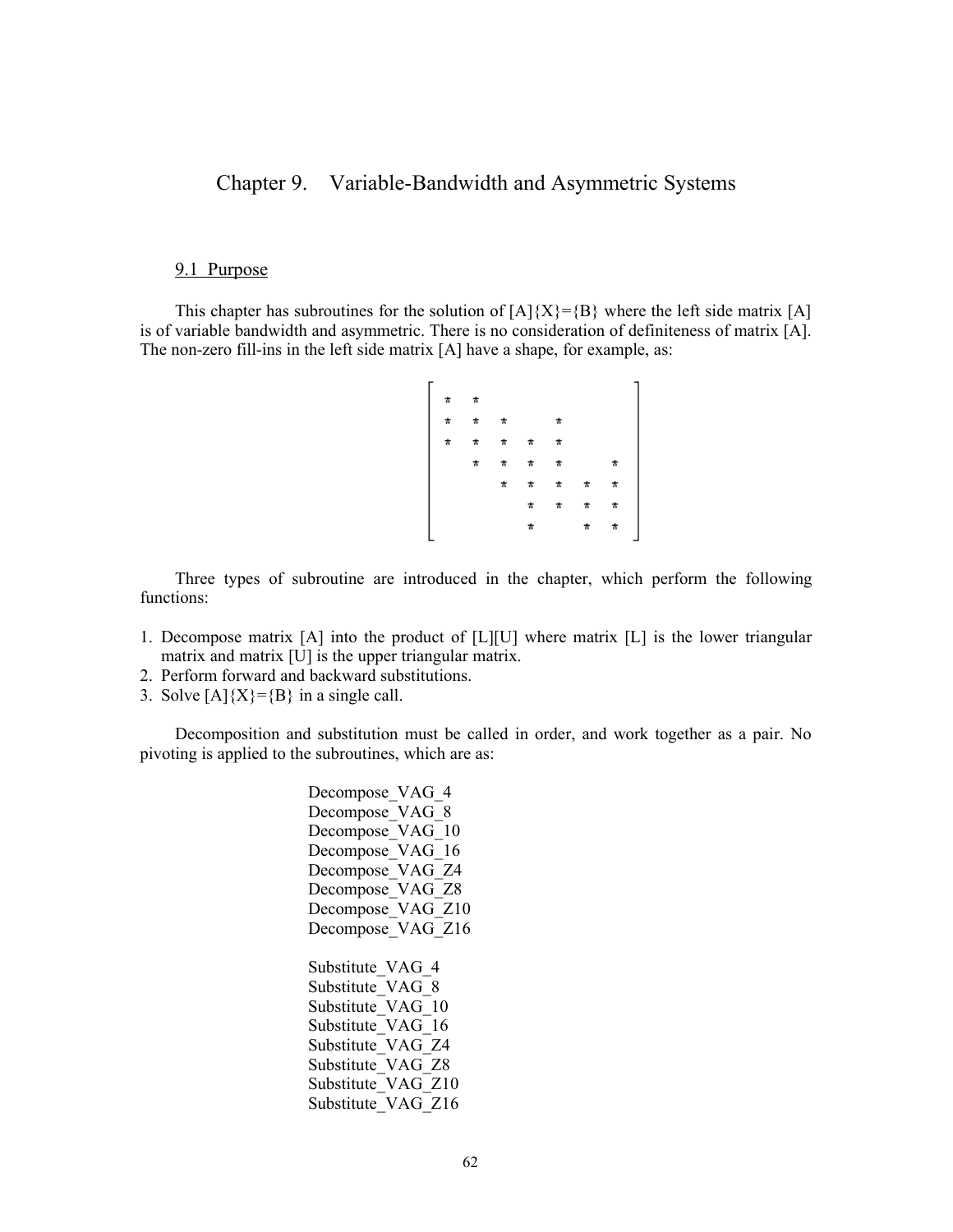# Chapter 9. Variable-Bandwidth and Asymmetric Systems

## 9.1 Purpose

This chapter has subroutines for the solution of [A]{X}={B} where the left side matrix [A] is of variable bandwidth and asymmetric. There is no consideration of definiteness of matrix [A]. The non-zero fill-ins in the left side matrix [A] have a shape, for example, as:

```
[ *  *                ]
[ *  *  *     *       ]
[ *  *  *  *  *       ]
[    *  *  *  *     * ]
[       *  *  *  *  * ]
[          *  *  *  * ]
[          *     *  * ]
```

Three types of subroutine are introduced in the chapter, which perform the following functions:

1. Decompose matrix [A] into the product of [L][U] where matrix [L] is the lower triangular matrix and matrix [U] is the upper triangular matrix.
2. Perform forward and backward substitutions.
3. Solve [A]{X}={B} in a single call.

Decomposition and substitution must be called in order, and work together as a pair. No pivoting is applied to the subroutines, which are as:

Decompose_VAG_4
Decompose_VAG_8
Decompose_VAG_10
Decompose_VAG_16
Decompose_VAG_Z4
Decompose_VAG_Z8
Decompose_VAG_Z10
Decompose_VAG_Z16

Substitute_VAG_4
Substitute_VAG_8
Substitute_VAG_10
Substitute_VAG_16
Substitute_VAG_Z4
Substitute_VAG_Z8
Substitute_VAG_Z10
Substitute_VAG_Z16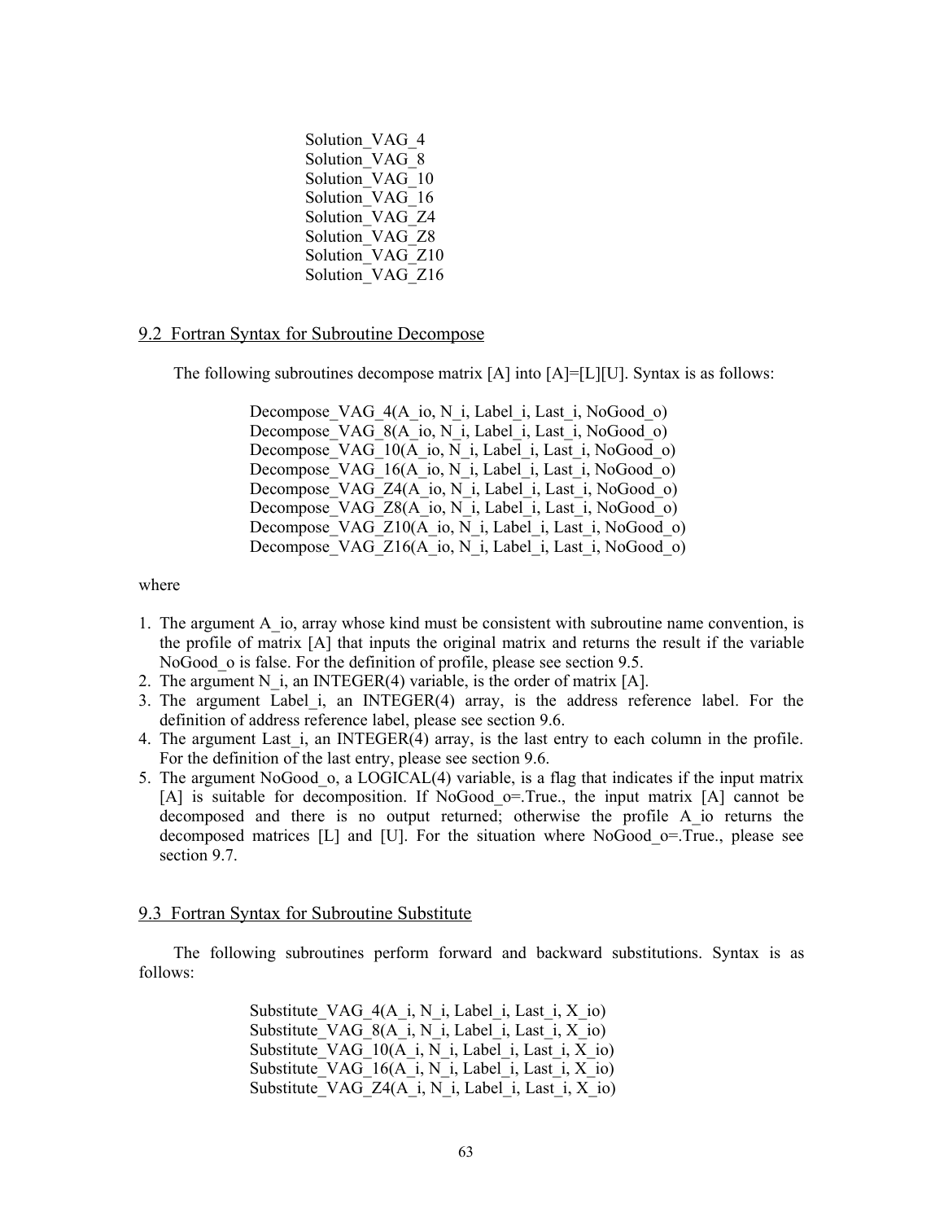Solution_VAG_4
Solution_VAG_8
Solution_VAG_10
Solution_VAG_16
Solution_VAG_Z4
Solution_VAG_Z8
Solution_VAG_Z10
Solution_VAG_Z16

## 9.2 Fortran Syntax for Subroutine Decompose

The following subroutines decompose matrix [A] into [A]=[L][U]. Syntax is as follows:

```
Decompose_VAG_4(A_io, N_i, Label_i, Last_i, NoGood_o)
Decompose_VAG_8(A_io, N_i, Label_i, Last_i, NoGood_o)
Decompose_VAG_10(A_io, N_i, Label_i, Last_i, NoGood_o)
Decompose_VAG_16(A_io, N_i, Label_i, Last_i, NoGood_o)
Decompose_VAG_Z4(A_io, N_i, Label_i, Last_i, NoGood_o)
Decompose_VAG_Z8(A_io, N_i, Label_i, Last_i, NoGood_o)
Decompose_VAG_Z10(A_io, N_i, Label_i, Last_i, NoGood_o)
Decompose_VAG_Z16(A_io, N_i, Label_i, Last_i, NoGood_o)
```

where

1. The argument A_io, array whose kind must be consistent with subroutine name convention, is the profile of matrix [A] that inputs the original matrix and returns the result if the variable NoGood_o is false. For the definition of profile, please see section 9.5.
2. The argument N_i, an INTEGER(4) variable, is the order of matrix [A].
3. The argument Label_i, an INTEGER(4) array, is the address reference label. For the definition of address reference label, please see section 9.6.
4. The argument Last_i, an INTEGER(4) array, is the last entry to each column in the profile. For the definition of the last entry, please see section 9.6.
5. The argument NoGood_o, a LOGICAL(4) variable, is a flag that indicates if the input matrix [A] is suitable for decomposition. If NoGood_o=.True., the input matrix [A] cannot be decomposed and there is no output returned; otherwise the profile A_io returns the decomposed matrices [L] and [U]. For the situation where NoGood_o=.True., please see section 9.7.

## 9.3 Fortran Syntax for Subroutine Substitute

The following subroutines perform forward and backward substitutions. Syntax is as follows:

```
Substitute_VAG_4(A_i, N_i, Label_i, Last_i, X_io)
Substitute_VAG_8(A_i, N_i, Label_i, Last_i, X_io)
Substitute_VAG_10(A_i, N_i, Label_i, Last_i, X_io)
Substitute_VAG_16(A_i, N_i, Label_i, Last_i, X_io)
Substitute_VAG_Z4(A_i, N_i, Label_i, Last_i, X_io)
```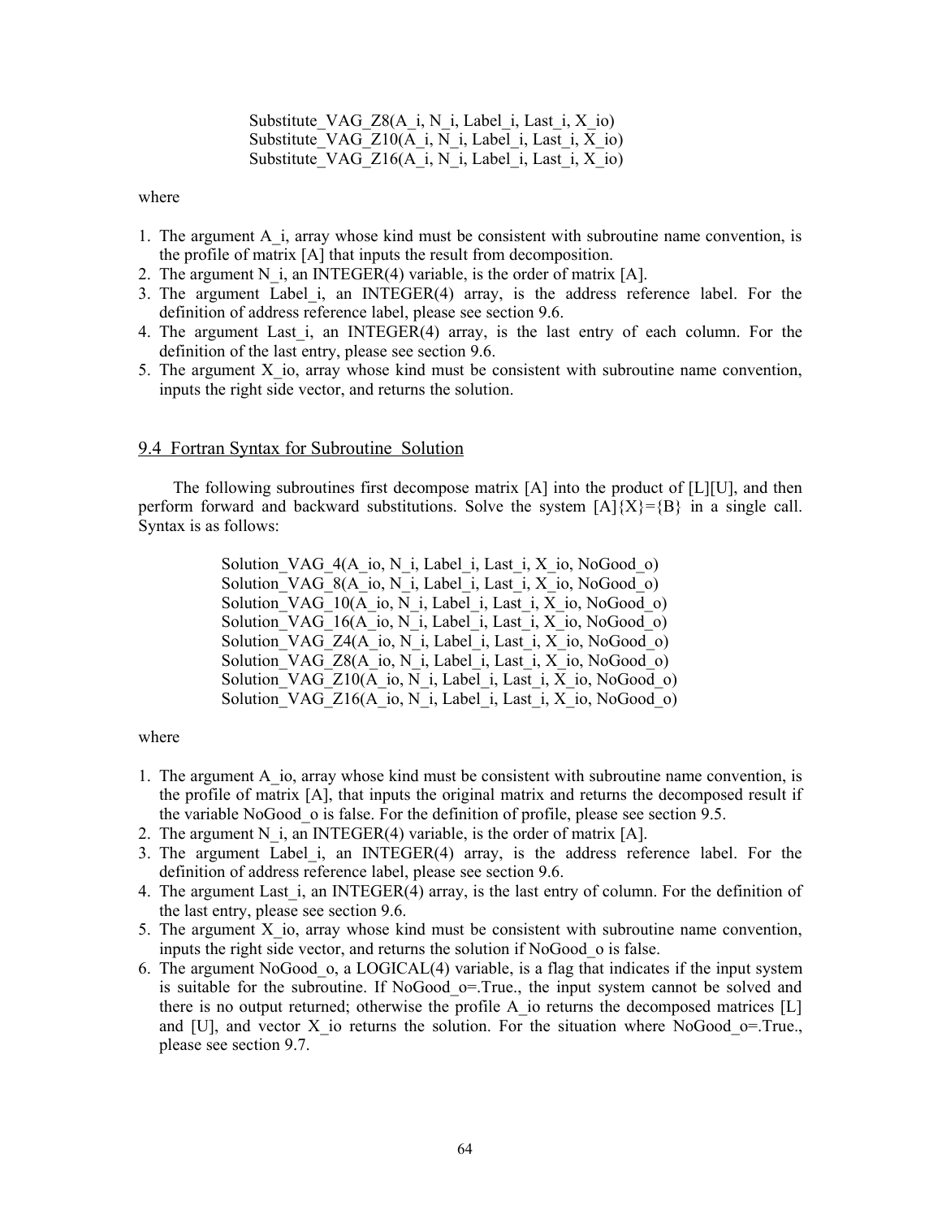```
Substitute_VAG_Z8(A_i, N_i, Label_i, Last_i, X_io)
Substitute_VAG_Z10(A_i, N_i, Label_i, Last_i, X_io)
Substitute_VAG_Z16(A_i, N_i, Label_i, Last_i, X_io)
```

where

1. The argument A_i, array whose kind must be consistent with subroutine name convention, is the profile of matrix [A] that inputs the result from decomposition.
2. The argument N_i, an INTEGER(4) variable, is the order of matrix [A].
3. The argument Label_i, an INTEGER(4) array, is the address reference label. For the definition of address reference label, please see section 9.6.
4. The argument Last_i, an INTEGER(4) array, is the last entry of each column. For the definition of the last entry, please see section 9.6.
5. The argument X_io, array whose kind must be consistent with subroutine name convention, inputs the right side vector, and returns the solution.

## 9.4 Fortran Syntax for Subroutine Solution

The following subroutines first decompose matrix [A] into the product of [L][U], and then perform forward and backward substitutions. Solve the system [A]{X}={B} in a single call. Syntax is as follows:

```
Solution_VAG_4(A_io, N_i, Label_i, Last_i, X_io, NoGood_o)
Solution_VAG_8(A_io, N_i, Label_i, Last_i, X_io, NoGood_o)
Solution_VAG_10(A_io, N_i, Label_i, Last_i, X_io, NoGood_o)
Solution_VAG_16(A_io, N_i, Label_i, Last_i, X_io, NoGood_o)
Solution_VAG_Z4(A_io, N_i, Label_i, Last_i, X_io, NoGood_o)
Solution_VAG_Z8(A_io, N_i, Label_i, Last_i, X_io, NoGood_o)
Solution_VAG_Z10(A_io, N_i, Label_i, Last_i, X_io, NoGood_o)
Solution_VAG_Z16(A_io, N_i, Label_i, Last_i, X_io, NoGood_o)
```

where

1. The argument A_io, array whose kind must be consistent with subroutine name convention, is the profile of matrix [A], that inputs the original matrix and returns the decomposed result if the variable NoGood_o is false. For the definition of profile, please see section 9.5.
2. The argument N_i, an INTEGER(4) variable, is the order of matrix [A].
3. The argument Label_i, an INTEGER(4) array, is the address reference label. For the definition of address reference label, please see section 9.6.
4. The argument Last_i, an INTEGER(4) array, is the last entry of column. For the definition of the last entry, please see section 9.6.
5. The argument X_io, array whose kind must be consistent with subroutine name convention, inputs the right side vector, and returns the solution if NoGood_o is false.
6. The argument NoGood_o, a LOGICAL(4) variable, is a flag that indicates if the input system is suitable for the subroutine. If NoGood_o=.True., the input system cannot be solved and there is no output returned; otherwise the profile A_io returns the decomposed matrices [L] and [U], and vector X_io returns the solution. For the situation where NoGood_o=.True., please see section 9.7.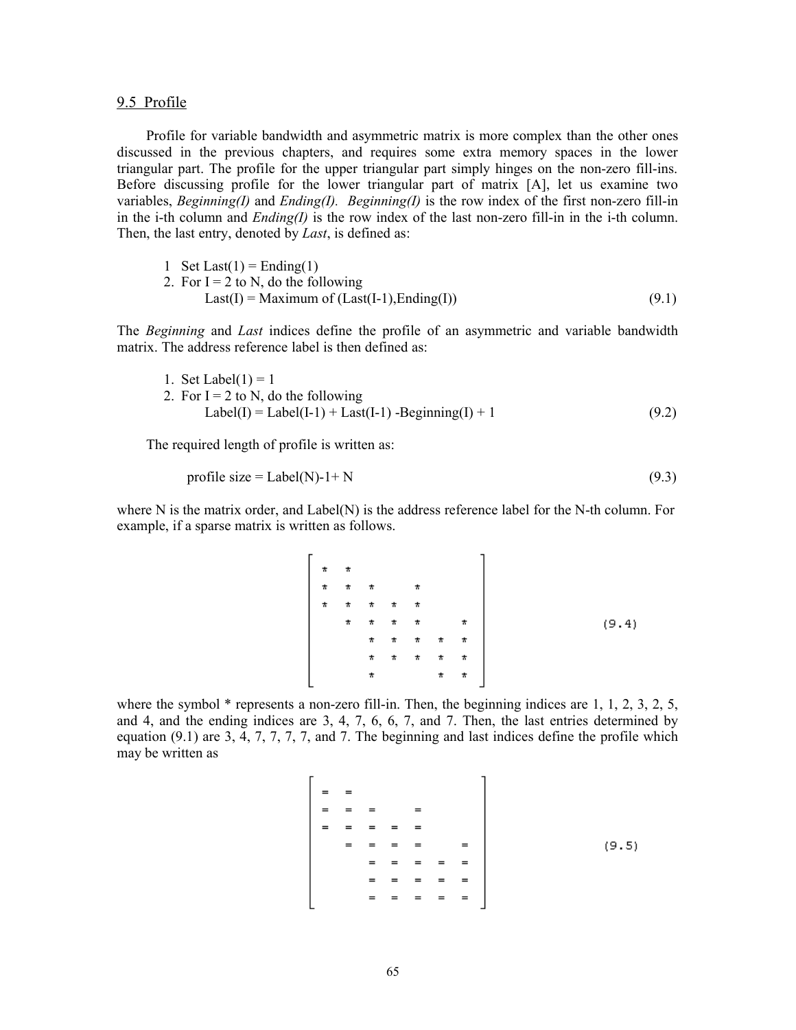## 9.5 Profile

Profile for variable bandwidth and asymmetric matrix is more complex than the other ones discussed in the previous chapters, and requires some extra memory spaces in the lower triangular part. The profile for the upper triangular part simply hinges on the non-zero fill-ins. Before discussing profile for the lower triangular part of matrix [A], let us examine two variables, *Beginning(I)* and *Ending(I). Beginning(I)* is the row index of the first non-zero fill-in in the i-th column and *Ending(I)* is the row index of the last non-zero fill-in in the i-th column. Then, the last entry, denoted by *Last*, is defined as:

1 Set Last(1) = Ending(1)
2. For I = 2 to N, do the following
   Last(I) = Maximum of (Last(I-1),Ending(I)) (9.1)

The *Beginning* and *Last* indices define the profile of an asymmetric and variable bandwidth matrix. The address reference label is then defined as:

1. Set Label(1) = 1
2. For I = 2 to N, do the following
   Label(I) = Label(I-1) + Last(I-1) -Beginning(I) + 1 (9.2)

The required length of profile is written as:

profile size = Label(N)-1+ N (9.3)

where N is the matrix order, and Label(N) is the address reference label for the N-th column. For example, if a sparse matrix is written as follows.

$$\begin{bmatrix} * & * & & & & & \\ * & * & * & & * & & \\ * & * & * & * & * & & \\ & * & * & * & * & & * \\ & & * & * & * & * & * \\ & & * & * & * & * & * \\ & & * & & & * & * \end{bmatrix} \quad (9.4)$$

where the symbol * represents a non-zero fill-in. Then, the beginning indices are 1, 1, 2, 3, 2, 5, and 4, and the ending indices are 3, 4, 7, 6, 6, 7, and 7. Then, the last entries determined by equation (9.1) are 3, 4, 7, 7, 7, 7, and 7. The beginning and last indices define the profile which may be written as

$$\begin{bmatrix} = & = & & & & & \\ = & = & = & & = & & \\ = & = & = & = & = & & \\ & = & = & = & = & & = \\ & & = & = & = & = & = \\ & & = & = & = & = & = \\ & & = & = & = & = & = \end{bmatrix} \quad (9.5)$$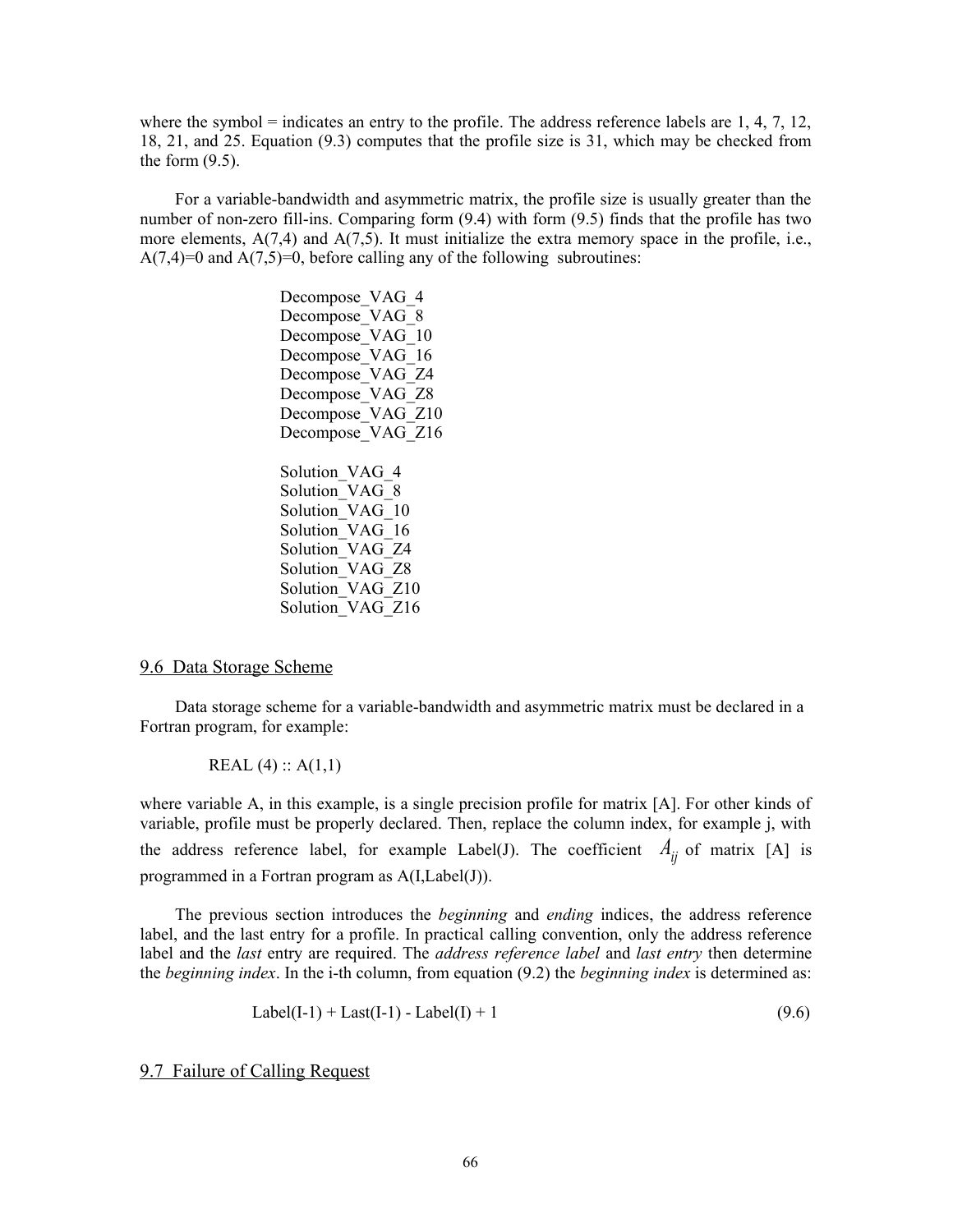where the symbol = indicates an entry to the profile. The address reference labels are 1, 4, 7, 12, 18, 21, and 25. Equation (9.3) computes that the profile size is 31, which may be checked from the form (9.5).

For a variable-bandwidth and asymmetric matrix, the profile size is usually greater than the number of non-zero fill-ins. Comparing form (9.4) with form (9.5) finds that the profile has two more elements, A(7,4) and A(7,5). It must initialize the extra memory space in the profile, i.e., A(7,4)=0 and A(7,5)=0, before calling any of the following subroutines:

Decompose_VAG_4
Decompose_VAG_8
Decompose_VAG_10
Decompose_VAG_16
Decompose_VAG_Z4
Decompose_VAG_Z8
Decompose_VAG_Z10
Decompose_VAG_Z16

Solution_VAG_4
Solution_VAG_8
Solution_VAG_10
Solution_VAG_16
Solution_VAG_Z4
Solution_VAG_Z8
Solution_VAG_Z10
Solution_VAG_Z16

## 9.6 Data Storage Scheme

Data storage scheme for a variable-bandwidth and asymmetric matrix must be declared in a Fortran program, for example:

```
REAL (4) :: A(1,1)
```

where variable A, in this example, is a single precision profile for matrix [A]. For other kinds of variable, profile must be properly declared. Then, replace the column index, for example j, with the address reference label, for example Label(J). The coefficient $A_{ij}$ of matrix [A] is programmed in a Fortran program as A(I,Label(J)).

The previous section introduces the *beginning* and *ending* indices, the address reference label, and the last entry for a profile. In practical calling convention, only the address reference label and the *last* entry are required. The *address reference label* and *last entry* then determine the *beginning index*. In the i-th column, from equation (9.2) the *beginning index* is determined as:

$$\text{Label(I-1)} + \text{Last(I-1)} - \text{Label(I)} + 1 \tag{9.6}$$

## 9.7 Failure of Calling Request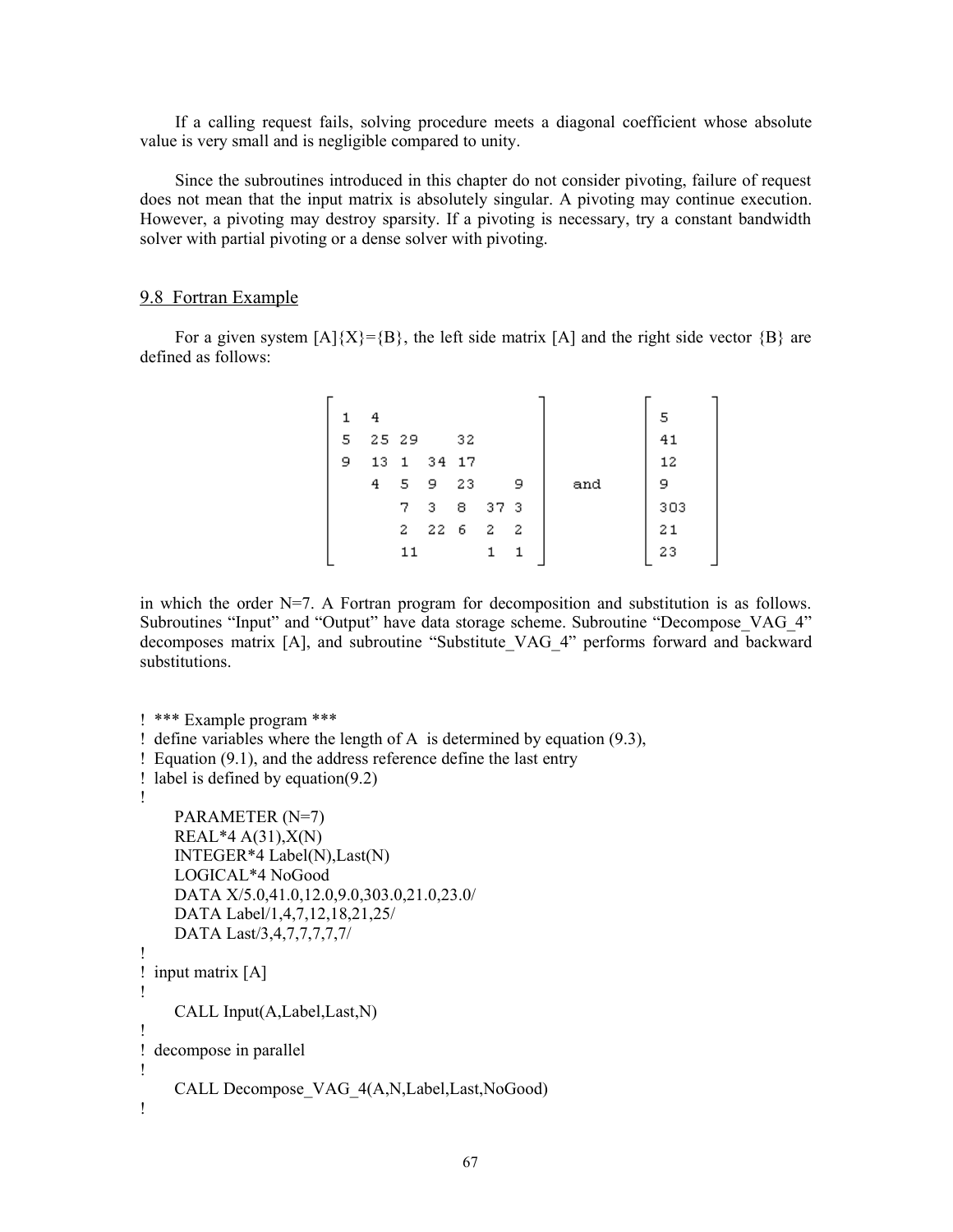If a calling request fails, solving procedure meets a diagonal coefficient whose absolute value is very small and is negligible compared to unity.

Since the subroutines introduced in this chapter do not consider pivoting, failure of request does not mean that the input matrix is absolutely singular. A pivoting may continue execution. However, a pivoting may destroy sparsity. If a pivoting is necessary, try a constant bandwidth solver with partial pivoting or a dense solver with pivoting.

## 9.8 Fortran Example

For a given system [A]{X}={B}, the left side matrix [A] and the right side vector {B} are defined as follows:

$$
\begin{bmatrix}
1 & 4 & & & & & \\
5 & 25 & 29 & & 32 & & \\
9 & 13 & 1 & 34 & 17 & & \\
 & 4 & 5 & 9 & 23 & & 9 \\
 & & 7 & 3 & 8 & 37 & 3 \\
 & & 2 & 22 & 6 & 2 & 2 \\
 & & 11 & & & 1 & 1
\end{bmatrix}
\quad \text{and} \quad
\begin{bmatrix}
5 \\ 41 \\ 12 \\ 9 \\ 303 \\ 21 \\ 23
\end{bmatrix}
$$

in which the order N=7. A Fortran program for decomposition and substitution is as follows. Subroutines "Input" and "Output" have data storage scheme. Subroutine "Decompose_VAG_4" decomposes matrix [A], and subroutine "Substitute_VAG_4" performs forward and backward substitutions.

```
! *** Example program ***
! define variables where the length of A is determined by equation (9.3),
! Equation (9.1), and the address reference define the last entry
! label is defined by equation(9.2)
!
      PARAMETER (N=7)
      REAL*4 A(31),X(N)
      INTEGER*4 Label(N),Last(N)
      LOGICAL*4 NoGood
      DATA X/5.0,41.0,12.0,9.0,303.0,21.0,23.0/
      DATA Label/1,4,7,12,18,21,25/
      DATA Last/3,4,7,7,7,7,7/
!
! input matrix [A]
!
      CALL Input(A,Label,Last,N)
!
! decompose in parallel
!
      CALL Decompose_VAG_4(A,N,Label,Last,NoGood)
!
```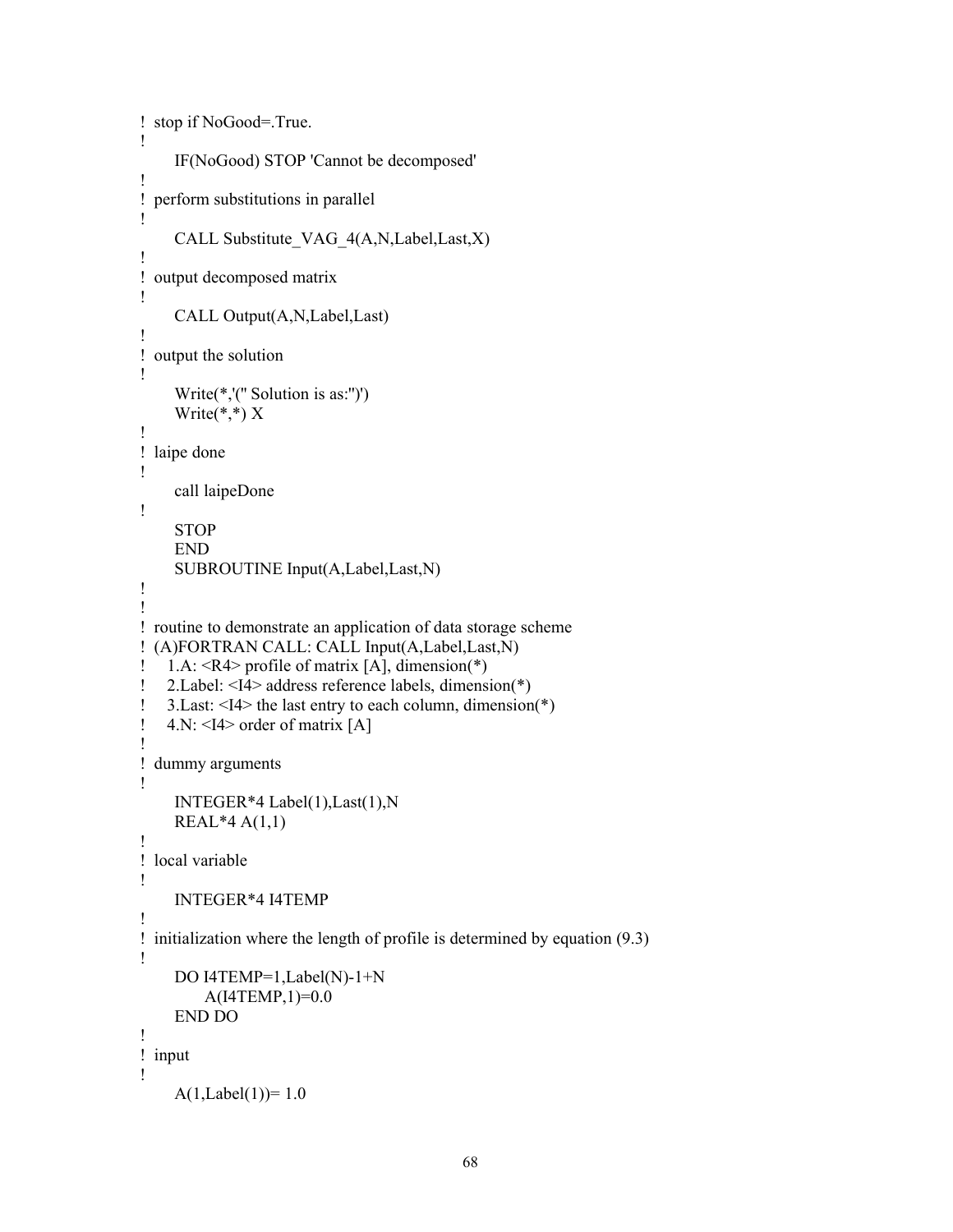```
!  stop if NoGood=.True.
!
      IF(NoGood) STOP 'Cannot be decomposed'
!
!  perform substitutions in parallel
!
      CALL Substitute_VAG_4(A,N,Label,Last,X)
!
!  output decomposed matrix
!
      CALL Output(A,N,Label,Last)
!
!  output the solution
!
      Write(*,'(" Solution is as:")')
      Write(*,*) X
!
!  laipe done
!
      call laipeDone
!
      STOP
      END
      SUBROUTINE Input(A,Label,Last,N)
!
!
!  routine to demonstrate an application of data storage scheme
!  (A)FORTRAN CALL: CALL Input(A,Label,Last,N)
!     1.A: <R4> profile of matrix [A], dimension(*)
!     2.Label: <I4> address reference labels, dimension(*)
!     3.Last: <I4> the last entry to each column, dimension(*)
!     4.N: <I4> order of matrix [A]
!
!  dummy arguments
!
      INTEGER*4 Label(1),Last(1),N
      REAL*4 A(1,1)
!
!  local variable
!
      INTEGER*4 I4TEMP
!
!  initialization where the length of profile is determined by equation (9.3)
!
      DO I4TEMP=1,Label(N)-1+N
           A(I4TEMP,1)=0.0
      END DO
!
!  input
!
      A(1,Label(1))= 1.0
```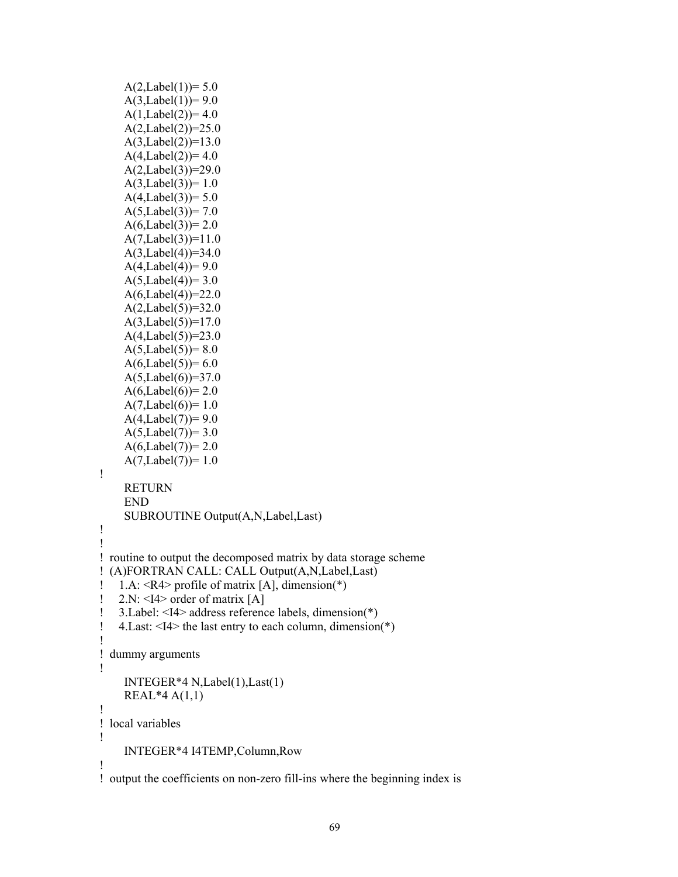```
      A(2,Label(1))= 5.0
      A(3,Label(1))= 9.0
      A(1,Label(2))= 4.0
      A(2,Label(2))=25.0
      A(3,Label(2))=13.0
      A(4,Label(2))= 4.0
      A(2,Label(3))=29.0
      A(3,Label(3))= 1.0
      A(4,Label(3))= 5.0
      A(5,Label(3))= 7.0
      A(6,Label(3))= 2.0
      A(7,Label(3))=11.0
      A(3,Label(4))=34.0
      A(4,Label(4))= 9.0
      A(5,Label(4))= 3.0
      A(6,Label(4))=22.0
      A(2,Label(5))=32.0
      A(3,Label(5))=17.0
      A(4,Label(5))=23.0
      A(5,Label(5))= 8.0
      A(6,Label(5))= 6.0
      A(5,Label(6))=37.0
      A(6,Label(6))= 2.0
      A(7,Label(6))= 1.0
      A(4,Label(7))= 9.0
      A(5,Label(7))= 3.0
      A(6,Label(7))= 2.0
      A(7,Label(7))= 1.0
!
      RETURN
      END
      SUBROUTINE Output(A,N,Label,Last)
!
!
! routine to output the decomposed matrix by data storage scheme
! (A)FORTRAN CALL: CALL Output(A,N,Label,Last)
!    1.A: <R4> profile of matrix [A], dimension(*)
!    2.N: <I4> order of matrix [A]
!    3.Label: <I4> address reference labels, dimension(*)
!    4.Last: <I4> the last entry to each column, dimension(*)
!
! dummy arguments
!
      INTEGER*4 N,Label(1),Last(1)
      REAL*4 A(1,1)
!
! local variables
!
      INTEGER*4 I4TEMP,Column,Row
!
! output the coefficients on non-zero fill-ins where the beginning index is
```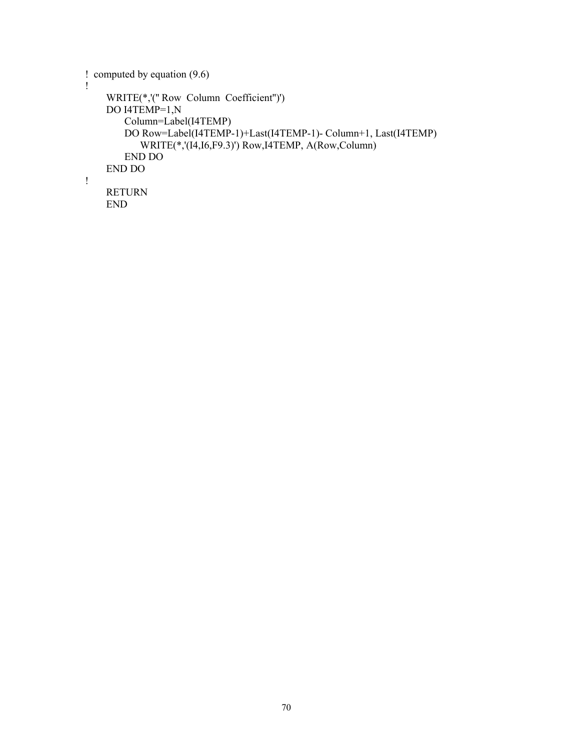```
!  computed by equation (9.6)
!
      WRITE(*,'(" Row  Column  Coefficient")')
      DO I4TEMP=1,N
         Column=Label(I4TEMP)
         DO Row=Label(I4TEMP-1)+Last(I4TEMP-1)- Column+1, Last(I4TEMP)
            WRITE(*,'(I4,I6,F9.3)') Row,I4TEMP, A(Row,Column)
         END DO
      END DO
!
      RETURN
      END
```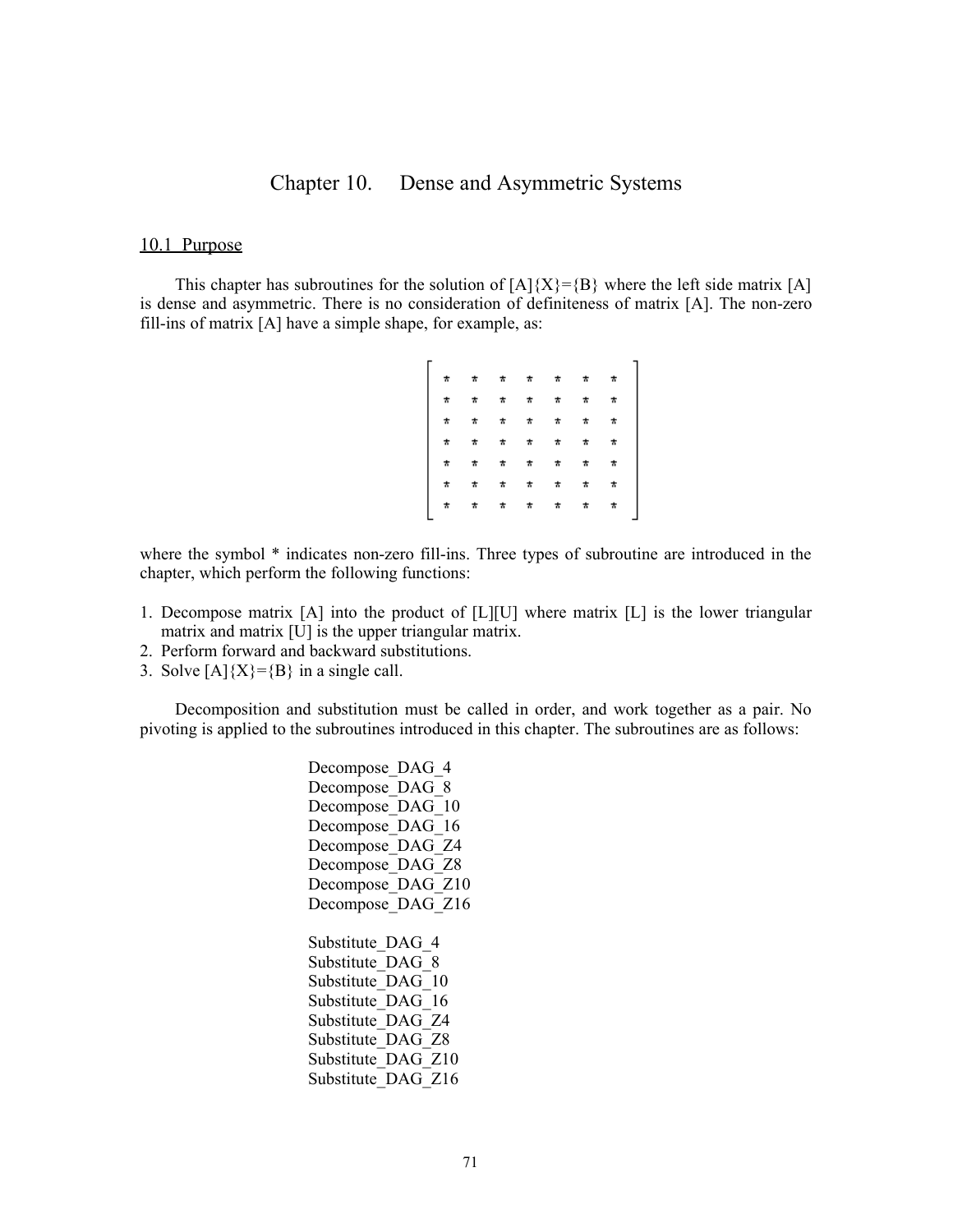# Chapter 10. Dense and Asymmetric Systems

## 10.1 Purpose

This chapter has subroutines for the solution of [A]{X}={B} where the left side matrix [A] is dense and asymmetric. There is no consideration of definiteness of matrix [A]. The non-zero fill-ins of matrix [A] have a simple shape, for example, as:

```
⎡ *  *  *  *  *  *  * ⎤
⎢ *  *  *  *  *  *  * ⎥
⎢ *  *  *  *  *  *  * ⎥
⎢ *  *  *  *  *  *  * ⎥
⎢ *  *  *  *  *  *  * ⎥
⎢ *  *  *  *  *  *  * ⎥
⎣ *  *  *  *  *  *  * ⎦
```

where the symbol * indicates non-zero fill-ins. Three types of subroutine are introduced in the chapter, which perform the following functions:

1. Decompose matrix [A] into the product of [L][U] where matrix [L] is the lower triangular matrix and matrix [U] is the upper triangular matrix.
2. Perform forward and backward substitutions.
3. Solve [A]{X}={B} in a single call.

Decomposition and substitution must be called in order, and work together as a pair. No pivoting is applied to the subroutines introduced in this chapter. The subroutines are as follows:

Decompose_DAG_4
Decompose_DAG_8
Decompose_DAG_10
Decompose_DAG_16
Decompose_DAG_Z4
Decompose_DAG_Z8
Decompose_DAG_Z10
Decompose_DAG_Z16

Substitute_DAG_4
Substitute_DAG_8
Substitute_DAG_10
Substitute_DAG_16
Substitute_DAG_Z4
Substitute_DAG_Z8
Substitute_DAG_Z10
Substitute_DAG_Z16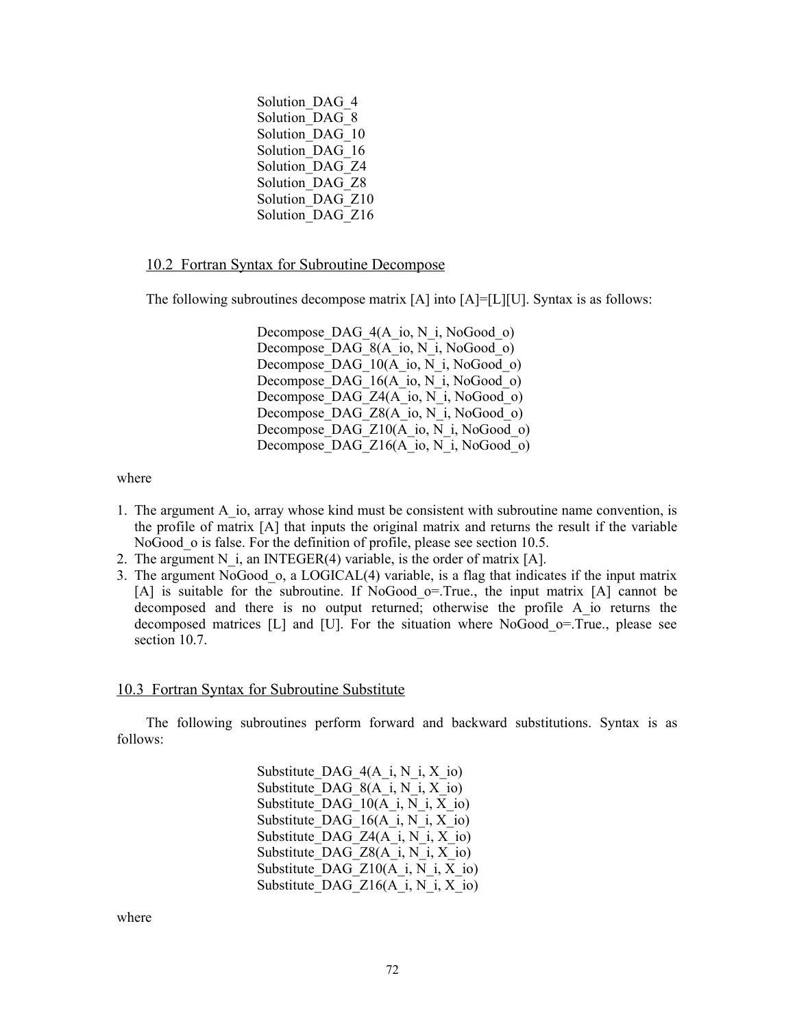Solution_DAG_4
Solution_DAG_8
Solution_DAG_10
Solution_DAG_16
Solution_DAG_Z4
Solution_DAG_Z8
Solution_DAG_Z10
Solution_DAG_Z16

## 10.2 Fortran Syntax for Subroutine Decompose

The following subroutines decompose matrix [A] into [A]=[L][U]. Syntax is as follows:

```
Decompose_DAG_4(A_io, N_i, NoGood_o)
Decompose_DAG_8(A_io, N_i, NoGood_o)
Decompose_DAG_10(A_io, N_i, NoGood_o)
Decompose_DAG_16(A_io, N_i, NoGood_o)
Decompose_DAG_Z4(A_io, N_i, NoGood_o)
Decompose_DAG_Z8(A_io, N_i, NoGood_o)
Decompose_DAG_Z10(A_io, N_i, NoGood_o)
Decompose_DAG_Z16(A_io, N_i, NoGood_o)
```

where

1. The argument A_io, array whose kind must be consistent with subroutine name convention, is the profile of matrix [A] that inputs the original matrix and returns the result if the variable NoGood_o is false. For the definition of profile, please see section 10.5.
2. The argument N_i, an INTEGER(4) variable, is the order of matrix [A].
3. The argument NoGood_o, a LOGICAL(4) variable, is a flag that indicates if the input matrix [A] is suitable for the subroutine. If NoGood_o=.True., the input matrix [A] cannot be decomposed and there is no output returned; otherwise the profile A_io returns the decomposed matrices [L] and [U]. For the situation where NoGood_o=.True., please see section 10.7.

## 10.3 Fortran Syntax for Subroutine Substitute

The following subroutines perform forward and backward substitutions. Syntax is as follows:

```
Substitute_DAG_4(A_i, N_i, X_io)
Substitute_DAG_8(A_i, N_i, X_io)
Substitute_DAG_10(A_i, N_i, X_io)
Substitute_DAG_16(A_i, N_i, X_io)
Substitute_DAG_Z4(A_i, N_i, X_io)
Substitute_DAG_Z8(A_i, N_i, X_io)
Substitute_DAG_Z10(A_i, N_i, X_io)
Substitute_DAG_Z16(A_i, N_i, X_io)
```

where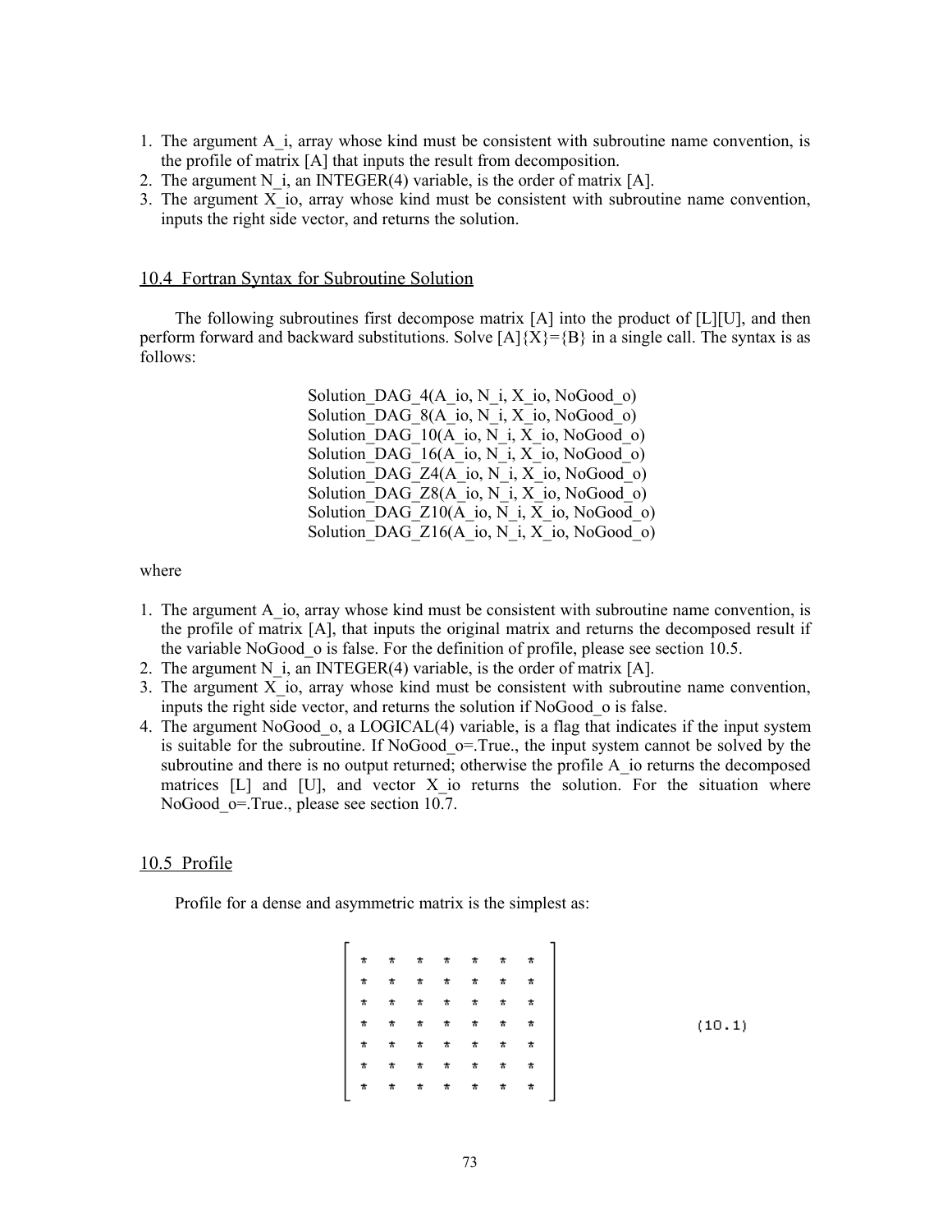1. The argument A_i, array whose kind must be consistent with subroutine name convention, is the profile of matrix [A] that inputs the result from decomposition.
2. The argument N_i, an INTEGER(4) variable, is the order of matrix [A].
3. The argument X_io, array whose kind must be consistent with subroutine name convention, inputs the right side vector, and returns the solution.

## 10.4 Fortran Syntax for Subroutine Solution

The following subroutines first decompose matrix [A] into the product of [L][U], and then perform forward and backward substitutions. Solve [A]{X}={B} in a single call. The syntax is as follows:

```
Solution_DAG_4(A_io, N_i, X_io, NoGood_o)
Solution_DAG_8(A_io, N_i, X_io, NoGood_o)
Solution_DAG_10(A_io, N_i, X_io, NoGood_o)
Solution_DAG_16(A_io, N_i, X_io, NoGood_o)
Solution_DAG_Z4(A_io, N_i, X_io, NoGood_o)
Solution_DAG_Z8(A_io, N_i, X_io, NoGood_o)
Solution_DAG_Z10(A_io, N_i, X_io, NoGood_o)
Solution_DAG_Z16(A_io, N_i, X_io, NoGood_o)
```

where

1. The argument A_io, array whose kind must be consistent with subroutine name convention, is the profile of matrix [A], that inputs the original matrix and returns the decomposed result if the variable NoGood_o is false. For the definition of profile, please see section 10.5.
2. The argument N_i, an INTEGER(4) variable, is the order of matrix [A].
3. The argument X_io, array whose kind must be consistent with subroutine name convention, inputs the right side vector, and returns the solution if NoGood_o is false.
4. The argument NoGood_o, a LOGICAL(4) variable, is a flag that indicates if the input system is suitable for the subroutine. If NoGood_o=.True., the input system cannot be solved by the subroutine and there is no output returned; otherwise the profile A_io returns the decomposed matrices [L] and [U], and vector X_io returns the solution. For the situation where NoGood_o=.True., please see section 10.7.

## 10.5 Profile

Profile for a dense and asymmetric matrix is the simplest as:

$$
\begin{bmatrix}
* & * & * & * & * & * & * \\
* & * & * & * & * & * & * \\
* & * & * & * & * & * & * \\
* & * & * & * & * & * & * \\
* & * & * & * & * & * & * \\
* & * & * & * & * & * & * \\
* & * & * & * & * & * & *
\end{bmatrix}
\qquad (10.1)
$$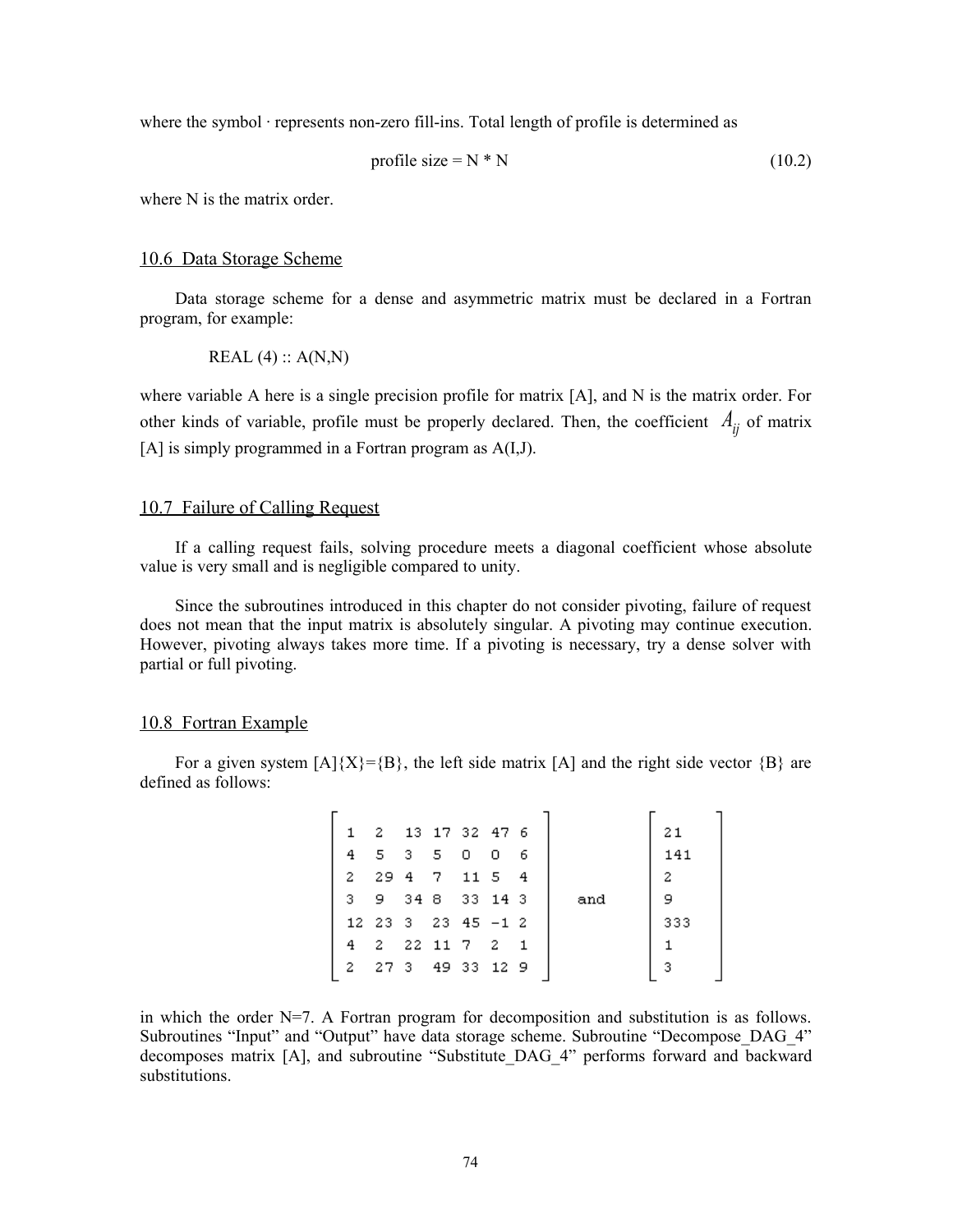where the symbol · represents non-zero fill-ins. Total length of profile is determined as

$$\text{profile size} = N * N \tag{10.2}$$

where N is the matrix order.

## 10.6 Data Storage Scheme

Data storage scheme for a dense and asymmetric matrix must be declared in a Fortran program, for example:

```
REAL (4) :: A(N,N)
```

where variable A here is a single precision profile for matrix [A], and N is the matrix order. For other kinds of variable, profile must be properly declared. Then, the coefficient $A_{ij}$ of matrix [A] is simply programmed in a Fortran program as A(I,J).

## 10.7 Failure of Calling Request

If a calling request fails, solving procedure meets a diagonal coefficient whose absolute value is very small and is negligible compared to unity.

Since the subroutines introduced in this chapter do not consider pivoting, failure of request does not mean that the input matrix is absolutely singular. A pivoting may continue execution. However, pivoting always takes more time. If a pivoting is necessary, try a dense solver with partial or full pivoting.

## 10.8 Fortran Example

For a given system [A]{X}={B}, the left side matrix [A] and the right side vector {B} are defined as follows:

$$\begin{bmatrix} 1 & 2 & 13 & 17 & 32 & 47 & 6 \\ 4 & 5 & 3 & 5 & 0 & 0 & 6 \\ 2 & 29 & 4 & 7 & 11 & 5 & 4 \\ 3 & 9 & 34 & 8 & 33 & 14 & 3 \\ 12 & 23 & 3 & 23 & 45 & -1 & 2 \\ 4 & 2 & 22 & 11 & 7 & 2 & 1 \\ 2 & 27 & 3 & 49 & 33 & 12 & 9 \end{bmatrix} \quad \text{and} \quad \begin{bmatrix} 21 \\ 141 \\ 2 \\ 9 \\ 333 \\ 1 \\ 3 \end{bmatrix}$$

in which the order N=7. A Fortran program for decomposition and substitution is as follows. Subroutines "Input" and "Output" have data storage scheme. Subroutine "Decompose_DAG_4" decomposes matrix [A], and subroutine "Substitute_DAG_4" performs forward and backward substitutions.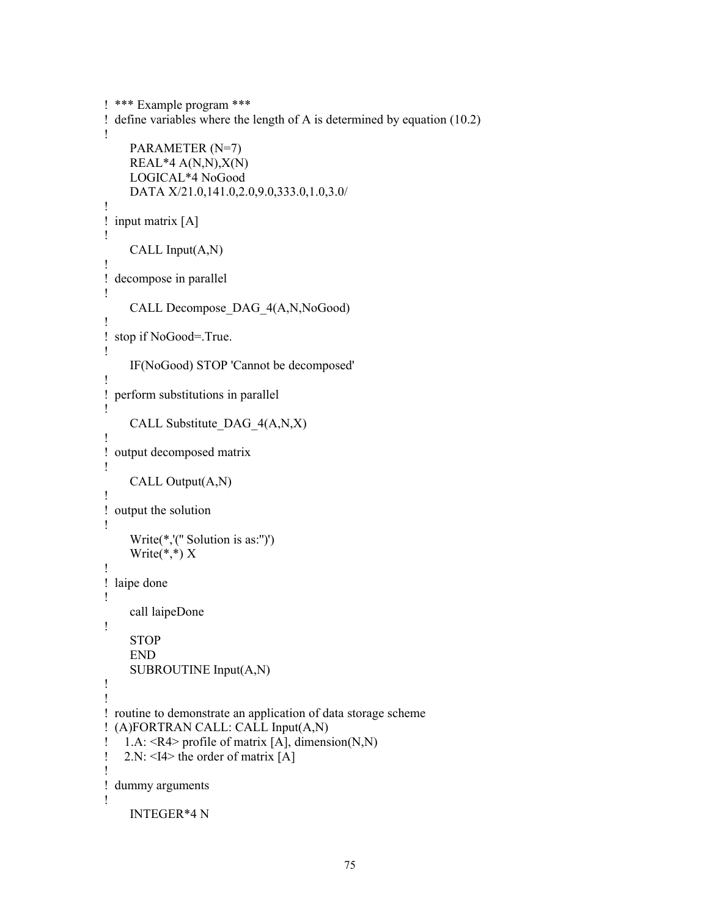```
! *** Example program ***
! define variables where the length of A is determined by equation (10.2)
!
      PARAMETER (N=7)
      REAL*4 A(N,N),X(N)
      LOGICAL*4 NoGood
      DATA X/21.0,141.0,2.0,9.0,333.0,1.0,3.0/
!
! input matrix [A]
!
      CALL Input(A,N)
!
! decompose in parallel
!
      CALL Decompose_DAG_4(A,N,NoGood)
!
! stop if NoGood=.True.
!
      IF(NoGood) STOP 'Cannot be decomposed'
!
! perform substitutions in parallel
!
      CALL Substitute_DAG_4(A,N,X)
!
! output decomposed matrix
!
      CALL Output(A,N)
!
! output the solution
!
      Write(*,'(" Solution is as:")')
      Write(*,*) X
!
! laipe done
!
      call laipeDone
!
      STOP
      END
      SUBROUTINE Input(A,N)
!
!
! routine to demonstrate an application of data storage scheme
! (A)FORTRAN CALL: CALL Input(A,N)
!   1.A: <R4> profile of matrix [A], dimension(N,N)
!   2.N: <I4> the order of matrix [A]
!
! dummy arguments
!
      INTEGER*4 N
```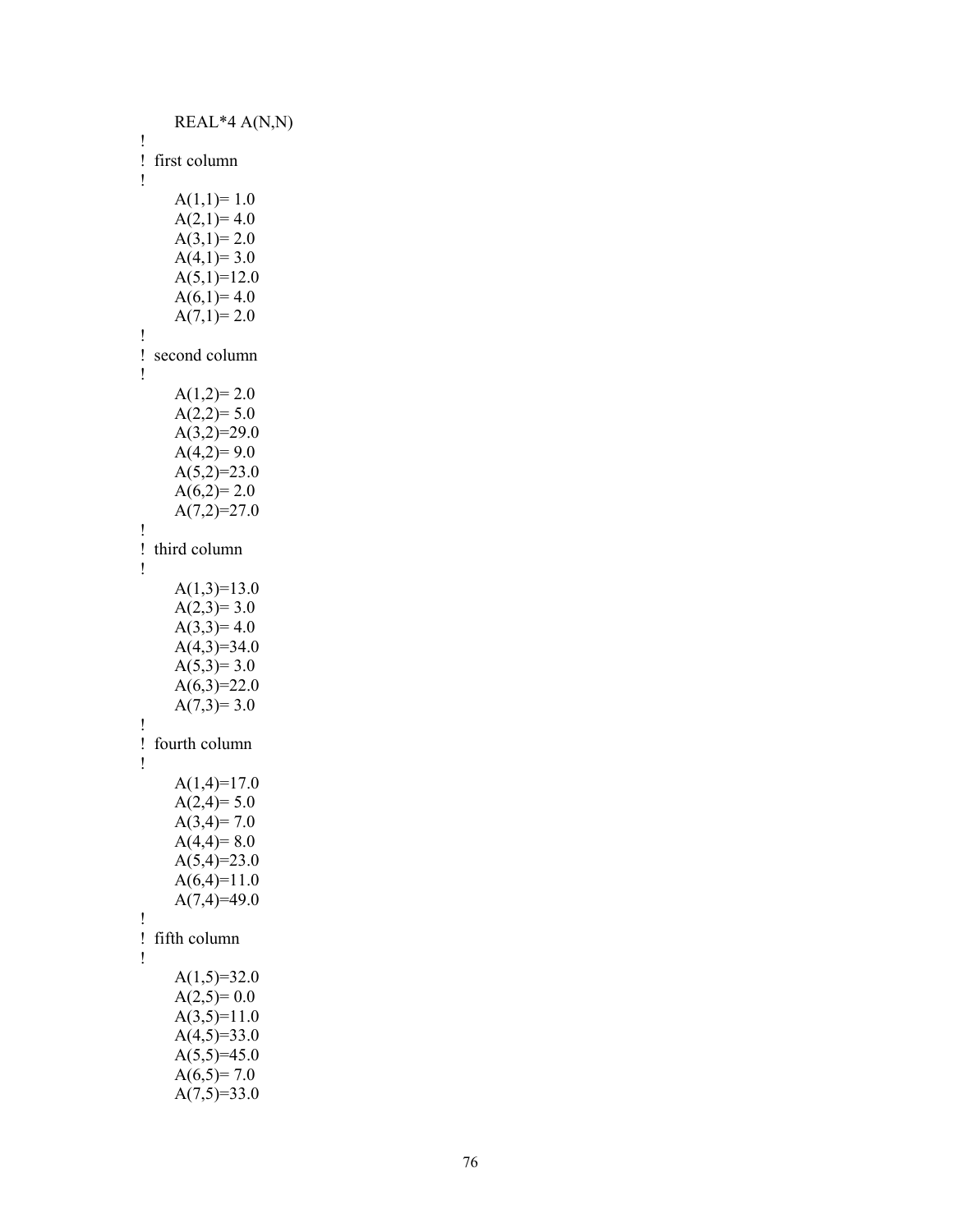```
      REAL*4 A(N,N)
!
!  first column
!
      A(1,1)= 1.0
      A(2,1)= 4.0
      A(3,1)= 2.0
      A(4,1)= 3.0
      A(5,1)=12.0
      A(6,1)= 4.0
      A(7,1)= 2.0
!
!  second column
!
      A(1,2)= 2.0
      A(2,2)= 5.0
      A(3,2)=29.0
      A(4,2)= 9.0
      A(5,2)=23.0
      A(6,2)= 2.0
      A(7,2)=27.0
!
!  third column
!
      A(1,3)=13.0
      A(2,3)= 3.0
      A(3,3)= 4.0
      A(4,3)=34.0
      A(5,3)= 3.0
      A(6,3)=22.0
      A(7,3)= 3.0
!
!  fourth column
!
      A(1,4)=17.0
      A(2,4)= 5.0
      A(3,4)= 7.0
      A(4,4)= 8.0
      A(5,4)=23.0
      A(6,4)=11.0
      A(7,4)=49.0
!
!  fifth column
!
      A(1,5)=32.0
      A(2,5)= 0.0
      A(3,5)=11.0
      A(4,5)=33.0
      A(5,5)=45.0
      A(6,5)= 7.0
      A(7,5)=33.0
```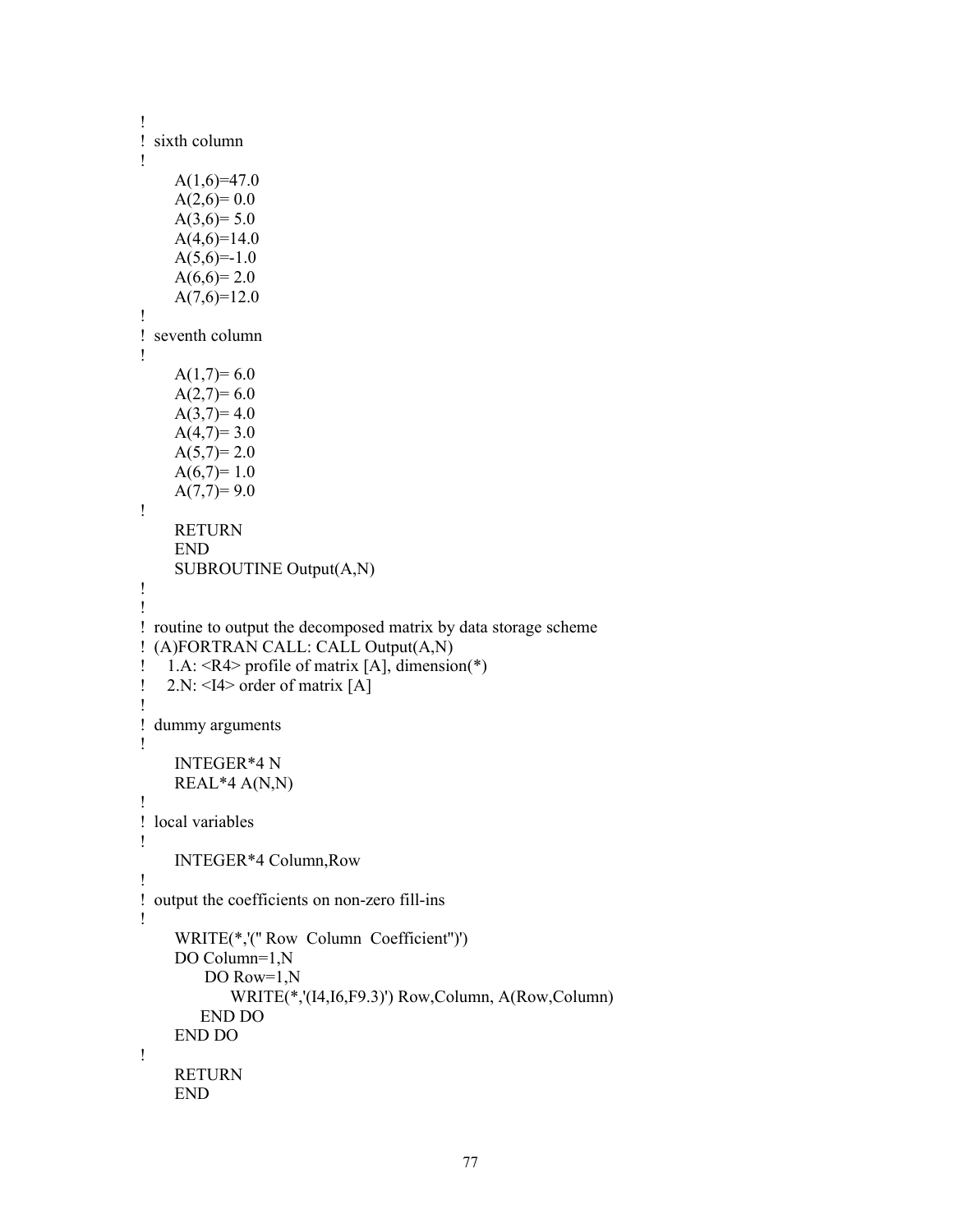```
!
! sixth column
!
      A(1,6)=47.0
      A(2,6)= 0.0
      A(3,6)= 5.0
      A(4,6)=14.0
      A(5,6)=-1.0
      A(6,6)= 2.0
      A(7,6)=12.0
!
! seventh column
!
      A(1,7)= 6.0
      A(2,7)= 6.0
      A(3,7)= 4.0
      A(4,7)= 3.0
      A(5,7)= 2.0
      A(6,7)= 1.0
      A(7,7)= 9.0
!
      RETURN
      END
      SUBROUTINE Output(A,N)
!
!
! routine to output the decomposed matrix by data storage scheme
! (A)FORTRAN CALL: CALL Output(A,N)
!    1.A: <R4> profile of matrix [A], dimension(*)
!    2.N: <I4> order of matrix [A]
!
! dummy arguments
!
      INTEGER*4 N
      REAL*4 A(N,N)
!
! local variables
!
      INTEGER*4 Column,Row
!
! output the coefficients on non-zero fill-ins
!
      WRITE(*,'(" Row  Column  Coefficient")')
      DO Column=1,N
         DO Row=1,N
             WRITE(*,'(I4,I6,F9.3)') Row,Column, A(Row,Column)
        END DO
      END DO
!
      RETURN
      END
```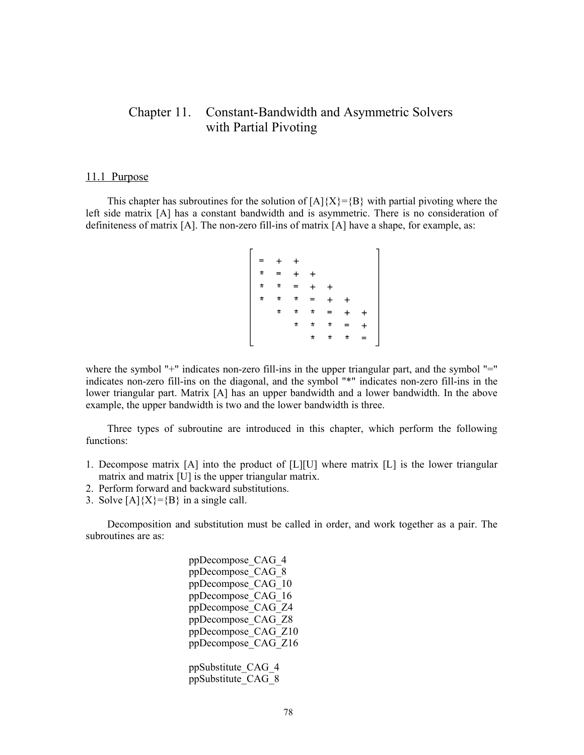# Chapter 11. Constant-Bandwidth and Asymmetric Solvers with Partial Pivoting

## 11.1 Purpose

This chapter has subroutines for the solution of [A]{X}={B} with partial pivoting where the left side matrix [A] has a constant bandwidth and is asymmetric. There is no consideration of definiteness of matrix [A]. The non-zero fill-ins of matrix [A] have a shape, for example, as:

```
┌                         ┐
│ =  +  +                 │
│ *  =  +  +              │
│ *  *  =  +  +           │
│ *  *  *  =  +  +        │
│    *  *  *  =  +  +     │
│       *  *  *  =  +     │
│          *  *  *  =     │
└                         ┘
```

where the symbol "+" indicates non-zero fill-ins in the upper triangular part, and the symbol "=" indicates non-zero fill-ins on the diagonal, and the symbol "*" indicates non-zero fill-ins in the lower triangular part. Matrix [A] has an upper bandwidth and a lower bandwidth. In the above example, the upper bandwidth is two and the lower bandwidth is three.

Three types of subroutine are introduced in this chapter, which perform the following functions:

1. Decompose matrix [A] into the product of [L][U] where matrix [L] is the lower triangular matrix and matrix [U] is the upper triangular matrix.
2. Perform forward and backward substitutions.
3. Solve [A]{X}={B} in a single call.

Decomposition and substitution must be called in order, and work together as a pair. The subroutines are as:

ppDecompose_CAG_4
ppDecompose_CAG_8
ppDecompose_CAG_10
ppDecompose_CAG_16
ppDecompose_CAG_Z4
ppDecompose_CAG_Z8
ppDecompose_CAG_Z10
ppDecompose_CAG_Z16

ppSubstitute_CAG_4
ppSubstitute_CAG_8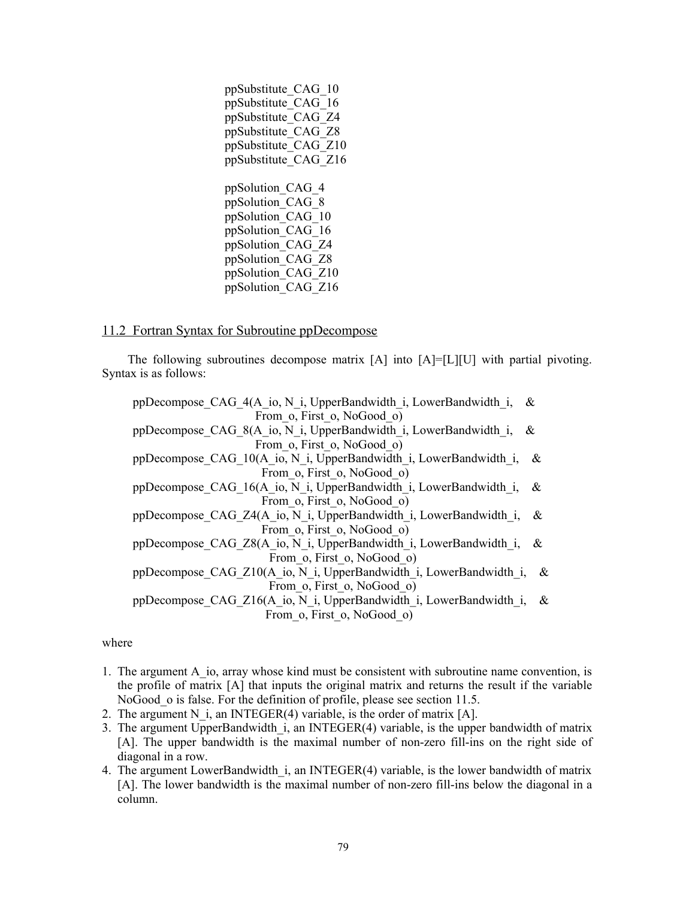ppSubstitute_CAG_10
ppSubstitute_CAG_16
ppSubstitute_CAG_Z4
ppSubstitute_CAG_Z8
ppSubstitute_CAG_Z10
ppSubstitute_CAG_Z16

ppSolution_CAG_4
ppSolution_CAG_8
ppSolution_CAG_10
ppSolution_CAG_16
ppSolution_CAG_Z4
ppSolution_CAG_Z8
ppSolution_CAG_Z10
ppSolution_CAG_Z16

## 11.2 Fortran Syntax for Subroutine ppDecompose

The following subroutines decompose matrix [A] into [A]=[L][U] with partial pivoting. Syntax is as follows:

```
ppDecompose_CAG_4(A_io, N_i, UpperBandwidth_i, LowerBandwidth_i,   &
                  From_o, First_o, NoGood_o)
ppDecompose_CAG_8(A_io, N_i, UpperBandwidth_i, LowerBandwidth_i,   &
                  From_o, First_o, NoGood_o)
ppDecompose_CAG_10(A_io, N_i, UpperBandwidth_i, LowerBandwidth_i,   &
                   From_o, First_o, NoGood_o)
ppDecompose_CAG_16(A_io, N_i, UpperBandwidth_i, LowerBandwidth_i,   &
                   From_o, First_o, NoGood_o)
ppDecompose_CAG_Z4(A_io, N_i, UpperBandwidth_i, LowerBandwidth_i,   &
                   From_o, First_o, NoGood_o)
ppDecompose_CAG_Z8(A_io, N_i, UpperBandwidth_i, LowerBandwidth_i,   &
                   From_o, First_o, NoGood_o)
ppDecompose_CAG_Z10(A_io, N_i, UpperBandwidth_i, LowerBandwidth_i,   &
                    From_o, First_o, NoGood_o)
ppDecompose_CAG_Z16(A_io, N_i, UpperBandwidth_i, LowerBandwidth_i,   &
                    From_o, First_o, NoGood_o)
```

where

1. The argument A_io, array whose kind must be consistent with subroutine name convention, is the profile of matrix [A] that inputs the original matrix and returns the result if the variable NoGood_o is false. For the definition of profile, please see section 11.5.
2. The argument N_i, an INTEGER(4) variable, is the order of matrix [A].
3. The argument UpperBandwidth_i, an INTEGER(4) variable, is the upper bandwidth of matrix [A]. The upper bandwidth is the maximal number of non-zero fill-ins on the right side of diagonal in a row.
4. The argument LowerBandwidth_i, an INTEGER(4) variable, is the lower bandwidth of matrix [A]. The lower bandwidth is the maximal number of non-zero fill-ins below the diagonal in a column.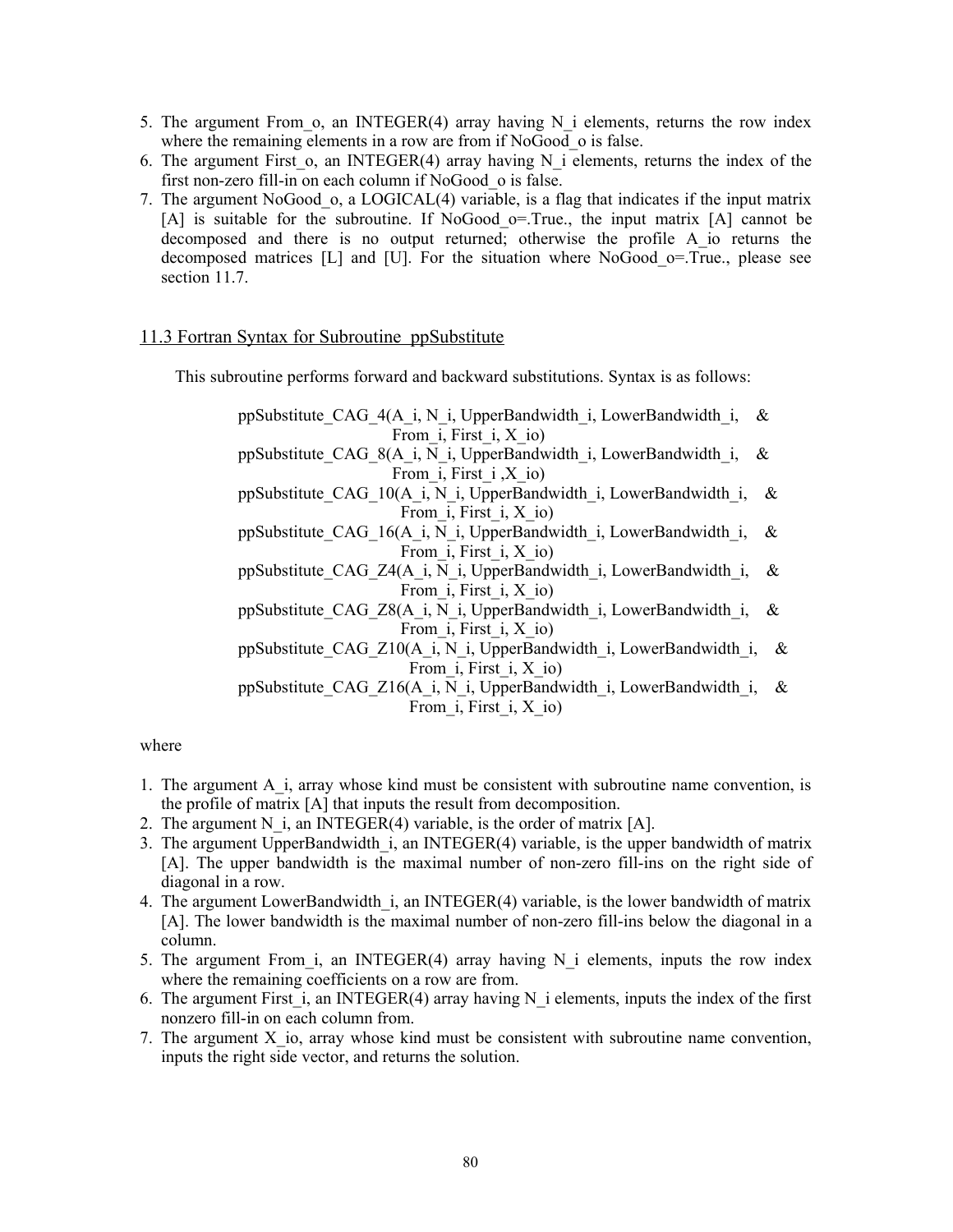5. The argument From_o, an INTEGER(4) array having N_i elements, returns the row index where the remaining elements in a row are from if NoGood_o is false.
6. The argument First_o, an INTEGER(4) array having N_i elements, returns the index of the first non-zero fill-in on each column if NoGood_o is false.
7. The argument NoGood_o, a LOGICAL(4) variable, is a flag that indicates if the input matrix [A] is suitable for the subroutine. If NoGood_o=.True., the input matrix [A] cannot be decomposed and there is no output returned; otherwise the profile A_io returns the decomposed matrices [L] and [U]. For the situation where NoGood_o=.True., please see section 11.7.

## 11.3 Fortran Syntax for Subroutine ppSubstitute

This subroutine performs forward and backward substitutions. Syntax is as follows:

```
ppSubstitute_CAG_4(A_i, N_i, UpperBandwidth_i, LowerBandwidth_i,   &
                   From_i, First_i, X_io)
ppSubstitute_CAG_8(A_i, N_i, UpperBandwidth_i, LowerBandwidth_i,   &
                   From_i, First_i ,X_io)
ppSubstitute_CAG_10(A_i, N_i, UpperBandwidth_i, LowerBandwidth_i,   &
                    From_i, First_i, X_io)
ppSubstitute_CAG_16(A_i, N_i, UpperBandwidth_i, LowerBandwidth_i,   &
                    From_i, First_i, X_io)
ppSubstitute_CAG_Z4(A_i, N_i, UpperBandwidth_i, LowerBandwidth_i,   &
                    From_i, First_i, X_io)
ppSubstitute_CAG_Z8(A_i, N_i, UpperBandwidth_i, LowerBandwidth_i,   &
                    From_i, First_i, X_io)
ppSubstitute_CAG_Z10(A_i, N_i, UpperBandwidth_i, LowerBandwidth_i,   &
                     From_i, First_i, X_io)
ppSubstitute_CAG_Z16(A_i, N_i, UpperBandwidth_i, LowerBandwidth_i,   &
                     From_i, First_i, X_io)
```

where

1. The argument A_i, array whose kind must be consistent with subroutine name convention, is the profile of matrix [A] that inputs the result from decomposition.
2. The argument N_i, an INTEGER(4) variable, is the order of matrix [A].
3. The argument UpperBandwidth_i, an INTEGER(4) variable, is the upper bandwidth of matrix [A]. The upper bandwidth is the maximal number of non-zero fill-ins on the right side of diagonal in a row.
4. The argument LowerBandwidth_i, an INTEGER(4) variable, is the lower bandwidth of matrix [A]. The lower bandwidth is the maximal number of non-zero fill-ins below the diagonal in a column.
5. The argument From_i, an INTEGER(4) array having N_i elements, inputs the row index where the remaining coefficients on a row are from.
6. The argument First_i, an INTEGER(4) array having N_i elements, inputs the index of the first nonzero fill-in on each column from.
7. The argument X_io, array whose kind must be consistent with subroutine name convention, inputs the right side vector, and returns the solution.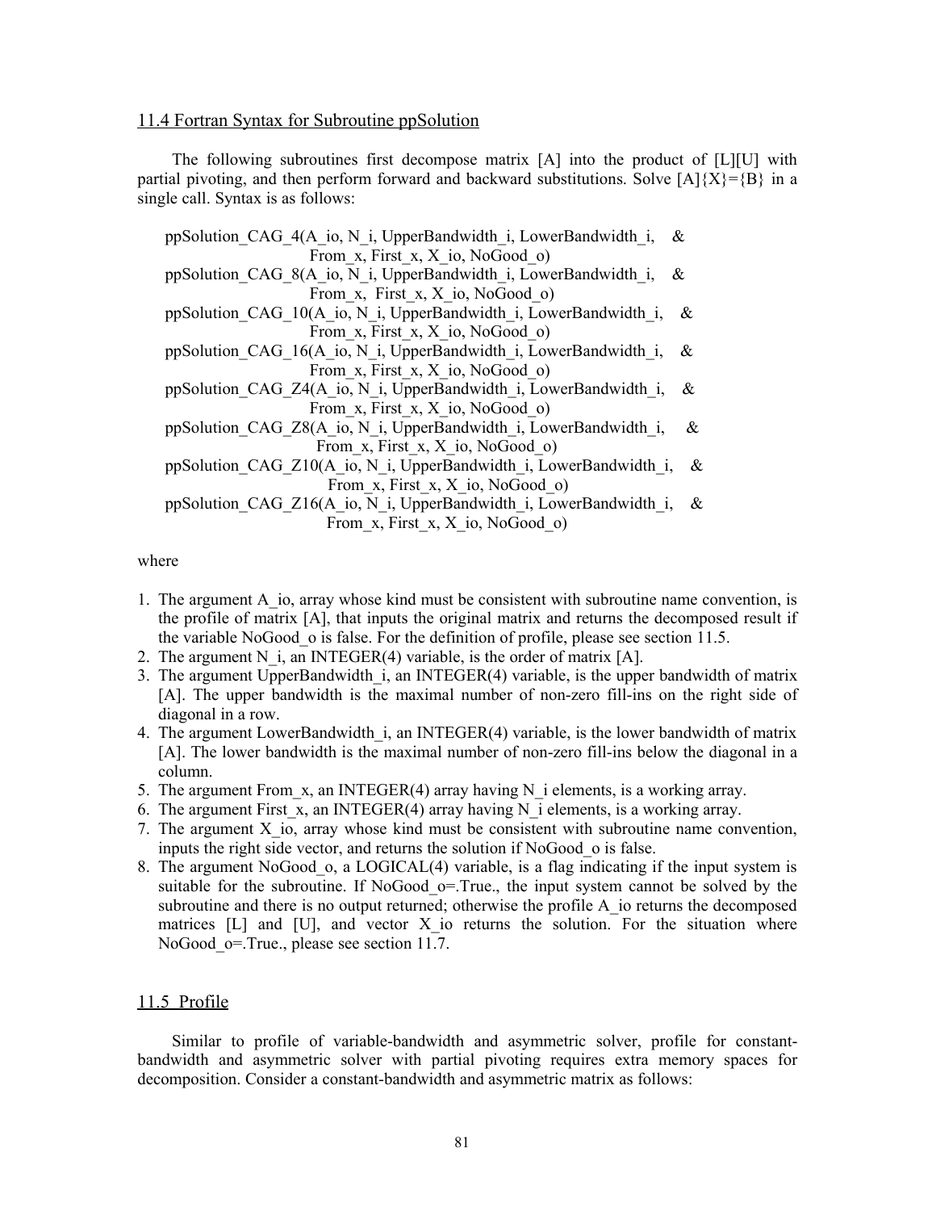## 11.4 Fortran Syntax for Subroutine ppSolution

The following subroutines first decompose matrix [A] into the product of [L][U] with partial pivoting, and then perform forward and backward substitutions. Solve [A]{X}={B} in a single call. Syntax is as follows:

```
ppSolution_CAG_4(A_io, N_i, UpperBandwidth_i, LowerBandwidth_i,    &
                 From_x, First_x, X_io, NoGood_o)
ppSolution_CAG_8(A_io, N_i, UpperBandwidth_i, LowerBandwidth_i,    &
                 From_x,  First_x, X_io, NoGood_o)
ppSolution_CAG_10(A_io, N_i, UpperBandwidth_i, LowerBandwidth_i,    &
                  From_x, First_x, X_io, NoGood_o)
ppSolution_CAG_16(A_io, N_i, UpperBandwidth_i, LowerBandwidth_i,    &
                  From_x, First_x, X_io, NoGood_o)
ppSolution_CAG_Z4(A_io, N_i, UpperBandwidth_i, LowerBandwidth_i,    &
                  From_x, First_x, X_io, NoGood_o)
ppSolution_CAG_Z8(A_io, N_i, UpperBandwidth_i, LowerBandwidth_i,     &
                  From_x, First_x, X_io, NoGood_o)
ppSolution_CAG_Z10(A_io, N_i, UpperBandwidth_i, LowerBandwidth_i,    &
                   From_x, First_x, X_io, NoGood_o)
ppSolution_CAG_Z16(A_io, N_i, UpperBandwidth_i, LowerBandwidth_i,    &
                   From_x, First_x, X_io, NoGood_o)
```

where

1. The argument A_io, array whose kind must be consistent with subroutine name convention, is the profile of matrix [A], that inputs the original matrix and returns the decomposed result if the variable NoGood_o is false. For the definition of profile, please see section 11.5.
2. The argument N_i, an INTEGER(4) variable, is the order of matrix [A].
3. The argument UpperBandwidth_i, an INTEGER(4) variable, is the upper bandwidth of matrix [A]. The upper bandwidth is the maximal number of non-zero fill-ins on the right side of diagonal in a row.
4. The argument LowerBandwidth_i, an INTEGER(4) variable, is the lower bandwidth of matrix [A]. The lower bandwidth is the maximal number of non-zero fill-ins below the diagonal in a column.
5. The argument From_x, an INTEGER(4) array having N_i elements, is a working array.
6. The argument First_x, an INTEGER(4) array having N_i elements, is a working array.
7. The argument X_io, array whose kind must be consistent with subroutine name convention, inputs the right side vector, and returns the solution if NoGood_o is false.
8. The argument NoGood_o, a LOGICAL(4) variable, is a flag indicating if the input system is suitable for the subroutine. If NoGood_o=.True., the input system cannot be solved by the subroutine and there is no output returned; otherwise the profile A_io returns the decomposed matrices [L] and [U], and vector X_io returns the solution. For the situation where NoGood_o=.True., please see section 11.7.

## 11.5 Profile

Similar to profile of variable-bandwidth and asymmetric solver, profile for constant-bandwidth and asymmetric solver with partial pivoting requires extra memory spaces for decomposition. Consider a constant-bandwidth and asymmetric matrix as follows: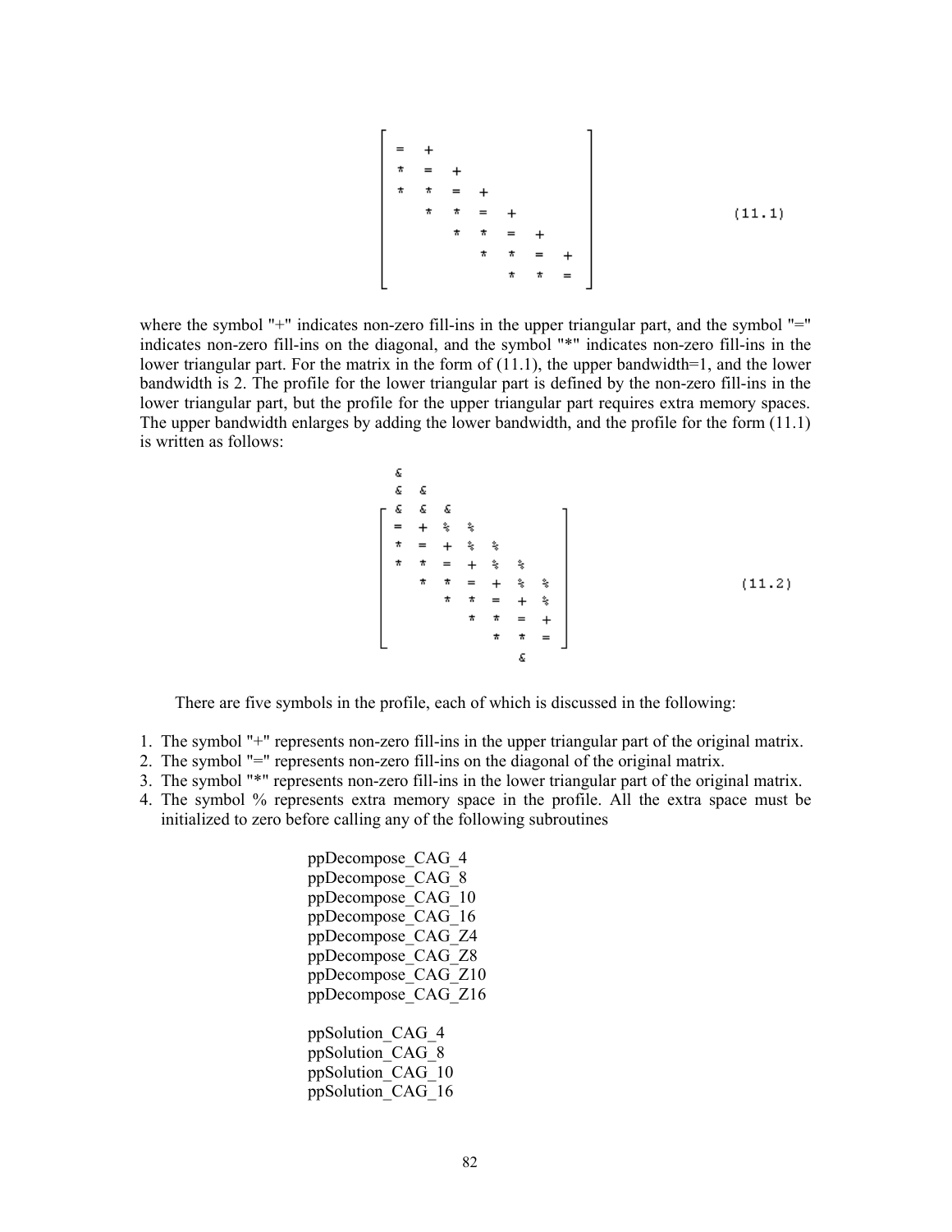```
[ =  +                    ]
[ *  =  +                 ]
[ *  *  =  +              ]
[    *  *  =  +           ]      (11.1)
[       *  *  =  +        ]
[          *  *  =  +     ]
[             *  *  =     ]
```

where the symbol "+" indicates non-zero fill-ins in the upper triangular part, and the symbol "=" indicates non-zero fill-ins on the diagonal, and the symbol "*" indicates non-zero fill-ins in the lower triangular part. For the matrix in the form of (11.1), the upper bandwidth=1, and the lower bandwidth is 2. The profile for the lower triangular part is defined by the non-zero fill-ins in the lower triangular part, but the profile for the upper triangular part requires extra memory spaces. The upper bandwidth enlarges by adding the lower bandwidth, and the profile for the form (11.1) is written as follows:

```
  &
  &  &
[ &  &  &                 ]
[ =  +  %  %              ]
[ *  =  +  %  %           ]
[ *  *  =  +  %  %        ]
[    *  *  =  +  %  %     ]      (11.2)
[       *  *  =  +  %     ]
[          *  *  =  +     ]
[             *  *  =     ]
                 &
```

There are five symbols in the profile, each of which is discussed in the following:

1. The symbol "+" represents non-zero fill-ins in the upper triangular part of the original matrix.
2. The symbol "=" represents non-zero fill-ins on the diagonal of the original matrix.
3. The symbol "*" represents non-zero fill-ins in the lower triangular part of the original matrix.
4. The symbol % represents extra memory space in the profile. All the extra space must be initialized to zero before calling any of the following subroutines

   ppDecompose_CAG_4
   ppDecompose_CAG_8
   ppDecompose_CAG_10
   ppDecompose_CAG_16
   ppDecompose_CAG_Z4
   ppDecompose_CAG_Z8
   ppDecompose_CAG_Z10
   ppDecompose_CAG_Z16

   ppSolution_CAG_4
   ppSolution_CAG_8
   ppSolution_CAG_10
   ppSolution_CAG_16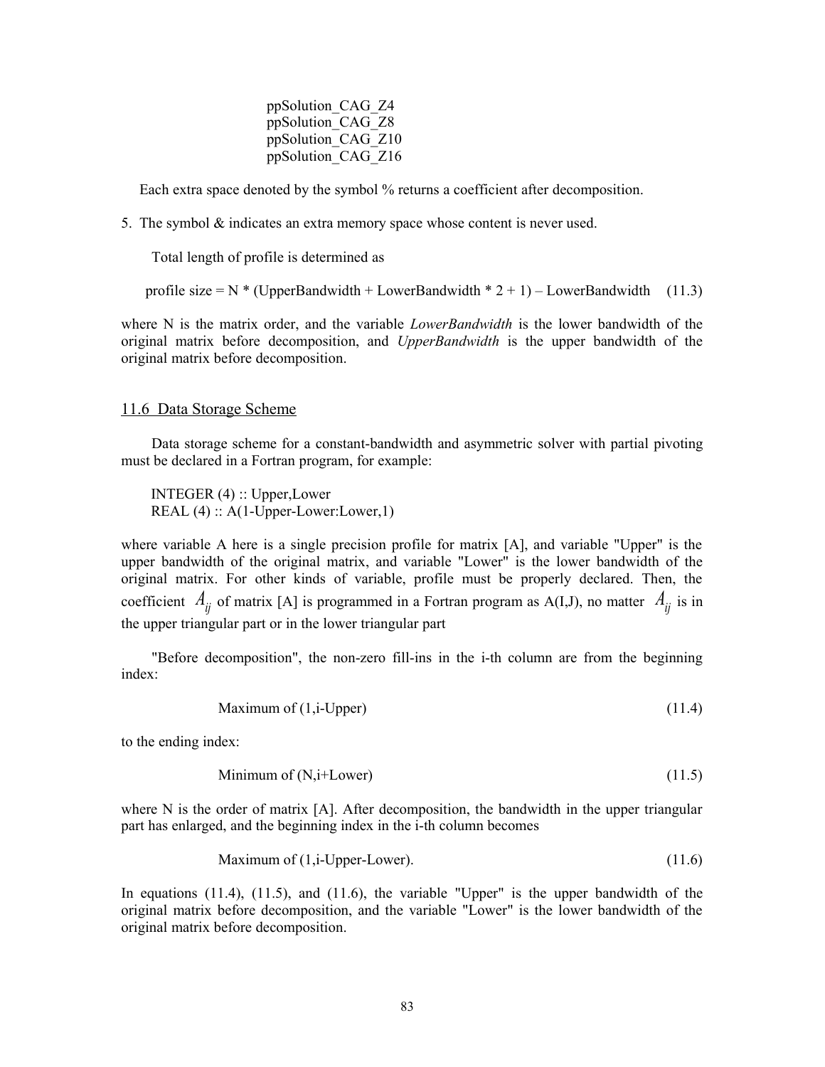ppSolution_CAG_Z4
ppSolution_CAG_Z8
ppSolution_CAG_Z10
ppSolution_CAG_Z16

Each extra space denoted by the symbol % returns a coefficient after decomposition.

5. The symbol & indicates an extra memory space whose content is never used.

Total length of profile is determined as

profile size = N * (UpperBandwidth + LowerBandwidth * 2 + 1) – LowerBandwidth     (11.3)

where N is the matrix order, and the variable *LowerBandwidth* is the lower bandwidth of the original matrix before decomposition, and *UpperBandwidth* is the upper bandwidth of the original matrix before decomposition.

## 11.6 Data Storage Scheme

Data storage scheme for a constant-bandwidth and asymmetric solver with partial pivoting must be declared in a Fortran program, for example:

```
INTEGER (4) :: Upper,Lower
REAL (4) :: A(1-Upper-Lower:Lower,1)
```

where variable A here is a single precision profile for matrix [A], and variable "Upper" is the upper bandwidth of the original matrix, and variable "Lower" is the lower bandwidth of the original matrix. For other kinds of variable, profile must be properly declared. Then, the coefficient $A_{ij}$ of matrix [A] is programmed in a Fortran program as A(I,J), no matter $A_{ij}$ is in the upper triangular part or in the lower triangular part

"Before decomposition", the non-zero fill-ins in the i-th column are from the beginning index:

Maximum of (1,i-Upper)     (11.4)

to the ending index:

Minimum of (N,i+Lower)     (11.5)

where N is the order of matrix [A]. After decomposition, the bandwidth in the upper triangular part has enlarged, and the beginning index in the i-th column becomes

Maximum of (1,i-Upper-Lower).     (11.6)

In equations (11.4), (11.5), and (11.6), the variable "Upper" is the upper bandwidth of the original matrix before decomposition, and the variable "Lower" is the lower bandwidth of the original matrix before decomposition.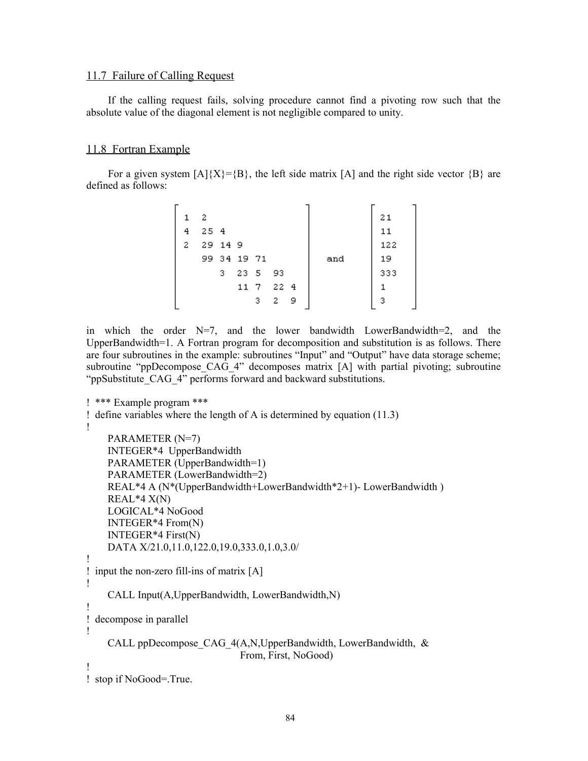## 11.7 Failure of Calling Request

If the calling request fails, solving procedure cannot find a pivoting row such that the absolute value of the diagonal element is not negligible compared to unity.

## 11.8 Fortran Example

For a given system [A]{X}={B}, the left side matrix [A] and the right side vector {B} are defined as follows:

$$
\begin{bmatrix}
1 & 2 & & & & & \\
4 & 25 & 4 & & & & \\
2 & 29 & 14 & 9 & & & \\
 & 99 & 34 & 19 & 71 & & \\
 & & 3 & 23 & 5 & 93 & \\
 & & & 11 & 7 & 22 & 4 \\
 & & & & 3 & 2 & 9
\end{bmatrix}
\quad \text{and} \quad
\begin{bmatrix}
21 \\ 11 \\ 122 \\ 19 \\ 333 \\ 1 \\ 3
\end{bmatrix}
$$

in which the order N=7, and the lower bandwidth LowerBandwidth=2, and the UpperBandwidth=1. A Fortran program for decomposition and substitution is as follows. There are four subroutines in the example: subroutines "Input" and "Output" have data storage scheme; subroutine "ppDecompose_CAG_4" decomposes matrix [A] with partial pivoting; subroutine "ppSubstitute_CAG_4" performs forward and backward substitutions.

```
!  *** Example program ***
!  define variables where the length of A is determined by equation (11.3)
!
      PARAMETER (N=7)
      INTEGER*4  UpperBandwidth
      PARAMETER (UpperBandwidth=1)
      PARAMETER (LowerBandwidth=2)
      REAL*4 A (N*(UpperBandwidth+LowerBandwidth*2+1)- LowerBandwidth )
      REAL*4 X(N)
      LOGICAL*4 NoGood
      INTEGER*4 From(N)
      INTEGER*4 First(N)
      DATA X/21.0,11.0,122.0,19.0,333.0,1.0,3.0/
!
!  input the non-zero fill-ins of matrix [A]
!
      CALL Input(A,UpperBandwidth, LowerBandwidth,N)
!
!  decompose in parallel
!
      CALL ppDecompose_CAG_4(A,N,UpperBandwidth, LowerBandwidth,  &
                                    From, First, NoGood)
!
!  stop if NoGood=.True.
```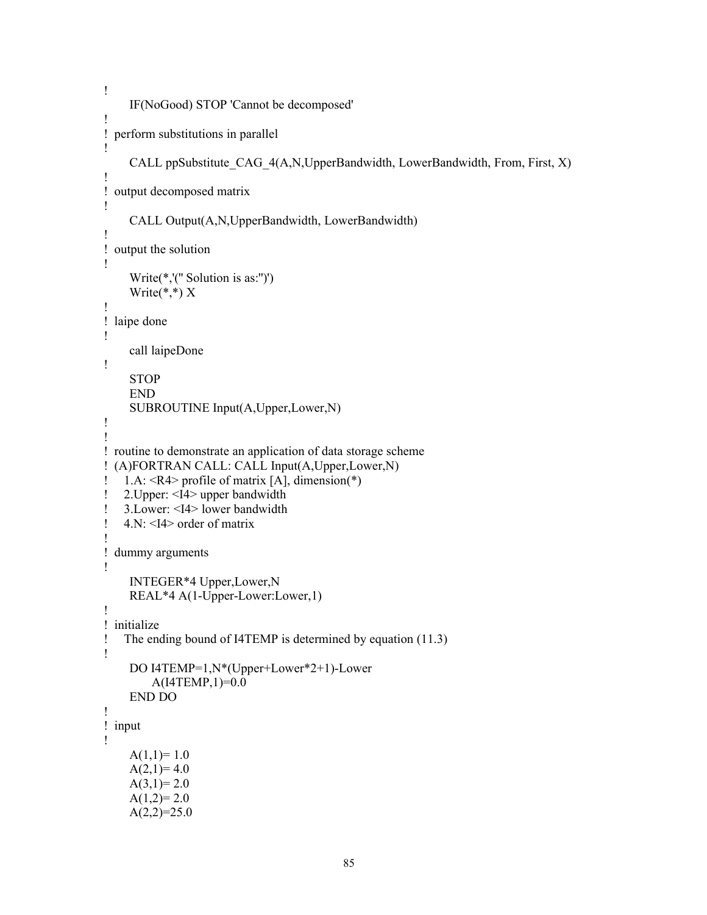```
!
      IF(NoGood) STOP 'Cannot be decomposed'
!
! perform substitutions in parallel
!
      CALL ppSubstitute_CAG_4(A,N,UpperBandwidth, LowerBandwidth, From, First, X)
!
! output decomposed matrix
!
      CALL Output(A,N,UpperBandwidth, LowerBandwidth)
!
! output the solution
!
      Write(*,'(" Solution is as:")')
      Write(*,*) X
!
! laipe done
!
      call laipeDone
!
      STOP
      END
      SUBROUTINE Input(A,Upper,Lower,N)
!
!
! routine to demonstrate an application of data storage scheme
! (A)FORTRAN CALL: CALL Input(A,Upper,Lower,N)
!    1.A: <R4> profile of matrix [A], dimension(*)
!    2.Upper: <I4> upper bandwidth
!    3.Lower: <I4> lower bandwidth
!    4.N: <I4> order of matrix
!
! dummy arguments
!
      INTEGER*4 Upper,Lower,N
      REAL*4 A(1-Upper-Lower:Lower,1)
!
! initialize
!    The ending bound of I4TEMP is determined by equation (11.3)
!
      DO I4TEMP=1,N*(Upper+Lower*2+1)-Lower
           A(I4TEMP,1)=0.0
      END DO
!
! input
!
      A(1,1)= 1.0
      A(2,1)= 4.0
      A(3,1)= 2.0
      A(1,2)= 2.0
      A(2,2)=25.0
```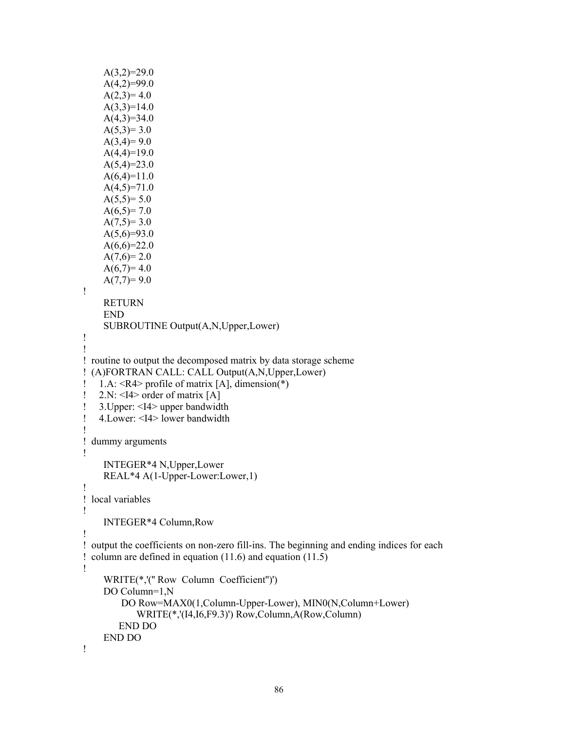```
      A(3,2)=29.0
      A(4,2)=99.0
      A(2,3)= 4.0
      A(3,3)=14.0
      A(4,3)=34.0
      A(5,3)= 3.0
      A(3,4)= 9.0
      A(4,4)=19.0
      A(5,4)=23.0
      A(6,4)=11.0
      A(4,5)=71.0
      A(5,5)= 5.0
      A(6,5)= 7.0
      A(7,5)= 3.0
      A(5,6)=93.0
      A(6,6)=22.0
      A(7,6)= 2.0
      A(6,7)= 4.0
      A(7,7)= 9.0
!
      RETURN
      END
      SUBROUTINE Output(A,N,Upper,Lower)
!
!
! routine to output the decomposed matrix by data storage scheme
! (A)FORTRAN CALL: CALL Output(A,N,Upper,Lower)
!    1.A: <R4> profile of matrix [A], dimension(*)
!    2.N: <I4> order of matrix [A]
!    3.Upper: <I4> upper bandwidth
!    4.Lower: <I4> lower bandwidth
!
! dummy arguments
!
      INTEGER*4 N,Upper,Lower
      REAL*4 A(1-Upper-Lower:Lower,1)
!
! local variables
!
      INTEGER*4 Column,Row
!
! output the coefficients on non-zero fill-ins. The beginning and ending indices for each
! column are defined in equation (11.6) and equation (11.5)
!
      WRITE(*,'(" Row  Column  Coefficient")')
      DO Column=1,N
          DO Row=MAX0(1,Column-Upper-Lower), MIN0(N,Column+Lower)
              WRITE(*,'(I4,I6,F9.3)') Row,Column,A(Row,Column)
          END DO
      END DO
!
```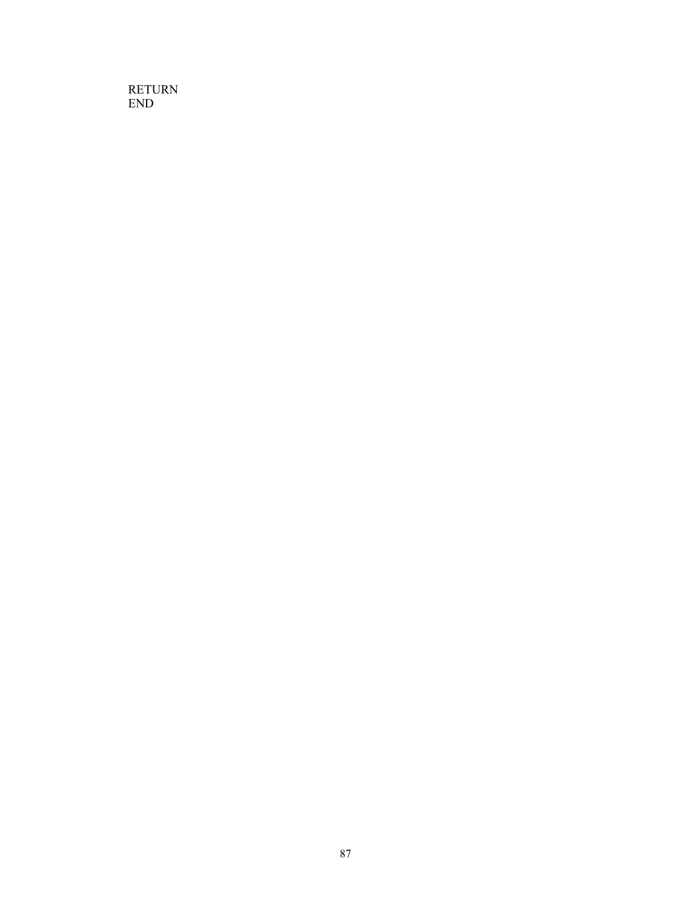```
RETURN
END
```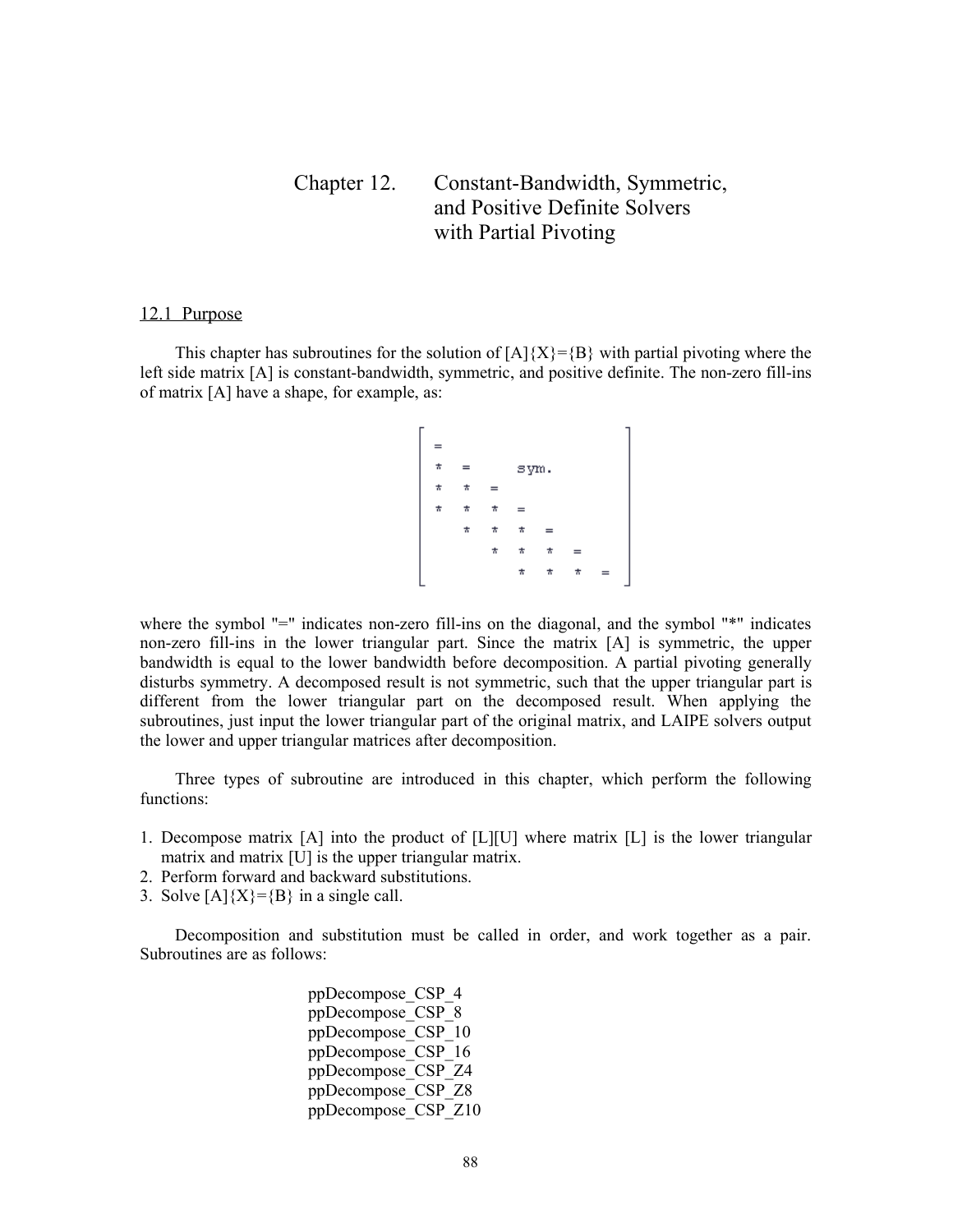# Chapter 12. Constant-Bandwidth, Symmetric, and Positive Definite Solvers with Partial Pivoting

## 12.1 Purpose

This chapter has subroutines for the solution of [A]{X}={B} with partial pivoting where the left side matrix [A] is constant-bandwidth, symmetric, and positive definite. The non-zero fill-ins of matrix [A] have a shape, for example, as:

```
=
*  =       sym.
*  *  =
*  *  *  =
   *  *  *  =
      *  *  *  =
         *  *  *  =
```

where the symbol "=" indicates non-zero fill-ins on the diagonal, and the symbol "*" indicates non-zero fill-ins in the lower triangular part. Since the matrix [A] is symmetric, the upper bandwidth is equal to the lower bandwidth before decomposition. A partial pivoting generally disturbs symmetry. A decomposed result is not symmetric, such that the upper triangular part is different from the lower triangular part on the decomposed result. When applying the subroutines, just input the lower triangular part of the original matrix, and LAIPE solvers output the lower and upper triangular matrices after decomposition.

Three types of subroutine are introduced in this chapter, which perform the following functions:

1. Decompose matrix [A] into the product of [L][U] where matrix [L] is the lower triangular matrix and matrix [U] is the upper triangular matrix.
2. Perform forward and backward substitutions.
3. Solve [A]{X}={B} in a single call.

Decomposition and substitution must be called in order, and work together as a pair. Subroutines are as follows:

ppDecompose_CSP_4
ppDecompose_CSP_8
ppDecompose_CSP_10
ppDecompose_CSP_16
ppDecompose_CSP_Z4
ppDecompose_CSP_Z8
ppDecompose_CSP_Z10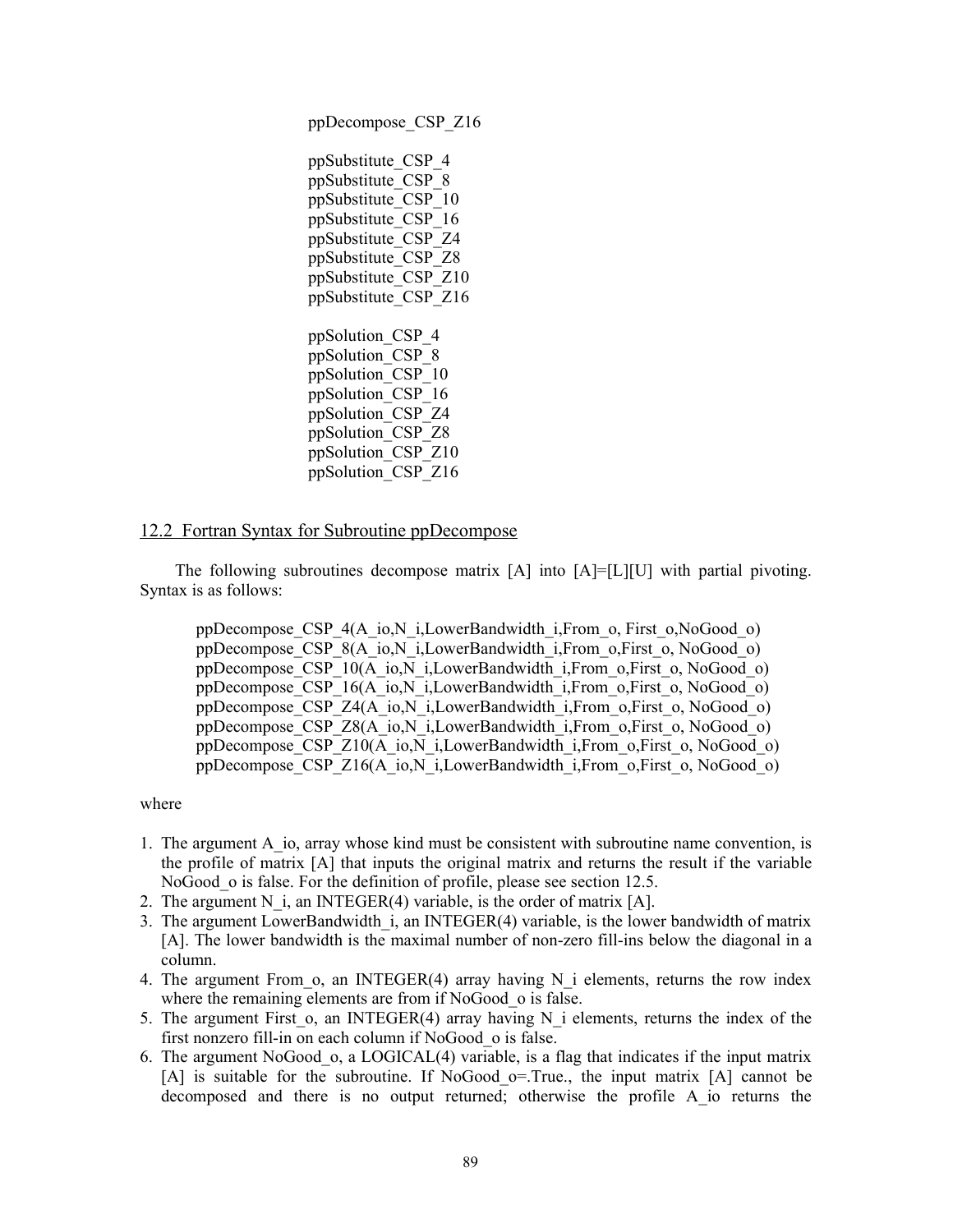ppDecompose_CSP_Z16

ppSubstitute_CSP_4
ppSubstitute_CSP_8
ppSubstitute_CSP_10
ppSubstitute_CSP_16
ppSubstitute_CSP_Z4
ppSubstitute_CSP_Z8
ppSubstitute_CSP_Z10
ppSubstitute_CSP_Z16

ppSolution_CSP_4
ppSolution_CSP_8
ppSolution_CSP_10
ppSolution_CSP_16
ppSolution_CSP_Z4
ppSolution_CSP_Z8
ppSolution_CSP_Z10
ppSolution_CSP_Z16

## 12.2 Fortran Syntax for Subroutine ppDecompose

The following subroutines decompose matrix [A] into [A]=[L][U] with partial pivoting. Syntax is as follows:

```
ppDecompose_CSP_4(A_io,N_i,LowerBandwidth_i,From_o, First_o,NoGood_o)
ppDecompose_CSP_8(A_io,N_i,LowerBandwidth_i,From_o,First_o, NoGood_o)
ppDecompose_CSP_10(A_io,N_i,LowerBandwidth_i,From_o,First_o, NoGood_o)
ppDecompose_CSP_16(A_io,N_i,LowerBandwidth_i,From_o,First_o, NoGood_o)
ppDecompose_CSP_Z4(A_io,N_i,LowerBandwidth_i,From_o,First_o, NoGood_o)
ppDecompose_CSP_Z8(A_io,N_i,LowerBandwidth_i,From_o,First_o, NoGood_o)
ppDecompose_CSP_Z10(A_io,N_i,LowerBandwidth_i,From_o,First_o, NoGood_o)
ppDecompose_CSP_Z16(A_io,N_i,LowerBandwidth_i,From_o,First_o, NoGood_o)
```

where

1. The argument A_io, array whose kind must be consistent with subroutine name convention, is the profile of matrix [A] that inputs the original matrix and returns the result if the variable NoGood_o is false. For the definition of profile, please see section 12.5.
2. The argument N_i, an INTEGER(4) variable, is the order of matrix [A].
3. The argument LowerBandwidth_i, an INTEGER(4) variable, is the lower bandwidth of matrix [A]. The lower bandwidth is the maximal number of non-zero fill-ins below the diagonal in a column.
4. The argument From_o, an INTEGER(4) array having N_i elements, returns the row index where the remaining elements are from if NoGood_o is false.
5. The argument First_o, an INTEGER(4) array having N_i elements, returns the index of the first nonzero fill-in on each column if NoGood_o is false.
6. The argument NoGood_o, a LOGICAL(4) variable, is a flag that indicates if the input matrix [A] is suitable for the subroutine. If NoGood_o=.True., the input matrix [A] cannot be decomposed and there is no output returned; otherwise the profile A_io returns the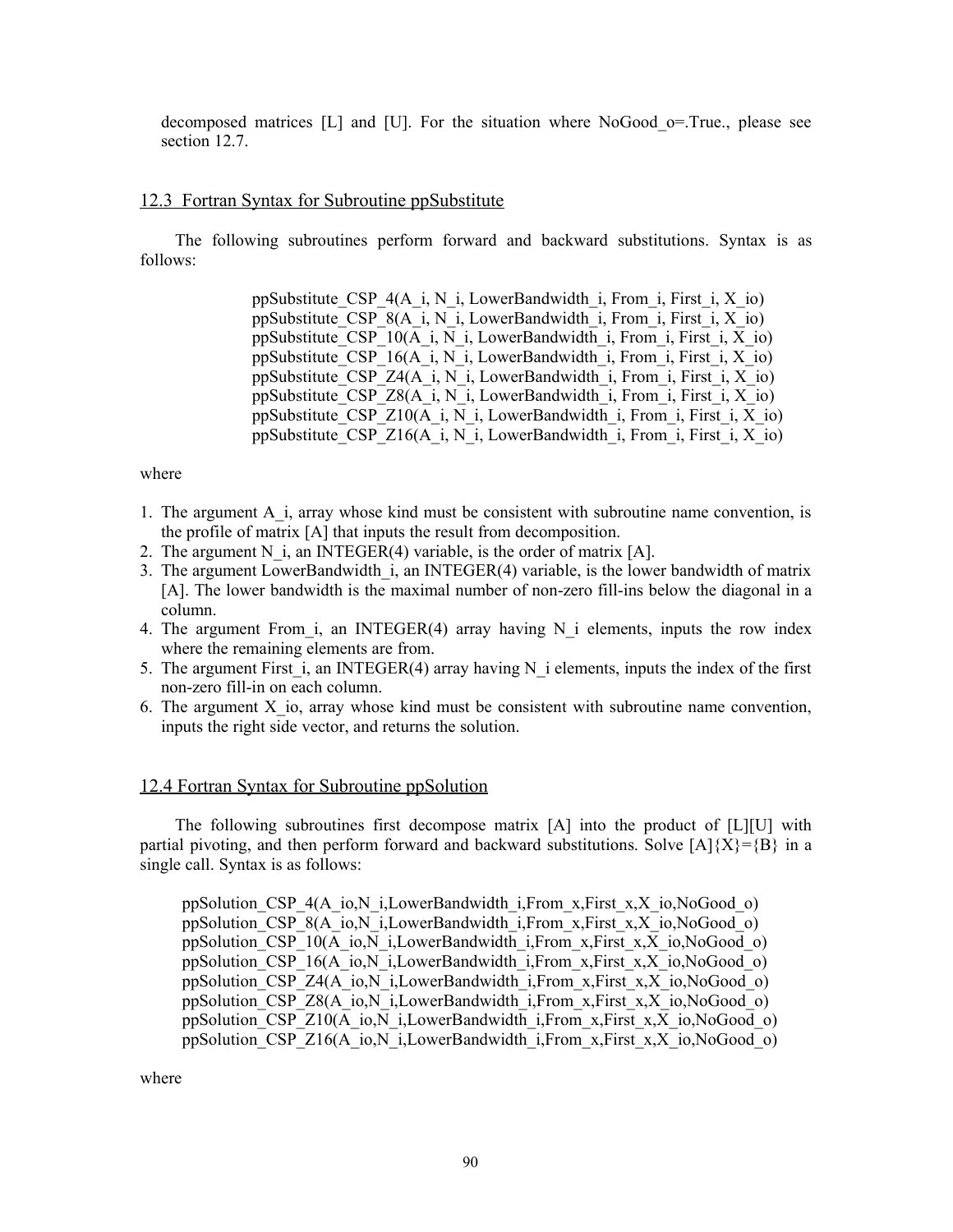decomposed matrices [L] and [U]. For the situation where NoGood_o=.True., please see section 12.7.

## 12.3 Fortran Syntax for Subroutine ppSubstitute

The following subroutines perform forward and backward substitutions. Syntax is as follows:

```
ppSubstitute_CSP_4(A_i, N_i, LowerBandwidth_i, From_i, First_i, X_io)
ppSubstitute_CSP_8(A_i, N_i, LowerBandwidth_i, From_i, First_i, X_io)
ppSubstitute_CSP_10(A_i, N_i, LowerBandwidth_i, From_i, First_i, X_io)
ppSubstitute_CSP_16(A_i, N_i, LowerBandwidth_i, From_i, First_i, X_io)
ppSubstitute_CSP_Z4(A_i, N_i, LowerBandwidth_i, From_i, First_i, X_io)
ppSubstitute_CSP_Z8(A_i, N_i, LowerBandwidth_i, From_i, First_i, X_io)
ppSubstitute_CSP_Z10(A_i, N_i, LowerBandwidth_i, From_i, First_i, X_io)
ppSubstitute_CSP_Z16(A_i, N_i, LowerBandwidth_i, From_i, First_i, X_io)
```

where

1. The argument A_i, array whose kind must be consistent with subroutine name convention, is the profile of matrix [A] that inputs the result from decomposition.
2. The argument N_i, an INTEGER(4) variable, is the order of matrix [A].
3. The argument LowerBandwidth_i, an INTEGER(4) variable, is the lower bandwidth of matrix [A]. The lower bandwidth is the maximal number of non-zero fill-ins below the diagonal in a column.
4. The argument From_i, an INTEGER(4) array having N_i elements, inputs the row index where the remaining elements are from.
5. The argument First_i, an INTEGER(4) array having N_i elements, inputs the index of the first non-zero fill-in on each column.
6. The argument X_io, array whose kind must be consistent with subroutine name convention, inputs the right side vector, and returns the solution.

## 12.4 Fortran Syntax for Subroutine ppSolution

The following subroutines first decompose matrix [A] into the product of [L][U] with partial pivoting, and then perform forward and backward substitutions. Solve [A]{X}={B} in a single call. Syntax is as follows:

```
ppSolution_CSP_4(A_io,N_i,LowerBandwidth_i,From_x,First_x,X_io,NoGood_o)
ppSolution_CSP_8(A_io,N_i,LowerBandwidth_i,From_x,First_x,X_io,NoGood_o)
ppSolution_CSP_10(A_io,N_i,LowerBandwidth_i,From_x,First_x,X_io,NoGood_o)
ppSolution_CSP_16(A_io,N_i,LowerBandwidth_i,From_x,First_x,X_io,NoGood_o)
ppSolution_CSP_Z4(A_io,N_i,LowerBandwidth_i,From_x,First_x,X_io,NoGood_o)
ppSolution_CSP_Z8(A_io,N_i,LowerBandwidth_i,From_x,First_x,X_io,NoGood_o)
ppSolution_CSP_Z10(A_io,N_i,LowerBandwidth_i,From_x,First_x,X_io,NoGood_o)
ppSolution_CSP_Z16(A_io,N_i,LowerBandwidth_i,From_x,First_x,X_io,NoGood_o)
```

where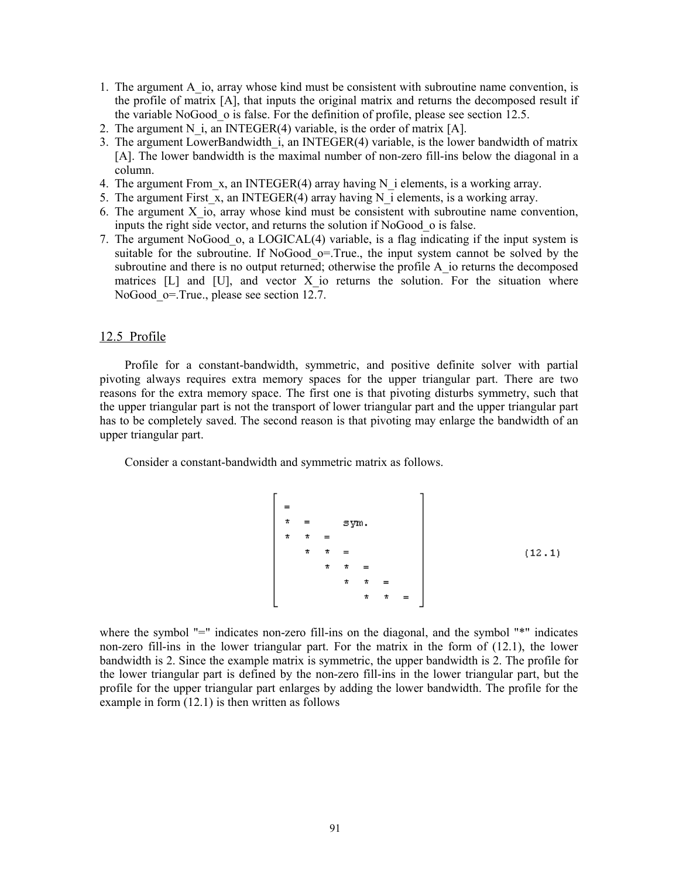1. The argument A_io, array whose kind must be consistent with subroutine name convention, is the profile of matrix [A], that inputs the original matrix and returns the decomposed result if the variable NoGood_o is false. For the definition of profile, please see section 12.5.
2. The argument N_i, an INTEGER(4) variable, is the order of matrix [A].
3. The argument LowerBandwidth_i, an INTEGER(4) variable, is the lower bandwidth of matrix [A]. The lower bandwidth is the maximal number of non-zero fill-ins below the diagonal in a column.
4. The argument From_x, an INTEGER(4) array having N_i elements, is a working array.
5. The argument First_x, an INTEGER(4) array having N_i elements, is a working array.
6. The argument X_io, array whose kind must be consistent with subroutine name convention, inputs the right side vector, and returns the solution if NoGood_o is false.
7. The argument NoGood_o, a LOGICAL(4) variable, is a flag indicating if the input system is suitable for the subroutine. If NoGood_o=.True., the input system cannot be solved by the subroutine and there is no output returned; otherwise the profile A_io returns the decomposed matrices [L] and [U], and vector X_io returns the solution. For the situation where NoGood_o=.True., please see section 12.7.

## 12.5 Profile

Profile for a constant-bandwidth, symmetric, and positive definite solver with partial pivoting always requires extra memory spaces for the upper triangular part. There are two reasons for the extra memory space. The first one is that pivoting disturbs symmetry, such that the upper triangular part is not the transport of lower triangular part and the upper triangular part has to be completely saved. The second reason is that pivoting may enlarge the bandwidth of an upper triangular part.

Consider a constant-bandwidth and symmetric matrix as follows.

```
[ =                        ]
[ *  =     sym.            ]
[ *  *  =                  ]
[    *  *  =               ]      (12.1)
[       *  *  =            ]
[          *  *  =         ]
[             *  *  =      ]
```

where the symbol "=" indicates non-zero fill-ins on the diagonal, and the symbol "*" indicates non-zero fill-ins in the lower triangular part. For the matrix in the form of (12.1), the lower bandwidth is 2. Since the example matrix is symmetric, the upper bandwidth is 2. The profile for the lower triangular part is defined by the non-zero fill-ins in the lower triangular part, but the profile for the upper triangular part enlarges by adding the lower bandwidth. The profile for the example in form (12.1) is then written as follows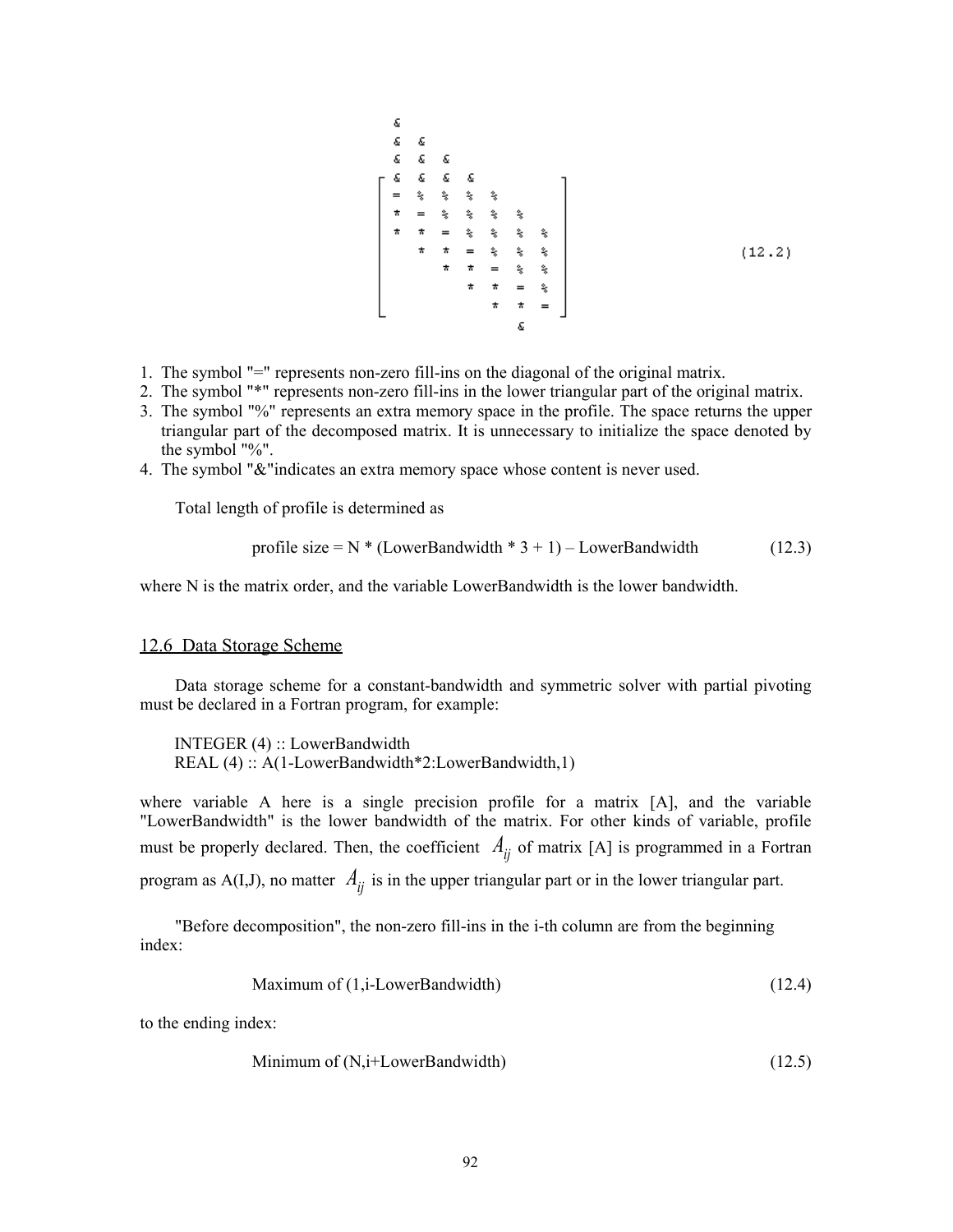```
  &
  & &
  & & &
[ & & & &       ]
| = % % % %     |
| * = % % % %   |
| * * = % % % % |
|   * * = % % % |          (12.2)
|     * * = % % |
|       * * = % |
[         * * = ]
            &
```

1. The symbol "=" represents non-zero fill-ins on the diagonal of the original matrix.
2. The symbol "*" represents non-zero fill-ins in the lower triangular part of the original matrix.
3. The symbol "%" represents an extra memory space in the profile. The space returns the upper triangular part of the decomposed matrix. It is unnecessary to initialize the space denoted by the symbol "%".
4. The symbol "&"indicates an extra memory space whose content is never used.

Total length of profile is determined as

profile size = N * (LowerBandwidth * 3 + 1) – LowerBandwidth (12.3)

where N is the matrix order, and the variable LowerBandwidth is the lower bandwidth.

## 12.6 Data Storage Scheme

Data storage scheme for a constant-bandwidth and symmetric solver with partial pivoting must be declared in a Fortran program, for example:

```
INTEGER (4) :: LowerBandwidth
REAL (4) :: A(1-LowerBandwidth*2:LowerBandwidth,1)
```

where variable A here is a single precision profile for a matrix [A], and the variable "LowerBandwidth" is the lower bandwidth of the matrix. For other kinds of variable, profile must be properly declared. Then, the coefficient $A_{ij}$ of matrix [A] is programmed in a Fortran program as A(I,J), no matter $A_{ij}$ is in the upper triangular part or in the lower triangular part.

"Before decomposition", the non-zero fill-ins in the i-th column are from the beginning index:

Maximum of (1,i-LowerBandwidth) (12.4)

to the ending index:

Minimum of (N,i+LowerBandwidth) (12.5)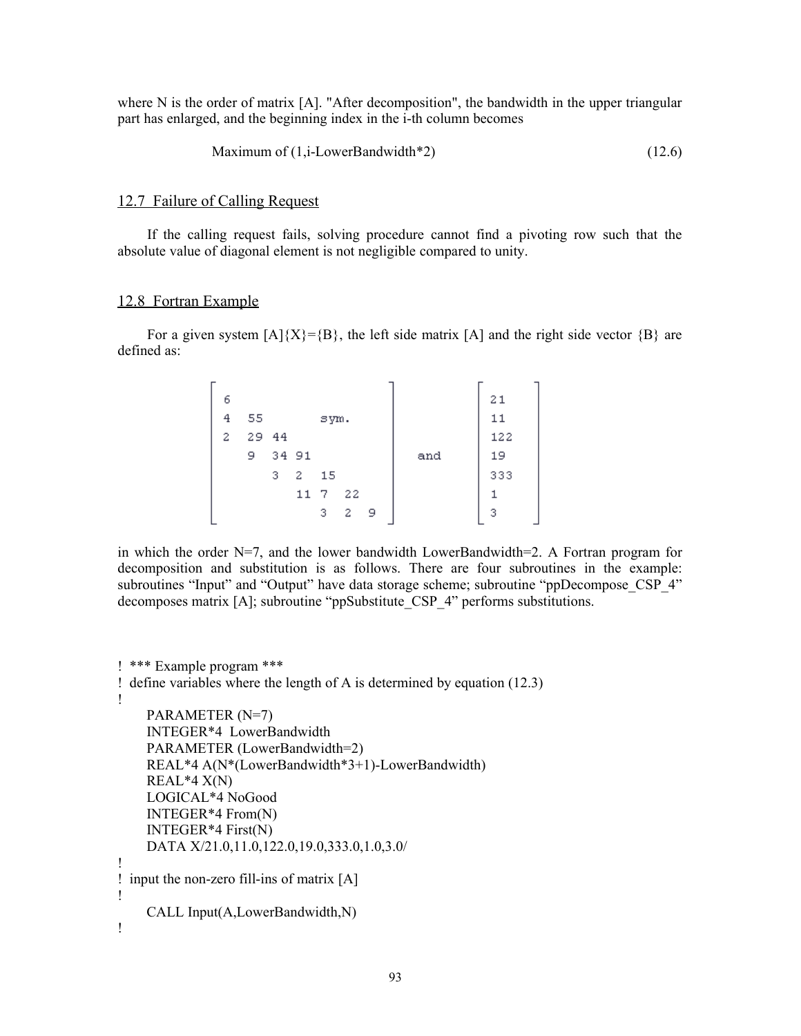where N is the order of matrix [A]. "After decomposition", the bandwidth in the upper triangular part has enlarged, and the beginning index in the i-th column becomes

Maximum of (1,i-LowerBandwidth*2) (12.6)

## 12.7 Failure of Calling Request

If the calling request fails, solving procedure cannot find a pivoting row such that the absolute value of diagonal element is not negligible compared to unity.

## 12.8 Fortran Example

For a given system [A]{X}={B}, the left side matrix [A] and the right side vector {B} are defined as:

$$
\begin{bmatrix}
6 & & & & & & \\
4 & 55 & & & \text{sym.} & & \\
2 & 29 & 44 & & & & \\
 & 9 & 34 & 91 & & & \\
 & & 3 & 2 & 15 & & \\
 & & & 11 & 7 & 22 & \\
 & & & & 3 & 2 & 9
\end{bmatrix}
\quad \text{and} \quad
\begin{bmatrix}
21 \\ 11 \\ 122 \\ 19 \\ 333 \\ 1 \\ 3
\end{bmatrix}
$$

in which the order N=7, and the lower bandwidth LowerBandwidth=2. A Fortran program for decomposition and substitution is as follows. There are four subroutines in the example: subroutines "Input" and "Output" have data storage scheme; subroutine "ppDecompose_CSP_4" decomposes matrix [A]; subroutine "ppSubstitute_CSP_4" performs substitutions.

```
! *** Example program ***
! define variables where the length of A is determined by equation (12.3)
!
      PARAMETER (N=7)
      INTEGER*4 LowerBandwidth
      PARAMETER (LowerBandwidth=2)
      REAL*4 A(N*(LowerBandwidth*3+1)-LowerBandwidth)
      REAL*4 X(N)
      LOGICAL*4 NoGood
      INTEGER*4 From(N)
      INTEGER*4 First(N)
      DATA X/21.0,11.0,122.0,19.0,333.0,1.0,3.0/
!
! input the non-zero fill-ins of matrix [A]
!
      CALL Input(A,LowerBandwidth,N)
!
```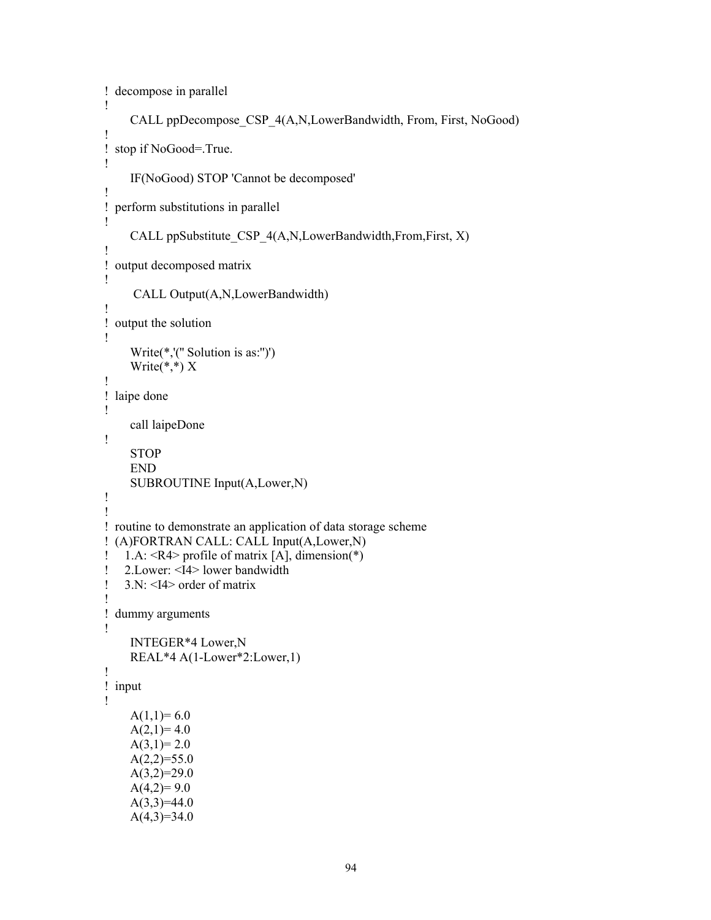```fortran
!  decompose in parallel
!
      CALL ppDecompose_CSP_4(A,N,LowerBandwidth, From, First, NoGood)
!
!  stop if NoGood=.True.
!
      IF(NoGood) STOP 'Cannot be decomposed'
!
!  perform substitutions in parallel
!
      CALL ppSubstitute_CSP_4(A,N,LowerBandwidth,From,First, X)
!
!  output decomposed matrix
!
       CALL Output(A,N,LowerBandwidth)
!
!  output the solution
!
      Write(*,'(" Solution is as:")')
      Write(*,*) X
!
!  laipe done
!
      call laipeDone
!
      STOP
      END
      SUBROUTINE Input(A,Lower,N)
!
!
!  routine to demonstrate an application of data storage scheme
!  (A)FORTRAN CALL: CALL Input(A,Lower,N)
!    1.A: <R4> profile of matrix [A], dimension(*)
!    2.Lower: <I4> lower bandwidth
!    3.N: <I4> order of matrix
!
!  dummy arguments
!
      INTEGER*4 Lower,N
      REAL*4 A(1-Lower*2:Lower,1)
!
!  input
!
      A(1,1)= 6.0
      A(2,1)= 4.0
      A(3,1)= 2.0
      A(2,2)=55.0
      A(3,2)=29.0
      A(4,2)= 9.0
      A(3,3)=44.0
      A(4,3)=34.0
```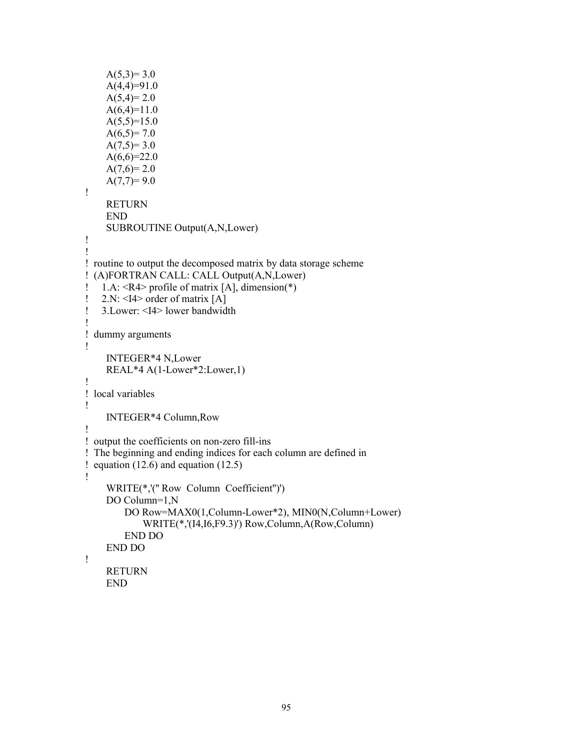```
      A(5,3)= 3.0
      A(4,4)=91.0
      A(5,4)= 2.0
      A(6,4)=11.0
      A(5,5)=15.0
      A(6,5)= 7.0
      A(7,5)= 3.0
      A(6,6)=22.0
      A(7,6)= 2.0
      A(7,7)= 9.0
!
      RETURN
      END
      SUBROUTINE Output(A,N,Lower)
!
!
! routine to output the decomposed matrix by data storage scheme
! (A)FORTRAN CALL: CALL Output(A,N,Lower)
!    1.A: <R4> profile of matrix [A], dimension(*)
!    2.N: <I4> order of matrix [A]
!    3.Lower: <I4> lower bandwidth
!
! dummy arguments
!
      INTEGER*4 N,Lower
      REAL*4 A(1-Lower*2:Lower,1)
!
! local variables
!
      INTEGER*4 Column,Row
!
! output the coefficients on non-zero fill-ins
! The beginning and ending indices for each column are defined in
! equation (12.6) and equation (12.5)
!
      WRITE(*,'(" Row  Column  Coefficient")')
      DO Column=1,N
         DO Row=MAX0(1,Column-Lower*2), MIN0(N,Column+Lower)
            WRITE(*,'(I4,I6,F9.3)') Row,Column,A(Row,Column)
         END DO
      END DO
!
      RETURN
      END
```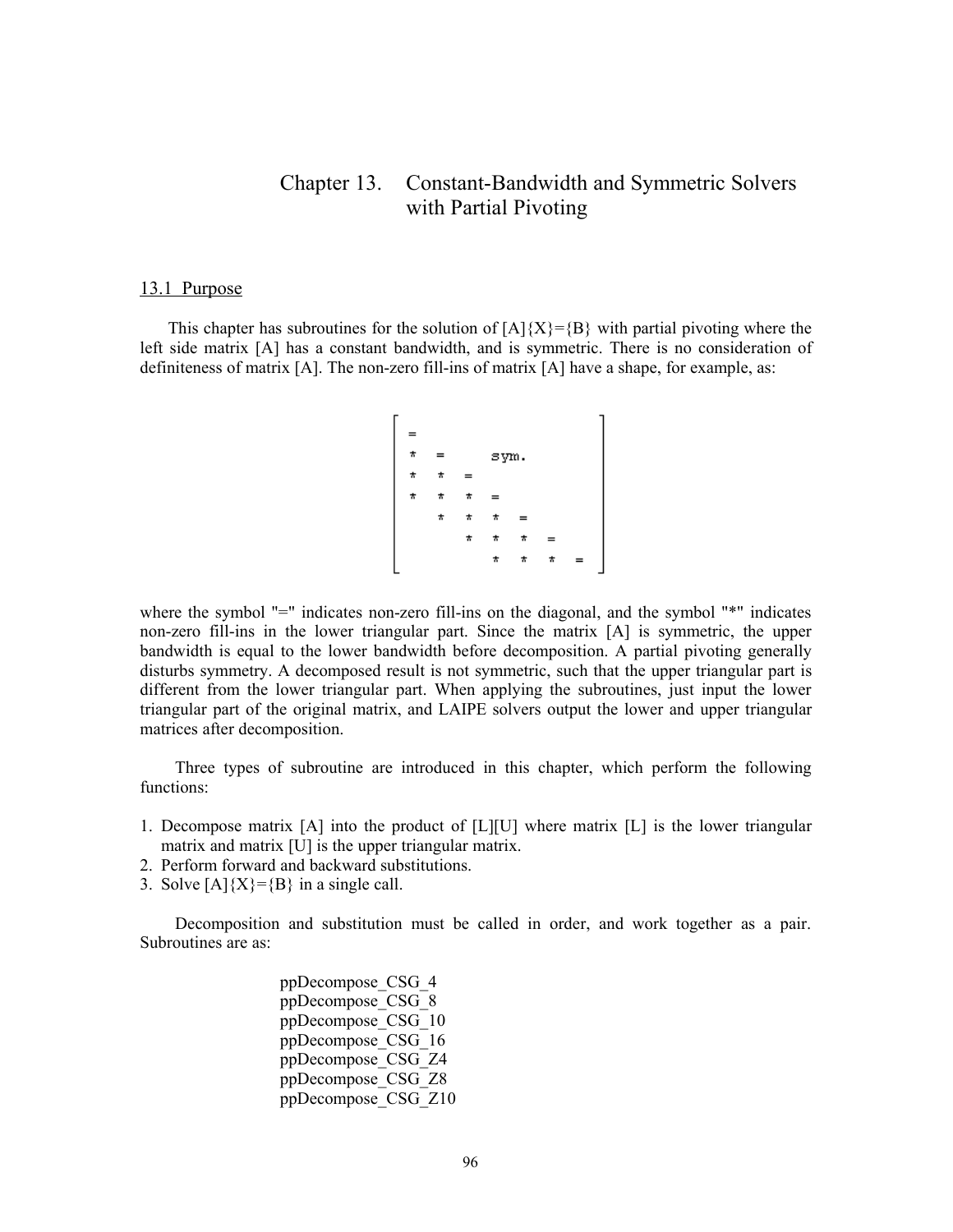# Chapter 13. Constant-Bandwidth and Symmetric Solvers with Partial Pivoting

## 13.1 Purpose

This chapter has subroutines for the solution of [A]{X}={B} with partial pivoting where the left side matrix [A] has a constant bandwidth, and is symmetric. There is no consideration of definiteness of matrix [A]. The non-zero fill-ins of matrix [A] have a shape, for example, as:

```
=
*  =      sym.
*  *  =
*  *  *  =
   *  *  *  =
      *  *  *  =
         *  *  *  =
```

where the symbol "=" indicates non-zero fill-ins on the diagonal, and the symbol "*" indicates non-zero fill-ins in the lower triangular part. Since the matrix [A] is symmetric, the upper bandwidth is equal to the lower bandwidth before decomposition. A partial pivoting generally disturbs symmetry. A decomposed result is not symmetric, such that the upper triangular part is different from the lower triangular part. When applying the subroutines, just input the lower triangular part of the original matrix, and LAIPE solvers output the lower and upper triangular matrices after decomposition.

Three types of subroutine are introduced in this chapter, which perform the following functions:

1. Decompose matrix [A] into the product of [L][U] where matrix [L] is the lower triangular matrix and matrix [U] is the upper triangular matrix.
2. Perform forward and backward substitutions.
3. Solve [A]{X}={B} in a single call.

Decomposition and substitution must be called in order, and work together as a pair. Subroutines are as:

ppDecompose_CSG_4
ppDecompose_CSG_8
ppDecompose_CSG_10
ppDecompose_CSG_16
ppDecompose_CSG_Z4
ppDecompose_CSG_Z8
ppDecompose_CSG_Z10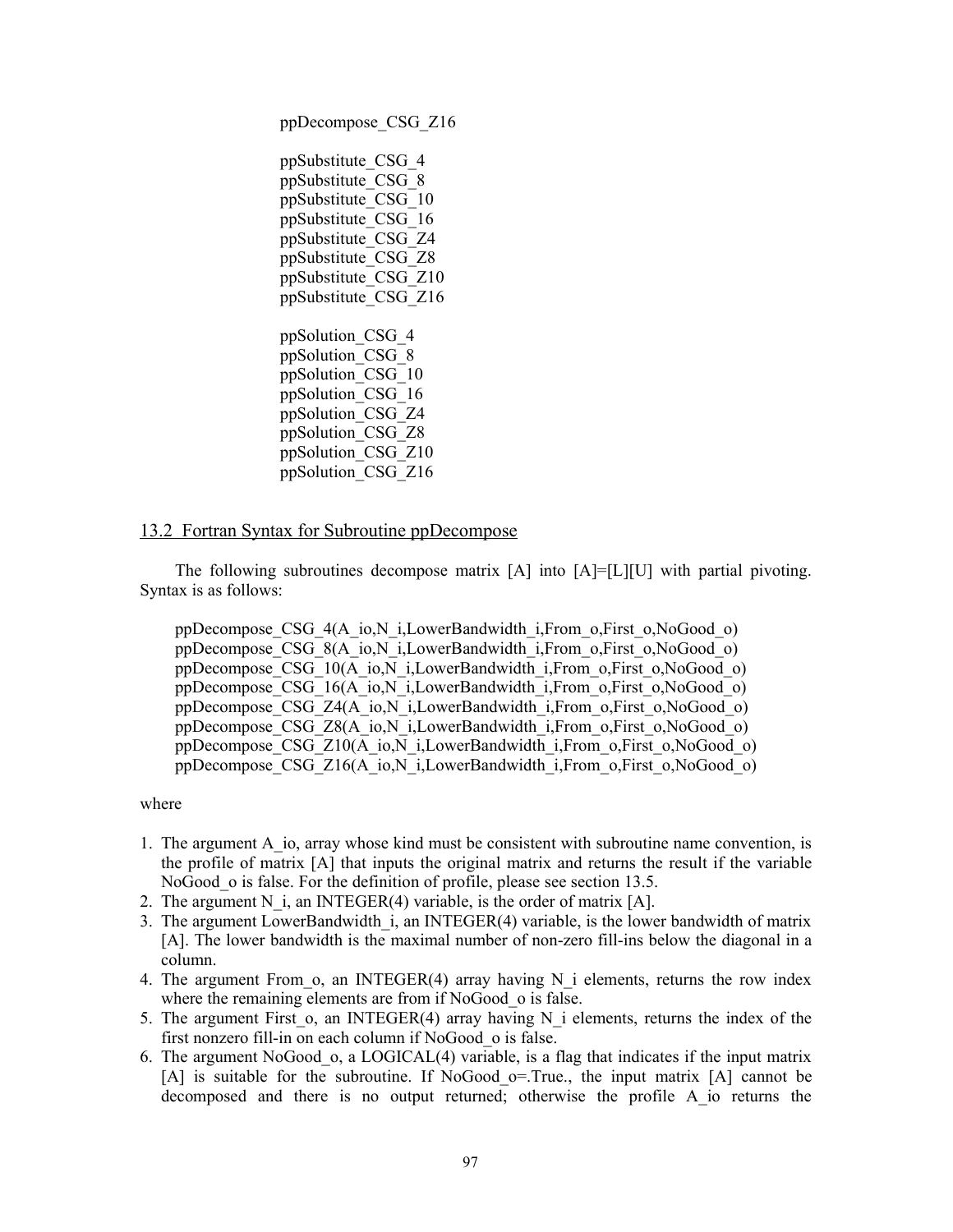ppDecompose_CSG_Z16

ppSubstitute_CSG_4
ppSubstitute_CSG_8
ppSubstitute_CSG_10
ppSubstitute_CSG_16
ppSubstitute_CSG_Z4
ppSubstitute_CSG_Z8
ppSubstitute_CSG_Z10
ppSubstitute_CSG_Z16

ppSolution_CSG_4
ppSolution_CSG_8
ppSolution_CSG_10
ppSolution_CSG_16
ppSolution_CSG_Z4
ppSolution_CSG_Z8
ppSolution_CSG_Z10
ppSolution_CSG_Z16

## 13.2 Fortran Syntax for Subroutine ppDecompose

The following subroutines decompose matrix [A] into [A]=[L][U] with partial pivoting. Syntax is as follows:

```
ppDecompose_CSG_4(A_io,N_i,LowerBandwidth_i,From_o,First_o,NoGood_o)
ppDecompose_CSG_8(A_io,N_i,LowerBandwidth_i,From_o,First_o,NoGood_o)
ppDecompose_CSG_10(A_io,N_i,LowerBandwidth_i,From_o,First_o,NoGood_o)
ppDecompose_CSG_16(A_io,N_i,LowerBandwidth_i,From_o,First_o,NoGood_o)
ppDecompose_CSG_Z4(A_io,N_i,LowerBandwidth_i,From_o,First_o,NoGood_o)
ppDecompose_CSG_Z8(A_io,N_i,LowerBandwidth_i,From_o,First_o,NoGood_o)
ppDecompose_CSG_Z10(A_io,N_i,LowerBandwidth_i,From_o,First_o,NoGood_o)
ppDecompose_CSG_Z16(A_io,N_i,LowerBandwidth_i,From_o,First_o,NoGood_o)
```

where

1. The argument A_io, array whose kind must be consistent with subroutine name convention, is the profile of matrix [A] that inputs the original matrix and returns the result if the variable NoGood_o is false. For the definition of profile, please see section 13.5.
2. The argument N_i, an INTEGER(4) variable, is the order of matrix [A].
3. The argument LowerBandwidth_i, an INTEGER(4) variable, is the lower bandwidth of matrix [A]. The lower bandwidth is the maximal number of non-zero fill-ins below the diagonal in a column.
4. The argument From_o, an INTEGER(4) array having N_i elements, returns the row index where the remaining elements are from if NoGood_o is false.
5. The argument First_o, an INTEGER(4) array having N_i elements, returns the index of the first nonzero fill-in on each column if NoGood_o is false.
6. The argument NoGood_o, a LOGICAL(4) variable, is a flag that indicates if the input matrix [A] is suitable for the subroutine. If NoGood_o=.True., the input matrix [A] cannot be decomposed and there is no output returned; otherwise the profile A_io returns the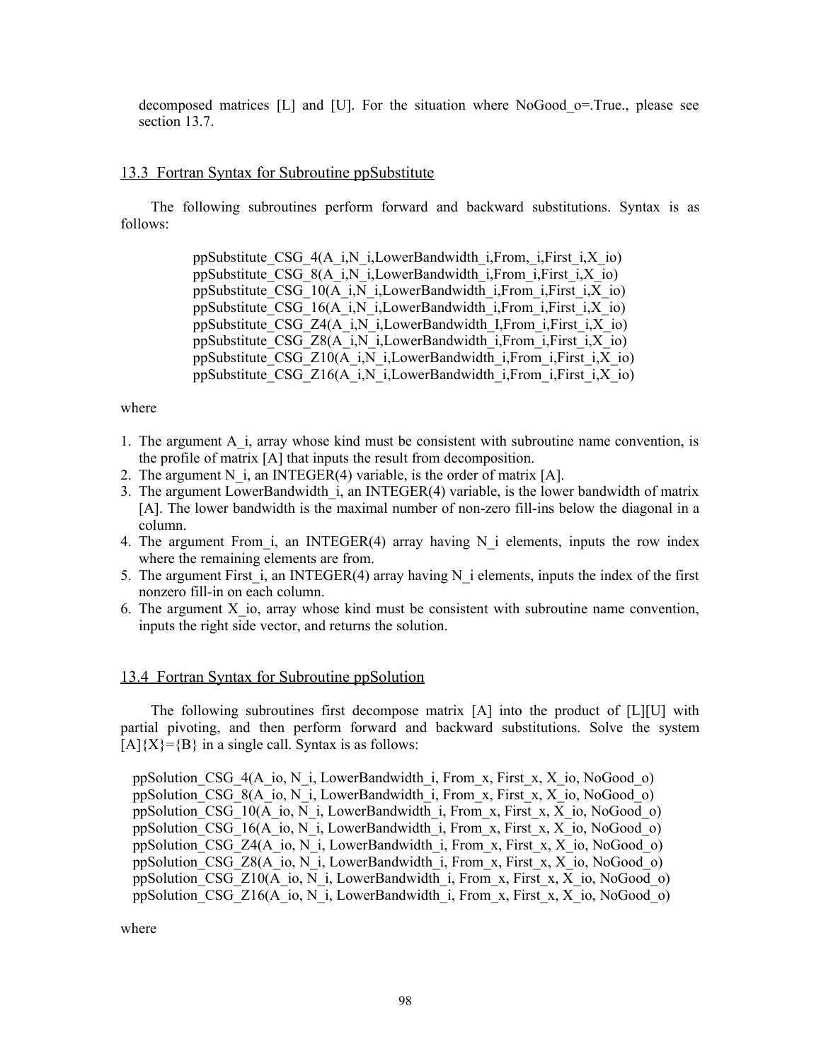decomposed matrices [L] and [U]. For the situation where NoGood_o=.True., please see section 13.7.

## 13.3 Fortran Syntax for Subroutine ppSubstitute

The following subroutines perform forward and backward substitutions. Syntax is as follows:

```
ppSubstitute_CSG_4(A_i,N_i,LowerBandwidth_i,From,_i,First_i,X_io)
ppSubstitute_CSG_8(A_i,N_i,LowerBandwidth_i,From_i,First_i,X_io)
ppSubstitute_CSG_10(A_i,N_i,LowerBandwidth_i,From_i,First_i,X_io)
ppSubstitute_CSG_16(A_i,N_i,LowerBandwidth_i,From_i,First_i,X_io)
ppSubstitute_CSG_Z4(A_i,N_i,LowerBandwidth_I,From_i,First_i,X_io)
ppSubstitute_CSG_Z8(A_i,N_i,LowerBandwidth_i,From_i,First_i,X_io)
ppSubstitute_CSG_Z10(A_i,N_i,LowerBandwidth_i,From_i,First_i,X_io)
ppSubstitute_CSG_Z16(A_i,N_i,LowerBandwidth_i,From_i,First_i,X_io)
```

where

1. The argument A_i, array whose kind must be consistent with subroutine name convention, is the profile of matrix [A] that inputs the result from decomposition.
2. The argument N_i, an INTEGER(4) variable, is the order of matrix [A].
3. The argument LowerBandwidth_i, an INTEGER(4) variable, is the lower bandwidth of matrix [A]. The lower bandwidth is the maximal number of non-zero fill-ins below the diagonal in a column.
4. The argument From_i, an INTEGER(4) array having N_i elements, inputs the row index where the remaining elements are from.
5. The argument First_i, an INTEGER(4) array having N_i elements, inputs the index of the first nonzero fill-in on each column.
6. The argument X_io, array whose kind must be consistent with subroutine name convention, inputs the right side vector, and returns the solution.

## 13.4 Fortran Syntax for Subroutine ppSolution

The following subroutines first decompose matrix [A] into the product of [L][U] with partial pivoting, and then perform forward and backward substitutions. Solve the system [A]{X}={B} in a single call. Syntax is as follows:

```
ppSolution_CSG_4(A_io, N_i, LowerBandwidth_i, From_x, First_x, X_io, NoGood_o)
ppSolution_CSG_8(A_io, N_i, LowerBandwidth_i, From_x, First_x, X_io, NoGood_o)
ppSolution_CSG_10(A_io, N_i, LowerBandwidth_i, From_x, First_x, X_io, NoGood_o)
ppSolution_CSG_16(A_io, N_i, LowerBandwidth_i, From_x, First_x, X_io, NoGood_o)
ppSolution_CSG_Z4(A_io, N_i, LowerBandwidth_i, From_x, First_x, X_io, NoGood_o)
ppSolution_CSG_Z8(A_io, N_i, LowerBandwidth_i, From_x, First_x, X_io, NoGood_o)
ppSolution_CSG_Z10(A_io, N_i, LowerBandwidth_i, From_x, First_x, X_io, NoGood_o)
ppSolution_CSG_Z16(A_io, N_i, LowerBandwidth_i, From_x, First_x, X_io, NoGood_o)
```

where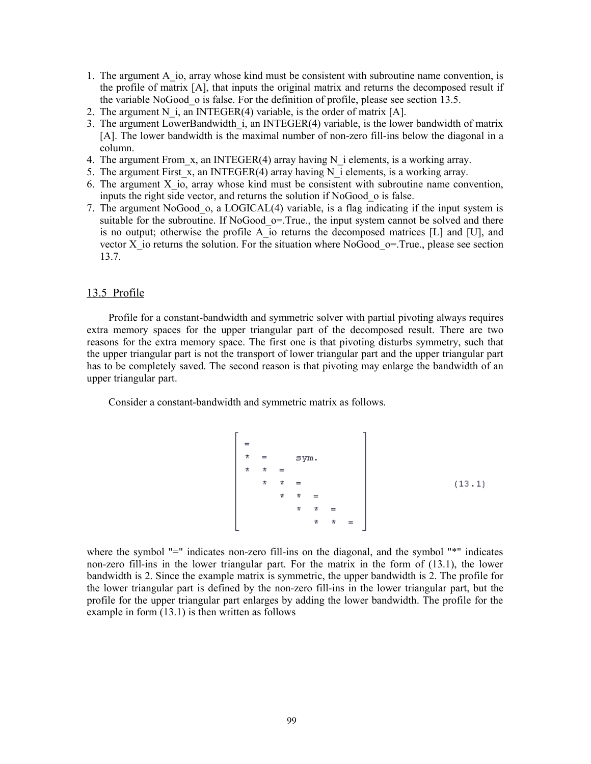1. The argument A_io, array whose kind must be consistent with subroutine name convention, is the profile of matrix [A], that inputs the original matrix and returns the decomposed result if the variable NoGood_o is false. For the definition of profile, please see section 13.5.
2. The argument N_i, an INTEGER(4) variable, is the order of matrix [A].
3. The argument LowerBandwidth_i, an INTEGER(4) variable, is the lower bandwidth of matrix [A]. The lower bandwidth is the maximal number of non-zero fill-ins below the diagonal in a column.
4. The argument From_x, an INTEGER(4) array having N_i elements, is a working array.
5. The argument First_x, an INTEGER(4) array having N_i elements, is a working array.
6. The argument X_io, array whose kind must be consistent with subroutine name convention, inputs the right side vector, and returns the solution if NoGood_o is false.
7. The argument NoGood_o, a LOGICAL(4) variable, is a flag indicating if the input system is suitable for the subroutine. If NoGood_o=.True., the input system cannot be solved and there is no output; otherwise the profile A_io returns the decomposed matrices [L] and [U], and vector X_io returns the solution. For the situation where NoGood_o=.True., please see section 13.7.

## 13.5 Profile

Profile for a constant-bandwidth and symmetric solver with partial pivoting always requires extra memory spaces for the upper triangular part of the decomposed result. There are two reasons for the extra memory space. The first one is that pivoting disturbs symmetry, such that the upper triangular part is not the transport of lower triangular part and the upper triangular part has to be completely saved. The second reason is that pivoting may enlarge the bandwidth of an upper triangular part.

Consider a constant-bandwidth and symmetric matrix as follows.

```
[ =                     ]
[ *  =     sym.         ]
[ *  *  =               ]
[    *  *  =            ]      (13.1)
[       *  *  =         ]
[          *  *  =      ]
[             *  *  =   ]
```

where the symbol "=" indicates non-zero fill-ins on the diagonal, and the symbol "*" indicates non-zero fill-ins in the lower triangular part. For the matrix in the form of (13.1), the lower bandwidth is 2. Since the example matrix is symmetric, the upper bandwidth is 2. The profile for the lower triangular part is defined by the non-zero fill-ins in the lower triangular part, but the profile for the upper triangular part enlarges by adding the lower bandwidth. The profile for the example in form (13.1) is then written as follows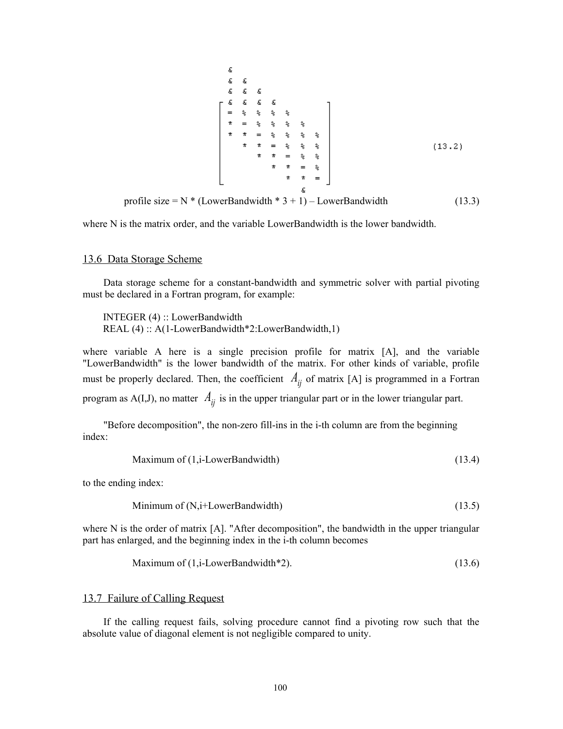```
&
&  &
&  &  &
┌ &  &  &  &                 ┐
│ =  %  %  %  %              │
│ *  =  %  %  %  %           │
│ *  *  =  %  %  %  %        │
│    *  *  =  %  %  %        │     (13.2)
│       *  *  =  %  %        │
│          *  *  =  %        │
│             *  *  =        │
└                   &        ┘
```

profile size = N * (LowerBandwidth * 3 + 1) – LowerBandwidth (13.3)

where N is the matrix order, and the variable LowerBandwidth is the lower bandwidth.

## 13.6 Data Storage Scheme

Data storage scheme for a constant-bandwidth and symmetric solver with partial pivoting must be declared in a Fortran program, for example:

```
INTEGER (4) :: LowerBandwidth
REAL (4) :: A(1-LowerBandwidth*2:LowerBandwidth,1)
```

where variable A here is a single precision profile for matrix [A], and the variable "LowerBandwidth" is the lower bandwidth of the matrix. For other kinds of variable, profile must be properly declared. Then, the coefficient $A_{ij}$ of matrix [A] is programmed in a Fortran program as A(I,J), no matter $A_{ij}$ is in the upper triangular part or in the lower triangular part.

"Before decomposition", the non-zero fill-ins in the i-th column are from the beginning index:

Maximum of (1,i-LowerBandwidth) (13.4)

to the ending index:

Minimum of (N,i+LowerBandwidth) (13.5)

where N is the order of matrix [A]. "After decomposition", the bandwidth in the upper triangular part has enlarged, and the beginning index in the i-th column becomes

Maximum of (1,i-LowerBandwidth*2). (13.6)

## 13.7 Failure of Calling Request

If the calling request fails, solving procedure cannot find a pivoting row such that the absolute value of diagonal element is not negligible compared to unity.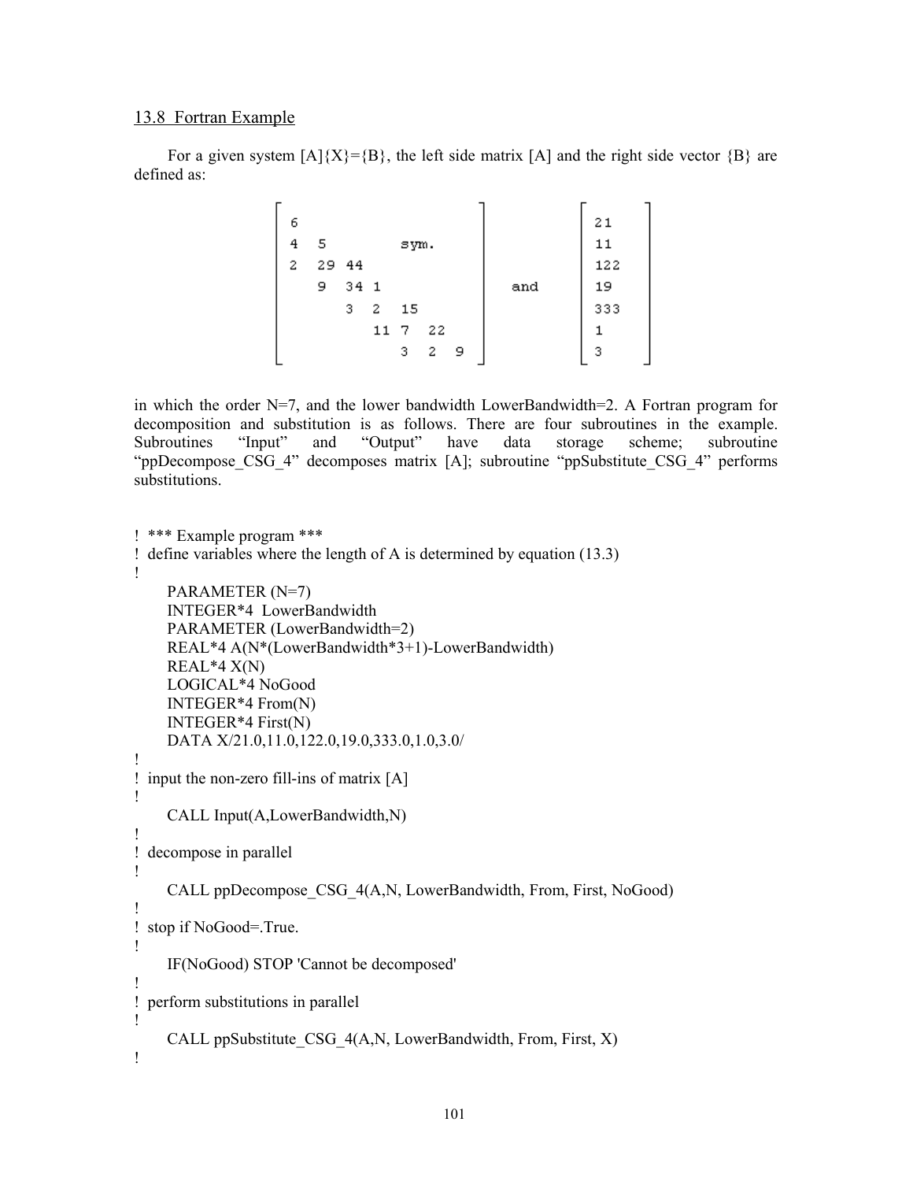13.8 Fortran Example

For a given system [A]{X}={B}, the left side matrix [A] and the right side vector {B} are defined as:

$$
\begin{bmatrix}
6 & & & & & & \\
4 & 5 & & & \text{sym.} & & \\
2 & 29 & 44 & & & & \\
 & 9 & 34 & 1 & & & \\
 & & 3 & 2 & 15 & & \\
 & & & 11 & 7 & 22 & \\
 & & & & 3 & 2 & 9
\end{bmatrix}
\quad \text{and} \quad
\begin{bmatrix}
21 \\ 11 \\ 122 \\ 19 \\ 333 \\ 1 \\ 3
\end{bmatrix}
$$

in which the order N=7, and the lower bandwidth LowerBandwidth=2. A Fortran program for decomposition and substitution is as follows. There are four subroutines in the example. Subroutines "Input" and "Output" have data storage scheme; subroutine "ppDecompose_CSG_4" decomposes matrix [A]; subroutine "ppSubstitute_CSG_4" performs substitutions.

```
!  *** Example program ***
!  define variables where the length of A is determined by equation (13.3)
!
      PARAMETER (N=7)
      INTEGER*4  LowerBandwidth
      PARAMETER (LowerBandwidth=2)
      REAL*4 A(N*(LowerBandwidth*3+1)-LowerBandwidth)
      REAL*4 X(N)
      LOGICAL*4 NoGood
      INTEGER*4 From(N)
      INTEGER*4 First(N)
      DATA X/21.0,11.0,122.0,19.0,333.0,1.0,3.0/
!
!  input the non-zero fill-ins of matrix [A]
!
      CALL Input(A,LowerBandwidth,N)
!
!  decompose in parallel
!
      CALL ppDecompose_CSG_4(A,N, LowerBandwidth, From, First, NoGood)
!
!  stop if NoGood=.True.
!
      IF(NoGood) STOP 'Cannot be decomposed'
!
!  perform substitutions in parallel
!
      CALL ppSubstitute_CSG_4(A,N, LowerBandwidth, From, First, X)
!
```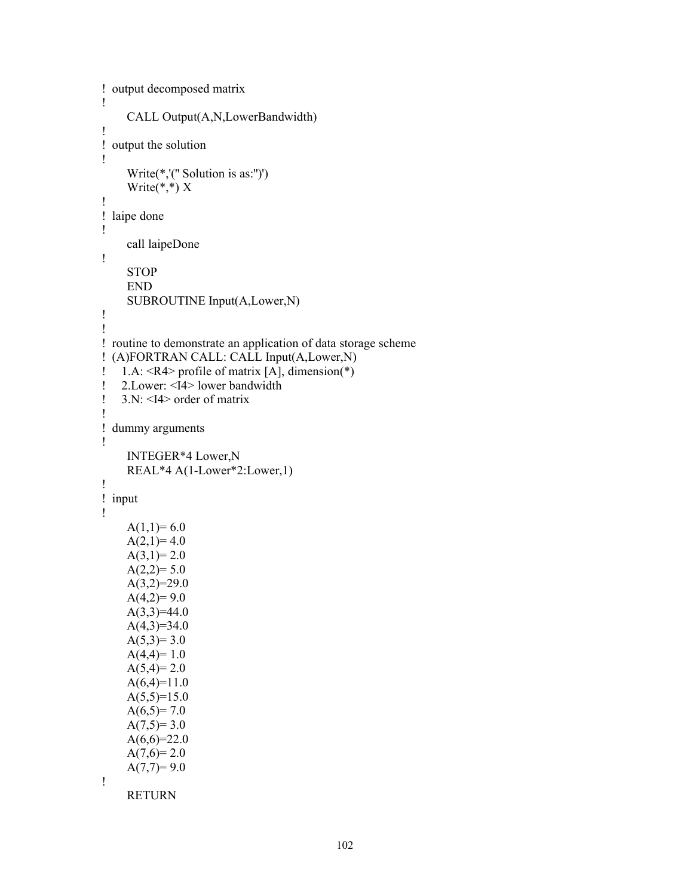```
!  output decomposed matrix
!
      CALL Output(A,N,LowerBandwidth)
!
!  output the solution
!
      Write(*,'(" Solution is as:")')
      Write(*,*) X
!
!  laipe done
!
      call laipeDone
!
      STOP
      END
      SUBROUTINE Input(A,Lower,N)
!
!
!  routine to demonstrate an application of data storage scheme
!  (A)FORTRAN CALL: CALL Input(A,Lower,N)
!    1.A: <R4> profile of matrix [A], dimension(*)
!    2.Lower: <I4> lower bandwidth
!    3.N: <I4> order of matrix
!
!  dummy arguments
!
      INTEGER*4 Lower,N
      REAL*4 A(1-Lower*2:Lower,1)
!
!  input
!
      A(1,1)= 6.0
      A(2,1)= 4.0
      A(3,1)= 2.0
      A(2,2)= 5.0
      A(3,2)=29.0
      A(4,2)= 9.0
      A(3,3)=44.0
      A(4,3)=34.0
      A(5,3)= 3.0
      A(4,4)= 1.0
      A(5,4)= 2.0
      A(6,4)=11.0
      A(5,5)=15.0
      A(6,5)= 7.0
      A(7,5)= 3.0
      A(6,6)=22.0
      A(7,6)= 2.0
      A(7,7)= 9.0
!
      RETURN
```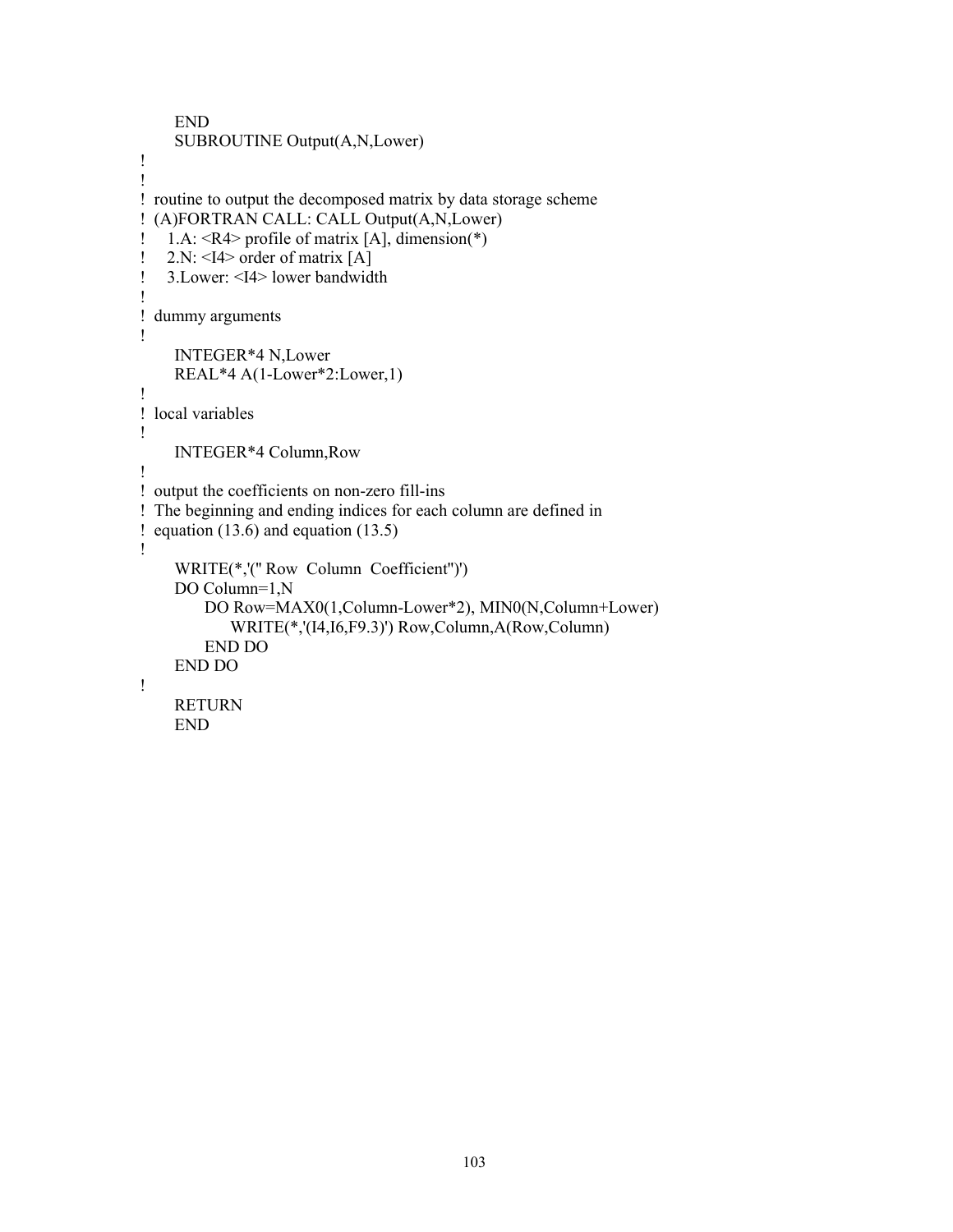```
      END
      SUBROUTINE Output(A,N,Lower)
!
!
!  routine to output the decomposed matrix by data storage scheme
!  (A)FORTRAN CALL: CALL Output(A,N,Lower)
!     1.A: <R4> profile of matrix [A], dimension(*)
!     2.N: <I4> order of matrix [A]
!     3.Lower: <I4> lower bandwidth
!
!  dummy arguments
!
      INTEGER*4 N,Lower
      REAL*4 A(1-Lower*2:Lower,1)
!
!  local variables
!
      INTEGER*4 Column,Row
!
!  output the coefficients on non-zero fill-ins
!  The beginning and ending indices for each column are defined in
!  equation (13.6) and equation (13.5)
!
      WRITE(*,'(" Row  Column  Coefficient")')
      DO Column=1,N
           DO Row=MAX0(1,Column-Lower*2), MIN0(N,Column+Lower)
                WRITE(*,'(I4,I6,F9.3)') Row,Column,A(Row,Column)
           END DO
      END DO
!
      RETURN
      END
```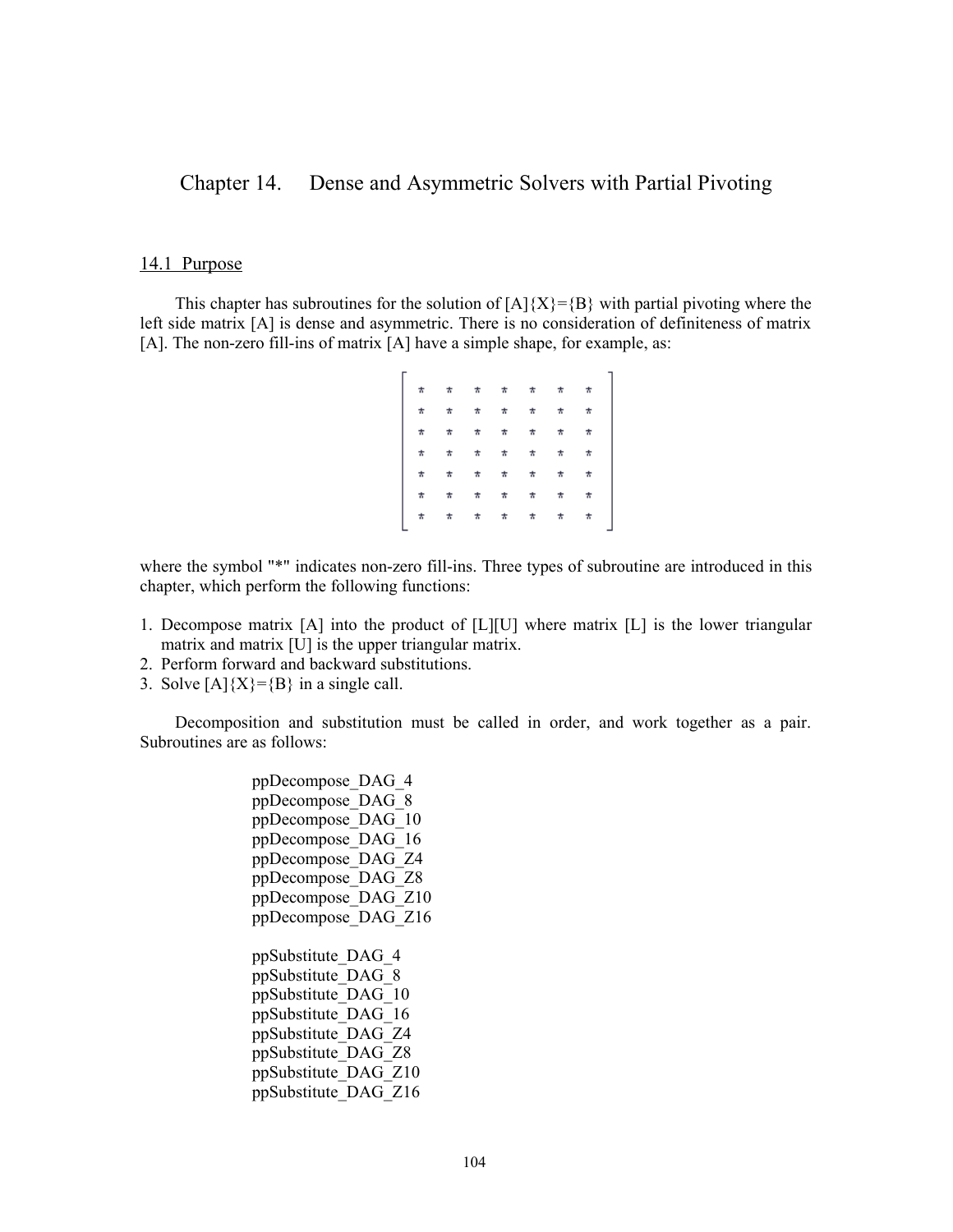# Chapter 14. Dense and Asymmetric Solvers with Partial Pivoting

## 14.1 Purpose

This chapter has subroutines for the solution of [A]{X}={B} with partial pivoting where the left side matrix [A] is dense and asymmetric. There is no consideration of definiteness of matrix [A]. The non-zero fill-ins of matrix [A] have a simple shape, for example, as:

$$
\begin{bmatrix}
* & * & * & * & * & * & * \\
* & * & * & * & * & * & * \\
* & * & * & * & * & * & * \\
* & * & * & * & * & * & * \\
* & * & * & * & * & * & * \\
* & * & * & * & * & * & * \\
* & * & * & * & * & * & *
\end{bmatrix}
$$

where the symbol "*" indicates non-zero fill-ins. Three types of subroutine are introduced in this chapter, which perform the following functions:

1. Decompose matrix [A] into the product of [L][U] where matrix [L] is the lower triangular matrix and matrix [U] is the upper triangular matrix.
2. Perform forward and backward substitutions.
3. Solve [A]{X}={B} in a single call.

Decomposition and substitution must be called in order, and work together as a pair. Subroutines are as follows:

ppDecompose_DAG_4
ppDecompose_DAG_8
ppDecompose_DAG_10
ppDecompose_DAG_16
ppDecompose_DAG_Z4
ppDecompose_DAG_Z8
ppDecompose_DAG_Z10
ppDecompose_DAG_Z16

ppSubstitute_DAG_4
ppSubstitute_DAG_8
ppSubstitute_DAG_10
ppSubstitute_DAG_16
ppSubstitute_DAG_Z4
ppSubstitute_DAG_Z8
ppSubstitute_DAG_Z10
ppSubstitute_DAG_Z16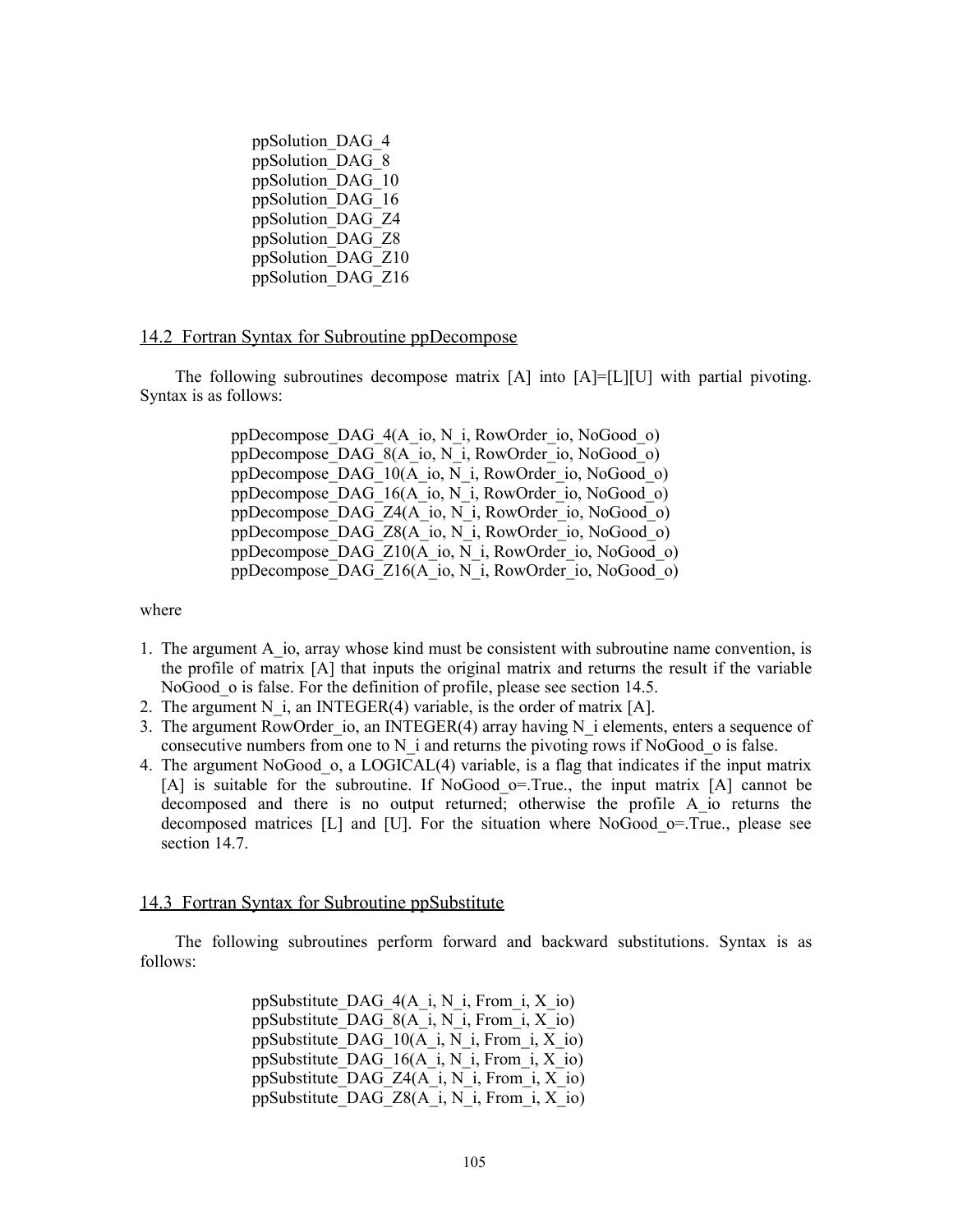ppSolution_DAG_4
ppSolution_DAG_8
ppSolution_DAG_10
ppSolution_DAG_16
ppSolution_DAG_Z4
ppSolution_DAG_Z8
ppSolution_DAG_Z10
ppSolution_DAG_Z16

## 14.2 Fortran Syntax for Subroutine ppDecompose

The following subroutines decompose matrix [A] into [A]=[L][U] with partial pivoting. Syntax is as follows:

```
ppDecompose_DAG_4(A_io, N_i, RowOrder_io, NoGood_o)
ppDecompose_DAG_8(A_io, N_i, RowOrder_io, NoGood_o)
ppDecompose_DAG_10(A_io, N_i, RowOrder_io, NoGood_o)
ppDecompose_DAG_16(A_io, N_i, RowOrder_io, NoGood_o)
ppDecompose_DAG_Z4(A_io, N_i, RowOrder_io, NoGood_o)
ppDecompose_DAG_Z8(A_io, N_i, RowOrder_io, NoGood_o)
ppDecompose_DAG_Z10(A_io, N_i, RowOrder_io, NoGood_o)
ppDecompose_DAG_Z16(A_io, N_i, RowOrder_io, NoGood_o)
```

where

1. The argument A_io, array whose kind must be consistent with subroutine name convention, is the profile of matrix [A] that inputs the original matrix and returns the result if the variable NoGood_o is false. For the definition of profile, please see section 14.5.
2. The argument N_i, an INTEGER(4) variable, is the order of matrix [A].
3. The argument RowOrder_io, an INTEGER(4) array having N_i elements, enters a sequence of consecutive numbers from one to N_i and returns the pivoting rows if NoGood_o is false.
4. The argument NoGood_o, a LOGICAL(4) variable, is a flag that indicates if the input matrix [A] is suitable for the subroutine. If NoGood_o=.True., the input matrix [A] cannot be decomposed and there is no output returned; otherwise the profile A_io returns the decomposed matrices [L] and [U]. For the situation where NoGood_o=.True., please see section 14.7.

## 14.3 Fortran Syntax for Subroutine ppSubstitute

The following subroutines perform forward and backward substitutions. Syntax is as follows:

```
ppSubstitute_DAG_4(A_i, N_i, From_i, X_io)
ppSubstitute_DAG_8(A_i, N_i, From_i, X_io)
ppSubstitute_DAG_10(A_i, N_i, From_i, X_io)
ppSubstitute_DAG_16(A_i, N_i, From_i, X_io)
ppSubstitute_DAG_Z4(A_i, N_i, From_i, X_io)
ppSubstitute_DAG_Z8(A_i, N_i, From_i, X_io)
```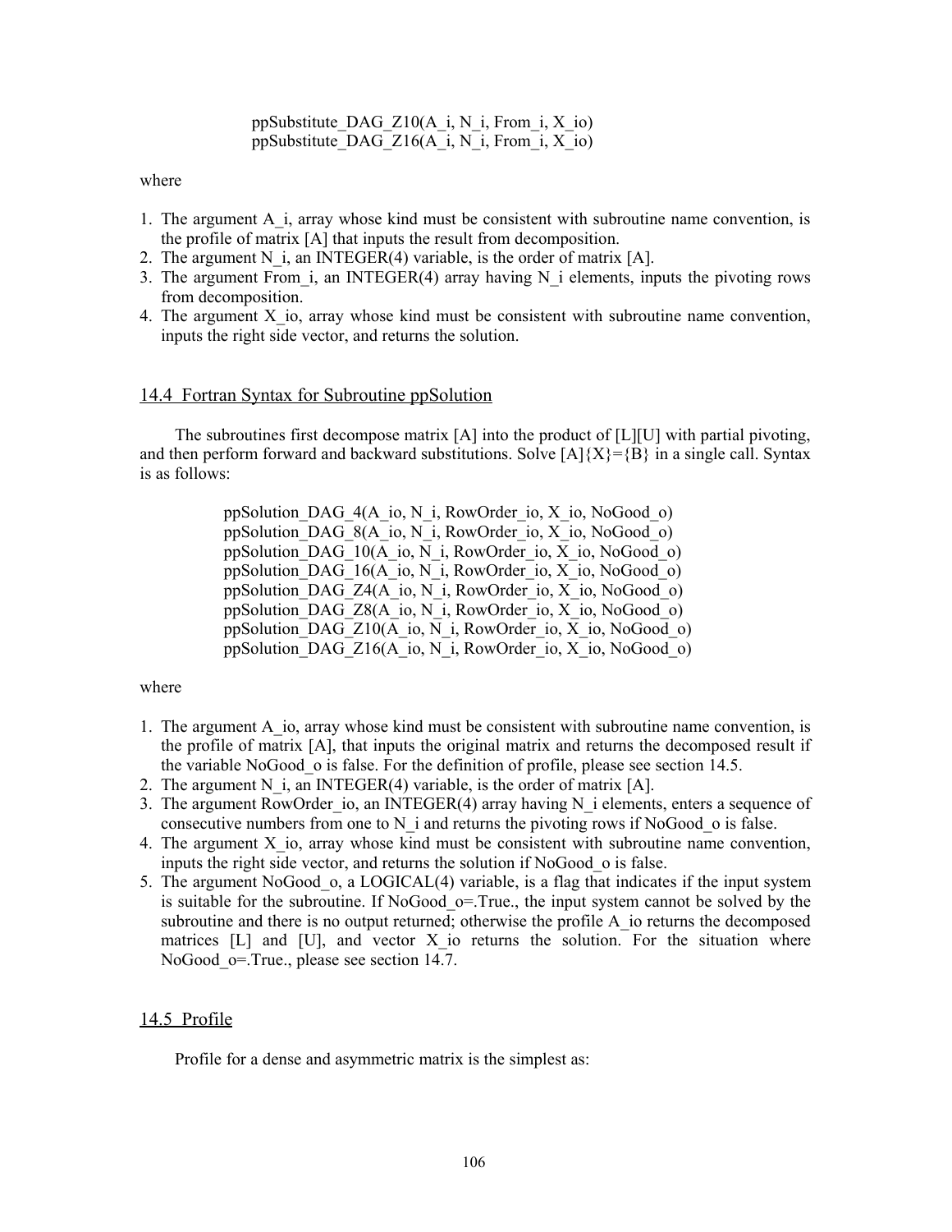```
ppSubstitute_DAG_Z10(A_i, N_i, From_i, X_io)
ppSubstitute_DAG_Z16(A_i, N_i, From_i, X_io)
```

where

1. The argument A_i, array whose kind must be consistent with subroutine name convention, is the profile of matrix [A] that inputs the result from decomposition.
2. The argument N_i, an INTEGER(4) variable, is the order of matrix [A].
3. The argument From_i, an INTEGER(4) array having N_i elements, inputs the pivoting rows from decomposition.
4. The argument X_io, array whose kind must be consistent with subroutine name convention, inputs the right side vector, and returns the solution.

## 14.4 Fortran Syntax for Subroutine ppSolution

The subroutines first decompose matrix [A] into the product of [L][U] with partial pivoting, and then perform forward and backward substitutions. Solve [A]{X}={B} in a single call. Syntax is as follows:

```
ppSolution_DAG_4(A_io, N_i, RowOrder_io, X_io, NoGood_o)
ppSolution_DAG_8(A_io, N_i, RowOrder_io, X_io, NoGood_o)
ppSolution_DAG_10(A_io, N_i, RowOrder_io, X_io, NoGood_o)
ppSolution_DAG_16(A_io, N_i, RowOrder_io, X_io, NoGood_o)
ppSolution_DAG_Z4(A_io, N_i, RowOrder_io, X_io, NoGood_o)
ppSolution_DAG_Z8(A_io, N_i, RowOrder_io, X_io, NoGood_o)
ppSolution_DAG_Z10(A_io, N_i, RowOrder_io, X_io, NoGood_o)
ppSolution_DAG_Z16(A_io, N_i, RowOrder_io, X_io, NoGood_o)
```

where

1. The argument A_io, array whose kind must be consistent with subroutine name convention, is the profile of matrix [A], that inputs the original matrix and returns the decomposed result if the variable NoGood_o is false. For the definition of profile, please see section 14.5.
2. The argument N_i, an INTEGER(4) variable, is the order of matrix [A].
3. The argument RowOrder_io, an INTEGER(4) array having N_i elements, enters a sequence of consecutive numbers from one to N_i and returns the pivoting rows if NoGood_o is false.
4. The argument X_io, array whose kind must be consistent with subroutine name convention, inputs the right side vector, and returns the solution if NoGood_o is false.
5. The argument NoGood_o, a LOGICAL(4) variable, is a flag that indicates if the input system is suitable for the subroutine. If NoGood_o=.True., the input system cannot be solved by the subroutine and there is no output returned; otherwise the profile A_io returns the decomposed matrices [L] and [U], and vector X_io returns the solution. For the situation where NoGood_o=.True., please see section 14.7.

## 14.5 Profile

Profile for a dense and asymmetric matrix is the simplest as: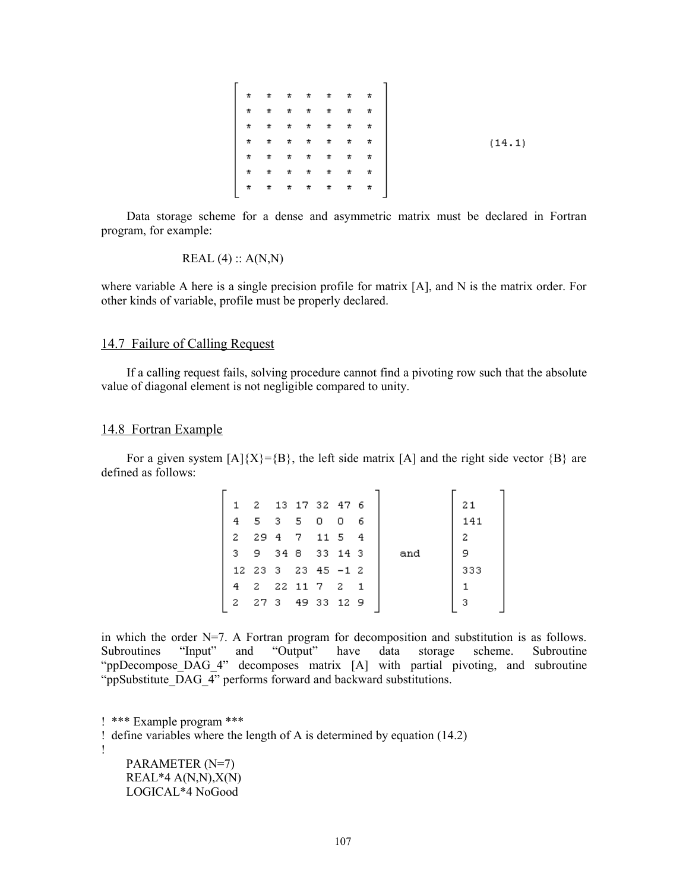$$
\begin{bmatrix}
* & * & * & * & * & * & * \\
* & * & * & * & * & * & * \\
* & * & * & * & * & * & * \\
* & * & * & * & * & * & * \\
* & * & * & * & * & * & * \\
* & * & * & * & * & * & * \\
* & * & * & * & * & * & *
\end{bmatrix} \qquad (14.1)
$$

Data storage scheme for a dense and asymmetric matrix must be declared in Fortran program, for example:

```
REAL (4) :: A(N,N)
```

where variable A here is a single precision profile for matrix [A], and N is the matrix order. For other kinds of variable, profile must be properly declared.

## 14.7 Failure of Calling Request

If a calling request fails, solving procedure cannot find a pivoting row such that the absolute value of diagonal element is not negligible compared to unity.

## 14.8 Fortran Example

For a given system [A]{X}={B}, the left side matrix [A] and the right side vector {B} are defined as follows:

$$
\begin{bmatrix}
1 & 2 & 13 & 17 & 32 & 47 & 6 \\
4 & 5 & 3 & 5 & 0 & 0 & 6 \\
2 & 29 & 4 & 7 & 11 & 5 & 4 \\
3 & 9 & 34 & 8 & 33 & 14 & 3 \\
12 & 23 & 3 & 23 & 45 & -1 & 2 \\
4 & 2 & 22 & 11 & 7 & 2 & 1 \\
2 & 27 & 3 & 49 & 33 & 12 & 9
\end{bmatrix}
\quad \text{and} \quad
\begin{bmatrix}
21 \\ 141 \\ 2 \\ 9 \\ 333 \\ 1 \\ 3
\end{bmatrix}
$$

in which the order N=7. A Fortran program for decomposition and substitution is as follows. Subroutines “Input” and “Output” have data storage scheme. Subroutine “ppDecompose_DAG_4” decomposes matrix [A] with partial pivoting, and subroutine “ppSubstitute_DAG_4” performs forward and backward substitutions.

```
!  *** Example program ***
!  define variables where the length of A is determined by equation (14.2)
!
      PARAMETER (N=7)
      REAL*4 A(N,N),X(N)
      LOGICAL*4 NoGood
```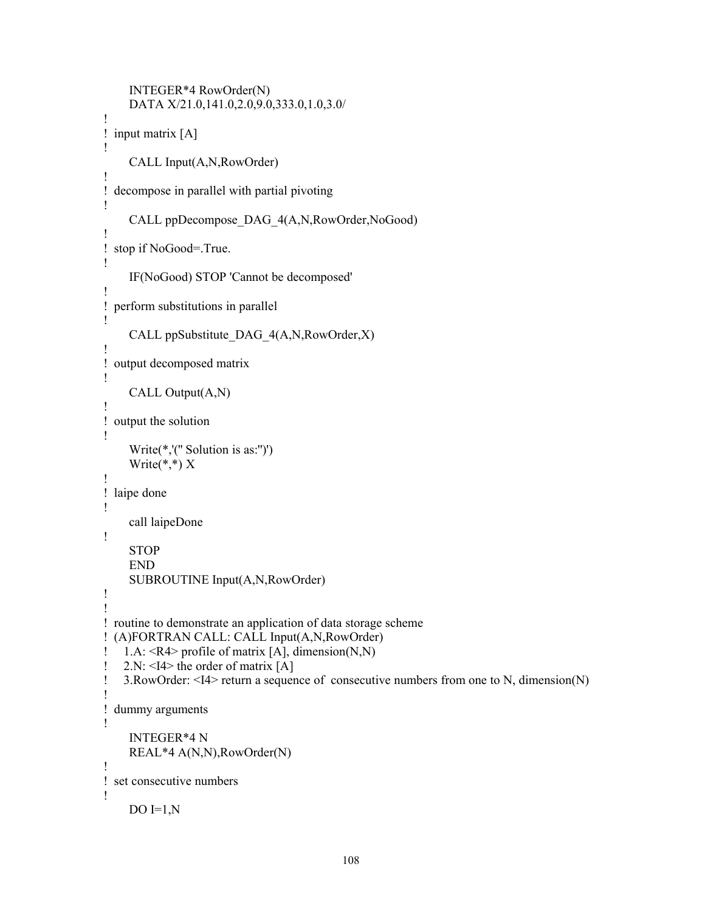```
      INTEGER*4 RowOrder(N)
      DATA X/21.0,141.0,2.0,9.0,333.0,1.0,3.0/
!
!  input matrix [A]
!
      CALL Input(A,N,RowOrder)
!
!  decompose in parallel with partial pivoting
!
      CALL ppDecompose_DAG_4(A,N,RowOrder,NoGood)
!
!  stop if NoGood=.True.
!
      IF(NoGood) STOP 'Cannot be decomposed'
!
!  perform substitutions in parallel
!
      CALL ppSubstitute_DAG_4(A,N,RowOrder,X)
!
!  output decomposed matrix
!
      CALL Output(A,N)
!
!  output the solution
!
      Write(*,'(" Solution is as:")')
      Write(*,*) X
!
!  laipe done
!
      call laipeDone
!
      STOP
      END
      SUBROUTINE Input(A,N,RowOrder)
!
!
!  routine to demonstrate an application of data storage scheme
!  (A)FORTRAN CALL: CALL Input(A,N,RowOrder)
!     1.A: <R4> profile of matrix [A], dimension(N,N)
!     2.N: <I4> the order of matrix [A]
!     3.RowOrder: <I4> return a sequence of  consecutive numbers from one to N, dimension(N)
!
!  dummy arguments
!
      INTEGER*4 N
      REAL*4 A(N,N),RowOrder(N)
!
!  set consecutive numbers
!
      DO I=1,N
```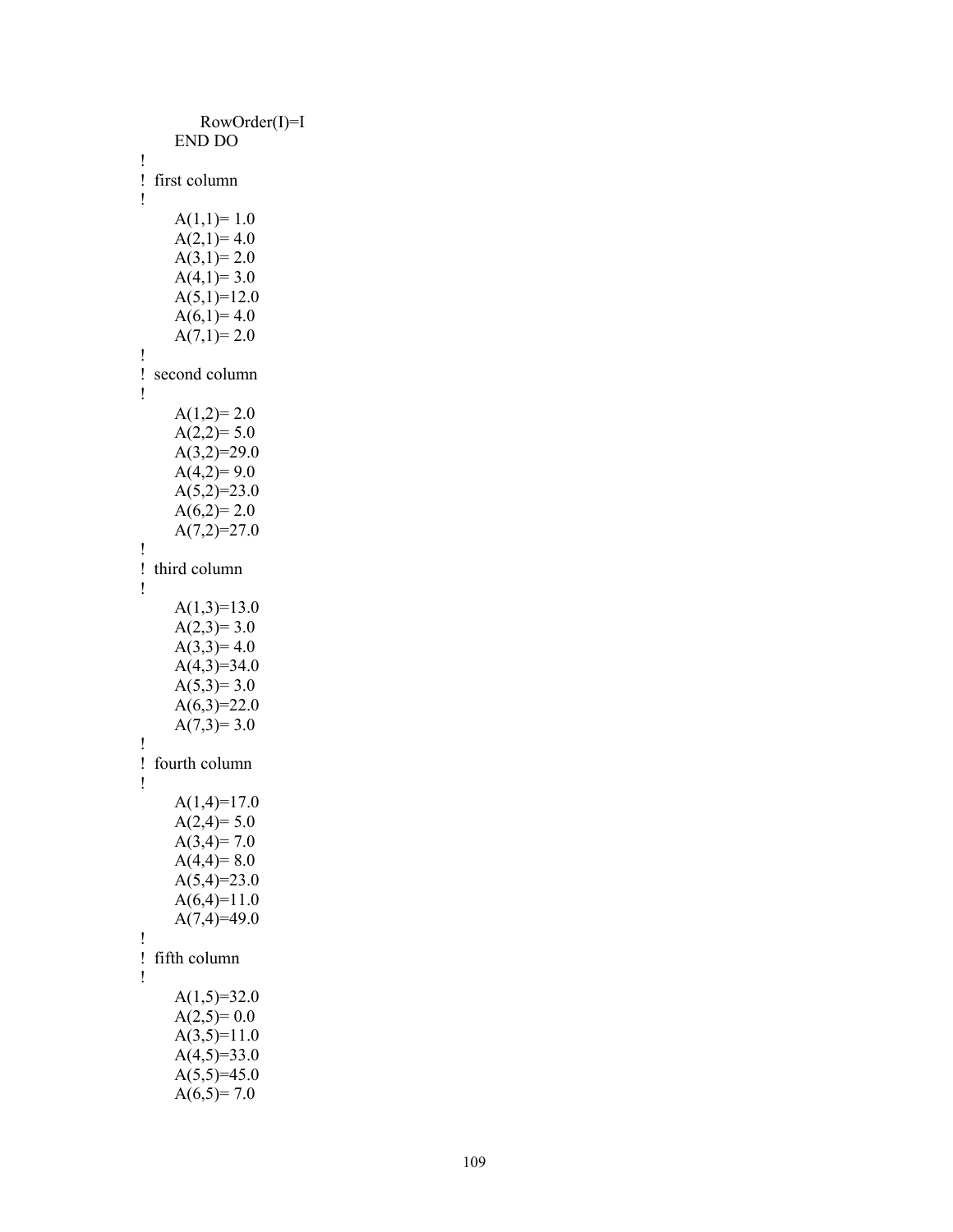```
         RowOrder(I)=I
      END DO
!
!  first column
!
      A(1,1)= 1.0
      A(2,1)= 4.0
      A(3,1)= 2.0
      A(4,1)= 3.0
      A(5,1)=12.0
      A(6,1)= 4.0
      A(7,1)= 2.0
!
!  second column
!
      A(1,2)= 2.0
      A(2,2)= 5.0
      A(3,2)=29.0
      A(4,2)= 9.0
      A(5,2)=23.0
      A(6,2)= 2.0
      A(7,2)=27.0
!
!  third column
!
      A(1,3)=13.0
      A(2,3)= 3.0
      A(3,3)= 4.0
      A(4,3)=34.0
      A(5,3)= 3.0
      A(6,3)=22.0
      A(7,3)= 3.0
!
!  fourth column
!
      A(1,4)=17.0
      A(2,4)= 5.0
      A(3,4)= 7.0
      A(4,4)= 8.0
      A(5,4)=23.0
      A(6,4)=11.0
      A(7,4)=49.0
!
!  fifth column
!
      A(1,5)=32.0
      A(2,5)= 0.0
      A(3,5)=11.0
      A(4,5)=33.0
      A(5,5)=45.0
      A(6,5)= 7.0
```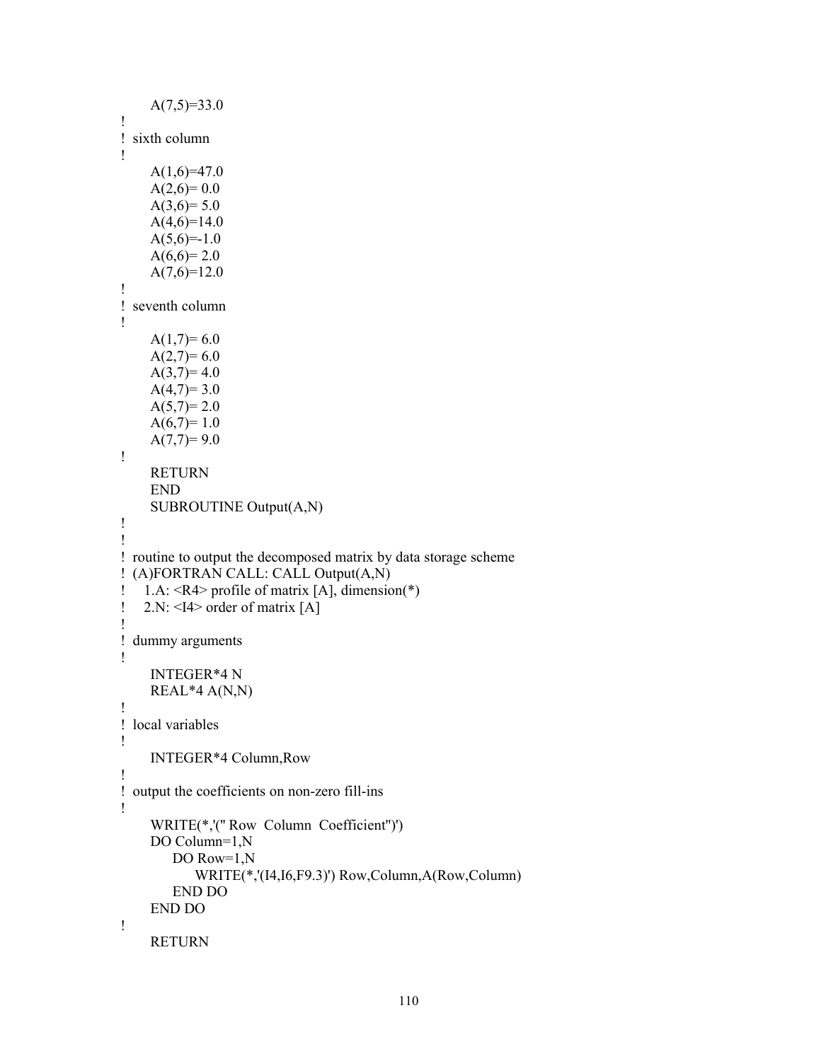```
      A(7,5)=33.0
!
! sixth column
!
      A(1,6)=47.0
      A(2,6)= 0.0
      A(3,6)= 5.0
      A(4,6)=14.0
      A(5,6)=-1.0
      A(6,6)= 2.0
      A(7,6)=12.0
!
! seventh column
!
      A(1,7)= 6.0
      A(2,7)= 6.0
      A(3,7)= 4.0
      A(4,7)= 3.0
      A(5,7)= 2.0
      A(6,7)= 1.0
      A(7,7)= 9.0
!
      RETURN
      END
      SUBROUTINE Output(A,N)
!
!
! routine to output the decomposed matrix by data storage scheme
! (A)FORTRAN CALL: CALL Output(A,N)
!   1.A: <R4> profile of matrix [A], dimension(*)
!   2.N: <I4> order of matrix [A]
!
! dummy arguments
!
      INTEGER*4 N
      REAL*4 A(N,N)
!
! local variables
!
      INTEGER*4 Column,Row
!
! output the coefficients on non-zero fill-ins
!
      WRITE(*,'(" Row  Column  Coefficient")')
      DO Column=1,N
          DO Row=1,N
              WRITE(*,'(I4,I6,F9.3)') Row,Column,A(Row,Column)
          END DO
      END DO
!
      RETURN
```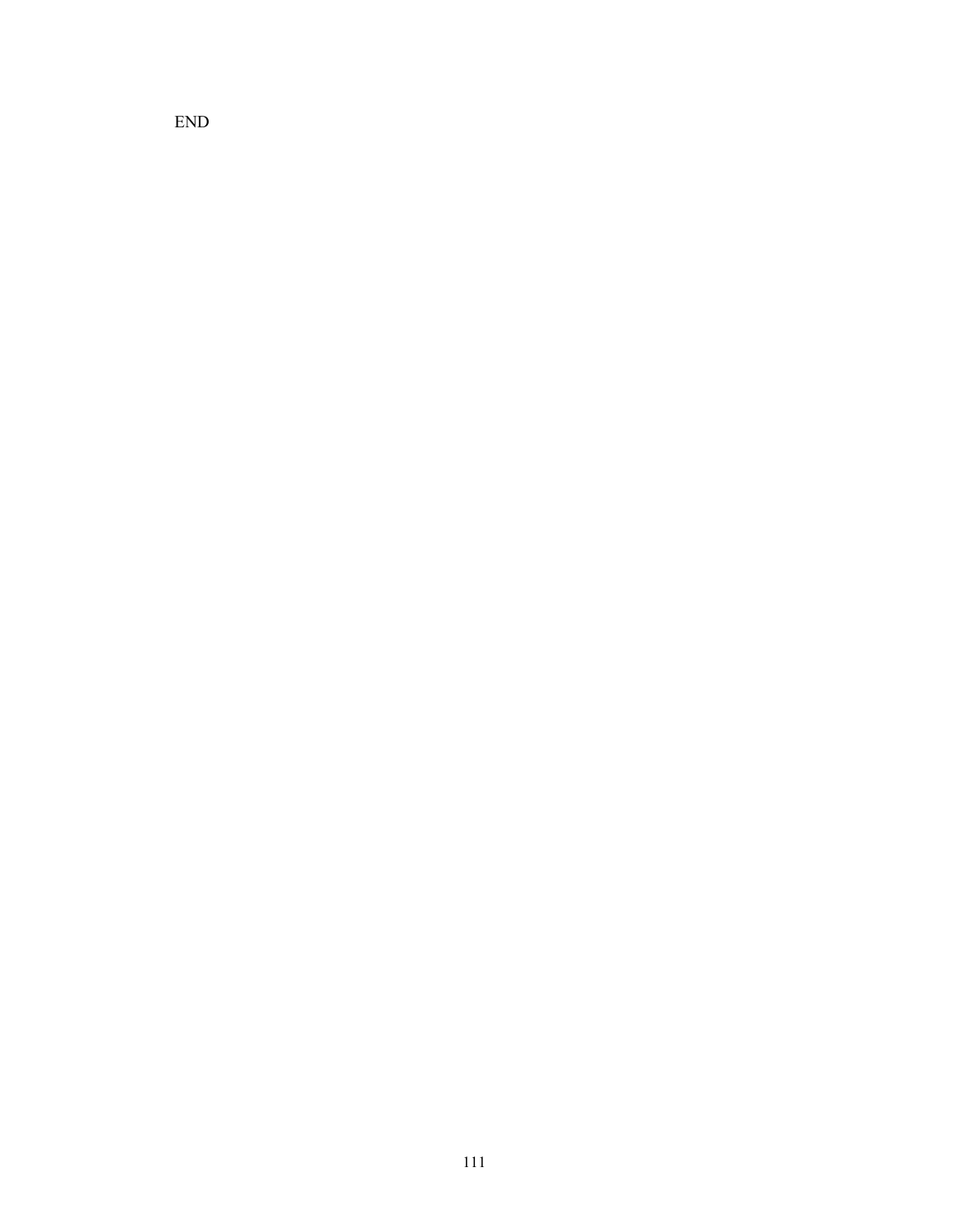END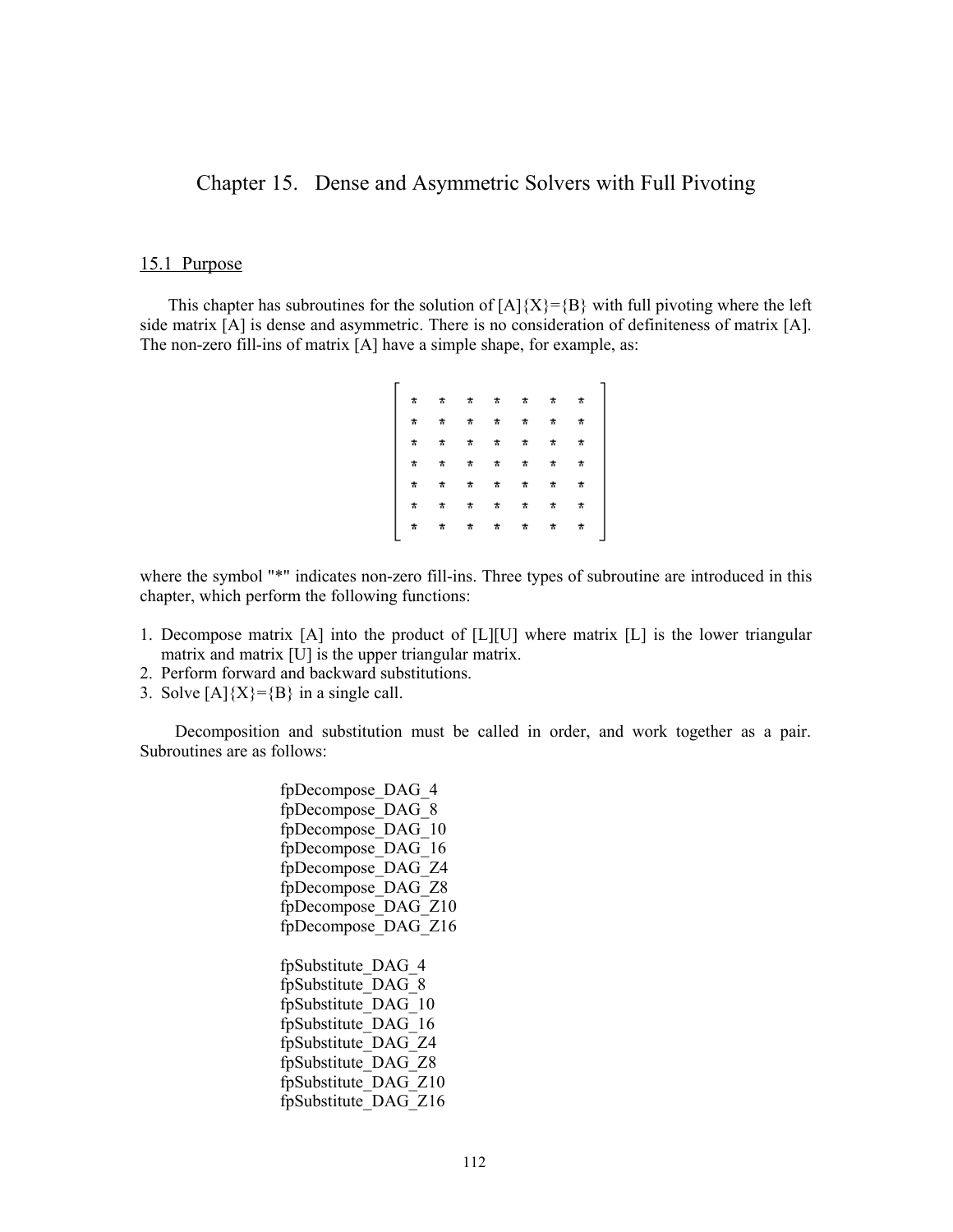# Chapter 15. Dense and Asymmetric Solvers with Full Pivoting

## 15.1 Purpose

This chapter has subroutines for the solution of [A]{X}={B} with full pivoting where the left side matrix [A] is dense and asymmetric. There is no consideration of definiteness of matrix [A]. The non-zero fill-ins of matrix [A] have a simple shape, for example, as:

$$
\begin{bmatrix}
* & * & * & * & * & * & * \\
* & * & * & * & * & * & * \\
* & * & * & * & * & * & * \\
* & * & * & * & * & * & * \\
* & * & * & * & * & * & * \\
* & * & * & * & * & * & * \\
* & * & * & * & * & * & *
\end{bmatrix}
$$

where the symbol "*" indicates non-zero fill-ins. Three types of subroutine are introduced in this chapter, which perform the following functions:

1. Decompose matrix [A] into the product of [L][U] where matrix [L] is the lower triangular matrix and matrix [U] is the upper triangular matrix.
2. Perform forward and backward substitutions.
3. Solve [A]{X}={B} in a single call.

Decomposition and substitution must be called in order, and work together as a pair. Subroutines are as follows:

fpDecompose_DAG_4  
fpDecompose_DAG_8  
fpDecompose_DAG_10  
fpDecompose_DAG_16  
fpDecompose_DAG_Z4  
fpDecompose_DAG_Z8  
fpDecompose_DAG_Z10  
fpDecompose_DAG_Z16

fpSubstitute_DAG_4  
fpSubstitute_DAG_8  
fpSubstitute_DAG_10  
fpSubstitute_DAG_16  
fpSubstitute_DAG_Z4  
fpSubstitute_DAG_Z8  
fpSubstitute_DAG_Z10  
fpSubstitute_DAG_Z16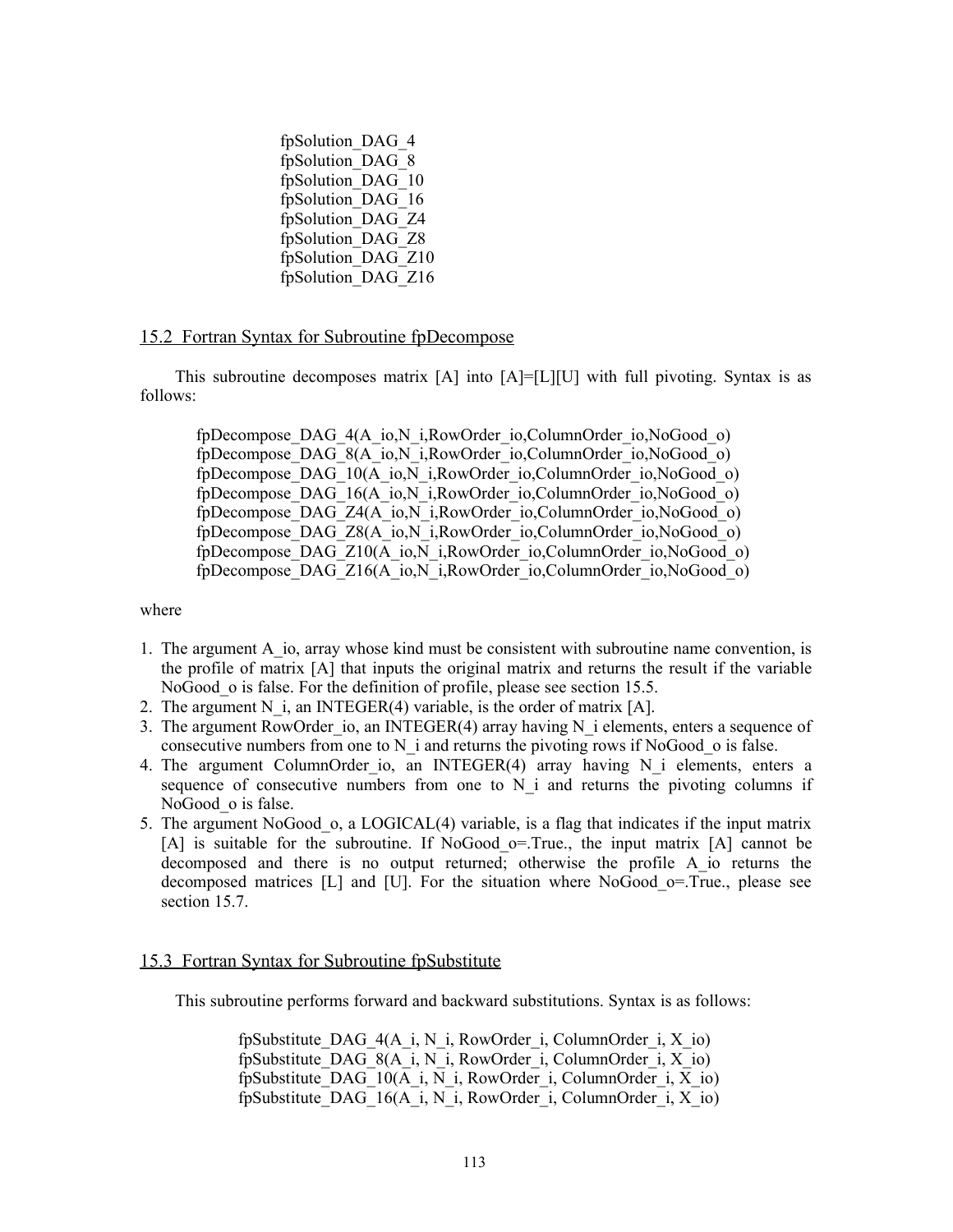```
fpSolution_DAG_4
fpSolution_DAG_8
fpSolution_DAG_10
fpSolution_DAG_16
fpSolution_DAG_Z4
fpSolution_DAG_Z8
fpSolution_DAG_Z10
fpSolution_DAG_Z16
```

## 15.2 Fortran Syntax for Subroutine fpDecompose

This subroutine decomposes matrix [A] into [A]=[L][U] with full pivoting. Syntax is as follows:

```
fpDecompose_DAG_4(A_io,N_i,RowOrder_io,ColumnOrder_io,NoGood_o)
fpDecompose_DAG_8(A_io,N_i,RowOrder_io,ColumnOrder_io,NoGood_o)
fpDecompose_DAG_10(A_io,N_i,RowOrder_io,ColumnOrder_io,NoGood_o)
fpDecompose_DAG_16(A_io,N_i,RowOrder_io,ColumnOrder_io,NoGood_o)
fpDecompose_DAG_Z4(A_io,N_i,RowOrder_io,ColumnOrder_io,NoGood_o)
fpDecompose_DAG_Z8(A_io,N_i,RowOrder_io,ColumnOrder_io,NoGood_o)
fpDecompose_DAG_Z10(A_io,N_i,RowOrder_io,ColumnOrder_io,NoGood_o)
fpDecompose_DAG_Z16(A_io,N_i,RowOrder_io,ColumnOrder_io,NoGood_o)
```

where

1. The argument A_io, array whose kind must be consistent with subroutine name convention, is the profile of matrix [A] that inputs the original matrix and returns the result if the variable NoGood_o is false. For the definition of profile, please see section 15.5.
2. The argument N_i, an INTEGER(4) variable, is the order of matrix [A].
3. The argument RowOrder_io, an INTEGER(4) array having N_i elements, enters a sequence of consecutive numbers from one to N_i and returns the pivoting rows if NoGood_o is false.
4. The argument ColumnOrder_io, an INTEGER(4) array having N_i elements, enters a sequence of consecutive numbers from one to N_i and returns the pivoting columns if NoGood_o is false.
5. The argument NoGood_o, a LOGICAL(4) variable, is a flag that indicates if the input matrix [A] is suitable for the subroutine. If NoGood_o=.True., the input matrix [A] cannot be decomposed and there is no output returned; otherwise the profile A_io returns the decomposed matrices [L] and [U]. For the situation where NoGood_o=.True., please see section 15.7.

## 15.3 Fortran Syntax for Subroutine fpSubstitute

This subroutine performs forward and backward substitutions. Syntax is as follows:

```
fpSubstitute_DAG_4(A_i, N_i, RowOrder_i, ColumnOrder_i, X_io)
fpSubstitute_DAG_8(A_i, N_i, RowOrder_i, ColumnOrder_i, X_io)
fpSubstitute_DAG_10(A_i, N_i, RowOrder_i, ColumnOrder_i, X_io)
fpSubstitute_DAG_16(A_i, N_i, RowOrder_i, ColumnOrder_i, X_io)
```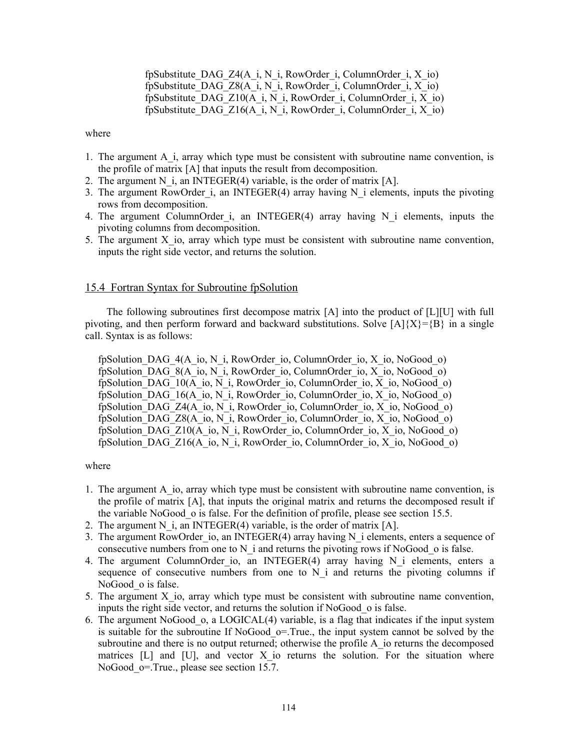```
fpSubstitute_DAG_Z4(A_i, N_i, RowOrder_i, ColumnOrder_i, X_io)
fpSubstitute_DAG_Z8(A_i, N_i, RowOrder_i, ColumnOrder_i, X_io)
fpSubstitute_DAG_Z10(A_i, N_i, RowOrder_i, ColumnOrder_i, X_io)
fpSubstitute_DAG_Z16(A_i, N_i, RowOrder_i, ColumnOrder_i, X_io)
```

where

1. The argument A_i, array which type must be consistent with subroutine name convention, is the profile of matrix [A] that inputs the result from decomposition.
2. The argument N_i, an INTEGER(4) variable, is the order of matrix [A].
3. The argument RowOrder_i, an INTEGER(4) array having N_i elements, inputs the pivoting rows from decomposition.
4. The argument ColumnOrder_i, an INTEGER(4) array having N_i elements, inputs the pivoting columns from decomposition.
5. The argument X_io, array which type must be consistent with subroutine name convention, inputs the right side vector, and returns the solution.

## 15.4 Fortran Syntax for Subroutine fpSolution

The following subroutines first decompose matrix [A] into the product of [L][U] with full pivoting, and then perform forward and backward substitutions. Solve [A]{X}={B} in a single call. Syntax is as follows:

```
fpSolution_DAG_4(A_io, N_i, RowOrder_io, ColumnOrder_io, X_io, NoGood_o)
fpSolution_DAG_8(A_io, N_i, RowOrder_io, ColumnOrder_io, X_io, NoGood_o)
fpSolution_DAG_10(A_io, N_i, RowOrder_io, ColumnOrder_io, X_io, NoGood_o)
fpSolution_DAG_16(A_io, N_i, RowOrder_io, ColumnOrder_io, X_io, NoGood_o)
fpSolution_DAG_Z4(A_io, N_i, RowOrder_io, ColumnOrder_io, X_io, NoGood_o)
fpSolution_DAG_Z8(A_io, N_i, RowOrder_io, ColumnOrder_io, X_io, NoGood_o)
fpSolution_DAG_Z10(A_io, N_i, RowOrder_io, ColumnOrder_io, X_io, NoGood_o)
fpSolution_DAG_Z16(A_io, N_i, RowOrder_io, ColumnOrder_io, X_io, NoGood_o)
```

where

1. The argument A_io, array which type must be consistent with subroutine name convention, is the profile of matrix [A], that inputs the original matrix and returns the decomposed result if the variable NoGood_o is false. For the definition of profile, please see section 15.5.
2. The argument N_i, an INTEGER(4) variable, is the order of matrix [A].
3. The argument RowOrder_io, an INTEGER(4) array having N_i elements, enters a sequence of consecutive numbers from one to N_i and returns the pivoting rows if NoGood_o is false.
4. The argument ColumnOrder_io, an INTEGER(4) array having N_i elements, enters a sequence of consecutive numbers from one to N_i and returns the pivoting columns if NoGood_o is false.
5. The argument X_io, array which type must be consistent with subroutine name convention, inputs the right side vector, and returns the solution if NoGood_o is false.
6. The argument NoGood_o, a LOGICAL(4) variable, is a flag that indicates if the input system is suitable for the subroutine If NoGood_o=.True., the input system cannot be solved by the subroutine and there is no output returned; otherwise the profile A_io returns the decomposed matrices [L] and [U], and vector X_io returns the solution. For the situation where NoGood_o=.True., please see section 15.7.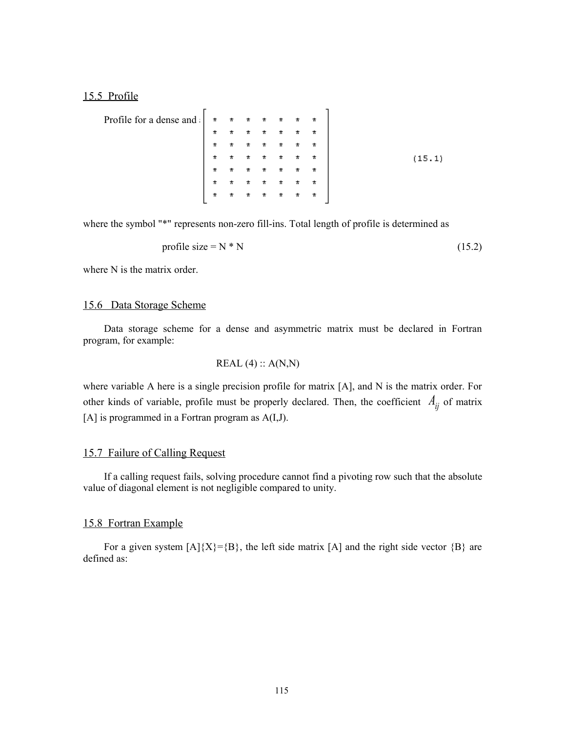## 15.5 Profile

Profile for a dense and a

$$
\begin{bmatrix}
* & * & * & * & * & * & * \\
* & * & * & * & * & * & * \\
* & * & * & * & * & * & * \\
* & * & * & * & * & * & * \\
* & * & * & * & * & * & * \\
* & * & * & * & * & * & * \\
* & * & * & * & * & * & *
\end{bmatrix}
\tag{15.1}
$$

where the symbol "*" represents non-zero fill-ins. Total length of profile is determined as

$$\text{profile size} = N * N \tag{15.2}$$

where N is the matrix order.

## 15.6 Data Storage Scheme

Data storage scheme for a dense and asymmetric matrix must be declared in Fortran program, for example:

```
REAL (4) :: A(N,N)
```

where variable A here is a single precision profile for matrix [A], and N is the matrix order. For other kinds of variable, profile must be properly declared. Then, the coefficient $A_{ij}$ of matrix [A] is programmed in a Fortran program as A(I,J).

## 15.7 Failure of Calling Request

If a calling request fails, solving procedure cannot find a pivoting row such that the absolute value of diagonal element is not negligible compared to unity.

## 15.8 Fortran Example

For a given system [A]{X}={B}, the left side matrix [A] and the right side vector {B} are defined as: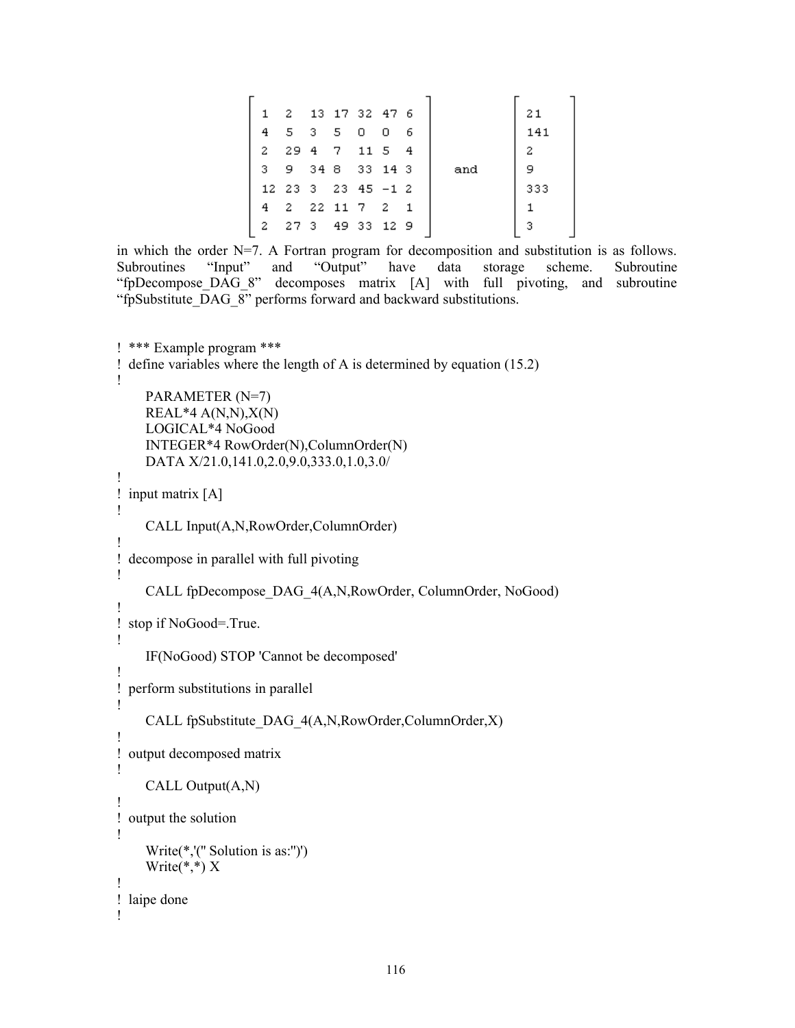$$
\begin{bmatrix}
1 & 2 & 13 & 17 & 32 & 47 & 6 \\
4 & 5 & 3 & 5 & 0 & 0 & 6 \\
2 & 29 & 4 & 7 & 11 & 5 & 4 \\
3 & 9 & 34 & 8 & 33 & 14 & 3 \\
12 & 23 & 3 & 23 & 45 & -1 & 2 \\
4 & 2 & 22 & 11 & 7 & 2 & 1 \\
2 & 27 & 3 & 49 & 33 & 12 & 9
\end{bmatrix}
\quad \text{and} \quad
\begin{bmatrix}
21 \\
141 \\
2 \\
9 \\
333 \\
1 \\
3
\end{bmatrix}
$$

in which the order N=7. A Fortran program for decomposition and substitution is as follows. Subroutines "Input" and "Output" have data storage scheme. Subroutine "fpDecompose_DAG_8" decomposes matrix [A] with full pivoting, and subroutine "fpSubstitute_DAG_8" performs forward and backward substitutions.

```
! *** Example program ***
! define variables where the length of A is determined by equation (15.2)
!
      PARAMETER (N=7)
      REAL*4 A(N,N),X(N)
      LOGICAL*4 NoGood
      INTEGER*4 RowOrder(N),ColumnOrder(N)
      DATA X/21.0,141.0,2.0,9.0,333.0,1.0,3.0/
!
! input matrix [A]
!
      CALL Input(A,N,RowOrder,ColumnOrder)
!
! decompose in parallel with full pivoting
!
      CALL fpDecompose_DAG_4(A,N,RowOrder, ColumnOrder, NoGood)
!
! stop if NoGood=.True.
!
      IF(NoGood) STOP 'Cannot be decomposed'
!
! perform substitutions in parallel
!
      CALL fpSubstitute_DAG_4(A,N,RowOrder,ColumnOrder,X)
!
! output decomposed matrix
!
      CALL Output(A,N)
!
! output the solution
!
      Write(*,'(" Solution is as:")')
      Write(*,*) X
!
! laipe done
!
```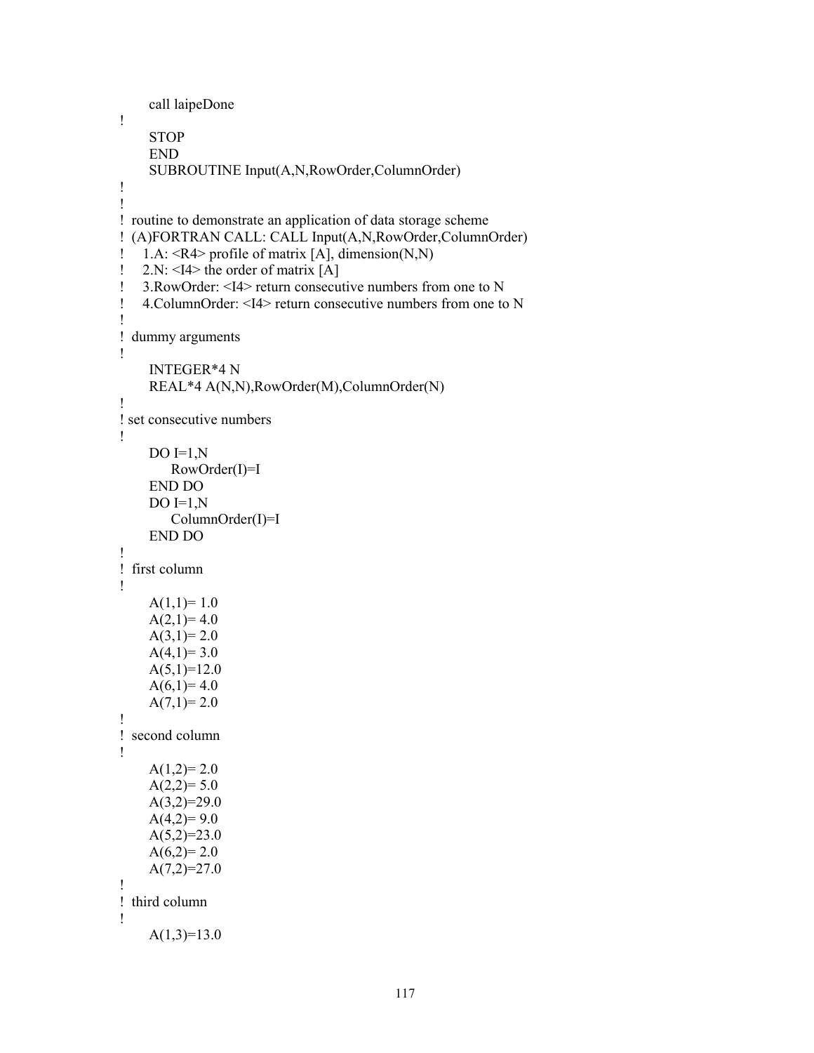```
      call laipeDone
!
      STOP
      END
      SUBROUTINE Input(A,N,RowOrder,ColumnOrder)
!
!
!  routine to demonstrate an application of data storage scheme
!  (A)FORTRAN CALL: CALL Input(A,N,RowOrder,ColumnOrder)
!     1.A: <R4> profile of matrix [A], dimension(N,N)
!     2.N: <I4> the order of matrix [A]
!     3.RowOrder: <I4> return consecutive numbers from one to N
!     4.ColumnOrder: <I4> return consecutive numbers from one to N
!
!  dummy arguments
!
      INTEGER*4 N
      REAL*4 A(N,N),RowOrder(M),ColumnOrder(N)
!
! set consecutive numbers
!
      DO I=1,N
          RowOrder(I)=I
      END DO
      DO I=1,N
          ColumnOrder(I)=I
      END DO
!
!  first column
!
      A(1,1)= 1.0
      A(2,1)= 4.0
      A(3,1)= 2.0
      A(4,1)= 3.0
      A(5,1)=12.0
      A(6,1)= 4.0
      A(7,1)= 2.0
!
!  second column
!
      A(1,2)= 2.0
      A(2,2)= 5.0
      A(3,2)=29.0
      A(4,2)= 9.0
      A(5,2)=23.0
      A(6,2)= 2.0
      A(7,2)=27.0
!
!  third column
!
      A(1,3)=13.0
```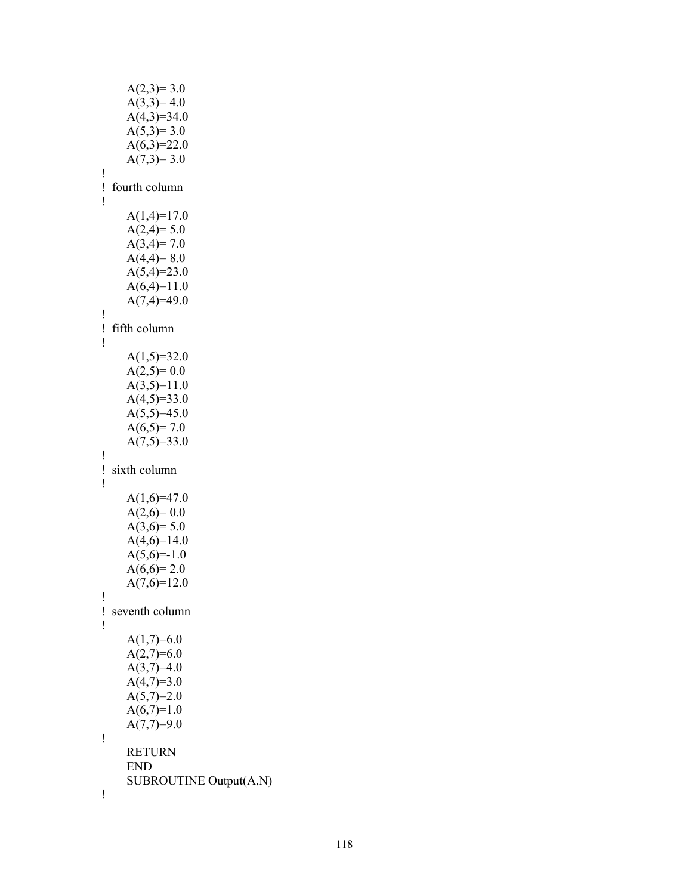```
      A(2,3)= 3.0
      A(3,3)= 4.0
      A(4,3)=34.0
      A(5,3)= 3.0
      A(6,3)=22.0
      A(7,3)= 3.0
!
!  fourth column
!
      A(1,4)=17.0
      A(2,4)= 5.0
      A(3,4)= 7.0
      A(4,4)= 8.0
      A(5,4)=23.0
      A(6,4)=11.0
      A(7,4)=49.0
!
!  fifth column
!
      A(1,5)=32.0
      A(2,5)= 0.0
      A(3,5)=11.0
      A(4,5)=33.0
      A(5,5)=45.0
      A(6,5)= 7.0
      A(7,5)=33.0
!
!  sixth column
!
      A(1,6)=47.0
      A(2,6)= 0.0
      A(3,6)= 5.0
      A(4,6)=14.0
      A(5,6)=-1.0
      A(6,6)= 2.0
      A(7,6)=12.0
!
!  seventh column
!
      A(1,7)=6.0
      A(2,7)=6.0
      A(3,7)=4.0
      A(4,7)=3.0
      A(5,7)=2.0
      A(6,7)=1.0
      A(7,7)=9.0
!
      RETURN
      END
      SUBROUTINE Output(A,N)
!
```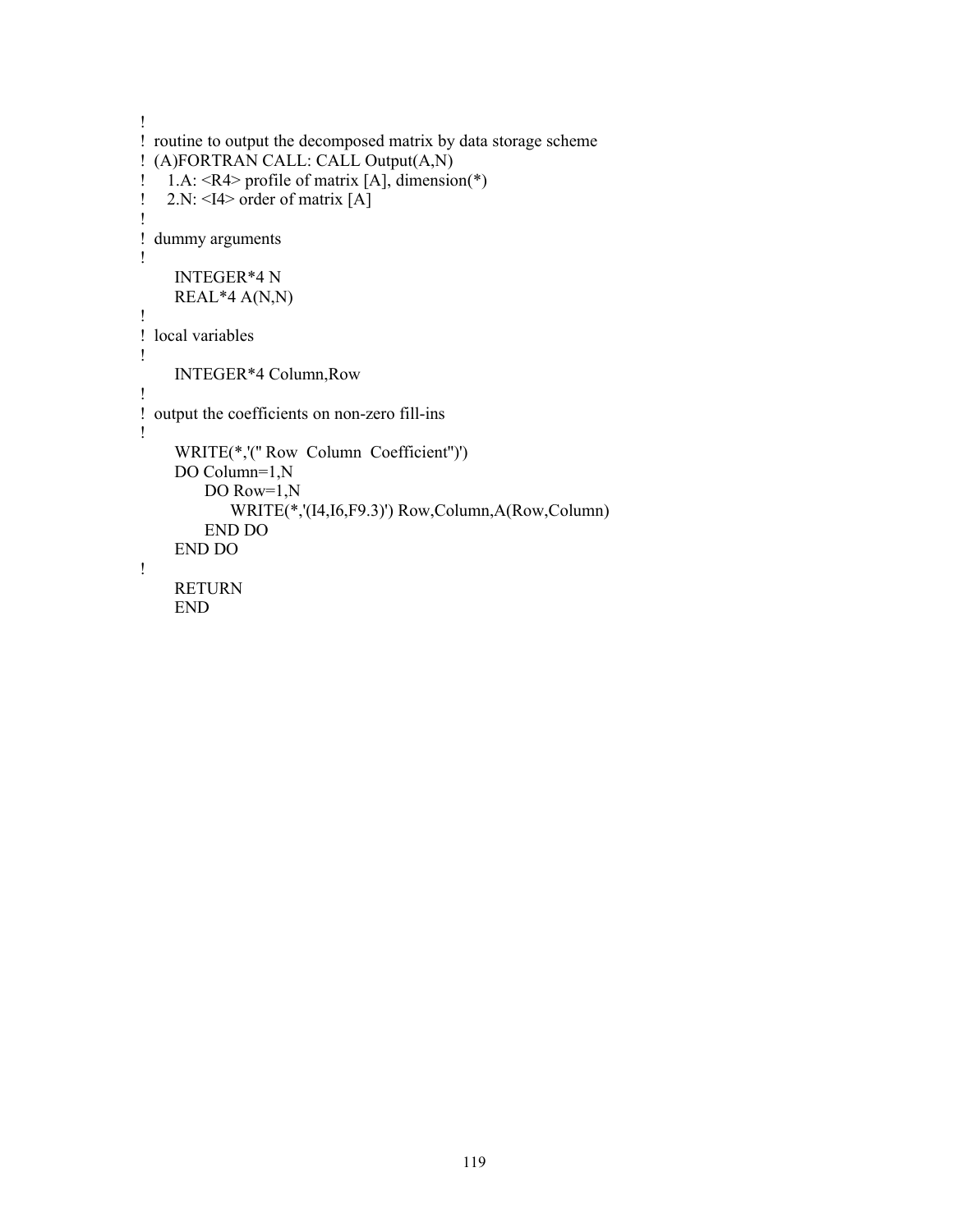```fortran
!
!  routine to output the decomposed matrix by data storage scheme
!  (A)FORTRAN CALL: CALL Output(A,N)
!    1.A: <R4> profile of matrix [A], dimension(*)
!    2.N: <I4> order of matrix [A]
!
!  dummy arguments
!
      INTEGER*4 N
      REAL*4 A(N,N)
!
!  local variables
!
      INTEGER*4 Column,Row
!
!  output the coefficients on non-zero fill-ins
!
      WRITE(*,'(" Row  Column  Coefficient")')
      DO Column=1,N
         DO Row=1,N
            WRITE(*,'(I4,I6,F9.3)') Row,Column,A(Row,Column)
         END DO
      END DO
!
      RETURN
      END
```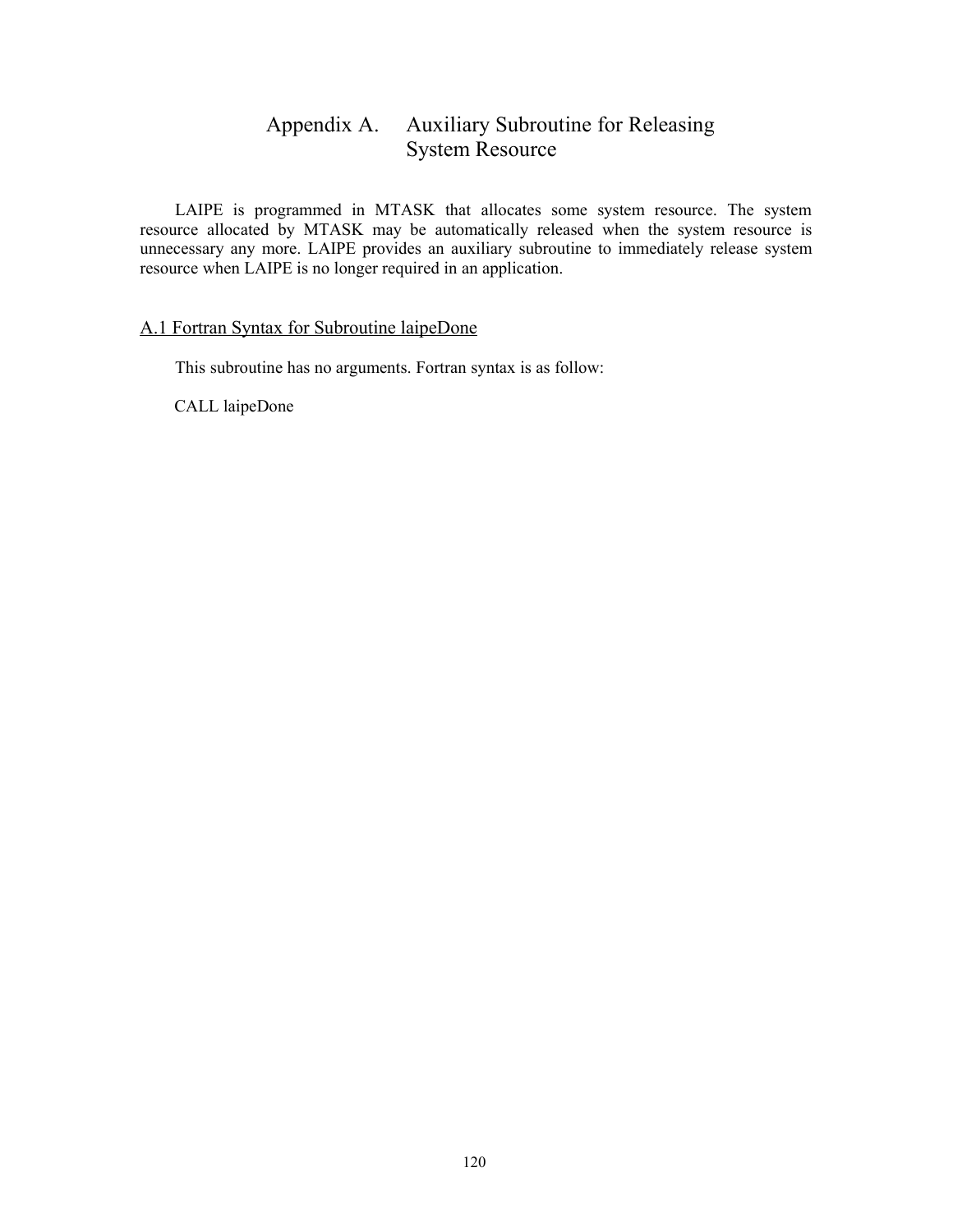# Appendix A. Auxiliary Subroutine for Releasing System Resource

LAIPE is programmed in MTASK that allocates some system resource. The system resource allocated by MTASK may be automatically released when the system resource is unnecessary any more. LAIPE provides an auxiliary subroutine to immediately release system resource when LAIPE is no longer required in an application.

## A.1 Fortran Syntax for Subroutine laipeDone

This subroutine has no arguments. Fortran syntax is as follow:

```
CALL laipeDone
```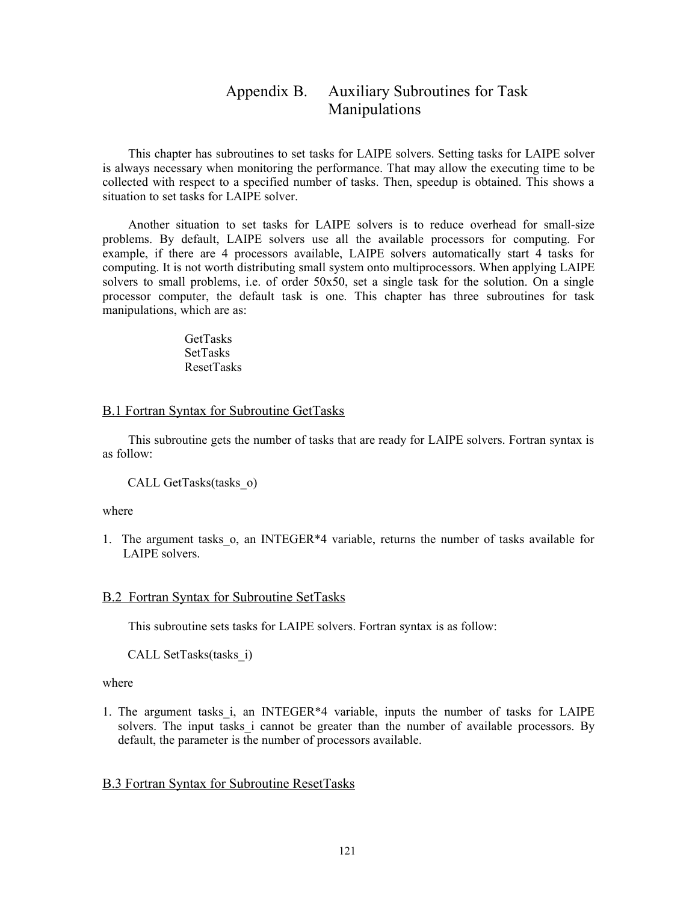# Appendix B. Auxiliary Subroutines for Task Manipulations

This chapter has subroutines to set tasks for LAIPE solvers. Setting tasks for LAIPE solver is always necessary when monitoring the performance. That may allow the executing time to be collected with respect to a specified number of tasks. Then, speedup is obtained. This shows a situation to set tasks for LAIPE solver.

Another situation to set tasks for LAIPE solvers is to reduce overhead for small-size problems. By default, LAIPE solvers use all the available processors for computing. For example, if there are 4 processors available, LAIPE solvers automatically start 4 tasks for computing. It is not worth distributing small system onto multiprocessors. When applying LAIPE solvers to small problems, i.e. of order 50x50, set a single task for the solution. On a single processor computer, the default task is one. This chapter has three subroutines for task manipulations, which are as:

GetTasks
SetTasks
ResetTasks

## B.1 Fortran Syntax for Subroutine GetTasks

This subroutine gets the number of tasks that are ready for LAIPE solvers. Fortran syntax is as follow:

```
CALL GetTasks(tasks_o)
```

where

1. The argument tasks_o, an INTEGER*4 variable, returns the number of tasks available for LAIPE solvers.

## B.2 Fortran Syntax for Subroutine SetTasks

This subroutine sets tasks for LAIPE solvers. Fortran syntax is as follow:

```
CALL SetTasks(tasks_i)
```

where

1. The argument tasks_i, an INTEGER*4 variable, inputs the number of tasks for LAIPE solvers. The input tasks_i cannot be greater than the number of available processors. By default, the parameter is the number of processors available.

## B.3 Fortran Syntax for Subroutine ResetTasks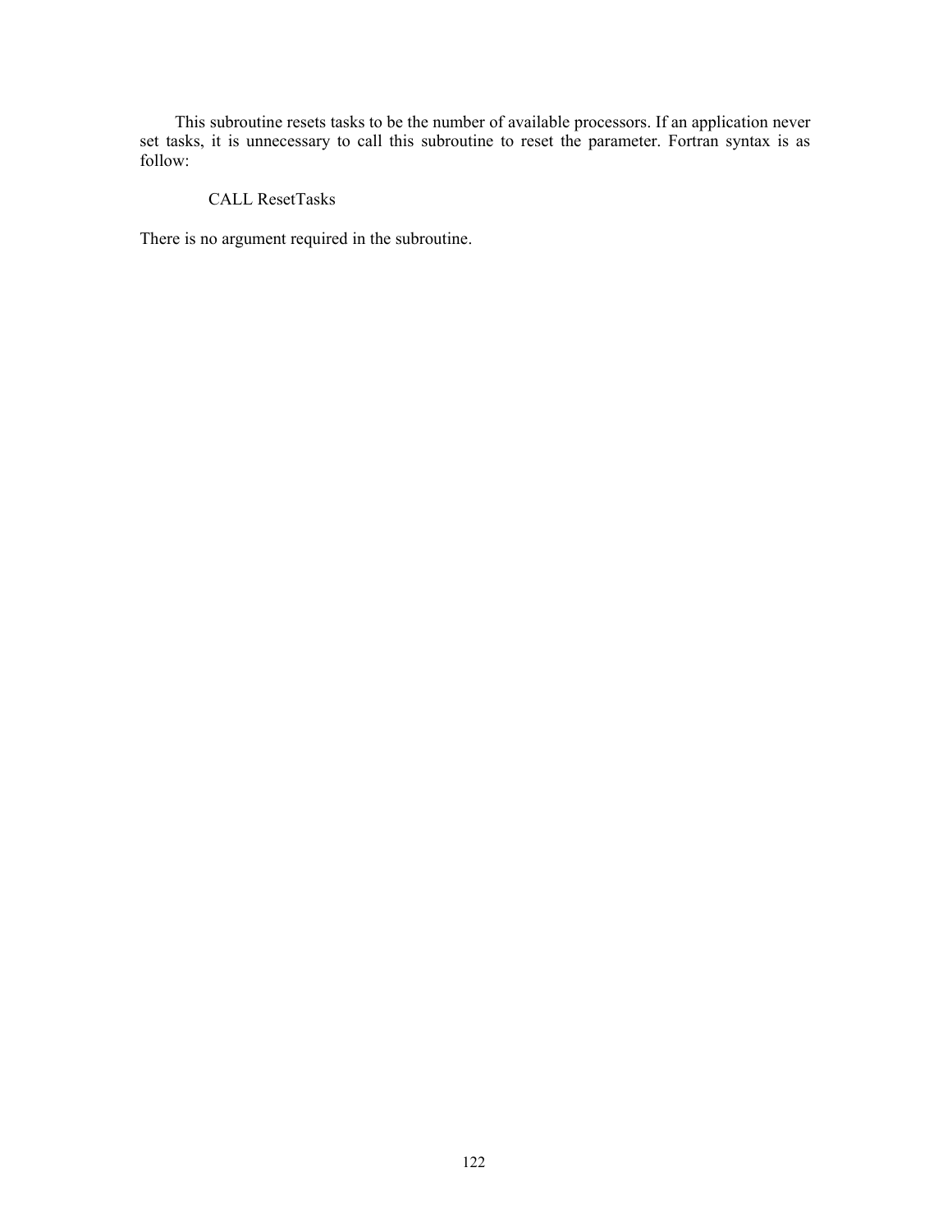This subroutine resets tasks to be the number of available processors. If an application never set tasks, it is unnecessary to call this subroutine to reset the parameter. Fortran syntax is as follow:

```
CALL ResetTasks
```

There is no argument required in the subroutine.